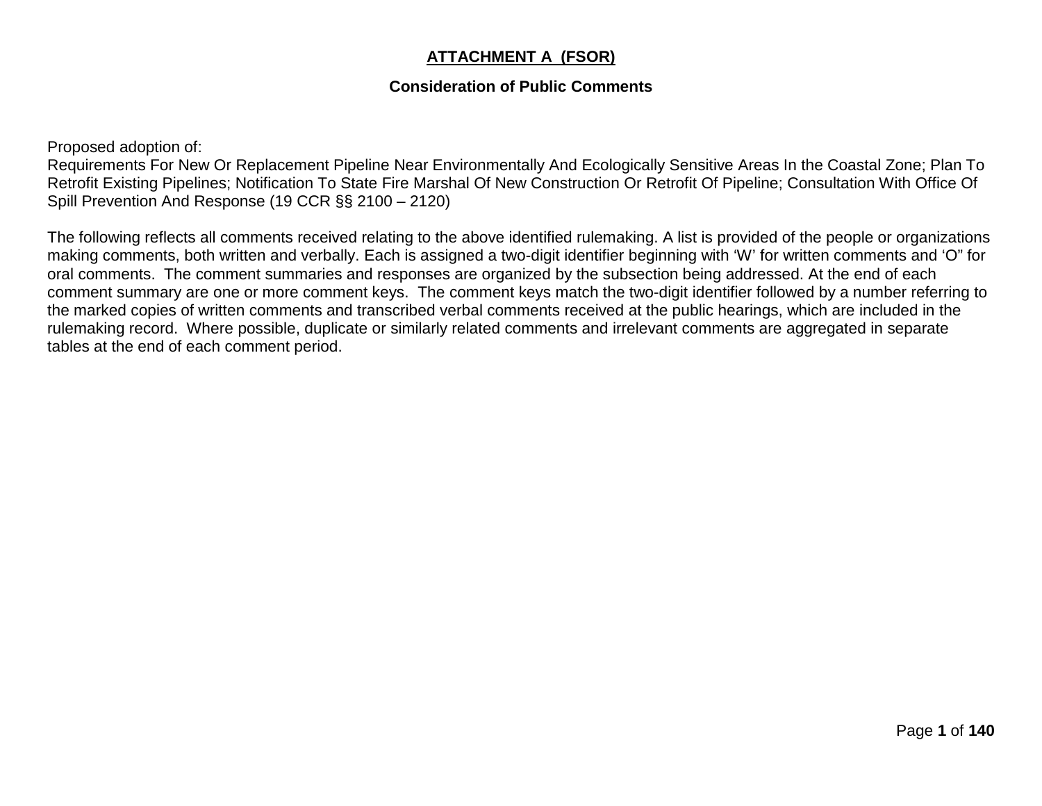# ATTACHMENT A (FSOR)

## Consideration of Public Comments

Proposed adoption of:
Requirements For New Or Replacement Pipeline Near Environmentally And Ecologically Sensitive Areas In the Coastal Zone; Plan To Retrofit Existing Pipelines; Notification To State Fire Marshal Of New Construction Or Retrofit Of Pipeline; Consultation With Office Of Spill Prevention And Response (19 CCR §§ 2100 – 2120)

The following reflects all comments received relating to the above identified rulemaking. A list is provided of the people or organizations making comments, both written and verbally. Each is assigned a two-digit identifier beginning with 'W' for written comments and 'O" for oral comments. The comment summaries and responses are organized by the subsection being addressed. At the end of each comment summary are one or more comment keys. The comment keys match the two-digit identifier followed by a number referring to the marked copies of written comments and transcribed verbal comments received at the public hearings, which are included in the rulemaking record. Where possible, duplicate or similarly related comments and irrelevant comments are aggregated in separate tables at the end of each comment period.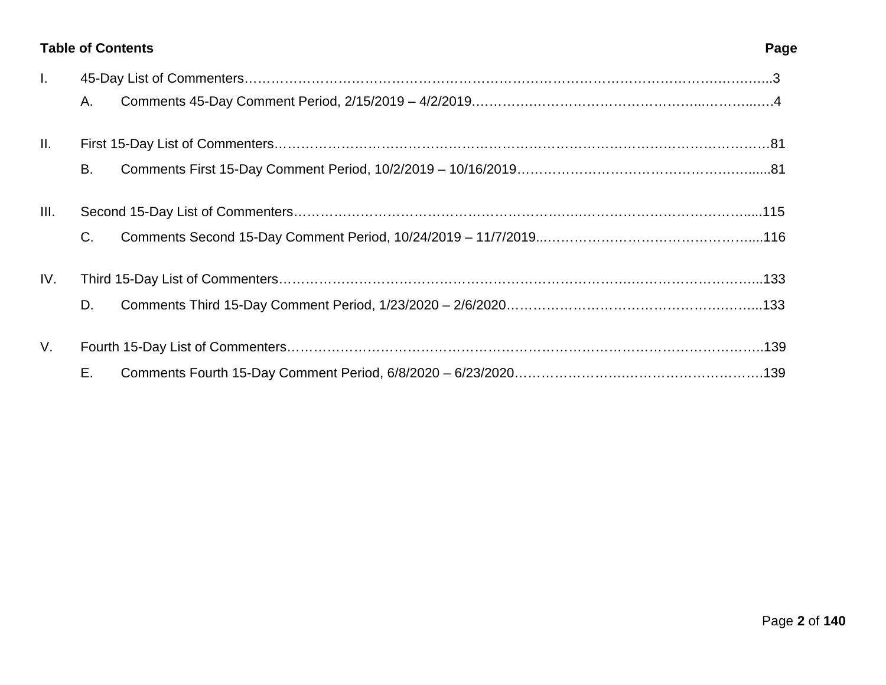**Table of Contents** **Page**

I. 45-Day List of Commenters……………………………………………………………………………………………..3

   A. Comments 45-Day Comment Period, 2/15/2019 – 4/2/2019……………………………………………………….4

II. First 15-Day List of Commenters…………………………………………………………………………………………81

   B. Comments First 15-Day Comment Period, 10/2/2019 – 10/16/2019…………………………………………......81

III. Second 15-Day List of Commenters……………………………………………………………………………….....115

   C. Comments Second 15-Day Comment Period, 10/24/2019 – 11/7/2019...……………………………………....116

IV. Third 15-Day List of Commenters…………………………………………………………………………………...133

   D. Comments Third 15-Day Comment Period, 1/23/2020 – 2/6/2020…………………………………………….....133

V. Fourth 15-Day List of Commenters……………………………………………………………………………………..139

   E. Comments Fourth 15-Day Comment Period, 6/8/2020 – 6/23/2020………………………………………………139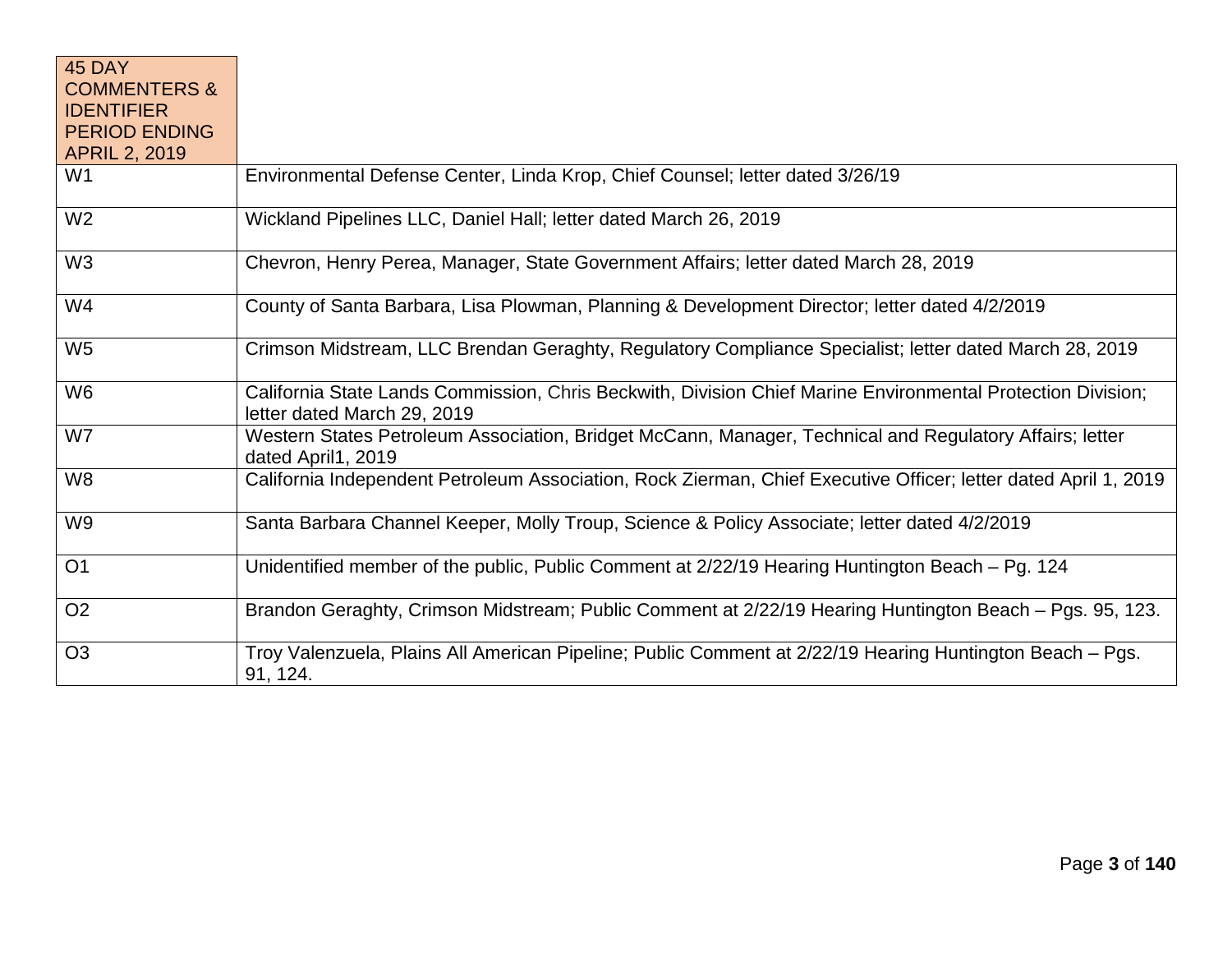| 45 DAY COMMENTERS & IDENTIFIER PERIOD ENDING APRIL 2, 2019 | |
|---|---|
| W1 | Environmental Defense Center, Linda Krop, Chief Counsel; letter dated 3/26/19 |
| W2 | Wickland Pipelines LLC, Daniel Hall; letter dated March 26, 2019 |
| W3 | Chevron, Henry Perea, Manager, State Government Affairs; letter dated March 28, 2019 |
| W4 | County of Santa Barbara, Lisa Plowman, Planning & Development Director; letter dated 4/2/2019 |
| W5 | Crimson Midstream, LLC Brendan Geraghty, Regulatory Compliance Specialist; letter dated March 28, 2019 |
| W6 | California State Lands Commission, Chris Beckwith, Division Chief Marine Environmental Protection Division; letter dated March 29, 2019 |
| W7 | Western States Petroleum Association, Bridget McCann, Manager, Technical and Regulatory Affairs; letter dated April1, 2019 |
| W8 | California Independent Petroleum Association, Rock Zierman, Chief Executive Officer; letter dated April 1, 2019 |
| W9 | Santa Barbara Channel Keeper, Molly Troup, Science & Policy Associate; letter dated 4/2/2019 |
| O1 | Unidentified member of the public, Public Comment at 2/22/19 Hearing Huntington Beach – Pg. 124 |
| O2 | Brandon Geraghty, Crimson Midstream; Public Comment at 2/22/19 Hearing Huntington Beach – Pgs. 95, 123. |
| O3 | Troy Valenzuela, Plains All American Pipeline; Public Comment at 2/22/19 Hearing Huntington Beach – Pgs. 91, 124. |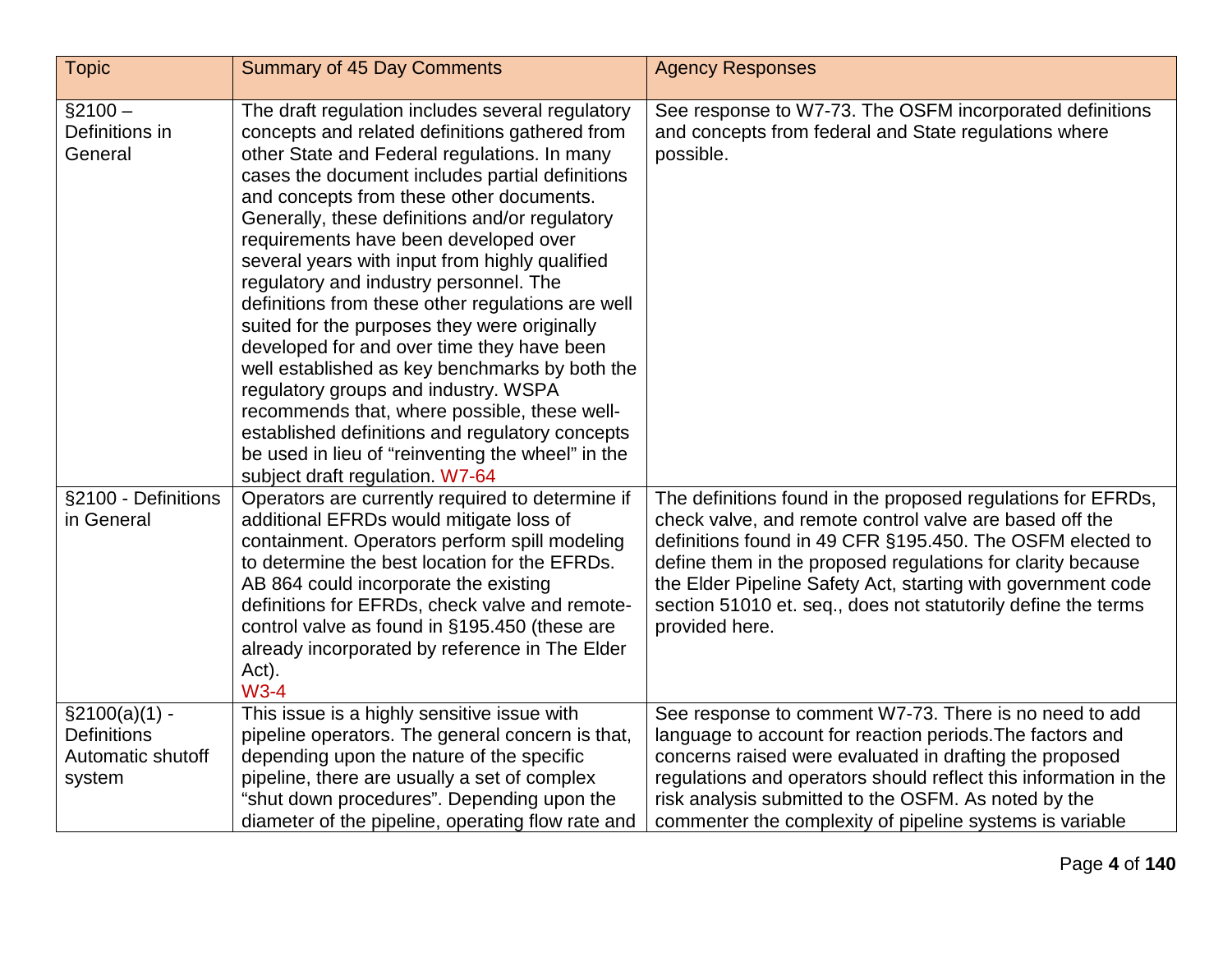| Topic | Summary of 45 Day Comments | Agency Responses |
|---|---|---|
| §2100 – Definitions in General | The draft regulation includes several regulatory concepts and related definitions gathered from other State and Federal regulations. In many cases the document includes partial definitions and concepts from these other documents. Generally, these definitions and/or regulatory requirements have been developed over several years with input from highly qualified regulatory and industry personnel. The definitions from these other regulations are well suited for the purposes they were originally developed for and over time they have been well established as key benchmarks by both the regulatory groups and industry. WSPA recommends that, where possible, these well-established definitions and regulatory concepts be used in lieu of "reinventing the wheel" in the subject draft regulation. W7-64 | See response to W7-73. The OSFM incorporated definitions and concepts from federal and State regulations where possible. |
| §2100 - Definitions in General | Operators are currently required to determine if additional EFRDs would mitigate loss of containment. Operators perform spill modeling to determine the best location for the EFRDs. AB 864 could incorporate the existing definitions for EFRDs, check valve and remote-control valve as found in §195.450 (these are already incorporated by reference in The Elder Act). W3-4 | The definitions found in the proposed regulations for EFRDs, check valve, and remote control valve are based off the definitions found in 49 CFR §195.450. The OSFM elected to define them in the proposed regulations for clarity because the Elder Pipeline Safety Act, starting with government code section 51010 et. seq., does not statutorily define the terms provided here. |
| §2100(a)(1) - Definitions Automatic shutoff system | This issue is a highly sensitive issue with pipeline operators. The general concern is that, depending upon the nature of the specific pipeline, there are usually a set of complex "shut down procedures". Depending upon the diameter of the pipeline, operating flow rate and | See response to comment W7-73. There is no need to add language to account for reaction periods.The factors and concerns raised were evaluated in drafting the proposed regulations and operators should reflect this information in the risk analysis submitted to the OSFM. As noted by the commenter the complexity of pipeline systems is variable |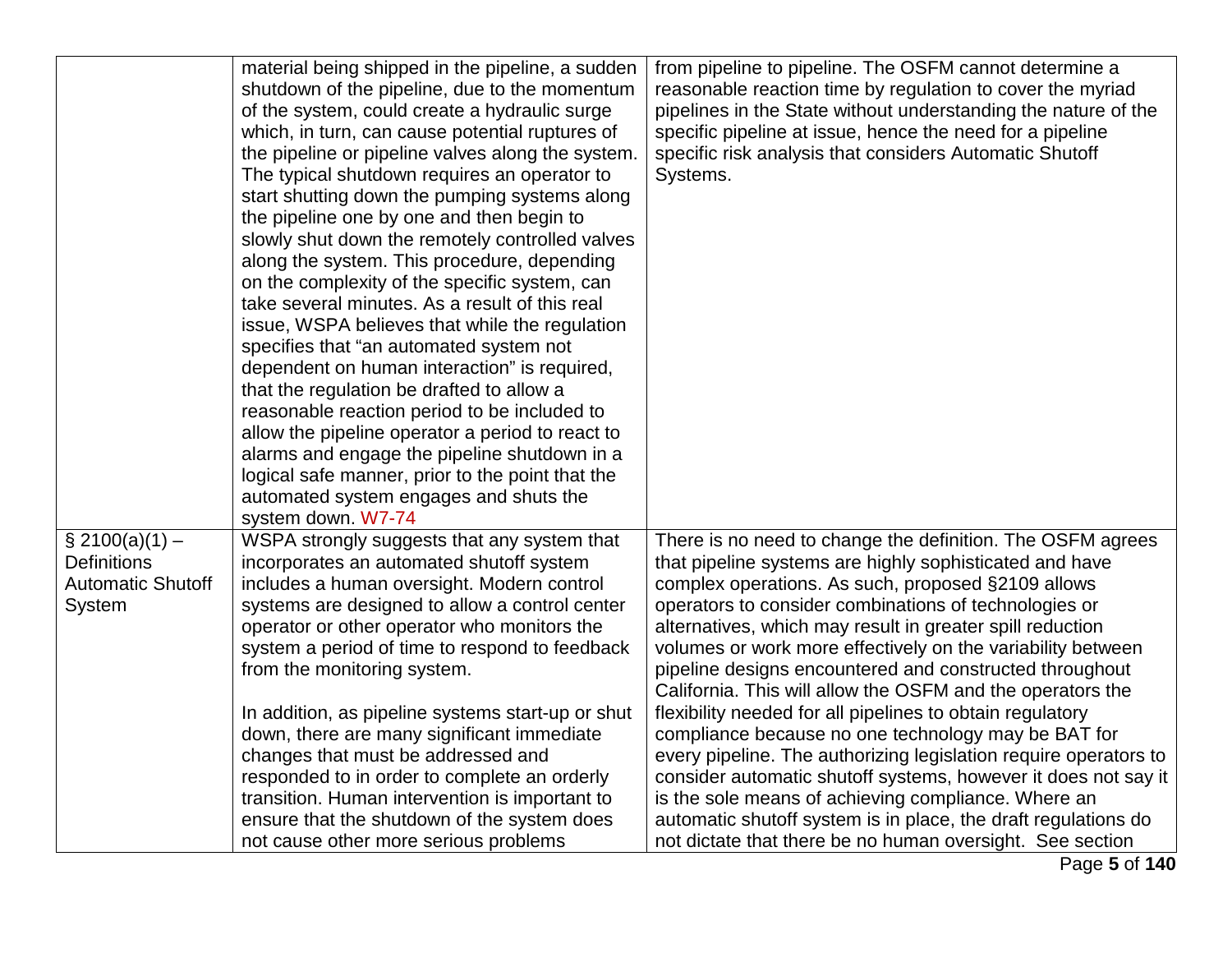| | | |
|---|---|---|
| | material being shipped in the pipeline, a sudden shutdown of the pipeline, due to the momentum of the system, could create a hydraulic surge which, in turn, can cause potential ruptures of the pipeline or pipeline valves along the system. The typical shutdown requires an operator to start shutting down the pumping systems along the pipeline one by one and then begin to slowly shut down the remotely controlled valves along the system. This procedure, depending on the complexity of the specific system, can take several minutes. As a result of this real issue, WSPA believes that while the regulation specifies that "an automated system not dependent on human interaction" is required, that the regulation be drafted to allow a reasonable reaction period to be included to allow the pipeline operator a period to react to alarms and engage the pipeline shutdown in a logical safe manner, prior to the point that the automated system engages and shuts the system down. W7-74 | from pipeline to pipeline. The OSFM cannot determine a reasonable reaction time by regulation to cover the myriad pipelines in the State without understanding the nature of the specific pipeline at issue, hence the need for a pipeline specific risk analysis that considers Automatic Shutoff Systems. |
| § 2100(a)(1) – Definitions Automatic Shutoff System | WSPA strongly suggests that any system that incorporates an automated shutoff system includes a human oversight. Modern control systems are designed to allow a control center operator or other operator who monitors the system a period of time to respond to feedback from the monitoring system.<br><br>In addition, as pipeline systems start-up or shut down, there are many significant immediate changes that must be addressed and responded to in order to complete an orderly transition. Human intervention is important to ensure that the shutdown of the system does not cause other more serious problems | There is no need to change the definition. The OSFM agrees that pipeline systems are highly sophisticated and have complex operations. As such, proposed §2109 allows operators to consider combinations of technologies or alternatives, which may result in greater spill reduction volumes or work more effectively on the variability between pipeline designs encountered and constructed throughout California. This will allow the OSFM and the operators the flexibility needed for all pipelines to obtain regulatory compliance because no one technology may be BAT for every pipeline. The authorizing legislation require operators to consider automatic shutoff systems, however it does not say it is the sole means of achieving compliance. Where an automatic shutoff system is in place, the draft regulations do not dictate that there be no human oversight. See section |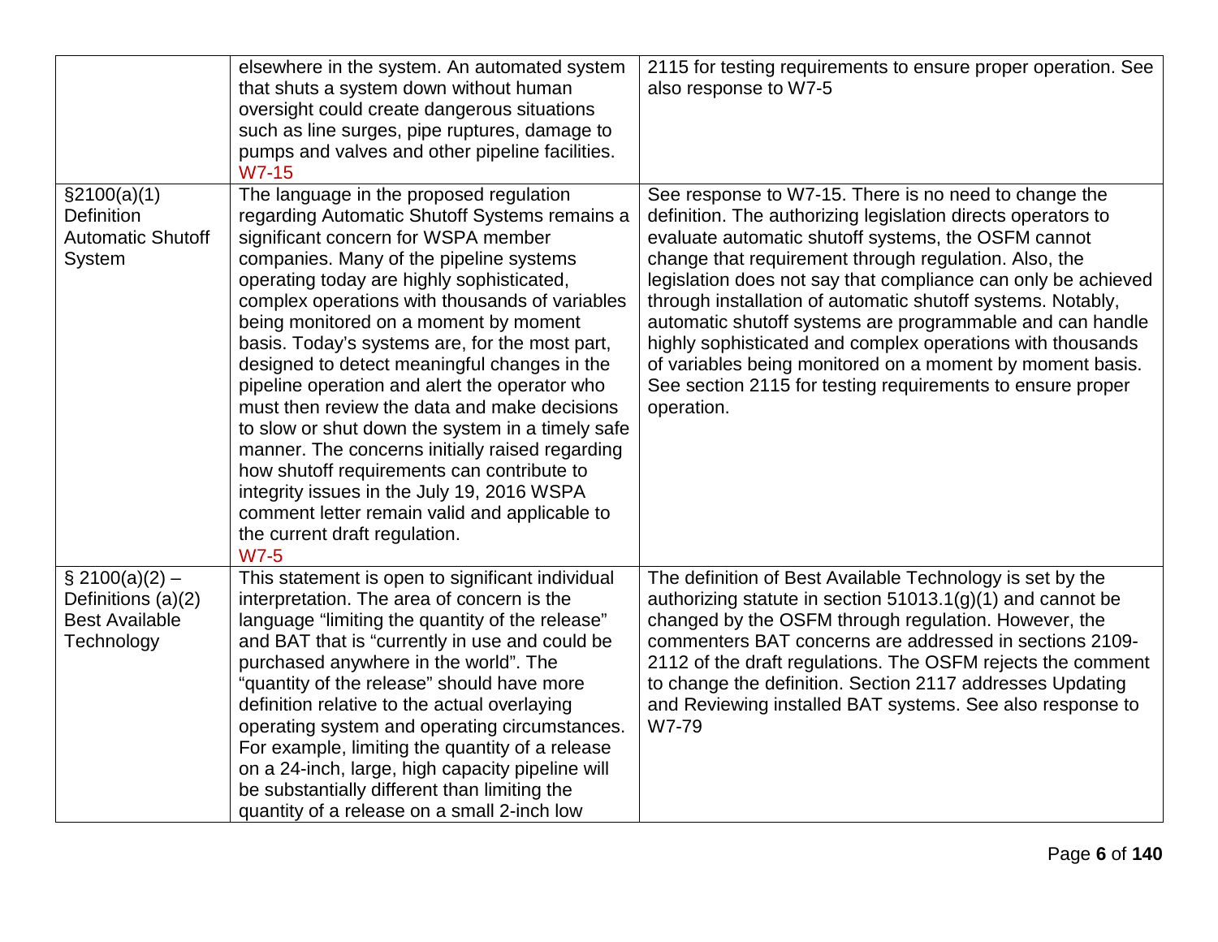| | | |
|---|---|---|
| | elsewhere in the system. An automated system that shuts a system down without human oversight could create dangerous situations such as line surges, pipe ruptures, damage to pumps and valves and other pipeline facilities. W7-15 | 2115 for testing requirements to ensure proper operation. See also response to W7-5 |
| §2100(a)(1) Definition Automatic Shutoff System | The language in the proposed regulation regarding Automatic Shutoff Systems remains a significant concern for WSPA member companies. Many of the pipeline systems operating today are highly sophisticated, complex operations with thousands of variables being monitored on a moment by moment basis. Today's systems are, for the most part, designed to detect meaningful changes in the pipeline operation and alert the operator who must then review the data and make decisions to slow or shut down the system in a timely safe manner. The concerns initially raised regarding how shutoff requirements can contribute to integrity issues in the July 19, 2016 WSPA comment letter remain valid and applicable to the current draft regulation. W7-5 | See response to W7-15. There is no need to change the definition. The authorizing legislation directs operators to evaluate automatic shutoff systems, the OSFM cannot change that requirement through regulation. Also, the legislation does not say that compliance can only be achieved through installation of automatic shutoff systems. Notably, automatic shutoff systems are programmable and can handle highly sophisticated and complex operations with thousands of variables being monitored on a moment by moment basis. See section 2115 for testing requirements to ensure proper operation. |
| § 2100(a)(2) – Definitions (a)(2) Best Available Technology | This statement is open to significant individual interpretation. The area of concern is the language "limiting the quantity of the release" and BAT that is "currently in use and could be purchased anywhere in the world". The "quantity of the release" should have more definition relative to the actual overlaying operating system and operating circumstances. For example, limiting the quantity of a release on a 24-inch, large, high capacity pipeline will be substantially different than limiting the quantity of a release on a small 2-inch low | The definition of Best Available Technology is set by the authorizing statute in section 51013.1(g)(1) and cannot be changed by the OSFM through regulation. However, the commenters BAT concerns are addressed in sections 2109-2112 of the draft regulations. The OSFM rejects the comment to change the definition. Section 2117 addresses Updating and Reviewing installed BAT systems. See also response to W7-79 |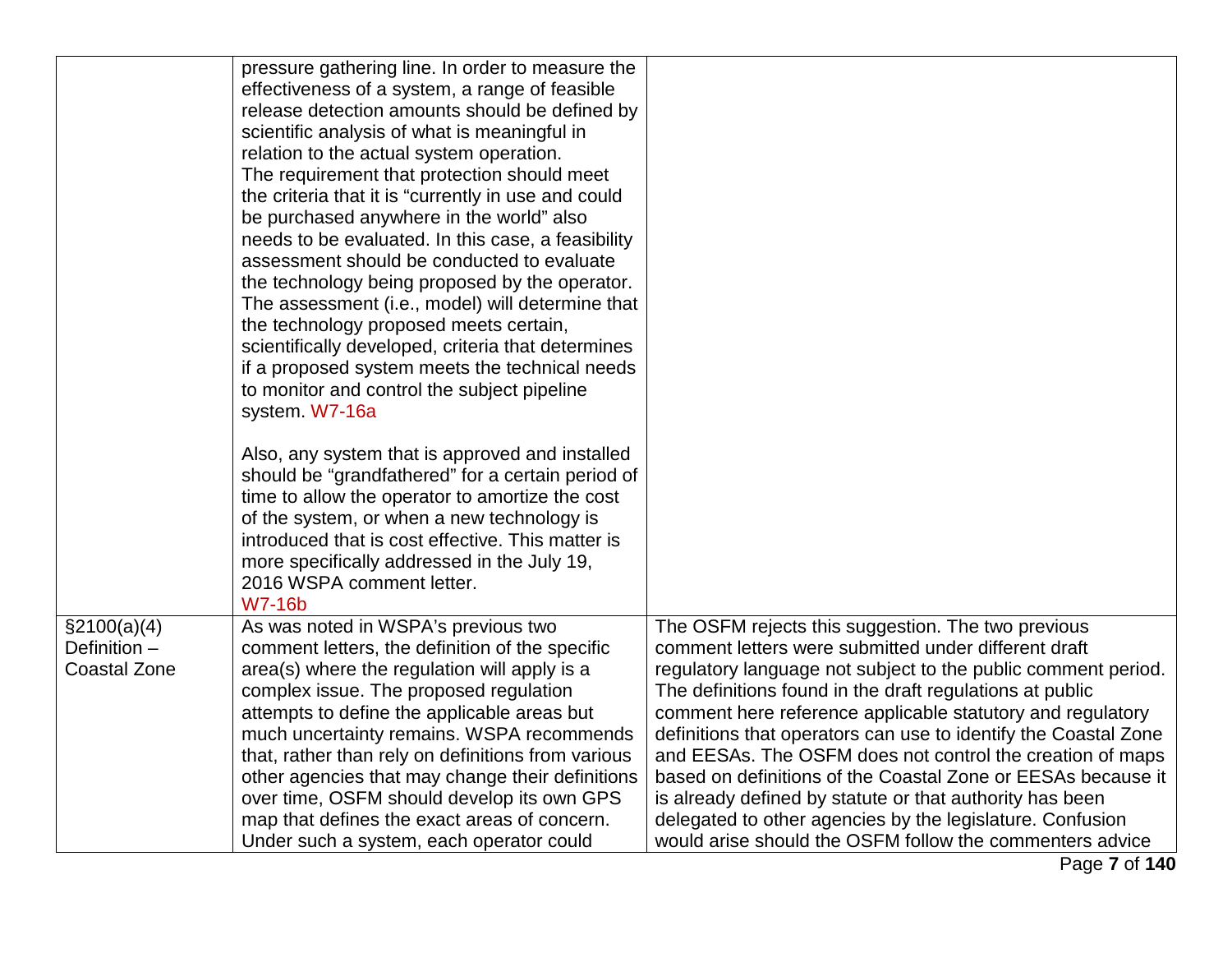| | | |
|---|---|---|
| | pressure gathering line. In order to measure the effectiveness of a system, a range of feasible release detection amounts should be defined by scientific analysis of what is meaningful in relation to the actual system operation.<br>The requirement that protection should meet the criteria that it is "currently in use and could be purchased anywhere in the world" also needs to be evaluated. In this case, a feasibility assessment should be conducted to evaluate the technology being proposed by the operator. The assessment (i.e., model) will determine that the technology proposed meets certain, scientifically developed, criteria that determines if a proposed system meets the technical needs to monitor and control the subject pipeline system. W7-16a<br><br>Also, any system that is approved and installed should be "grandfathered" for a certain period of time to allow the operator to amortize the cost of the system, or when a new technology is introduced that is cost effective. This matter is more specifically addressed in the July 19, 2016 WSPA comment letter.<br>W7-16b | |
| §2100(a)(4) Definition – Coastal Zone | As was noted in WSPA's previous two comment letters, the definition of the specific area(s) where the regulation will apply is a complex issue. The proposed regulation attempts to define the applicable areas but much uncertainty remains. WSPA recommends that, rather than rely on definitions from various other agencies that may change their definitions over time, OSFM should develop its own GPS map that defines the exact areas of concern. Under such a system, each operator could | The OSFM rejects this suggestion. The two previous comment letters were submitted under different draft regulatory language not subject to the public comment period. The definitions found in the draft regulations at public comment here reference applicable statutory and regulatory definitions that operators can use to identify the Coastal Zone and EESAs. The OSFM does not control the creation of maps based on definitions of the Coastal Zone or EESAs because it is already defined by statute or that authority has been delegated to other agencies by the legislature. Confusion would arise should the OSFM follow the commenters advice |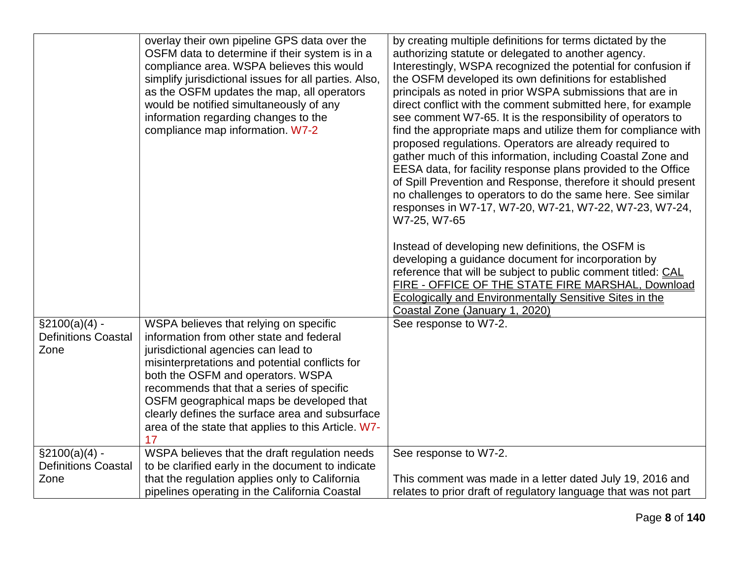| | | |
|---|---|---|
| | overlay their own pipeline GPS data over the OSFM data to determine if their system is in a compliance area. WSPA believes this would simplify jurisdictional issues for all parties. Also, as the OSFM updates the map, all operators would be notified simultaneously of any information regarding changes to the compliance map information. W7-2 | by creating multiple definitions for terms dictated by the authorizing statute or delegated to another agency. Interestingly, WSPA recognized the potential for confusion if the OSFM developed its own definitions for established principals as noted in prior WSPA submissions that are in direct conflict with the comment submitted here, for example see comment W7-65. It is the responsibility of operators to find the appropriate maps and utilize them for compliance with proposed regulations. Operators are already required to gather much of this information, including Coastal Zone and EESA data, for facility response plans provided to the Office of Spill Prevention and Response, therefore it should present no challenges to operators to do the same here. See similar responses in W7-17, W7-20, W7-21, W7-22, W7-23, W7-24, W7-25, W7-65<br><br>Instead of developing new definitions, the OSFM is developing a guidance document for incorporation by reference that will be subject to public comment titled: CAL FIRE - OFFICE OF THE STATE FIRE MARSHAL, Download Ecologically and Environmentally Sensitive Sites in the Coastal Zone (January 1, 2020) |
| §2100(a)(4) - Definitions Coastal Zone | WSPA believes that relying on specific information from other state and federal jurisdictional agencies can lead to misinterpretations and potential conflicts for both the OSFM and operators. WSPA recommends that that a series of specific OSFM geographical maps be developed that clearly defines the surface area and subsurface area of the state that applies to this Article. W7-17 | See response to W7-2. |
| §2100(a)(4) - Definitions Coastal Zone | WSPA believes that the draft regulation needs to be clarified early in the document to indicate that the regulation applies only to California pipelines operating in the California Coastal | See response to W7-2.<br><br>This comment was made in a letter dated July 19, 2016 and relates to prior draft of regulatory language that was not part |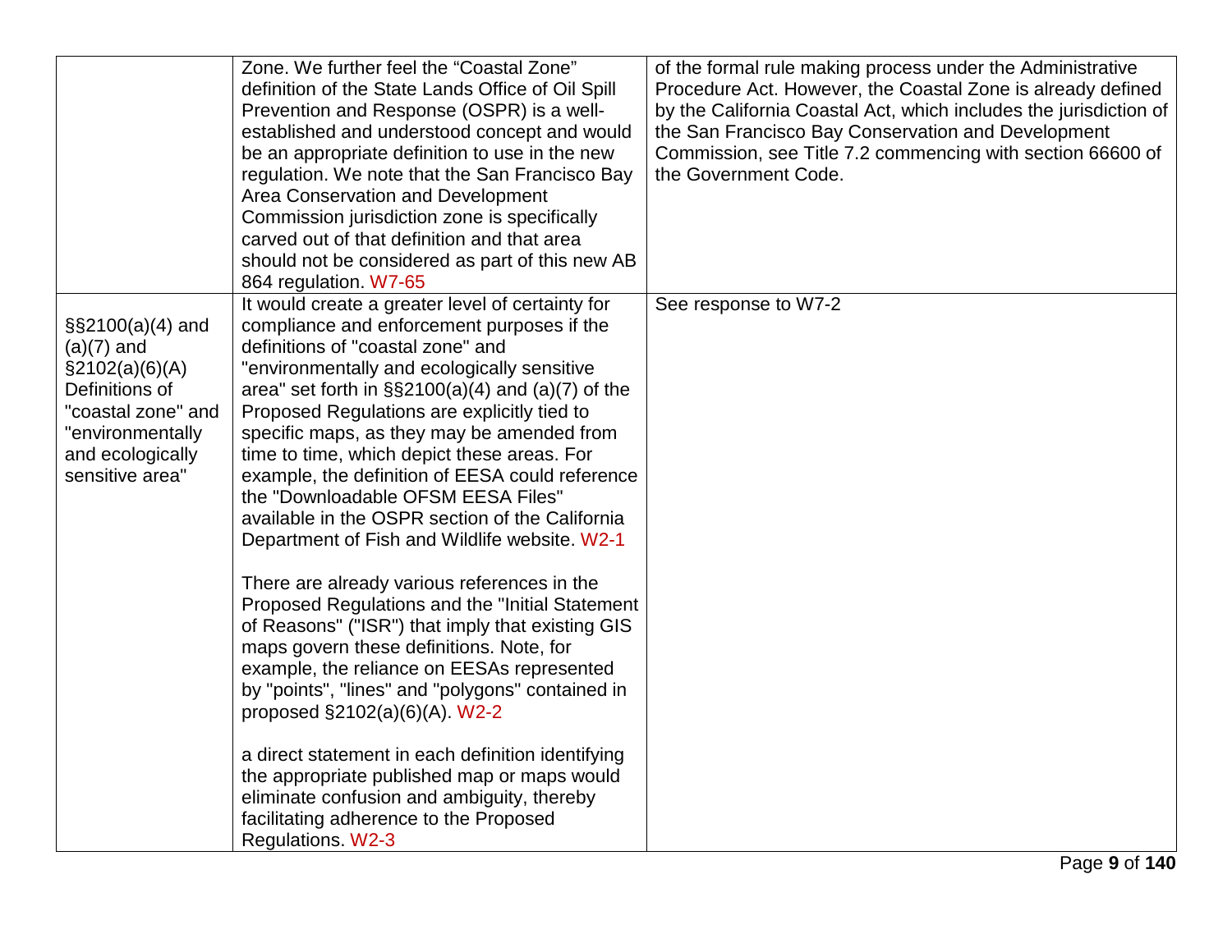| | | |
|---|---|---|
| | Zone. We further feel the "Coastal Zone" definition of the State Lands Office of Oil Spill Prevention and Response (OSPR) is a well-established and understood concept and would be an appropriate definition to use in the new regulation. We note that the San Francisco Bay Area Conservation and Development Commission jurisdiction zone is specifically carved out of that definition and that area should not be considered as part of this new AB 864 regulation. W7-65 | of the formal rule making process under the Administrative Procedure Act. However, the Coastal Zone is already defined by the California Coastal Act, which includes the jurisdiction of the San Francisco Bay Conservation and Development Commission, see Title 7.2 commencing with section 66600 of the Government Code. |
| §§2100(a)(4) and (a)(7) and §2102(a)(6)(A) Definitions of "coastal zone" and "environmentally and ecologically sensitive area" | It would create a greater level of certainty for compliance and enforcement purposes if the definitions of "coastal zone" and "environmentally and ecologically sensitive area" set forth in §§2100(a)(4) and (a)(7) of the Proposed Regulations are explicitly tied to specific maps, as they may be amended from time to time, which depict these areas. For example, the definition of EESA could reference the "Downloadable OFSM EESA Files" available in the OSPR section of the California Department of Fish and Wildlife website. W2-1<br><br>There are already various references in the Proposed Regulations and the "Initial Statement of Reasons" ("ISR") that imply that existing GIS maps govern these definitions. Note, for example, the reliance on EESAs represented by "points", "lines" and "polygons" contained in proposed §2102(a)(6)(A). W2-2<br><br>a direct statement in each definition identifying the appropriate published map or maps would eliminate confusion and ambiguity, thereby facilitating adherence to the Proposed Regulations. W2-3 | See response to W7-2 |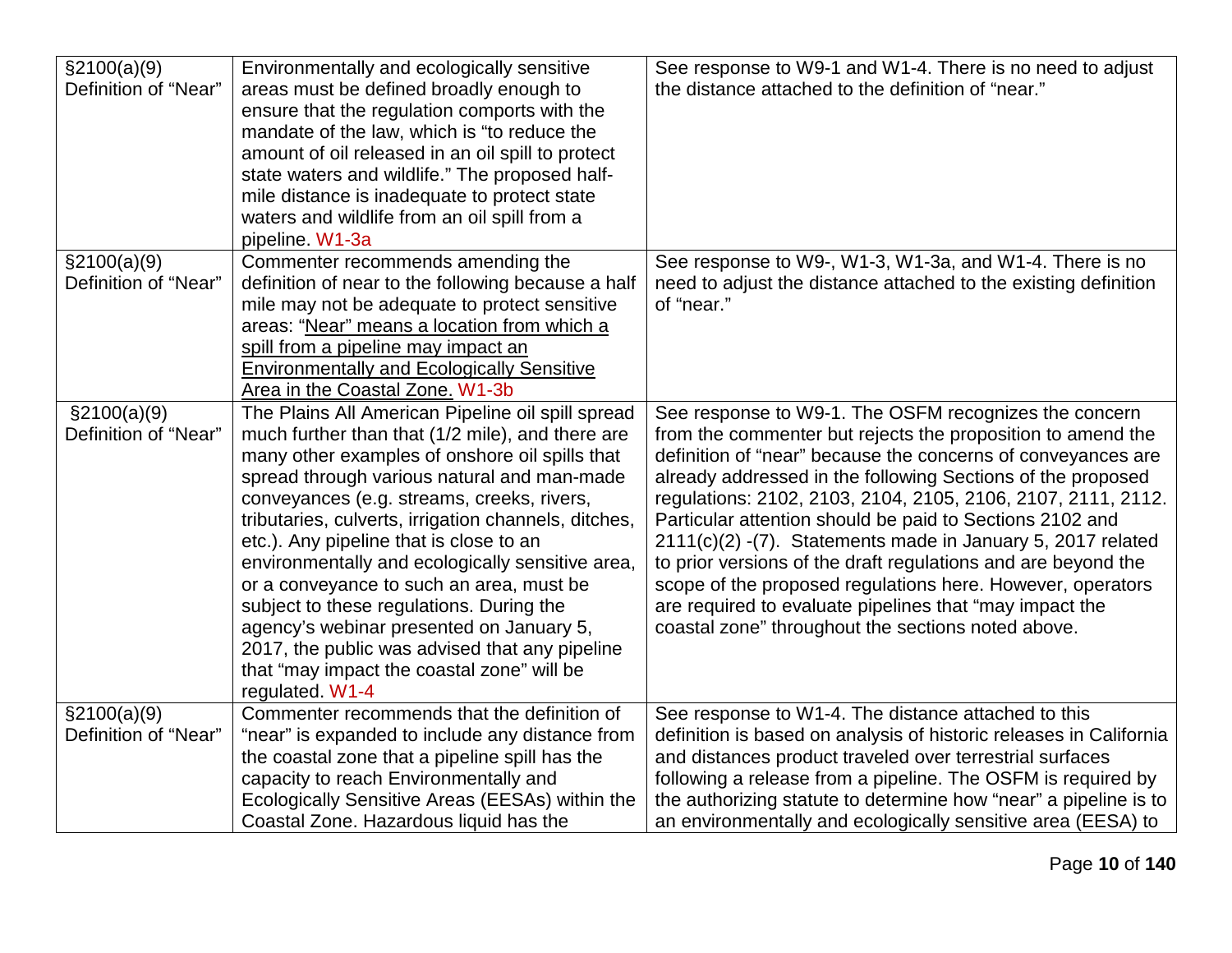| | | |
|---|---|---|
| §2100(a)(9) Definition of "Near" | Environmentally and ecologically sensitive areas must be defined broadly enough to ensure that the regulation comports with the mandate of the law, which is "to reduce the amount of oil released in an oil spill to protect state waters and wildlife." The proposed half-mile distance is inadequate to protect state waters and wildlife from an oil spill from a pipeline. W1-3a | See response to W9-1 and W1-4. There is no need to adjust the distance attached to the definition of "near." |
| §2100(a)(9) Definition of "Near" | Commenter recommends amending the definition of near to the following because a half mile may not be adequate to protect sensitive areas: "<u>Near" means a location from which a spill from a pipeline may impact an Environmentally and Ecologically Sensitive Area in the Coastal Zone.</u> W1-3b | See response to W9-, W1-3, W1-3a, and W1-4. There is no need to adjust the distance attached to the existing definition of "near." |
| §2100(a)(9) Definition of "Near" | The Plains All American Pipeline oil spill spread much further than that (1/2 mile), and there are many other examples of onshore oil spills that spread through various natural and man-made conveyances (e.g. streams, creeks, rivers, tributaries, culverts, irrigation channels, ditches, etc.). Any pipeline that is close to an environmentally and ecologically sensitive area, or a conveyance to such an area, must be subject to these regulations. During the agency's webinar presented on January 5, 2017, the public was advised that any pipeline that "may impact the coastal zone" will be regulated. W1-4 | See response to W9-1. The OSFM recognizes the concern from the commenter but rejects the proposition to amend the definition of "near" because the concerns of conveyances are already addressed in the following Sections of the proposed regulations: 2102, 2103, 2104, 2105, 2106, 2107, 2111, 2112. Particular attention should be paid to Sections 2102 and 2111(c)(2) -(7). Statements made in January 5, 2017 related to prior versions of the draft regulations and are beyond the scope of the proposed regulations here. However, operators are required to evaluate pipelines that "may impact the coastal zone" throughout the sections noted above. |
| §2100(a)(9) Definition of "Near" | Commenter recommends that the definition of "near" is expanded to include any distance from the coastal zone that a pipeline spill has the capacity to reach Environmentally and Ecologically Sensitive Areas (EESAs) within the Coastal Zone. Hazardous liquid has the | See response to W1-4. The distance attached to this definition is based on analysis of historic releases in California and distances product traveled over terrestrial surfaces following a release from a pipeline. The OSFM is required by the authorizing statute to determine how "near" a pipeline is to an environmentally and ecologically sensitive area (EESA) to |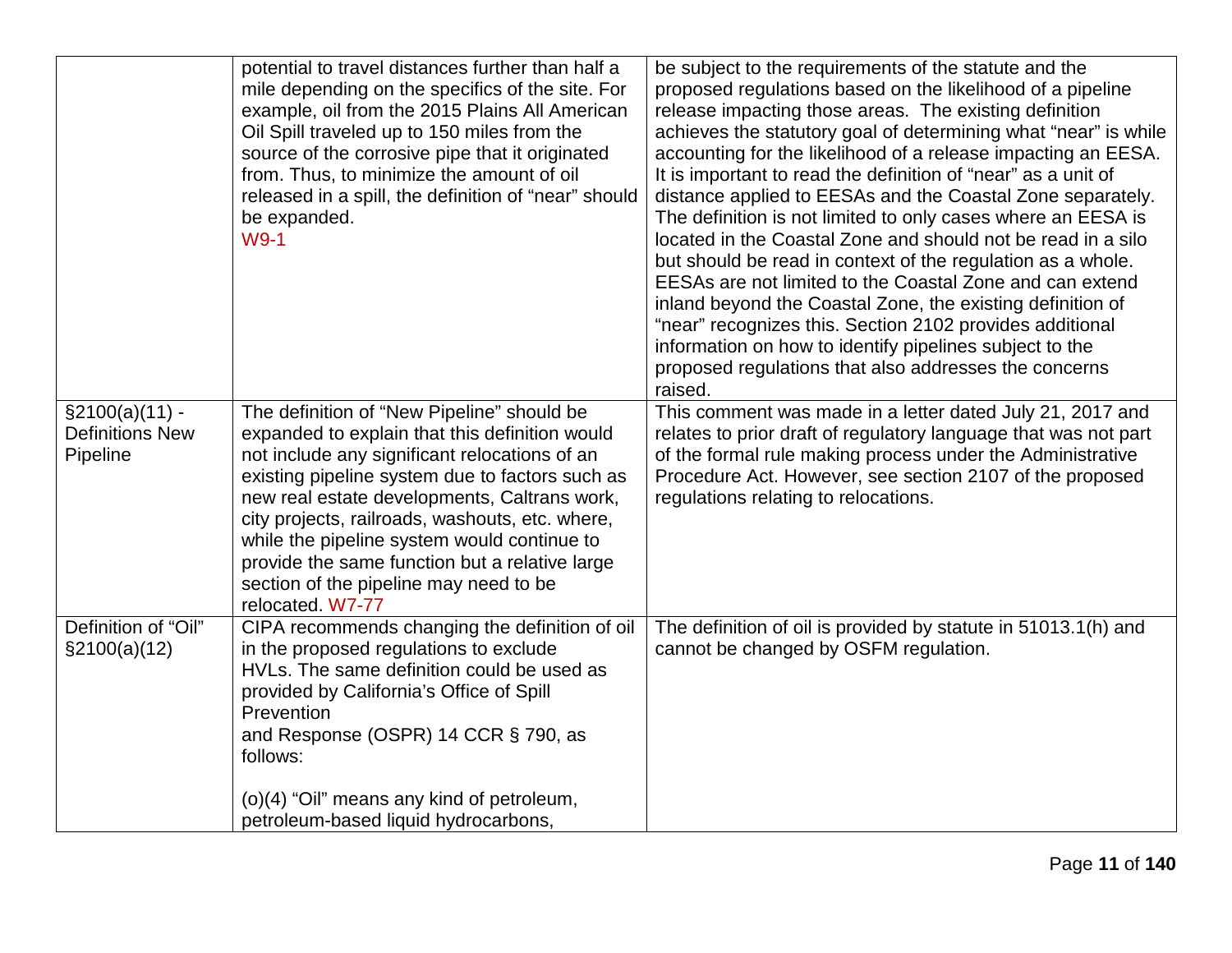| | | |
|---|---|---|
| | potential to travel distances further than half a mile depending on the specifics of the site. For example, oil from the 2015 Plains All American Oil Spill traveled up to 150 miles from the source of the corrosive pipe that it originated from. Thus, to minimize the amount of oil released in a spill, the definition of "near" should be expanded. W9-1 | be subject to the requirements of the statute and the proposed regulations based on the likelihood of a pipeline release impacting those areas. The existing definition achieves the statutory goal of determining what "near" is while accounting for the likelihood of a release impacting an EESA. It is important to read the definition of "near" as a unit of distance applied to EESAs and the Coastal Zone separately. The definition is not limited to only cases where an EESA is located in the Coastal Zone and should not be read in a silo but should be read in context of the regulation as a whole. EESAs are not limited to the Coastal Zone and can extend inland beyond the Coastal Zone, the existing definition of "near" recognizes this. Section 2102 provides additional information on how to identify pipelines subject to the proposed regulations that also addresses the concerns raised. |
| §2100(a)(11) - Definitions New Pipeline | The definition of "New Pipeline" should be expanded to explain that this definition would not include any significant relocations of an existing pipeline system due to factors such as new real estate developments, Caltrans work, city projects, railroads, washouts, etc. where, while the pipeline system would continue to provide the same function but a relative large section of the pipeline may need to be relocated. W7-77 | This comment was made in a letter dated July 21, 2017 and relates to prior draft of regulatory language that was not part of the formal rule making process under the Administrative Procedure Act. However, see section 2107 of the proposed regulations relating to relocations. |
| Definition of "Oil" §2100(a)(12) | CIPA recommends changing the definition of oil in the proposed regulations to exclude HVLs. The same definition could be used as provided by California's Office of Spill Prevention and Response (OSPR) 14 CCR § 790, as follows:<br><br>(o)(4) "Oil" means any kind of petroleum, petroleum-based liquid hydrocarbons, | The definition of oil is provided by statute in 51013.1(h) and cannot be changed by OSFM regulation. |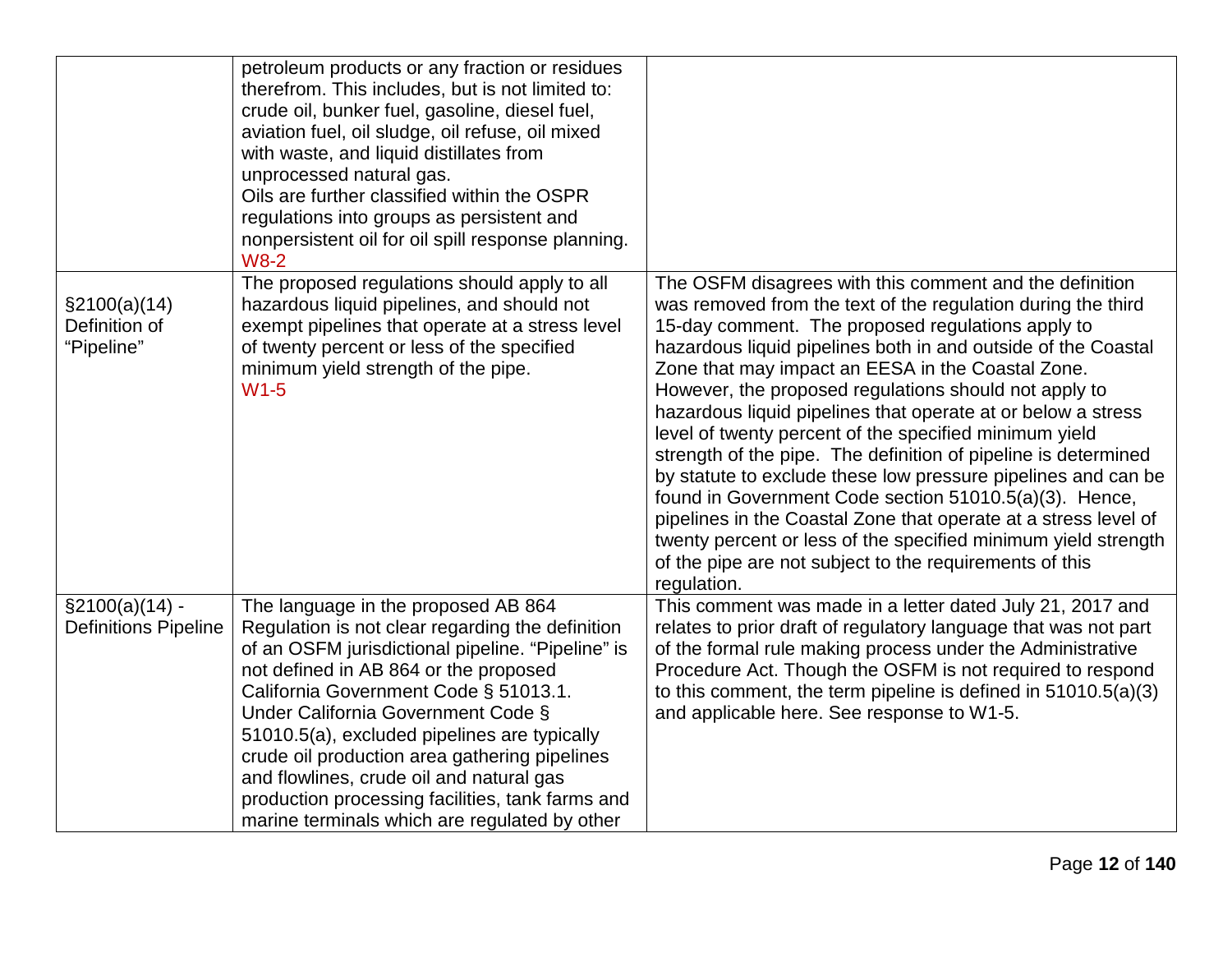| | | |
|---|---|---|
| | petroleum products or any fraction or residues therefrom. This includes, but is not limited to: crude oil, bunker fuel, gasoline, diesel fuel, aviation fuel, oil sludge, oil refuse, oil mixed with waste, and liquid distillates from unprocessed natural gas.<br>Oils are further classified within the OSPR regulations into groups as persistent and nonpersistent oil for oil spill response planning.<br>W8-2 | |
| §2100(a)(14) Definition of "Pipeline" | The proposed regulations should apply to all hazardous liquid pipelines, and should not exempt pipelines that operate at a stress level of twenty percent or less of the specified minimum yield strength of the pipe.<br>W1-5 | The OSFM disagrees with this comment and the definition was removed from the text of the regulation during the third 15-day comment. The proposed regulations apply to hazardous liquid pipelines both in and outside of the Coastal Zone that may impact an EESA in the Coastal Zone. However, the proposed regulations should not apply to hazardous liquid pipelines that operate at or below a stress level of twenty percent of the specified minimum yield strength of the pipe. The definition of pipeline is determined by statute to exclude these low pressure pipelines and can be found in Government Code section 51010.5(a)(3). Hence, pipelines in the Coastal Zone that operate at a stress level of twenty percent or less of the specified minimum yield strength of the pipe are not subject to the requirements of this regulation. |
| §2100(a)(14) - Definitions Pipeline | The language in the proposed AB 864 Regulation is not clear regarding the definition of an OSFM jurisdictional pipeline. "Pipeline" is not defined in AB 864 or the proposed California Government Code § 51013.1. Under California Government Code § 51010.5(a), excluded pipelines are typically crude oil production area gathering pipelines and flowlines, crude oil and natural gas production processing facilities, tank farms and marine terminals which are regulated by other | This comment was made in a letter dated July 21, 2017 and relates to prior draft of regulatory language that was not part of the formal rule making process under the Administrative Procedure Act. Though the OSFM is not required to respond to this comment, the term pipeline is defined in 51010.5(a)(3) and applicable here. See response to W1-5. |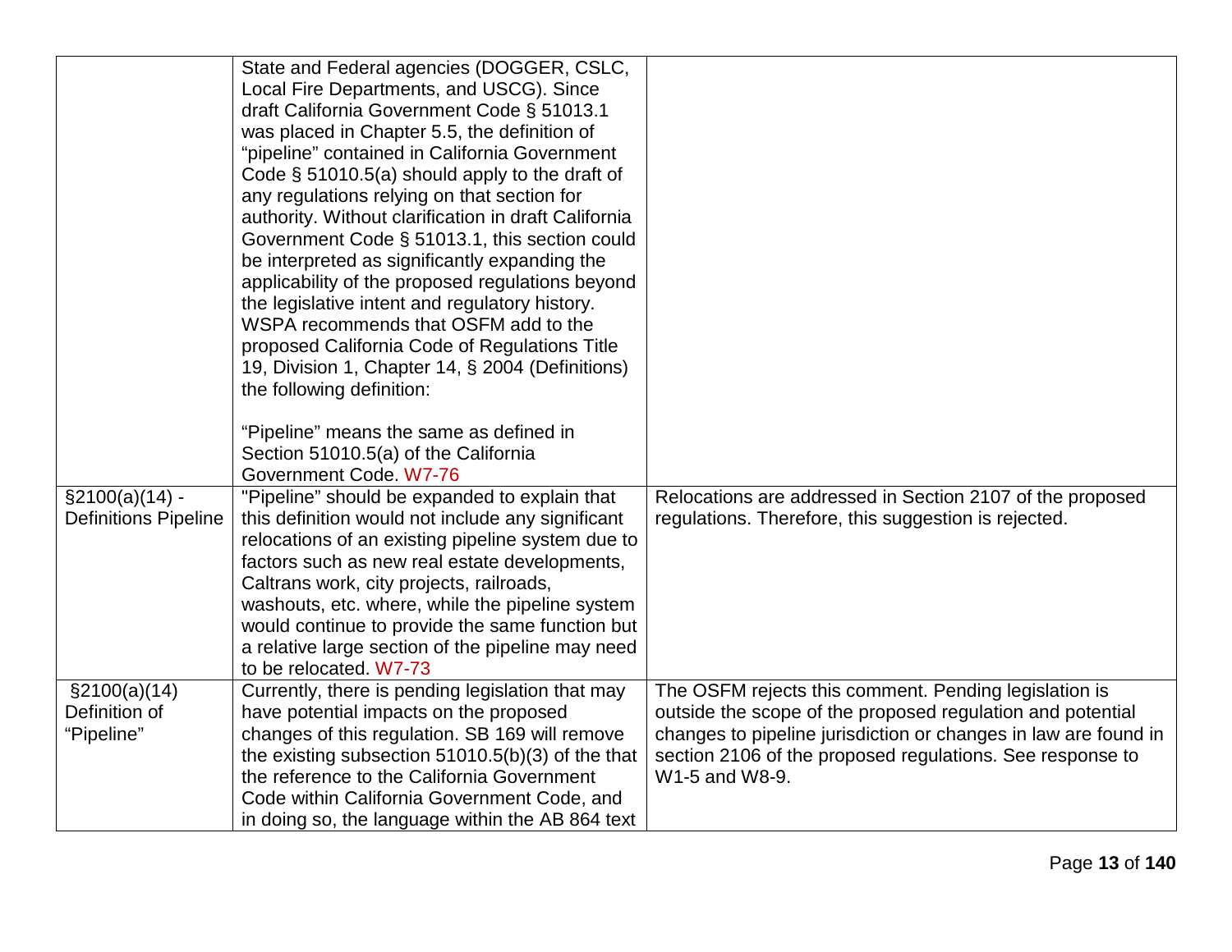| | | |
|---|---|---|
| | State and Federal agencies (DOGGER, CSLC, Local Fire Departments, and USCG). Since draft California Government Code § 51013.1 was placed in Chapter 5.5, the definition of "pipeline" contained in California Government Code § 51010.5(a) should apply to the draft of any regulations relying on that section for authority. Without clarification in draft California Government Code § 51013.1, this section could be interpreted as significantly expanding the applicability of the proposed regulations beyond the legislative intent and regulatory history. WSPA recommends that OSFM add to the proposed California Code of Regulations Title 19, Division 1, Chapter 14, § 2004 (Definitions) the following definition:<br><br>"Pipeline" means the same as defined in Section 51010.5(a) of the California Government Code. W7-76 | |
| §2100(a)(14) - Definitions Pipeline | "Pipeline" should be expanded to explain that this definition would not include any significant relocations of an existing pipeline system due to factors such as new real estate developments, Caltrans work, city projects, railroads, washouts, etc. where, while the pipeline system would continue to provide the same function but a relative large section of the pipeline may need to be relocated. W7-73 | Relocations are addressed in Section 2107 of the proposed regulations. Therefore, this suggestion is rejected. |
| §2100(a)(14) Definition of "Pipeline" | Currently, there is pending legislation that may have potential impacts on the proposed changes of this regulation. SB 169 will remove the existing subsection 51010.5(b)(3) of the that the reference to the California Government Code within California Government Code, and in doing so, the language within the AB 864 text | The OSFM rejects this comment. Pending legislation is outside the scope of the proposed regulation and potential changes to pipeline jurisdiction or changes in law are found in section 2106 of the proposed regulations. See response to W1-5 and W8-9. |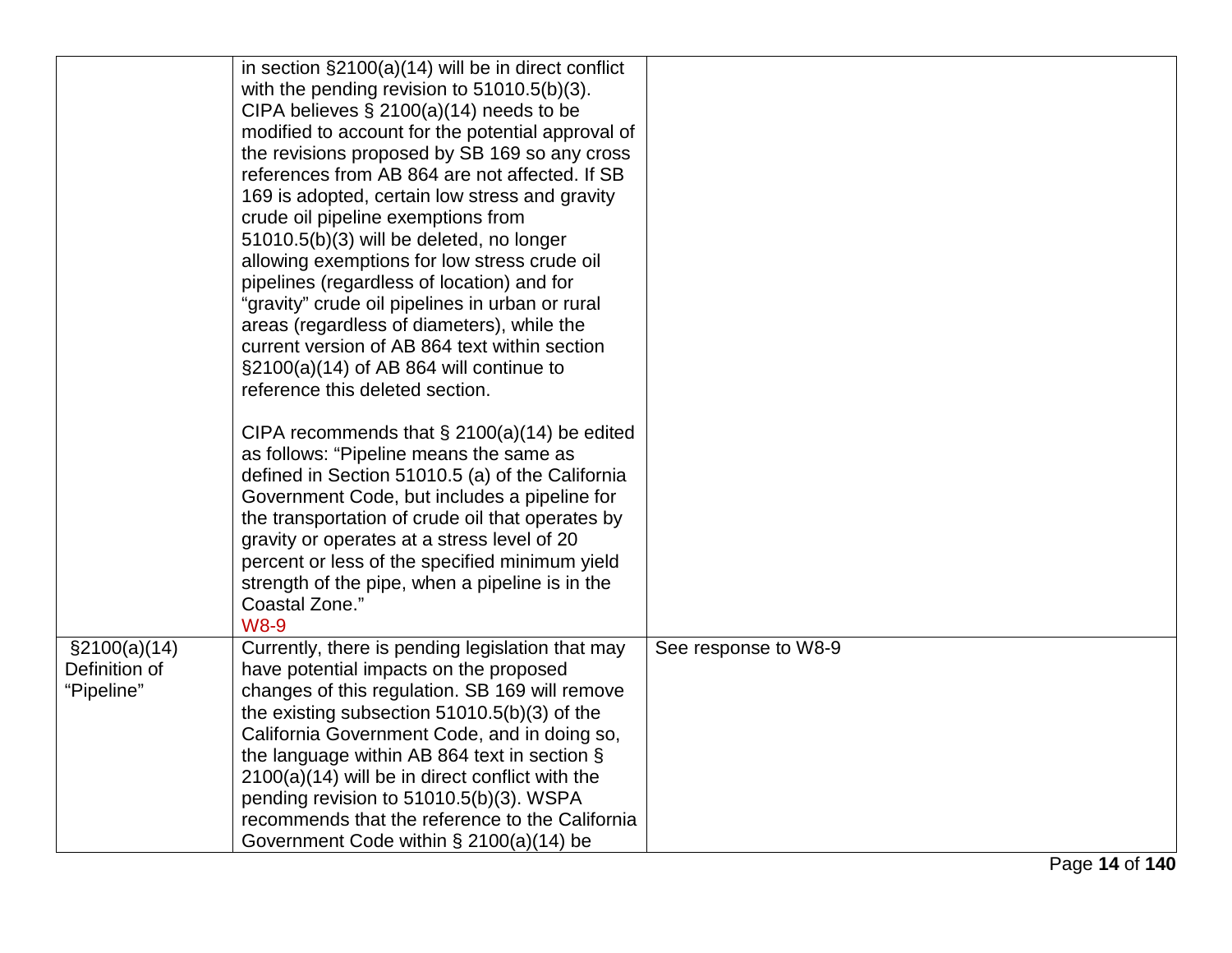| | | |
|---|---|---|
| | in section §2100(a)(14) will be in direct conflict with the pending revision to 51010.5(b)(3). CIPA believes § 2100(a)(14) needs to be modified to account for the potential approval of the revisions proposed by SB 169 so any cross references from AB 864 are not affected. If SB 169 is adopted, certain low stress and gravity crude oil pipeline exemptions from 51010.5(b)(3) will be deleted, no longer allowing exemptions for low stress crude oil pipelines (regardless of location) and for "gravity" crude oil pipelines in urban or rural areas (regardless of diameters), while the current version of AB 864 text within section §2100(a)(14) of AB 864 will continue to reference this deleted section.<br><br>CIPA recommends that § 2100(a)(14) be edited as follows: "Pipeline means the same as defined in Section 51010.5 (a) of the California Government Code, but includes a pipeline for the transportation of crude oil that operates by gravity or operates at a stress level of 20 percent or less of the specified minimum yield strength of the pipe, when a pipeline is in the Coastal Zone."<br>W8-9 | |
| §2100(a)(14) Definition of "Pipeline" | Currently, there is pending legislation that may have potential impacts on the proposed changes of this regulation. SB 169 will remove the existing subsection 51010.5(b)(3) of the California Government Code, and in doing so, the language within AB 864 text in section § 2100(a)(14) will be in direct conflict with the pending revision to 51010.5(b)(3). WSPA recommends that the reference to the California Government Code within § 2100(a)(14) be | See response to W8-9 |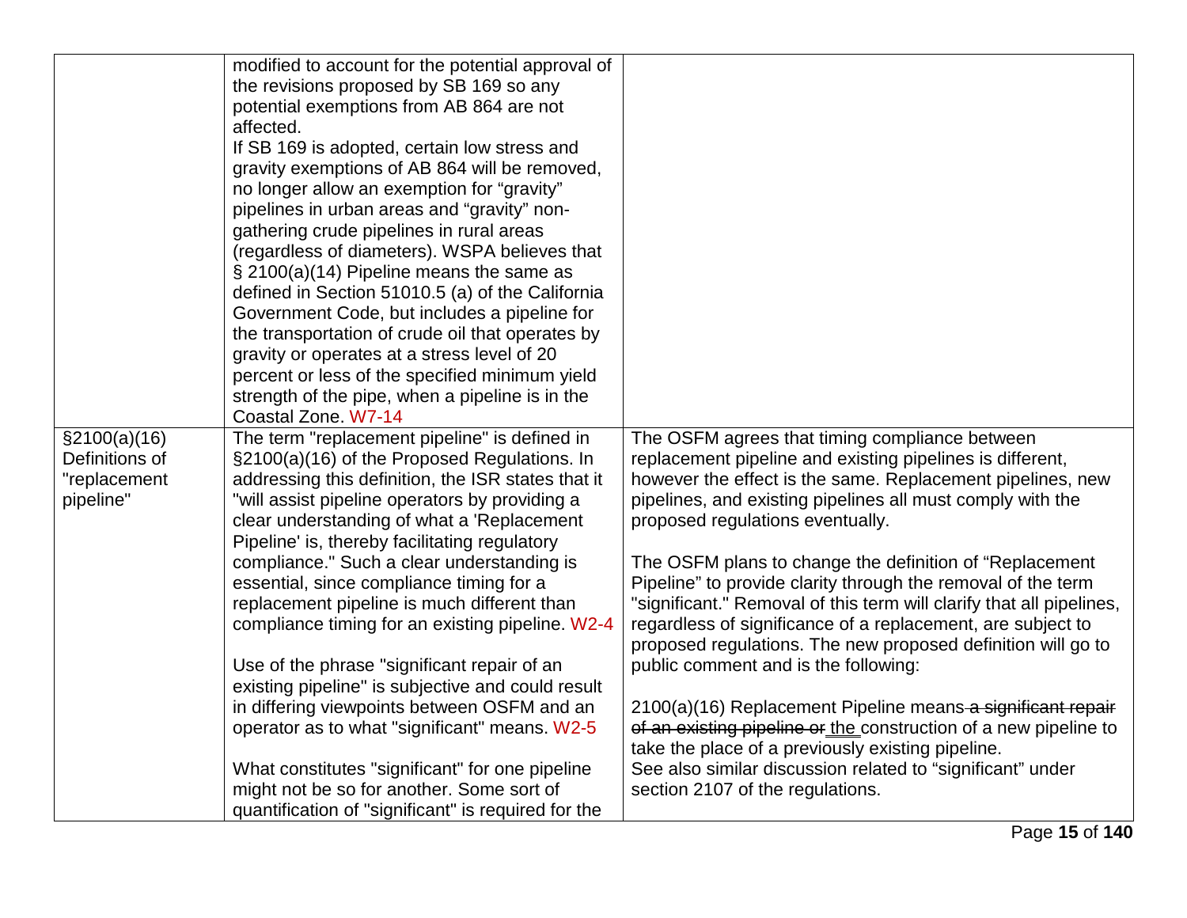| | | |
|---|---|---|
| | modified to account for the potential approval of the revisions proposed by SB 169 so any potential exemptions from AB 864 are not affected.<br>If SB 169 is adopted, certain low stress and gravity exemptions of AB 864 will be removed, no longer allow an exemption for "gravity" pipelines in urban areas and "gravity" non-gathering crude pipelines in rural areas (regardless of diameters). WSPA believes that § 2100(a)(14) Pipeline means the same as defined in Section 51010.5 (a) of the California Government Code, but includes a pipeline for the transportation of crude oil that operates by gravity or operates at a stress level of 20 percent or less of the specified minimum yield strength of the pipe, when a pipeline is in the Coastal Zone. W7-14 | |
| §2100(a)(16) Definitions of "replacement pipeline" | The term "replacement pipeline" is defined in §2100(a)(16) of the Proposed Regulations. In addressing this definition, the ISR states that it "will assist pipeline operators by providing a clear understanding of what a 'Replacement Pipeline' is, thereby facilitating regulatory compliance." Such a clear understanding is essential, since compliance timing for a replacement pipeline is much different than compliance timing for an existing pipeline. W2-4<br><br>Use of the phrase "significant repair of an existing pipeline" is subjective and could result in differing viewpoints between OSFM and an operator as to what "significant" means. W2-5<br><br>What constitutes "significant" for one pipeline might not be so for another. Some sort of quantification of "significant" is required for the | The OSFM agrees that timing compliance between replacement pipeline and existing pipelines is different, however the effect is the same. Replacement pipelines, new pipelines, and existing pipelines all must comply with the proposed regulations eventually.<br><br>The OSFM plans to change the definition of "Replacement Pipeline" to provide clarity through the removal of the term "significant." Removal of this term will clarify that all pipelines, regardless of significance of a replacement, are subject to proposed regulations. The new proposed definition will go to public comment and is the following:<br><br>2100(a)(16) Replacement Pipeline means ~~a significant repair of an existing pipeline or~~ <u>the</u> construction of a new pipeline to take the place of a previously existing pipeline.<br>See also similar discussion related to "significant" under section 2107 of the regulations. |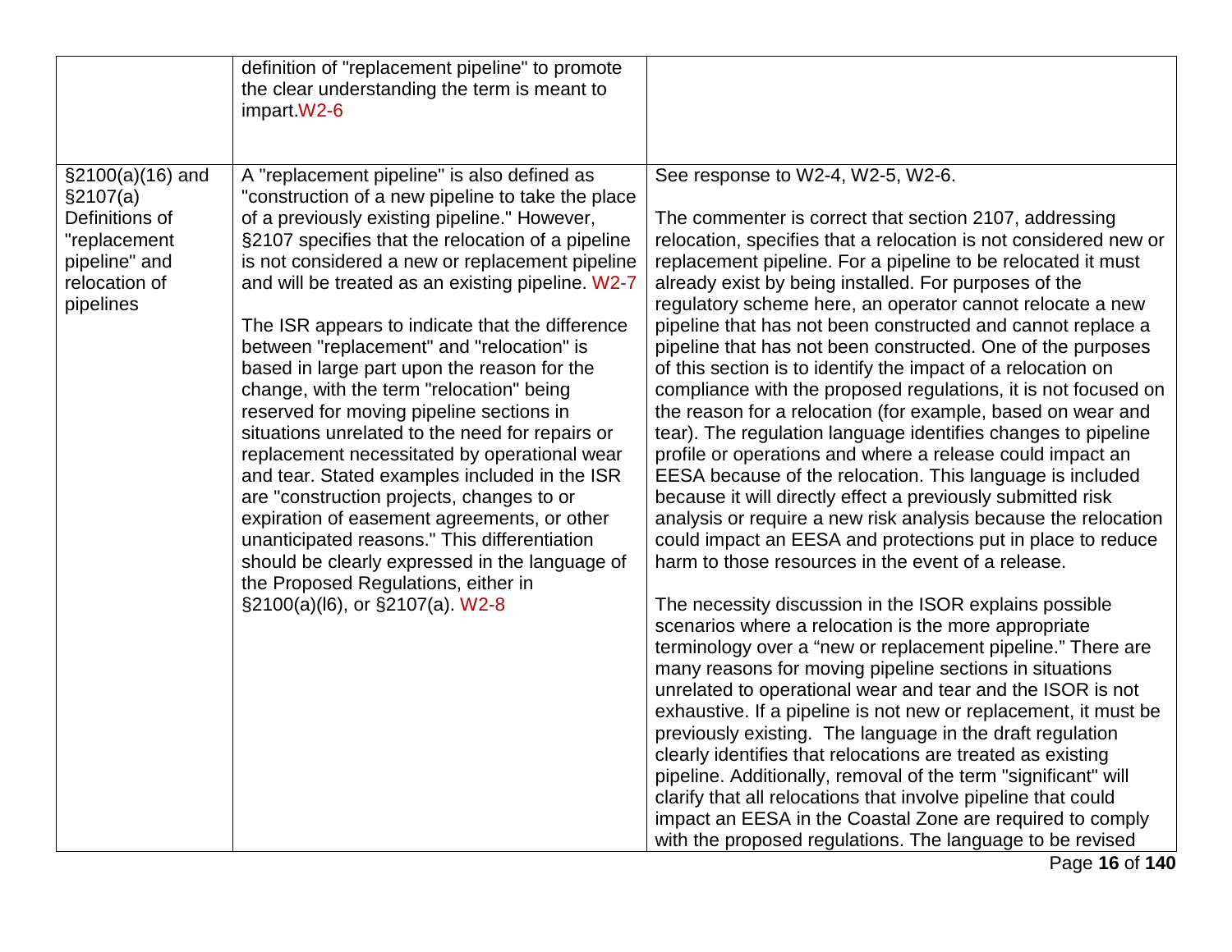| | | |
|---|---|---|
| | definition of "replacement pipeline" to promote the clear understanding the term is meant to impart.W2-6 | |
| §2100(a)(16) and §2107(a) Definitions of "replacement pipeline" and relocation of pipelines | A "replacement pipeline" is also defined as "construction of a new pipeline to take the place of a previously existing pipeline." However, §2107 specifies that the relocation of a pipeline is not considered a new or replacement pipeline and will be treated as an existing pipeline. W2-7<br><br>The ISR appears to indicate that the difference between "replacement" and "relocation" is based in large part upon the reason for the change, with the term "relocation" being reserved for moving pipeline sections in situations unrelated to the need for repairs or replacement necessitated by operational wear and tear. Stated examples included in the ISR are "construction projects, changes to or expiration of easement agreements, or other unanticipated reasons." This differentiation should be clearly expressed in the language of the Proposed Regulations, either in §2100(a)(l6), or §2107(a). W2-8 | See response to W2-4, W2-5, W2-6.<br><br>The commenter is correct that section 2107, addressing relocation, specifies that a relocation is not considered new or replacement pipeline. For a pipeline to be relocated it must already exist by being installed. For purposes of the regulatory scheme here, an operator cannot relocate a new pipeline that has not been constructed and cannot replace a pipeline that has not been constructed. One of the purposes of this section is to identify the impact of a relocation on compliance with the proposed regulations, it is not focused on the reason for a relocation (for example, based on wear and tear). The regulation language identifies changes to pipeline profile or operations and where a release could impact an EESA because of the relocation. This language is included because it will directly effect a previously submitted risk analysis or require a new risk analysis because the relocation could impact an EESA and protections put in place to reduce harm to those resources in the event of a release.<br><br>The necessity discussion in the ISOR explains possible scenarios where a relocation is the more appropriate terminology over a "new or replacement pipeline." There are many reasons for moving pipeline sections in situations unrelated to operational wear and tear and the ISOR is not exhaustive. If a pipeline is not new or replacement, it must be previously existing. The language in the draft regulation clearly identifies that relocations are treated as existing pipeline. Additionally, removal of the term "significant" will clarify that all relocations that involve pipeline that could impact an EESA in the Coastal Zone are required to comply with the proposed regulations. The language to be revised |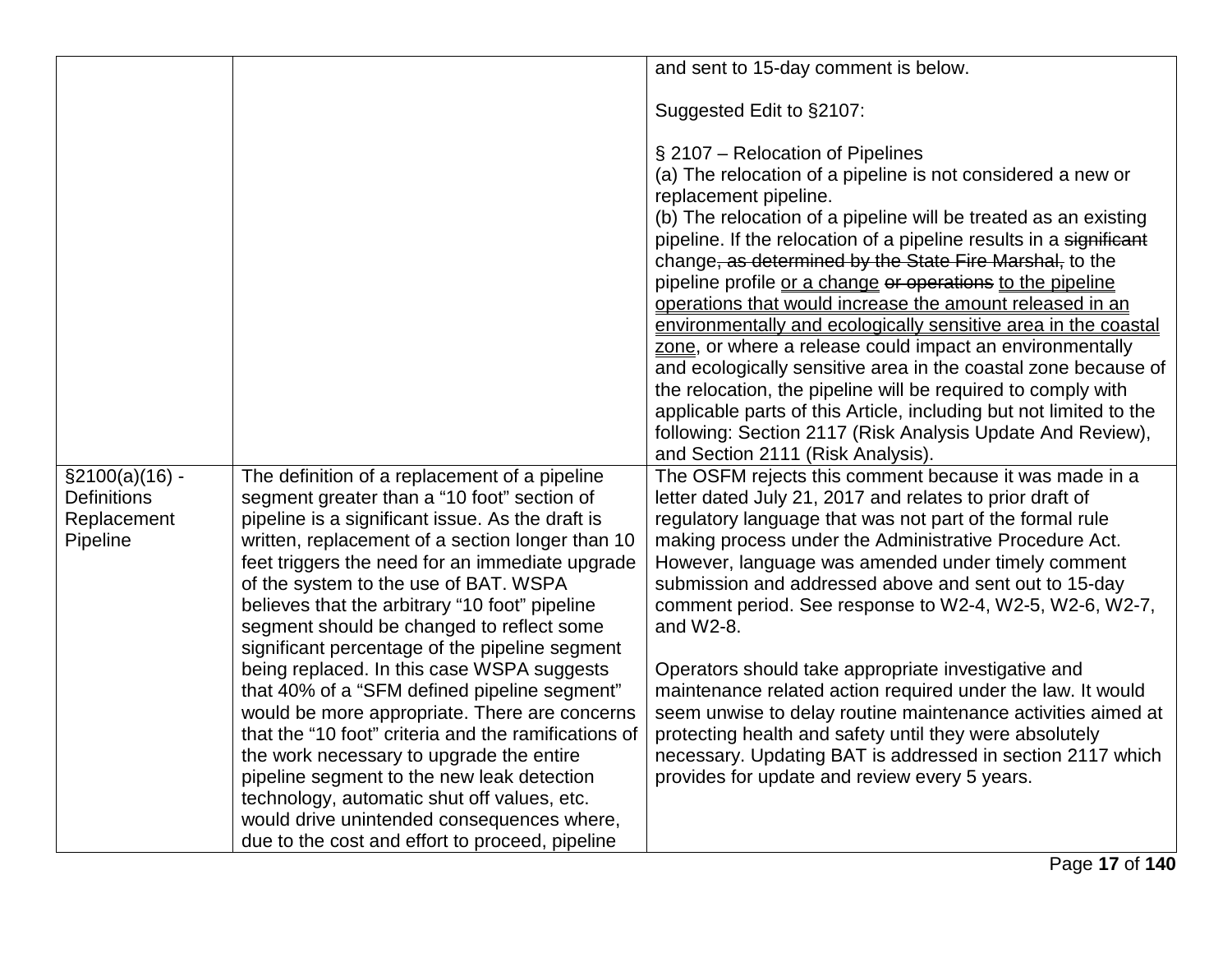| | | |
|---|---|---|
| | | and sent to 15-day comment is below.<br><br>Suggested Edit to §2107:<br><br>§ 2107 – Relocation of Pipelines<br>(a) The relocation of a pipeline is not considered a new or replacement pipeline.<br>(b) The relocation of a pipeline will be treated as an existing pipeline. If the relocation of a pipeline results in a ~~significant~~ change~~, as determined by the State Fire Marshal,~~ to the pipeline profile <u>or a change</u> ~~or operations~~ <u>to the pipeline operations that would increase the amount released in an environmentally and ecologically sensitive area in the coastal zone</u>, or where a release could impact an environmentally and ecologically sensitive area in the coastal zone because of the relocation, the pipeline will be required to comply with applicable parts of this Article, including but not limited to the following: Section 2117 (Risk Analysis Update And Review), and Section 2111 (Risk Analysis). |
| §2100(a)(16) - Definitions Replacement Pipeline | The definition of a replacement of a pipeline segment greater than a "10 foot" section of pipeline is a significant issue. As the draft is written, replacement of a section longer than 10 feet triggers the need for an immediate upgrade of the system to the use of BAT. WSPA believes that the arbitrary "10 foot" pipeline segment should be changed to reflect some significant percentage of the pipeline segment being replaced. In this case WSPA suggests that 40% of a "SFM defined pipeline segment" would be more appropriate. There are concerns that the "10 foot" criteria and the ramifications of the work necessary to upgrade the entire pipeline segment to the new leak detection technology, automatic shut off values, etc. would drive unintended consequences where, due to the cost and effort to proceed, pipeline | The OSFM rejects this comment because it was made in a letter dated July 21, 2017 and relates to prior draft of regulatory language that was not part of the formal rule making process under the Administrative Procedure Act. However, language was amended under timely comment submission and addressed above and sent out to 15-day comment period. See response to W2-4, W2-5, W2-6, W2-7, and W2-8.<br><br>Operators should take appropriate investigative and maintenance related action required under the law. It would seem unwise to delay routine maintenance activities aimed at protecting health and safety until they were absolutely necessary. Updating BAT is addressed in section 2117 which provides for update and review every 5 years. |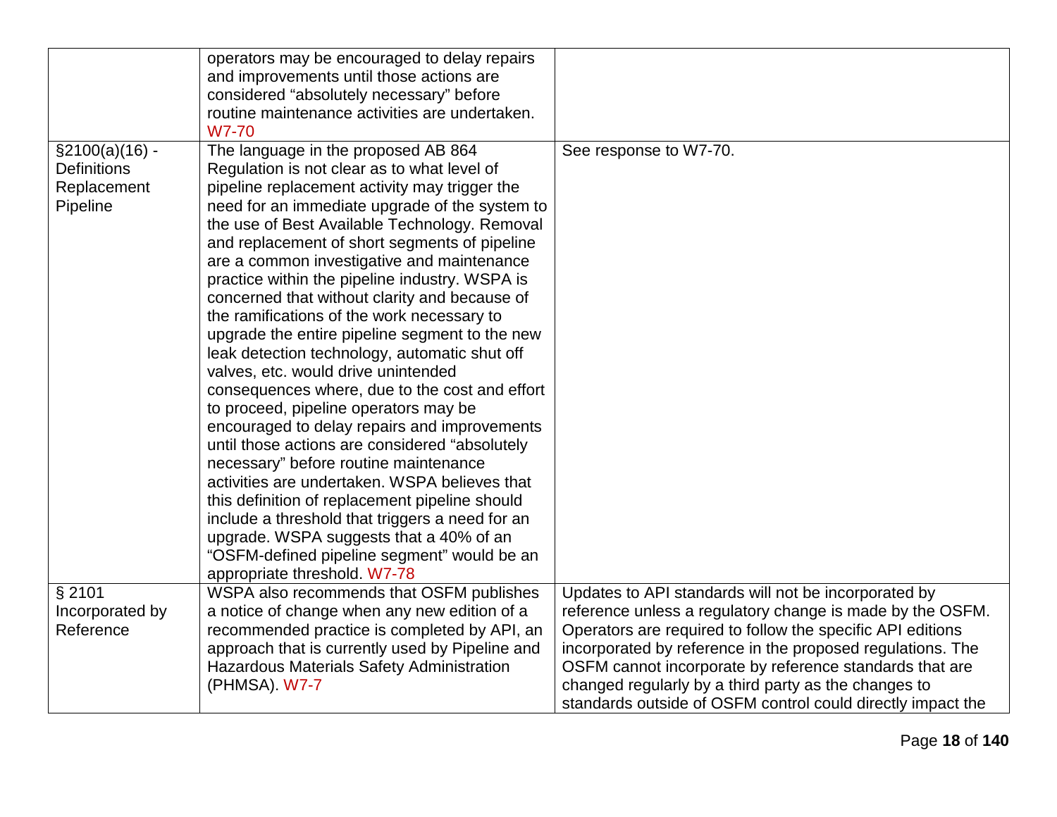| | | |
|---|---|---|
| | operators may be encouraged to delay repairs and improvements until those actions are considered "absolutely necessary" before routine maintenance activities are undertaken. W7-70 | |
| §2100(a)(16) - Definitions Replacement Pipeline | The language in the proposed AB 864 Regulation is not clear as to what level of pipeline replacement activity may trigger the need for an immediate upgrade of the system to the use of Best Available Technology. Removal and replacement of short segments of pipeline are a common investigative and maintenance practice within the pipeline industry. WSPA is concerned that without clarity and because of the ramifications of the work necessary to upgrade the entire pipeline segment to the new leak detection technology, automatic shut off valves, etc. would drive unintended consequences where, due to the cost and effort to proceed, pipeline operators may be encouraged to delay repairs and improvements until those actions are considered "absolutely necessary" before routine maintenance activities are undertaken. WSPA believes that this definition of replacement pipeline should include a threshold that triggers a need for an upgrade. WSPA suggests that a 40% of an "OSFM-defined pipeline segment" would be an appropriate threshold. W7-78 | See response to W7-70. |
| § 2101 Incorporated by Reference | WSPA also recommends that OSFM publishes a notice of change when any new edition of a recommended practice is completed by API, an approach that is currently used by Pipeline and Hazardous Materials Safety Administration (PHMSA). W7-7 | Updates to API standards will not be incorporated by reference unless a regulatory change is made by the OSFM. Operators are required to follow the specific API editions incorporated by reference in the proposed regulations. The OSFM cannot incorporate by reference standards that are changed regularly by a third party as the changes to standards outside of OSFM control could directly impact the |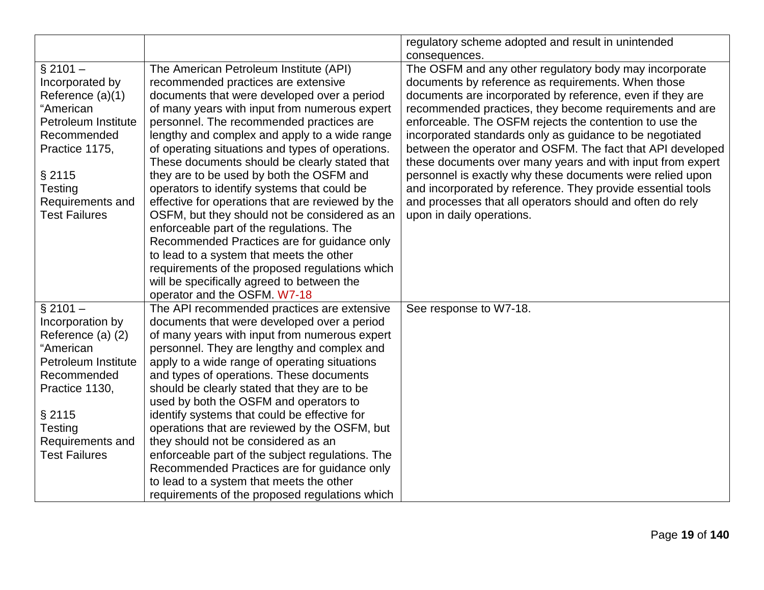| | | |
|---|---|---|
| | | regulatory scheme adopted and result in unintended consequences. |
| § 2101 – Incorporated by Reference (a)(1) "American Petroleum Institute Recommended Practice 1175,<br><br>§ 2115 Testing Requirements and Test Failures | The American Petroleum Institute (API) recommended practices are extensive documents that were developed over a period of many years with input from numerous expert personnel. The recommended practices are lengthy and complex and apply to a wide range of operating situations and types of operations. These documents should be clearly stated that they are to be used by both the OSFM and operators to identify systems that could be effective for operations that are reviewed by the OSFM, but they should not be considered as an enforceable part of the regulations. The Recommended Practices are for guidance only to lead to a system that meets the other requirements of the proposed regulations which will be specifically agreed to between the operator and the OSFM. W7-18 | The OSFM and any other regulatory body may incorporate documents by reference as requirements. When those documents are incorporated by reference, even if they are recommended practices, they become requirements and are enforceable. The OSFM rejects the contention to use the incorporated standards only as guidance to be negotiated between the operator and OSFM. The fact that API developed these documents over many years and with input from expert personnel is exactly why these documents were relied upon and incorporated by reference. They provide essential tools and processes that all operators should and often do rely upon in daily operations. |
| § 2101 – Incorporation by Reference (a) (2) "American Petroleum Institute Recommended Practice 1130,<br><br>§ 2115 Testing Requirements and Test Failures | The API recommended practices are extensive documents that were developed over a period of many years with input from numerous expert personnel. They are lengthy and complex and apply to a wide range of operating situations and types of operations. These documents should be clearly stated that they are to be used by both the OSFM and operators to identify systems that could be effective for operations that are reviewed by the OSFM, but they should not be considered as an enforceable part of the subject regulations. The Recommended Practices are for guidance only to lead to a system that meets the other requirements of the proposed regulations which | See response to W7-18. |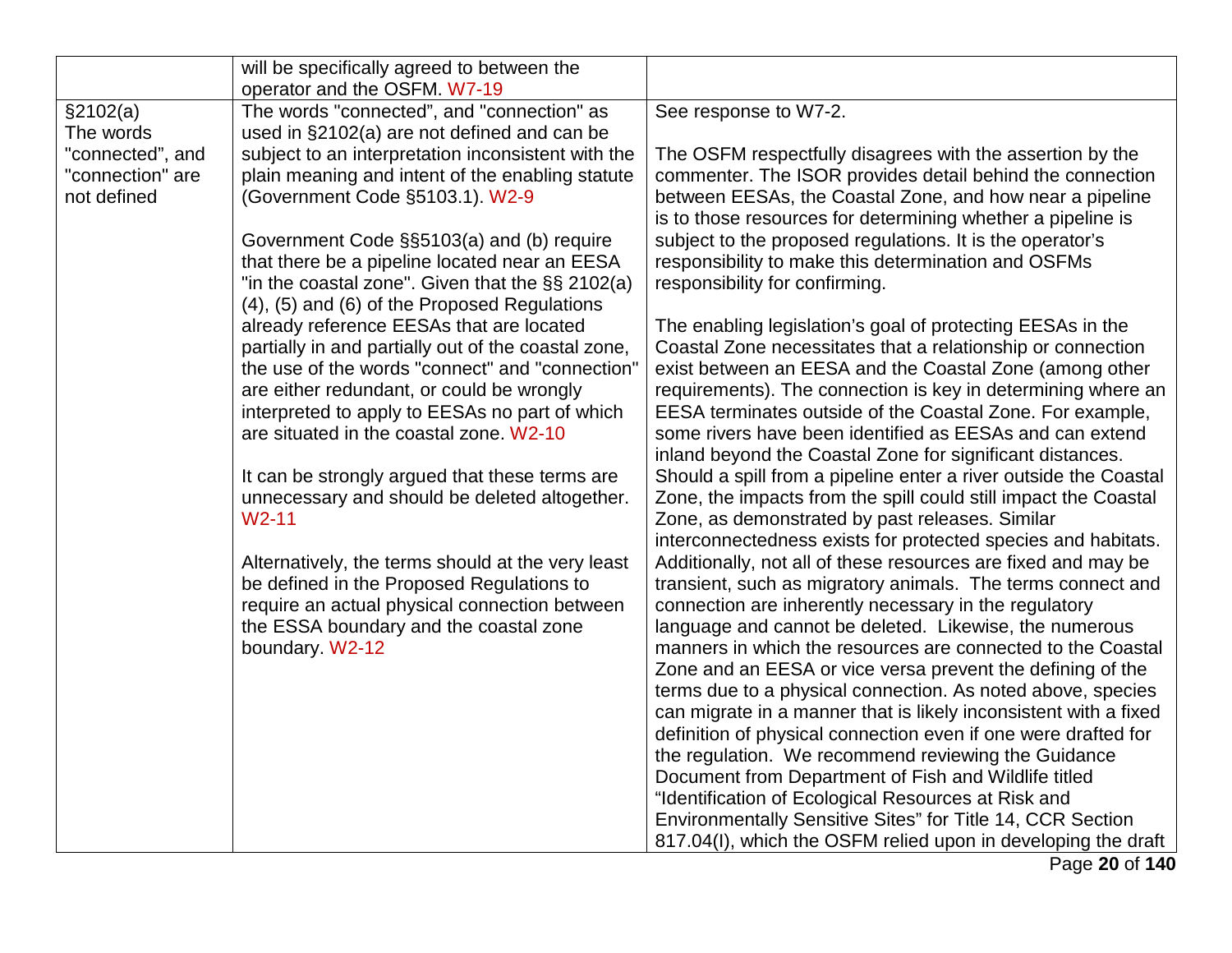| | | |
|---|---|---|
| | will be specifically agreed to between the operator and the OSFM. W7-19 | |
| §2102(a) The words "connected", and "connection" are not defined | The words "connected", and "connection" as used in §2102(a) are not defined and can be subject to an interpretation inconsistent with the plain meaning and intent of the enabling statute (Government Code §5103.1). W2-9<br><br>Government Code §§5103(a) and (b) require that there be a pipeline located near an EESA "in the coastal zone". Given that the §§ 2102(a) (4), (5) and (6) of the Proposed Regulations already reference EESAs that are located partially in and partially out of the coastal zone, the use of the words "connect" and "connection" are either redundant, or could be wrongly interpreted to apply to EESAs no part of which are situated in the coastal zone. W2-10<br><br>It can be strongly argued that these terms are unnecessary and should be deleted altogether. W2-11<br><br>Alternatively, the terms should at the very least be defined in the Proposed Regulations to require an actual physical connection between the ESSA boundary and the coastal zone boundary. W2-12 | See response to W7-2.<br><br>The OSFM respectfully disagrees with the assertion by the commenter. The ISOR provides detail behind the connection between EESAs, the Coastal Zone, and how near a pipeline is to those resources for determining whether a pipeline is subject to the proposed regulations. It is the operator's responsibility to make this determination and OSFMs responsibility for confirming.<br><br>The enabling legislation's goal of protecting EESAs in the Coastal Zone necessitates that a relationship or connection exist between an EESA and the Coastal Zone (among other requirements). The connection is key in determining where an EESA terminates outside of the Coastal Zone. For example, some rivers have been identified as EESAs and can extend inland beyond the Coastal Zone for significant distances. Should a spill from a pipeline enter a river outside the Coastal Zone, the impacts from the spill could still impact the Coastal Zone, as demonstrated by past releases. Similar interconnectedness exists for protected species and habitats. Additionally, not all of these resources are fixed and may be transient, such as migratory animals. The terms connect and connection are inherently necessary in the regulatory language and cannot be deleted. Likewise, the numerous manners in which the resources are connected to the Coastal Zone and an EESA or vice versa prevent the defining of the terms due to a physical connection. As noted above, species can migrate in a manner that is likely inconsistent with a fixed definition of physical connection even if one were drafted for the regulation. We recommend reviewing the Guidance Document from Department of Fish and Wildlife titled "Identification of Ecological Resources at Risk and Environmentally Sensitive Sites" for Title 14, CCR Section 817.04(I), which the OSFM relied upon in developing the draft |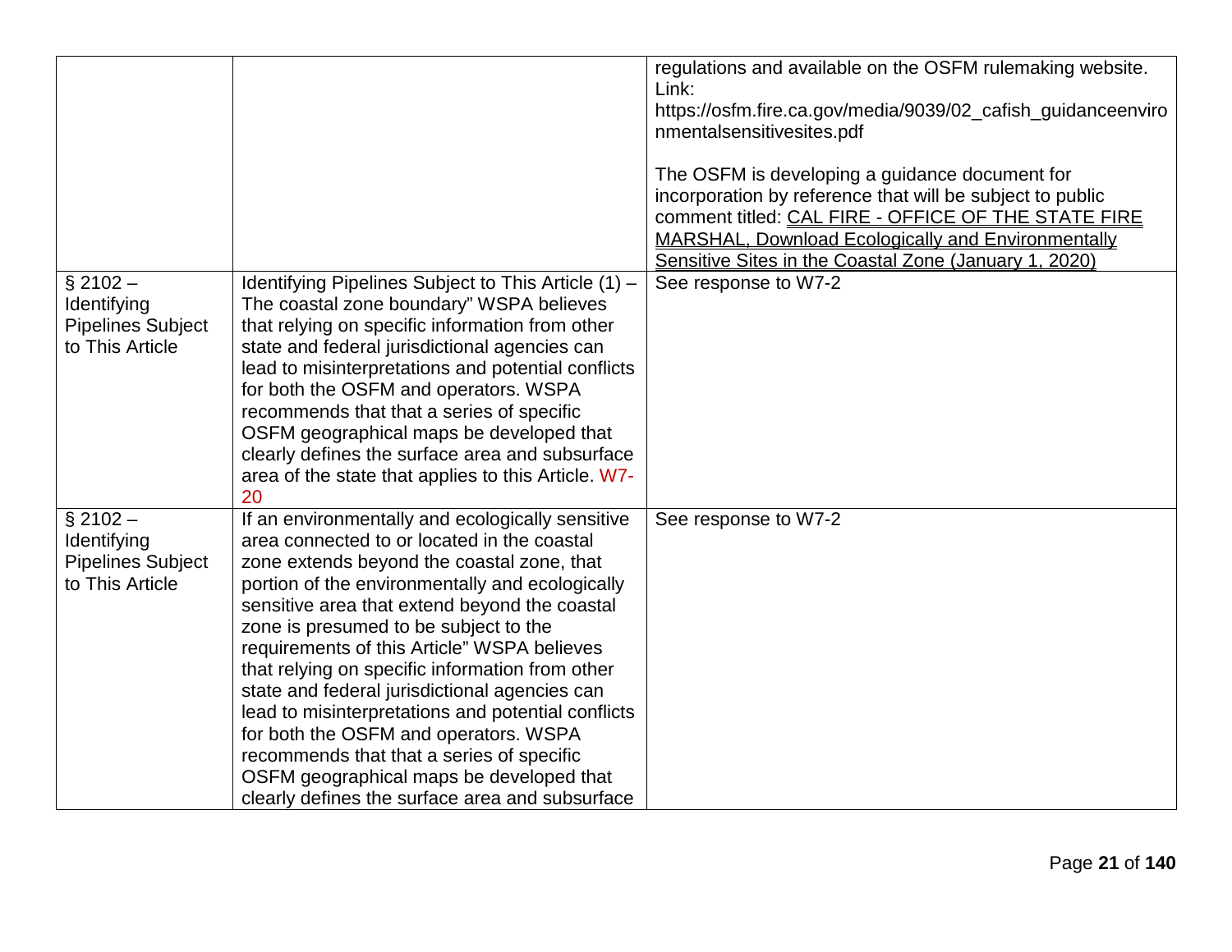| | | |
|---|---|---|
| | | regulations and available on the OSFM rulemaking website. Link: https://osfm.fire.ca.gov/media/9039/02_cafish_guidanceenvironmentalsensitivesites.pdf<br><br>The OSFM is developing a guidance document for incorporation by reference that will be subject to public comment titled: <u>CAL FIRE - OFFICE OF THE STATE FIRE MARSHAL, Download Ecologically and Environmentally Sensitive Sites in the Coastal Zone (January 1, 2020)</u> |
| § 2102 – Identifying Pipelines Subject to This Article | Identifying Pipelines Subject to This Article (1) – The coastal zone boundary" WSPA believes that relying on specific information from other state and federal jurisdictional agencies can lead to misinterpretations and potential conflicts for both the OSFM and operators. WSPA recommends that that a series of specific OSFM geographical maps be developed that clearly defines the surface area and subsurface area of the state that applies to this Article. W7-20 | See response to W7-2 |
| § 2102 – Identifying Pipelines Subject to This Article | If an environmentally and ecologically sensitive area connected to or located in the coastal zone extends beyond the coastal zone, that portion of the environmentally and ecologically sensitive area that extend beyond the coastal zone is presumed to be subject to the requirements of this Article" WSPA believes that relying on specific information from other state and federal jurisdictional agencies can lead to misinterpretations and potential conflicts for both the OSFM and operators. WSPA recommends that that a series of specific OSFM geographical maps be developed that clearly defines the surface area and subsurface | See response to W7-2 |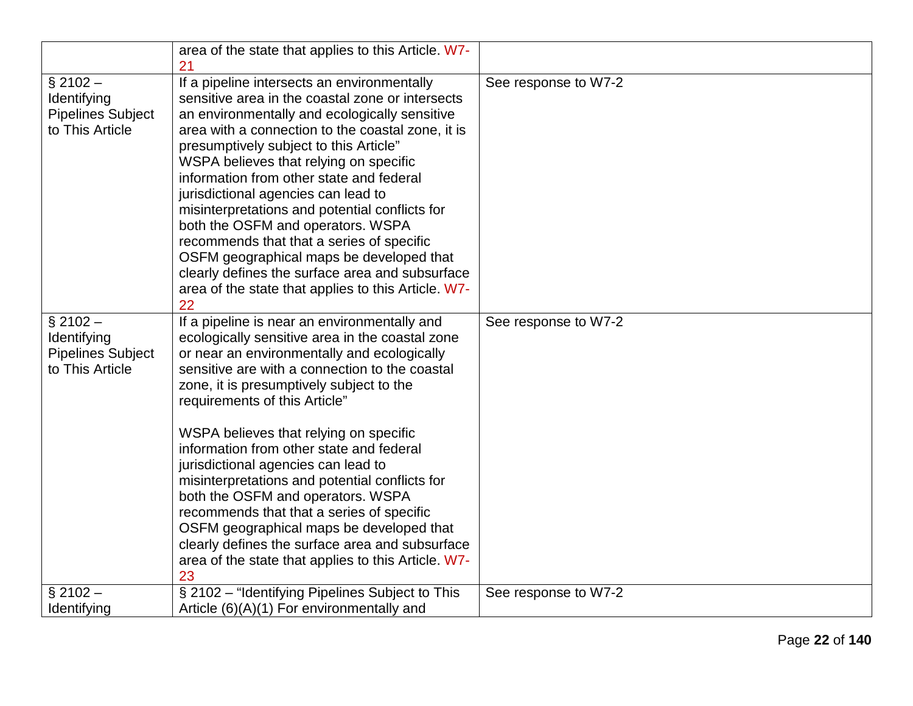| | | |
|---|---|---|
| | area of the state that applies to this Article. W7-21 | |
| § 2102 – Identifying Pipelines Subject to This Article | If a pipeline intersects an environmentally sensitive area in the coastal zone or intersects an environmentally and ecologically sensitive area with a connection to the coastal zone, it is presumptively subject to this Article" WSPA believes that relying on specific information from other state and federal jurisdictional agencies can lead to misinterpretations and potential conflicts for both the OSFM and operators. WSPA recommends that that a series of specific OSFM geographical maps be developed that clearly defines the surface area and subsurface area of the state that applies to this Article. W7-22 | See response to W7-2 |
| § 2102 – Identifying Pipelines Subject to This Article | If a pipeline is near an environmentally and ecologically sensitive area in the coastal zone or near an environmentally and ecologically sensitive are with a connection to the coastal zone, it is presumptively subject to the requirements of this Article"<br><br>WSPA believes that relying on specific information from other state and federal jurisdictional agencies can lead to misinterpretations and potential conflicts for both the OSFM and operators. WSPA recommends that that a series of specific OSFM geographical maps be developed that clearly defines the surface area and subsurface area of the state that applies to this Article. W7-23 | See response to W7-2 |
| § 2102 – Identifying | § 2102 – "Identifying Pipelines Subject to This Article (6)(A)(1) For environmentally and | See response to W7-2 |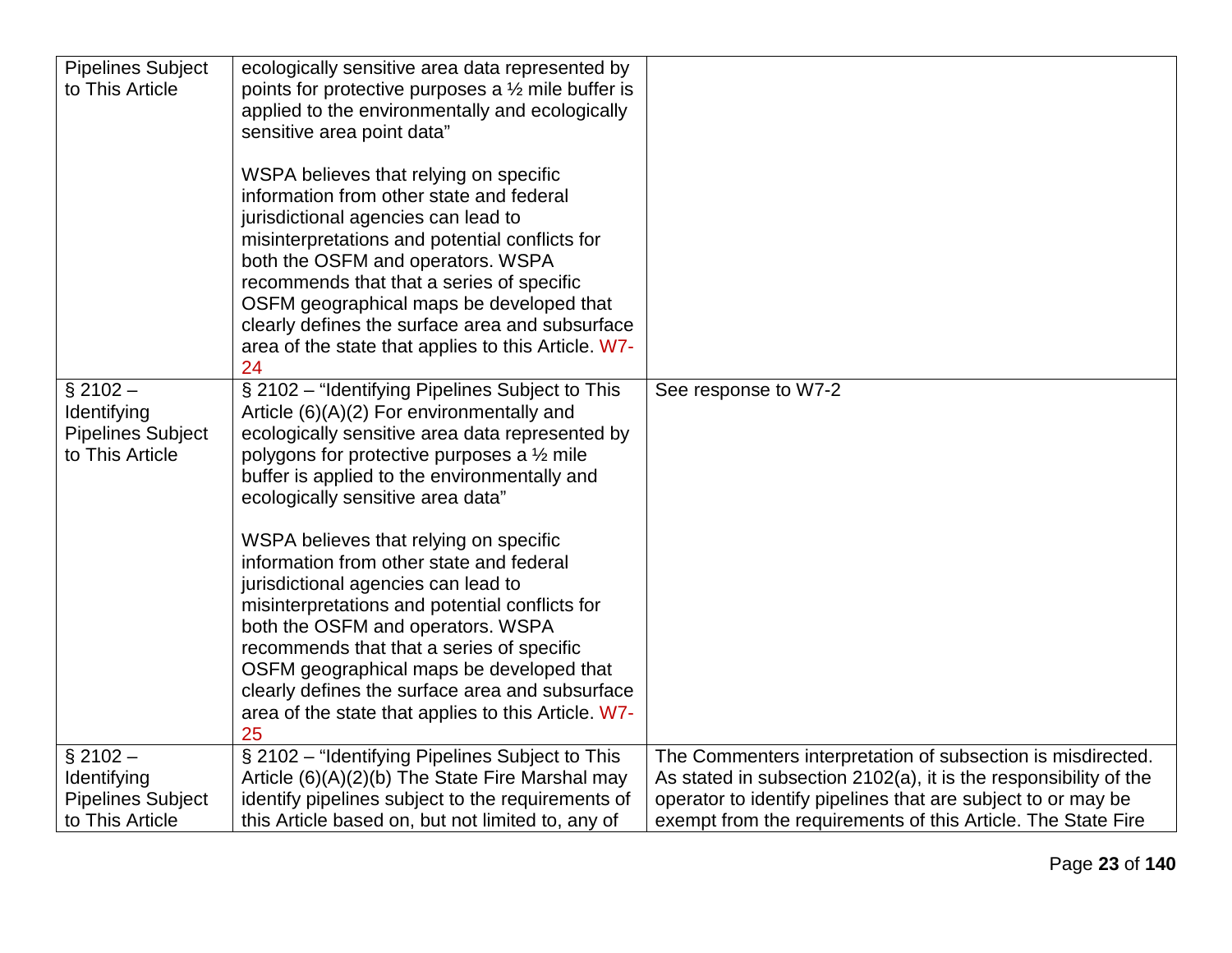| | | |
|---|---|---|
| Pipelines Subject to This Article | ecologically sensitive area data represented by points for protective purposes a ½ mile buffer is applied to the environmentally and ecologically sensitive area point data"<br><br>WSPA believes that relying on specific information from other state and federal jurisdictional agencies can lead to misinterpretations and potential conflicts for both the OSFM and operators. WSPA recommends that that a series of specific OSFM geographical maps be developed that clearly defines the surface area and subsurface area of the state that applies to this Article. W7-24 | |
| § 2102 – Identifying Pipelines Subject to This Article | § 2102 – "Identifying Pipelines Subject to This Article (6)(A)(2) For environmentally and ecologically sensitive area data represented by polygons for protective purposes a ½ mile buffer is applied to the environmentally and ecologically sensitive area data"<br><br>WSPA believes that relying on specific information from other state and federal jurisdictional agencies can lead to misinterpretations and potential conflicts for both the OSFM and operators. WSPA recommends that that a series of specific OSFM geographical maps be developed that clearly defines the surface area and subsurface area of the state that applies to this Article. W7-25 | See response to W7-2 |
| § 2102 – Identifying Pipelines Subject to This Article | § 2102 – "Identifying Pipelines Subject to This Article (6)(A)(2)(b) The State Fire Marshal may identify pipelines subject to the requirements of this Article based on, but not limited to, any of | The Commenters interpretation of subsection is misdirected. As stated in subsection 2102(a), it is the responsibility of the operator to identify pipelines that are subject to or may be exempt from the requirements of this Article. The State Fire |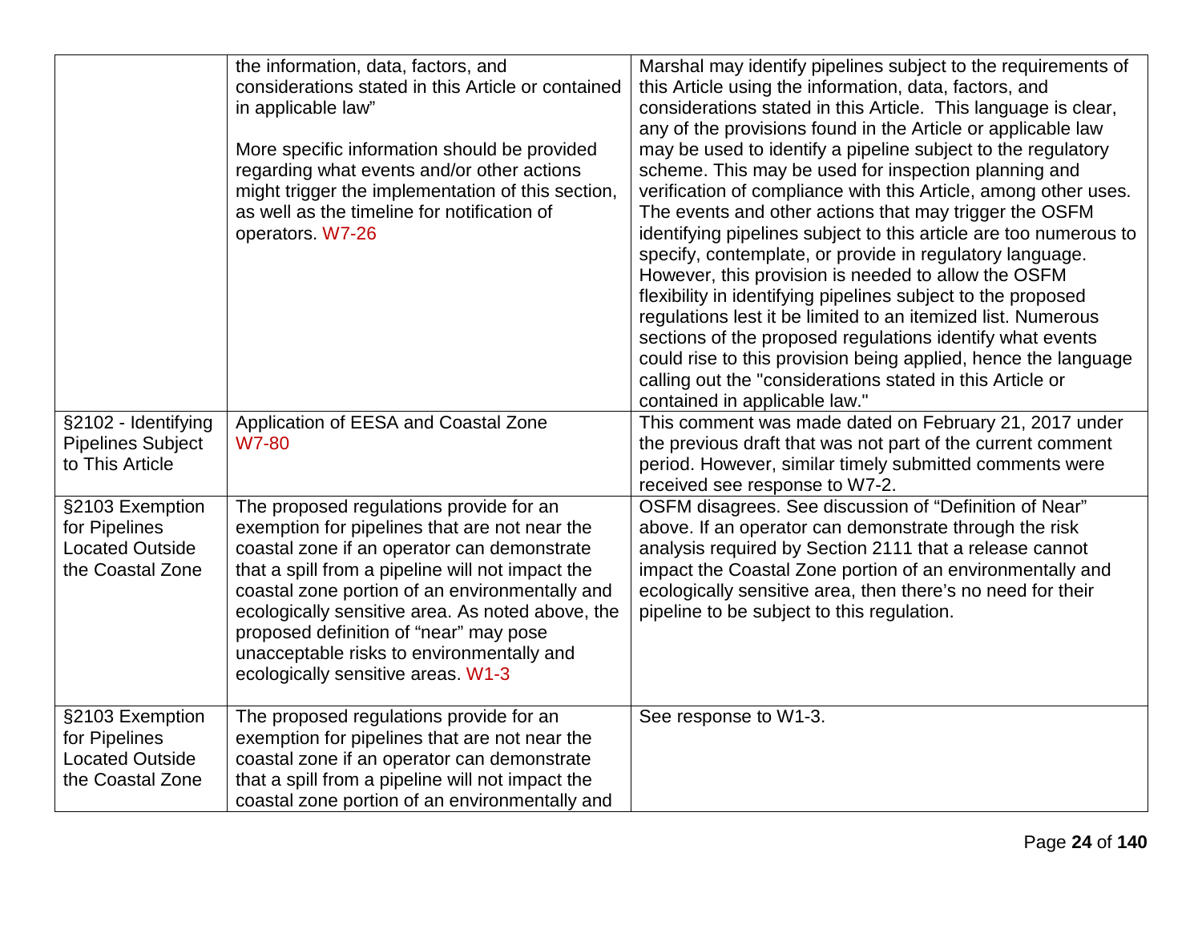| | | |
|---|---|---|
| | the information, data, factors, and considerations stated in this Article or contained in applicable law"<br><br>More specific information should be provided regarding what events and/or other actions might trigger the implementation of this section, as well as the timeline for notification of operators. W7-26 | Marshal may identify pipelines subject to the requirements of this Article using the information, data, factors, and considerations stated in this Article. This language is clear, any of the provisions found in the Article or applicable law may be used to identify a pipeline subject to the regulatory scheme. This may be used for inspection planning and verification of compliance with this Article, among other uses. The events and other actions that may trigger the OSFM identifying pipelines subject to this article are too numerous to specify, contemplate, or provide in regulatory language. However, this provision is needed to allow the OSFM flexibility in identifying pipelines subject to the proposed regulations lest it be limited to an itemized list. Numerous sections of the proposed regulations identify what events could rise to this provision being applied, hence the language calling out the "considerations stated in this Article or contained in applicable law." |
| §2102 - Identifying Pipelines Subject to This Article | Application of EESA and Coastal Zone W7-80 | This comment was made dated on February 21, 2017 under the previous draft that was not part of the current comment period. However, similar timely submitted comments were received see response to W7-2. |
| §2103 Exemption for Pipelines Located Outside the Coastal Zone | The proposed regulations provide for an exemption for pipelines that are not near the coastal zone if an operator can demonstrate that a spill from a pipeline will not impact the coastal zone portion of an environmentally and ecologically sensitive area. As noted above, the proposed definition of "near" may pose unacceptable risks to environmentally and ecologically sensitive areas. W1-3 | OSFM disagrees. See discussion of "Definition of Near" above. If an operator can demonstrate through the risk analysis required by Section 2111 that a release cannot impact the Coastal Zone portion of an environmentally and ecologically sensitive area, then there's no need for their pipeline to be subject to this regulation. |
| §2103 Exemption for Pipelines Located Outside the Coastal Zone | The proposed regulations provide for an exemption for pipelines that are not near the coastal zone if an operator can demonstrate that a spill from a pipeline will not impact the coastal zone portion of an environmentally and | See response to W1-3. |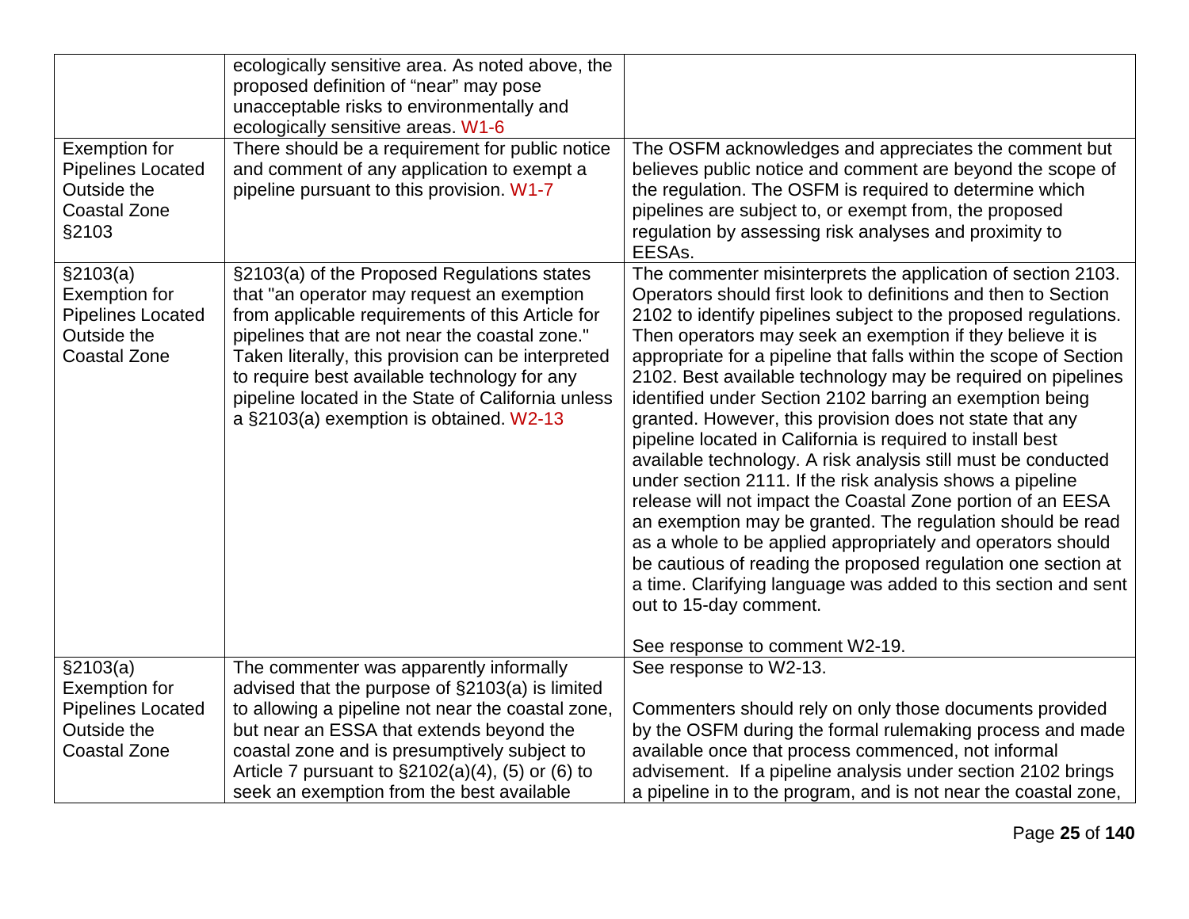| | | |
|---|---|---|
| | ecologically sensitive area. As noted above, the proposed definition of "near" may pose unacceptable risks to environmentally and ecologically sensitive areas. W1-6 | |
| Exemption for Pipelines Located Outside the Coastal Zone §2103 | There should be a requirement for public notice and comment of any application to exempt a pipeline pursuant to this provision. W1-7 | The OSFM acknowledges and appreciates the comment but believes public notice and comment are beyond the scope of the regulation. The OSFM is required to determine which pipelines are subject to, or exempt from, the proposed regulation by assessing risk analyses and proximity to EESAs. |
| §2103(a) Exemption for Pipelines Located Outside the Coastal Zone | §2103(a) of the Proposed Regulations states that "an operator may request an exemption from applicable requirements of this Article for pipelines that are not near the coastal zone." Taken literally, this provision can be interpreted to require best available technology for any pipeline located in the State of California unless a §2103(a) exemption is obtained. W2-13 | The commenter misinterprets the application of section 2103. Operators should first look to definitions and then to Section 2102 to identify pipelines subject to the proposed regulations. Then operators may seek an exemption if they believe it is appropriate for a pipeline that falls within the scope of Section 2102. Best available technology may be required on pipelines identified under Section 2102 barring an exemption being granted. However, this provision does not state that any pipeline located in California is required to install best available technology. A risk analysis still must be conducted under section 2111. If the risk analysis shows a pipeline release will not impact the Coastal Zone portion of an EESA an exemption may be granted. The regulation should be read as a whole to be applied appropriately and operators should be cautious of reading the proposed regulation one section at a time. Clarifying language was added to this section and sent out to 15-day comment.<br><br>See response to comment W2-19. |
| §2103(a) Exemption for Pipelines Located Outside the Coastal Zone | The commenter was apparently informally advised that the purpose of §2103(a) is limited to allowing a pipeline not near the coastal zone, but near an ESSA that extends beyond the coastal zone and is presumptively subject to Article 7 pursuant to §2102(a)(4), (5) or (6) to seek an exemption from the best available | See response to W2-13.<br><br>Commenters should rely on only those documents provided by the OSFM during the formal rulemaking process and made available once that process commenced, not informal advisement. If a pipeline analysis under section 2102 brings a pipeline in to the program, and is not near the coastal zone, |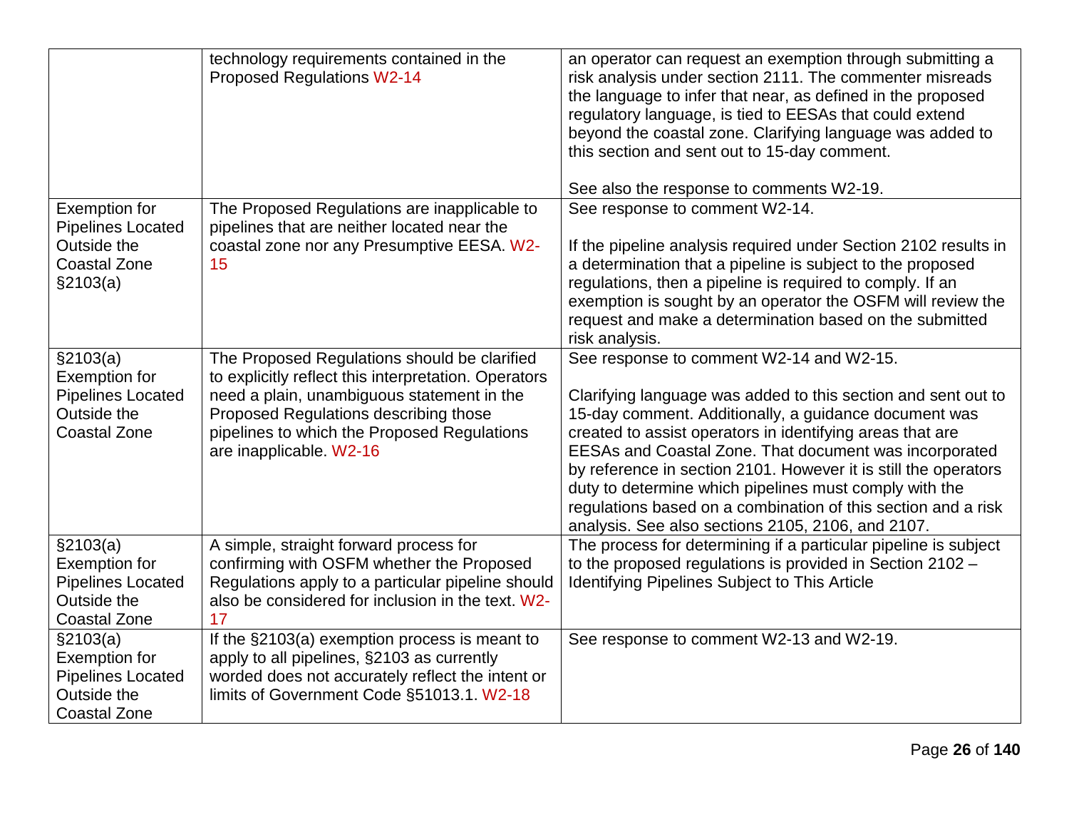| | | |
|---|---|---|
| | technology requirements contained in the Proposed Regulations W2-14 | an operator can request an exemption through submitting a risk analysis under section 2111. The commenter misreads the language to infer that near, as defined in the proposed regulatory language, is tied to EESAs that could extend beyond the coastal zone. Clarifying language was added to this section and sent out to 15-day comment.<br><br>See also the response to comments W2-19. |
| Exemption for Pipelines Located Outside the Coastal Zone §2103(a) | The Proposed Regulations are inapplicable to pipelines that are neither located near the coastal zone nor any Presumptive EESA. W2-15 | See response to comment W2-14.<br><br>If the pipeline analysis required under Section 2102 results in a determination that a pipeline is subject to the proposed regulations, then a pipeline is required to comply. If an exemption is sought by an operator the OSFM will review the request and make a determination based on the submitted risk analysis. |
| §2103(a) Exemption for Pipelines Located Outside the Coastal Zone | The Proposed Regulations should be clarified to explicitly reflect this interpretation. Operators need a plain, unambiguous statement in the Proposed Regulations describing those pipelines to which the Proposed Regulations are inapplicable. W2-16 | See response to comment W2-14 and W2-15.<br><br>Clarifying language was added to this section and sent out to 15-day comment. Additionally, a guidance document was created to assist operators in identifying areas that are EESAs and Coastal Zone. That document was incorporated by reference in section 2101. However it is still the operators duty to determine which pipelines must comply with the regulations based on a combination of this section and a risk analysis. See also sections 2105, 2106, and 2107. |
| §2103(a) Exemption for Pipelines Located Outside the Coastal Zone | A simple, straight forward process for confirming with OSFM whether the Proposed Regulations apply to a particular pipeline should also be considered for inclusion in the text. W2-17 | The process for determining if a particular pipeline is subject to the proposed regulations is provided in Section 2102 – Identifying Pipelines Subject to This Article |
| §2103(a) Exemption for Pipelines Located Outside the Coastal Zone | If the §2103(a) exemption process is meant to apply to all pipelines, §2103 as currently worded does not accurately reflect the intent or limits of Government Code §51013.1. W2-18 | See response to comment W2-13 and W2-19. |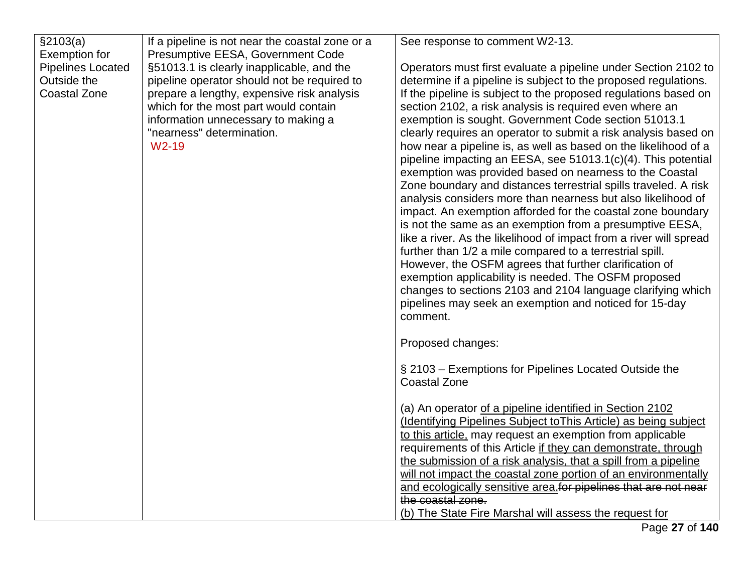| | | |
|---|---|---|
| §2103(a) Exemption for Pipelines Located Outside the Coastal Zone | If a pipeline is not near the coastal zone or a Presumptive EESA, Government Code §51013.1 is clearly inapplicable, and the pipeline operator should not be required to prepare a lengthy, expensive risk analysis which for the most part would contain information unnecessary to making a "nearness" determination.<br>W2-19 | See response to comment W2-13.<br><br>Operators must first evaluate a pipeline under Section 2102 to determine if a pipeline is subject to the proposed regulations. If the pipeline is subject to the proposed regulations based on section 2102, a risk analysis is required even where an exemption is sought. Government Code section 51013.1 clearly requires an operator to submit a risk analysis based on how near a pipeline is, as well as based on the likelihood of a pipeline impacting an EESA, see 51013.1(c)(4). This potential exemption was provided based on nearness to the Coastal Zone boundary and distances terrestrial spills traveled. A risk analysis considers more than nearness but also likelihood of impact. An exemption afforded for the coastal zone boundary is not the same as an exemption from a presumptive EESA, like a river. As the likelihood of impact from a river will spread further than 1/2 a mile compared to a terrestrial spill. However, the OSFM agrees that further clarification of exemption applicability is needed. The OSFM proposed changes to sections 2103 and 2104 language clarifying which pipelines may seek an exemption and noticed for 15-day comment.<br><br>Proposed changes:<br><br>§ 2103 – Exemptions for Pipelines Located Outside the Coastal Zone<br><br>(a) An operator <u>of a pipeline identified in Section 2102 (Identifying Pipelines Subject toThis Article) as being subject to this article,</u> may request an exemption from applicable requirements of this Article <u>if they can demonstrate, through the submission of a risk analysis, that a spill from a pipeline will not impact the coastal zone portion of an environmentally and ecologically sensitive area.</u>~~for pipelines that are not near the coastal zone.~~<br><u>(b) The State Fire Marshal will assess the request for</u> |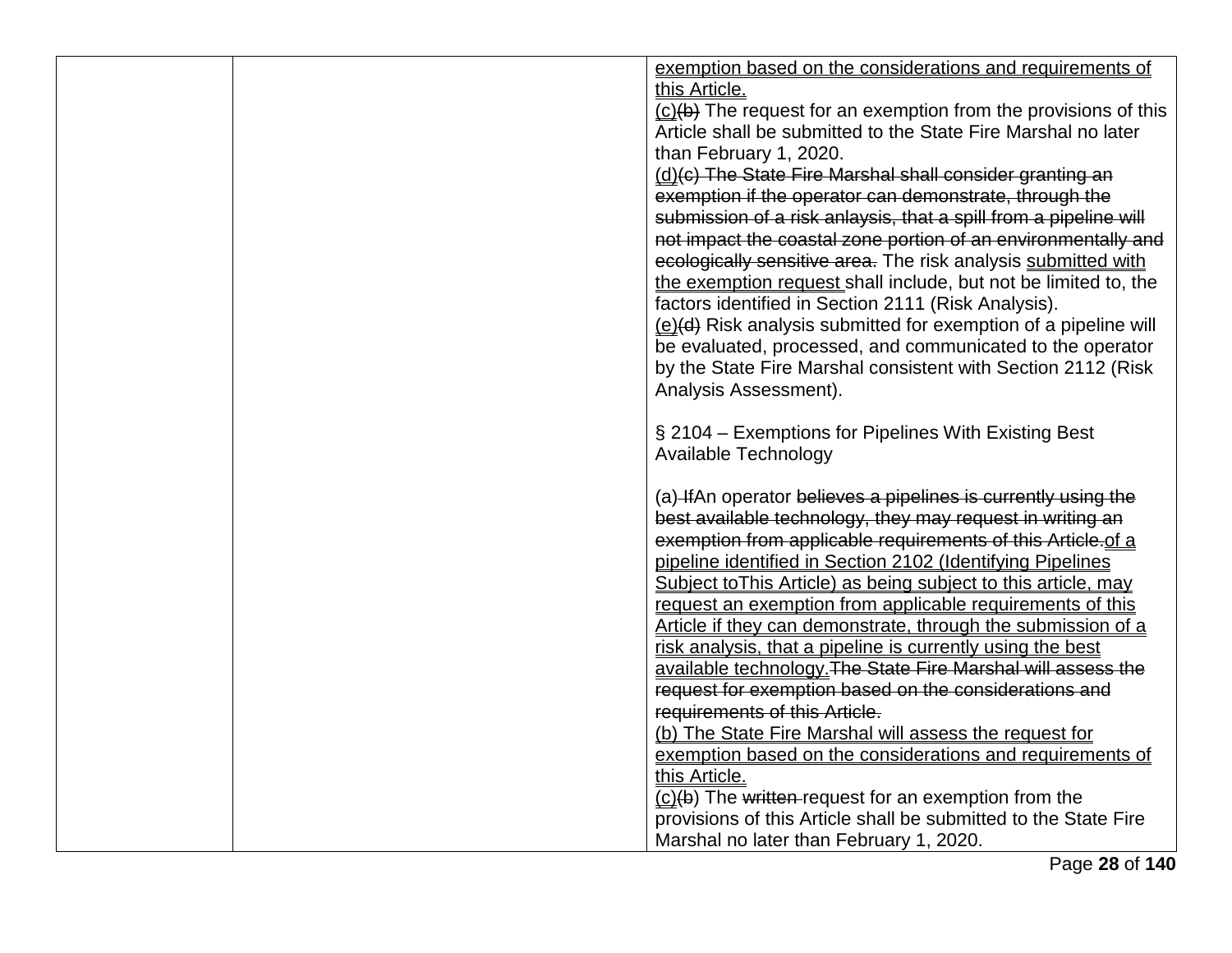| | | |
|---|---|---|
| | | <u>exemption based on the considerations and requirements of this Article.</u><br><u>(c)</u>~~(b)~~ The request for an exemption from the provisions of this Article shall be submitted to the State Fire Marshal no later than February 1, 2020.<br><u>(d)</u>~~(c) The State Fire Marshal shall consider granting an exemption if the operator can demonstrate, through the submission of a risk anlaysis, that a spill from a pipeline will not impact the coastal zone portion of an environmentally and ecologically sensitive area.~~ The risk analysis <u>submitted with the exemption request</u> shall include, but not be limited to, the factors identified in Section 2111 (Risk Analysis).<br><u>(e)</u>~~(d)~~ Risk analysis submitted for exemption of a pipeline will be evaluated, processed, and communicated to the operator by the State Fire Marshal consistent with Section 2112 (Risk Analysis Assessment).<br><br>§ 2104 – Exemptions for Pipelines With Existing Best Available Technology<br><br>(a) ~~If~~An operator ~~believes a pipelines is currently using the best available technology, they may request in writing an exemption from applicable requirements of this Article.~~<u>of a pipeline identified in Section 2102 (Identifying Pipelines Subject toThis Article) as being subject to this article, may request an exemption from applicable requirements of this Article if they can demonstrate, through the submission of a risk analysis, that a pipeline is currently using the best available technology.</u>~~The State Fire Marshal will assess the request for exemption based on the considerations and requirements of this Article.~~<br><u>(b) The State Fire Marshal will assess the request for exemption based on the considerations and requirements of this Article.</u><br><u>(c)</u>~~(b~~) The ~~written~~ request for an exemption from the provisions of this Article shall be submitted to the State Fire Marshal no later than February 1, 2020. |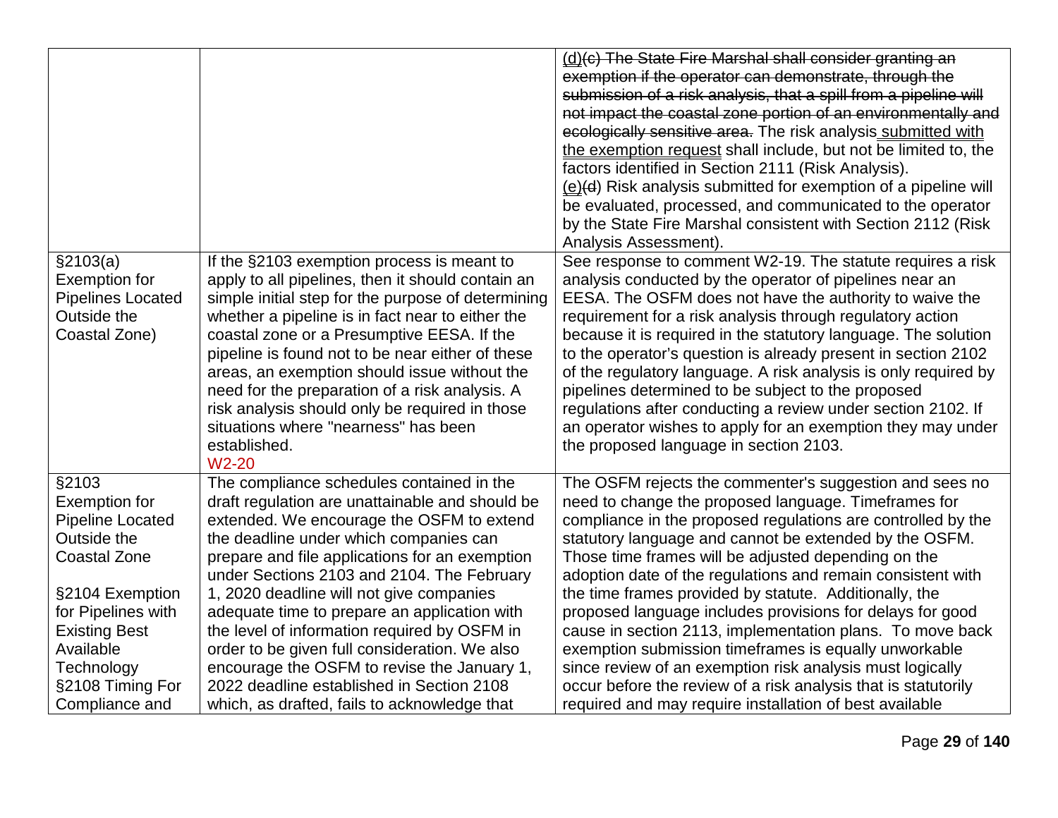| | | |
|---|---|---|
| | | <u>(d)</u>~~(c) The State Fire Marshal shall consider granting an exemption if the operator can demonstrate, through the submission of a risk analysis, that a spill from a pipeline will not impact the coastal zone portion of an environmentally and ecologically sensitive area.~~ The risk analysis <u>submitted with the exemption request</u> shall include, but not be limited to, the factors identified in Section 2111 (Risk Analysis).<br><u>(e)</u>~~(d)~~ Risk analysis submitted for exemption of a pipeline will be evaluated, processed, and communicated to the operator by the State Fire Marshal consistent with Section 2112 (Risk Analysis Assessment). |
| §2103(a) Exemption for Pipelines Located Outside the Coastal Zone) | If the §2103 exemption process is meant to apply to all pipelines, then it should contain an simple initial step for the purpose of determining whether a pipeline is in fact near to either the coastal zone or a Presumptive EESA. If the pipeline is found not to be near either of these areas, an exemption should issue without the need for the preparation of a risk analysis. A risk analysis should only be required in those situations where "nearness" has been established.<br>W2-20 | See response to comment W2-19. The statute requires a risk analysis conducted by the operator of pipelines near an EESA. The OSFM does not have the authority to waive the requirement for a risk analysis through regulatory action because it is required in the statutory language. The solution to the operator's question is already present in section 2102 of the regulatory language. A risk analysis is only required by pipelines determined to be subject to the proposed regulations after conducting a review under section 2102. If an operator wishes to apply for an exemption they may under the proposed language in section 2103. |
| §2103 Exemption for Pipeline Located Outside the Coastal Zone<br><br>§2104 Exemption for Pipelines with Existing Best Available Technology<br>§2108 Timing For Compliance and | The compliance schedules contained in the draft regulation are unattainable and should be extended. We encourage the OSFM to extend the deadline under which companies can prepare and file applications for an exemption under Sections 2103 and 2104. The February 1, 2020 deadline will not give companies adequate time to prepare an application with the level of information required by OSFM in order to be given full consideration. We also encourage the OSFM to revise the January 1, 2022 deadline established in Section 2108 which, as drafted, fails to acknowledge that | The OSFM rejects the commenter's suggestion and sees no need to change the proposed language. Timeframes for compliance in the proposed regulations are controlled by the statutory language and cannot be extended by the OSFM. Those time frames will be adjusted depending on the adoption date of the regulations and remain consistent with the time frames provided by statute. Additionally, the proposed language includes provisions for delays for good cause in section 2113, implementation plans. To move back exemption submission timeframes is equally unworkable since review of an exemption risk analysis must logically occur before the review of a risk analysis that is statutorily required and may require installation of best available |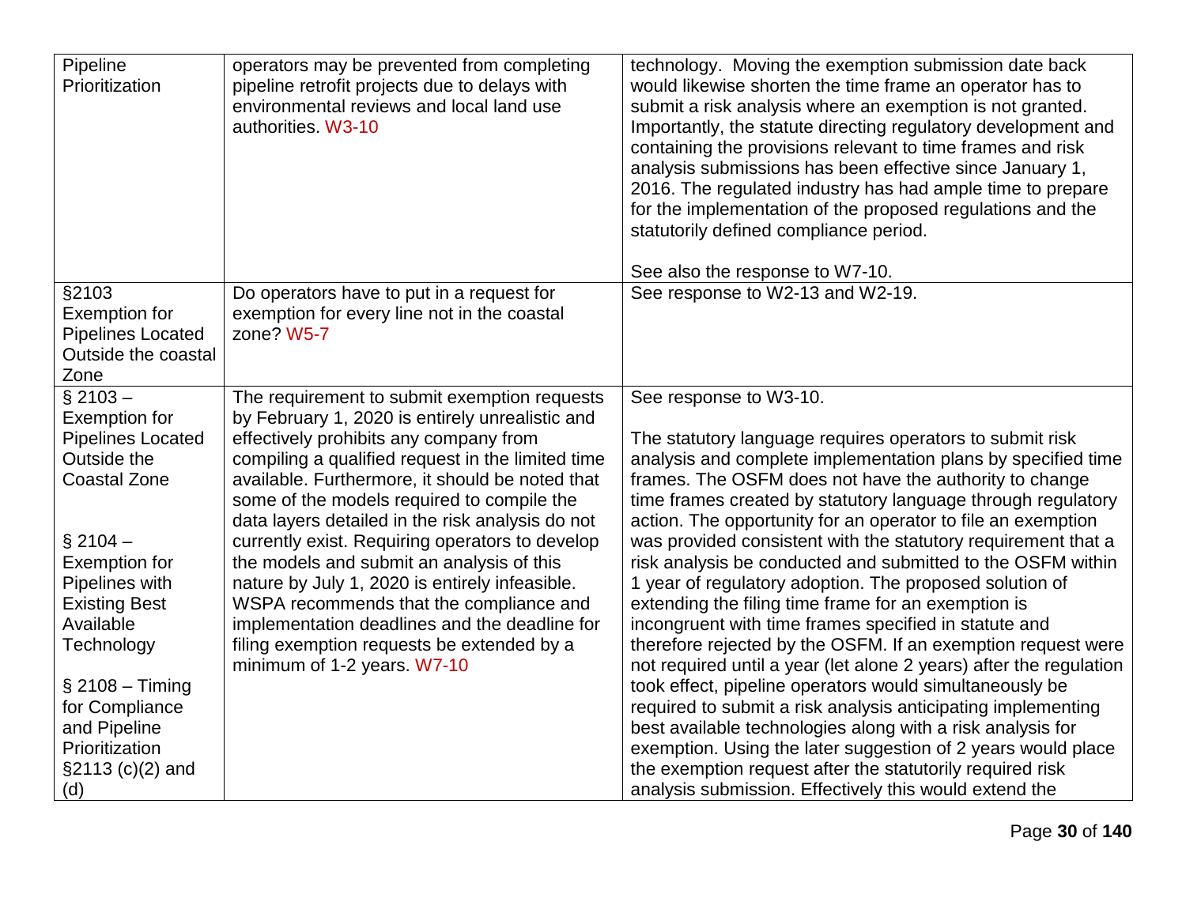| | | |
|---|---|---|
| Pipeline Prioritization | operators may be prevented from completing pipeline retrofit projects due to delays with environmental reviews and local land use authorities. W3-10 | technology. Moving the exemption submission date back would likewise shorten the time frame an operator has to submit a risk analysis where an exemption is not granted. Importantly, the statute directing regulatory development and containing the provisions relevant to time frames and risk analysis submissions has been effective since January 1, 2016. The regulated industry has had ample time to prepare for the implementation of the proposed regulations and the statutorily defined compliance period.<br><br>See also the response to W7-10. |
| §2103 Exemption for Pipelines Located Outside the coastal Zone | Do operators have to put in a request for exemption for every line not in the coastal zone? W5-7 | See response to W2-13 and W2-19. |
| § 2103 – Exemption for Pipelines Located Outside the Coastal Zone<br><br>§ 2104 – Exemption for Pipelines with Existing Best Available Technology<br><br>§ 2108 – Timing for Compliance and Pipeline Prioritization §2113 (c)(2) and (d) | The requirement to submit exemption requests by February 1, 2020 is entirely unrealistic and effectively prohibits any company from compiling a qualified request in the limited time available. Furthermore, it should be noted that some of the models required to compile the data layers detailed in the risk analysis do not currently exist. Requiring operators to develop the models and submit an analysis of this nature by July 1, 2020 is entirely infeasible. WSPA recommends that the compliance and implementation deadlines and the deadline for filing exemption requests be extended by a minimum of 1-2 years. W7-10 | See response to W3-10.<br><br>The statutory language requires operators to submit risk analysis and complete implementation plans by specified time frames. The OSFM does not have the authority to change time frames created by statutory language through regulatory action. The opportunity for an operator to file an exemption was provided consistent with the statutory requirement that a risk analysis be conducted and submitted to the OSFM within 1 year of regulatory adoption. The proposed solution of extending the filing time frame for an exemption is incongruent with time frames specified in statute and therefore rejected by the OSFM. If an exemption request were not required until a year (let alone 2 years) after the regulation took effect, pipeline operators would simultaneously be required to submit a risk analysis anticipating implementing best available technologies along with a risk analysis for exemption. Using the later suggestion of 2 years would place the exemption request after the statutorily required risk analysis submission. Effectively this would extend the |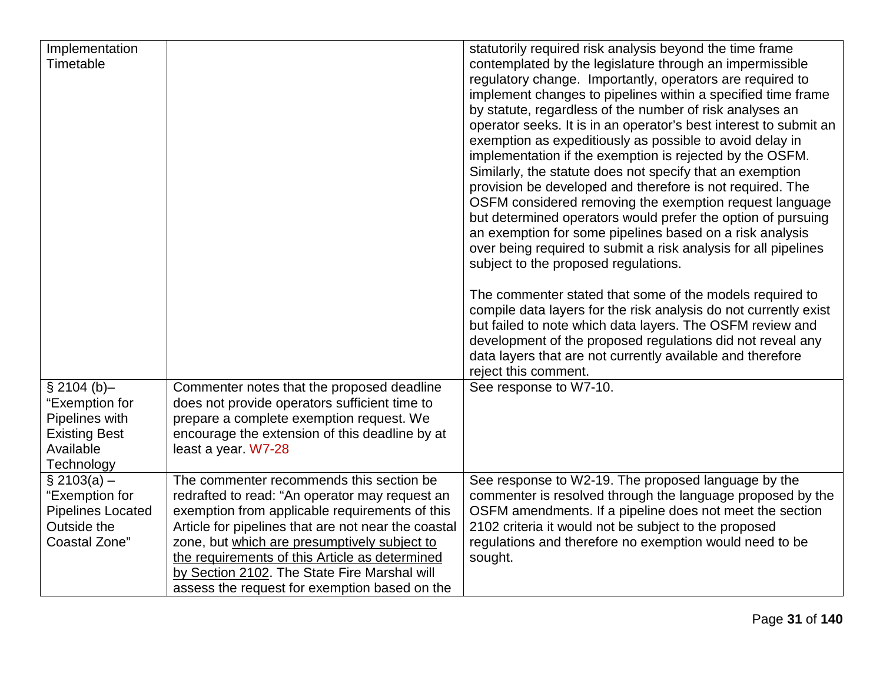| | | |
|---|---|---|
| Implementation Timetable | | statutorily required risk analysis beyond the time frame contemplated by the legislature through an impermissible regulatory change. Importantly, operators are required to implement changes to pipelines within a specified time frame by statute, regardless of the number of risk analyses an operator seeks. It is in an operator's best interest to submit an exemption as expeditiously as possible to avoid delay in implementation if the exemption is rejected by the OSFM. Similarly, the statute does not specify that an exemption provision be developed and therefore is not required. The OSFM considered removing the exemption request language but determined operators would prefer the option of pursuing an exemption for some pipelines based on a risk analysis over being required to submit a risk analysis for all pipelines subject to the proposed regulations.<br><br>The commenter stated that some of the models required to compile data layers for the risk analysis do not currently exist but failed to note which data layers. The OSFM review and development of the proposed regulations did not reveal any data layers that are not currently available and therefore reject this comment. |
| § 2104 (b)– "Exemption for Pipelines with Existing Best Available Technology | Commenter notes that the proposed deadline does not provide operators sufficient time to prepare a complete exemption request. We encourage the extension of this deadline by at least a year. W7-28 | See response to W7-10. |
| § 2103(a) – "Exemption for Pipelines Located Outside the Coastal Zone" | The commenter recommends this section be redrafted to read: "An operator may request an exemption from applicable requirements of this Article for pipelines that are not near the coastal zone, but <u>which are presumptively subject to the requirements of this Article as determined by Section 2102</u>. The State Fire Marshal will assess the request for exemption based on the | See response to W2-19. The proposed language by the commenter is resolved through the language proposed by the OSFM amendments. If a pipeline does not meet the section 2102 criteria it would not be subject to the proposed regulations and therefore no exemption would need to be sought. |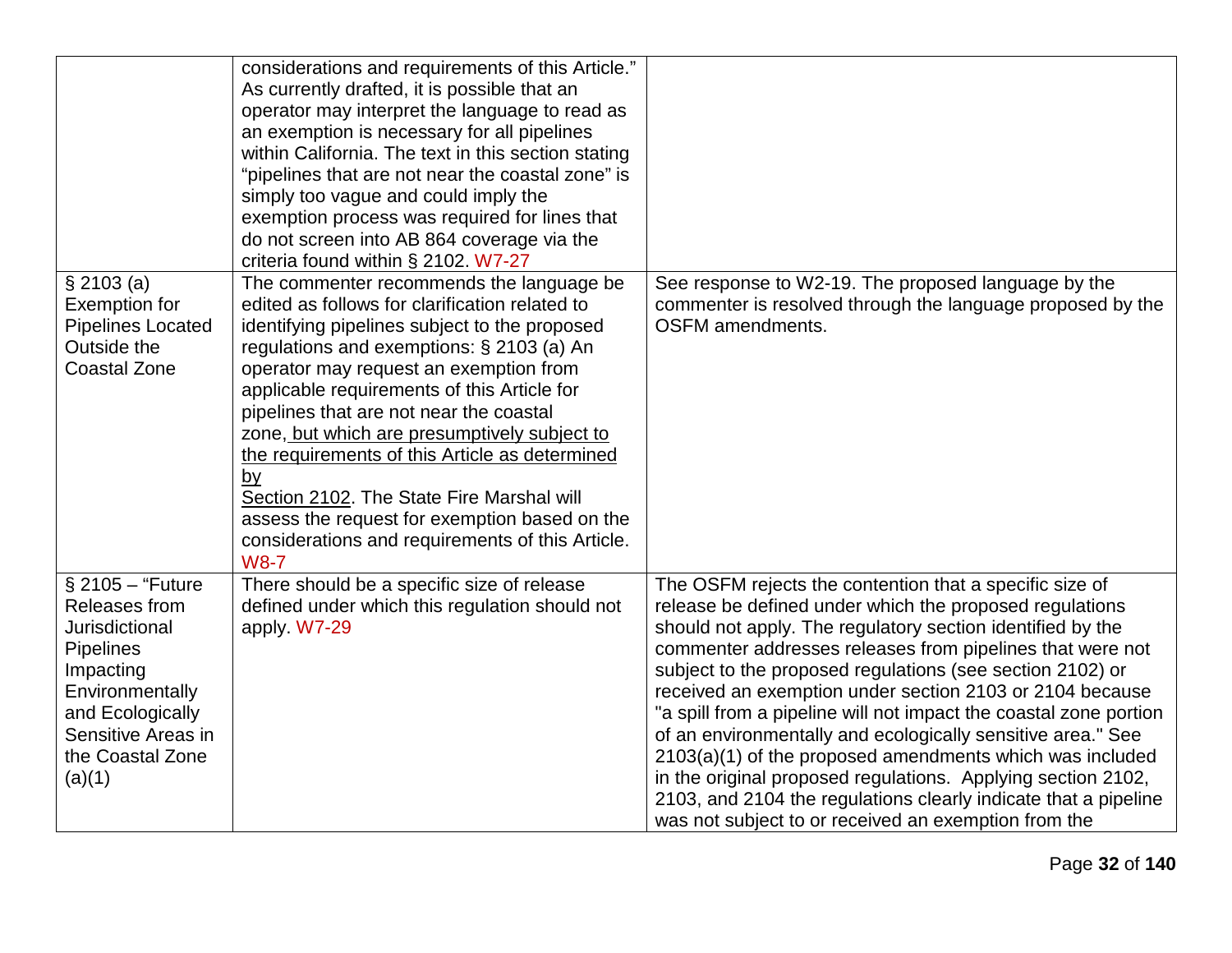| | | |
|---|---|---|
| | considerations and requirements of this Article." As currently drafted, it is possible that an operator may interpret the language to read as an exemption is necessary for all pipelines within California. The text in this section stating "pipelines that are not near the coastal zone" is simply too vague and could imply the exemption process was required for lines that do not screen into AB 864 coverage via the criteria found within § 2102. W7-27 | |
| § 2103 (a) Exemption for Pipelines Located Outside the Coastal Zone | The commenter recommends the language be edited as follows for clarification related to identifying pipelines subject to the proposed regulations and exemptions: § 2103 (a) An operator may request an exemption from applicable requirements of this Article for pipelines that are not near the coastal zone, <u>but which are presumptively subject to the requirements of this Article as determined by Section 2102</u>. The State Fire Marshal will assess the request for exemption based on the considerations and requirements of this Article. W8-7 | See response to W2-19. The proposed language by the commenter is resolved through the language proposed by the OSFM amendments. |
| § 2105 – "Future Releases from Jurisdictional Pipelines Impacting Environmentally and Ecologically Sensitive Areas in the Coastal Zone (a)(1) | There should be a specific size of release defined under which this regulation should not apply. W7-29 | The OSFM rejects the contention that a specific size of release be defined under which the proposed regulations should not apply. The regulatory section identified by the commenter addresses releases from pipelines that were not subject to the proposed regulations (see section 2102) or received an exemption under section 2103 or 2104 because "a spill from a pipeline will not impact the coastal zone portion of an environmentally and ecologically sensitive area." See 2103(a)(1) of the proposed amendments which was included in the original proposed regulations. Applying section 2102, 2103, and 2104 the regulations clearly indicate that a pipeline was not subject to or received an exemption from the |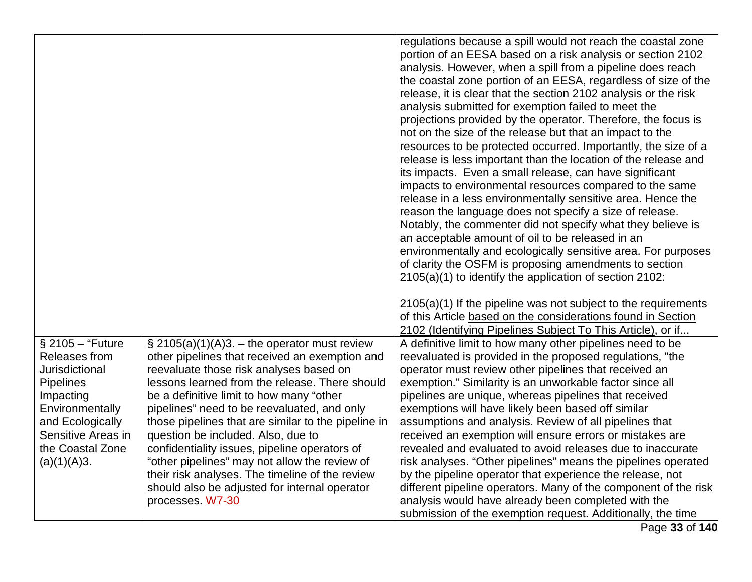| | | |
|---|---|---|
| | | regulations because a spill would not reach the coastal zone portion of an EESA based on a risk analysis or section 2102 analysis. However, when a spill from a pipeline does reach the coastal zone portion of an EESA, regardless of size of the release, it is clear that the section 2102 analysis or the risk analysis submitted for exemption failed to meet the projections provided by the operator. Therefore, the focus is not on the size of the release but that an impact to the resources to be protected occurred. Importantly, the size of a release is less important than the location of the release and its impacts. Even a small release, can have significant impacts to environmental resources compared to the same release in a less environmentally sensitive area. Hence the reason the language does not specify a size of release. Notably, the commenter did not specify what they believe is an acceptable amount of oil to be released in an environmentally and ecologically sensitive area. For purposes of clarity the OSFM is proposing amendments to section 2105(a)(1) to identify the application of section 2102:<br><br>2105(a)(1) If the pipeline was not subject to the requirements of this Article <u>based on the considerations found in Section 2102 (Identifying Pipelines Subject To This Article)</u>, or if... |
| § 2105 – "Future Releases from Jurisdictional Pipelines Impacting Environmentally and Ecologically Sensitive Areas in the Coastal Zone (a)(1)(A)3. | § 2105(a)(1)(A)3. – the operator must review other pipelines that received an exemption and reevaluate those risk analyses based on lessons learned from the release. There should be a definitive limit to how many "other pipelines" need to be reevaluated, and only those pipelines that are similar to the pipeline in question be included. Also, due to confidentiality issues, pipeline operators of "other pipelines" may not allow the review of their risk analyses. The timeline of the review should also be adjusted for internal operator processes. W7-30 | A definitive limit to how many other pipelines need to be reevaluated is provided in the proposed regulations, "the operator must review other pipelines that received an exemption." Similarity is an unworkable factor since all pipelines are unique, whereas pipelines that received exemptions will have likely been based off similar assumptions and analysis. Review of all pipelines that received an exemption will ensure errors or mistakes are revealed and evaluated to avoid releases due to inaccurate risk analyses. "Other pipelines" means the pipelines operated by the pipeline operator that experience the release, not different pipeline operators. Many of the component of the risk analysis would have already been completed with the submission of the exemption request. Additionally, the time |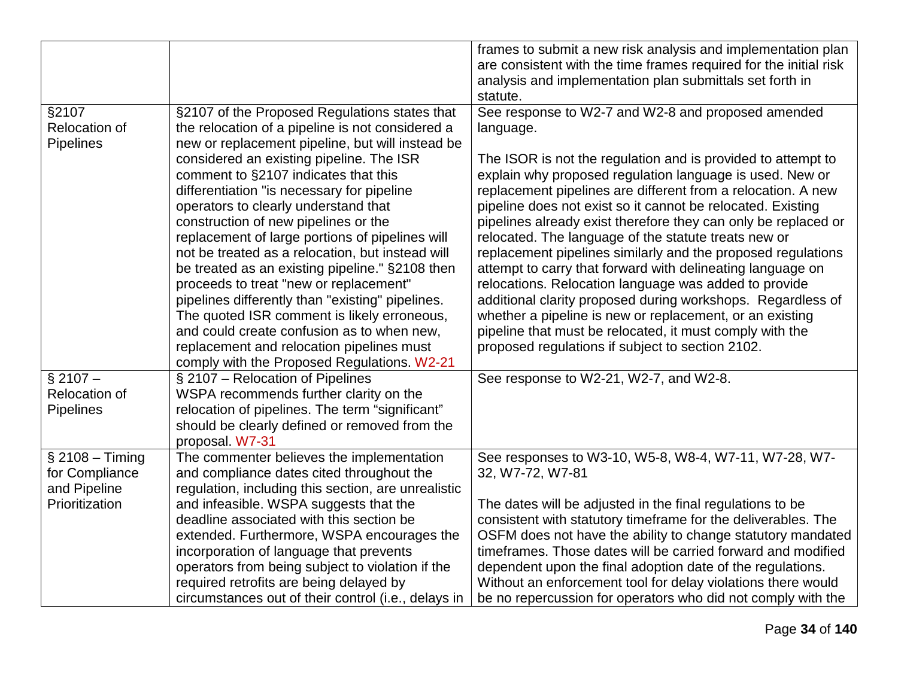| | | |
|---|---|---|
| | | frames to submit a new risk analysis and implementation plan are consistent with the time frames required for the initial risk analysis and implementation plan submittals set forth in statute. |
| §2107 Relocation of Pipelines | §2107 of the Proposed Regulations states that the relocation of a pipeline is not considered a new or replacement pipeline, but will instead be considered an existing pipeline. The ISR comment to §2107 indicates that this differentiation "is necessary for pipeline operators to clearly understand that construction of new pipelines or the replacement of large portions of pipelines will not be treated as a relocation, but instead will be treated as an existing pipeline." §2108 then proceeds to treat "new or replacement" pipelines differently than "existing" pipelines. The quoted ISR comment is likely erroneous, and could create confusion as to when new, replacement and relocation pipelines must comply with the Proposed Regulations. W2-21 | See response to W2-7 and W2-8 and proposed amended language.<br><br>The ISOR is not the regulation and is provided to attempt to explain why proposed regulation language is used. New or replacement pipelines are different from a relocation. A new pipeline does not exist so it cannot be relocated. Existing pipelines already exist therefore they can only be replaced or relocated. The language of the statute treats new or replacement pipelines similarly and the proposed regulations attempt to carry that forward with delineating language on relocations. Relocation language was added to provide additional clarity proposed during workshops. Regardless of whether a pipeline is new or replacement, or an existing pipeline that must be relocated, it must comply with the proposed regulations if subject to section 2102. |
| § 2107 – Relocation of Pipelines | § 2107 – Relocation of Pipelines<br>WSPA recommends further clarity on the relocation of pipelines. The term "significant" should be clearly defined or removed from the proposal. W7-31 | See response to W2-21, W2-7, and W2-8. |
| § 2108 – Timing for Compliance and Pipeline Prioritization | The commenter believes the implementation and compliance dates cited throughout the regulation, including this section, are unrealistic and infeasible. WSPA suggests that the deadline associated with this section be extended. Furthermore, WSPA encourages the incorporation of language that prevents operators from being subject to violation if the required retrofits are being delayed by circumstances out of their control (i.e., delays in | See responses to W3-10, W5-8, W8-4, W7-11, W7-28, W7-32, W7-72, W7-81<br><br>The dates will be adjusted in the final regulations to be consistent with statutory timeframe for the deliverables. The OSFM does not have the ability to change statutory mandated timeframes. Those dates will be carried forward and modified dependent upon the final adoption date of the regulations. Without an enforcement tool for delay violations there would be no repercussion for operators who did not comply with the |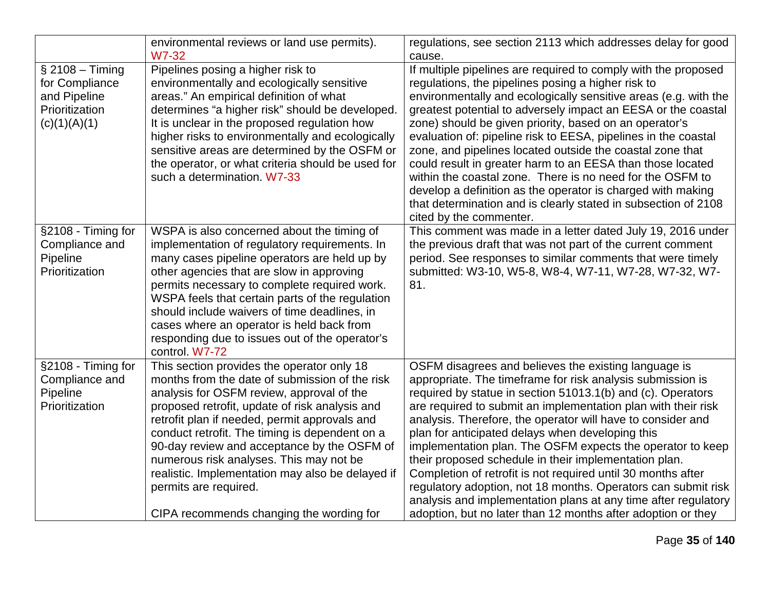| | | |
|---|---|---|
| | environmental reviews or land use permits). W7-32 | regulations, see section 2113 which addresses delay for good cause. |
| § 2108 – Timing for Compliance and Pipeline Prioritization (c)(1)(A)(1) | Pipelines posing a higher risk to environmentally and ecologically sensitive areas." An empirical definition of what determines "a higher risk" should be developed. It is unclear in the proposed regulation how higher risks to environmentally and ecologically sensitive areas are determined by the OSFM or the operator, or what criteria should be used for such a determination. W7-33 | If multiple pipelines are required to comply with the proposed regulations, the pipelines posing a higher risk to environmentally and ecologically sensitive areas (e.g. with the greatest potential to adversely impact an EESA or the coastal zone) should be given priority, based on an operator's evaluation of: pipeline risk to EESA, pipelines in the coastal zone, and pipelines located outside the coastal zone that could result in greater harm to an EESA than those located within the coastal zone. There is no need for the OSFM to develop a definition as the operator is charged with making that determination and is clearly stated in subsection of 2108 cited by the commenter. |
| §2108 - Timing for Compliance and Pipeline Prioritization | WSPA is also concerned about the timing of implementation of regulatory requirements. In many cases pipeline operators are held up by other agencies that are slow in approving permits necessary to complete required work. WSPA feels that certain parts of the regulation should include waivers of time deadlines, in cases where an operator is held back from responding due to issues out of the operator's control. W7-72 | This comment was made in a letter dated July 19, 2016 under the previous draft that was not part of the current comment period. See responses to similar comments that were timely submitted: W3-10, W5-8, W8-4, W7-11, W7-28, W7-32, W7-81. |
| §2108 - Timing for Compliance and Pipeline Prioritization | This section provides the operator only 18 months from the date of submission of the risk analysis for OSFM review, approval of the proposed retrofit, update of risk analysis and retrofit plan if needed, permit approvals and conduct retrofit. The timing is dependent on a 90-day review and acceptance by the OSFM of numerous risk analyses. This may not be realistic. Implementation may also be delayed if permits are required.<br><br>CIPA recommends changing the wording for | OSFM disagrees and believes the existing language is appropriate. The timeframe for risk analysis submission is required by statue in section 51013.1(b) and (c). Operators are required to submit an implementation plan with their risk analysis. Therefore, the operator will have to consider and plan for anticipated delays when developing this implementation plan. The OSFM expects the operator to keep their proposed schedule in their implementation plan. Completion of retrofit is not required until 30 months after regulatory adoption, not 18 months. Operators can submit risk analysis and implementation plans at any time after regulatory adoption, but no later than 12 months after adoption or they |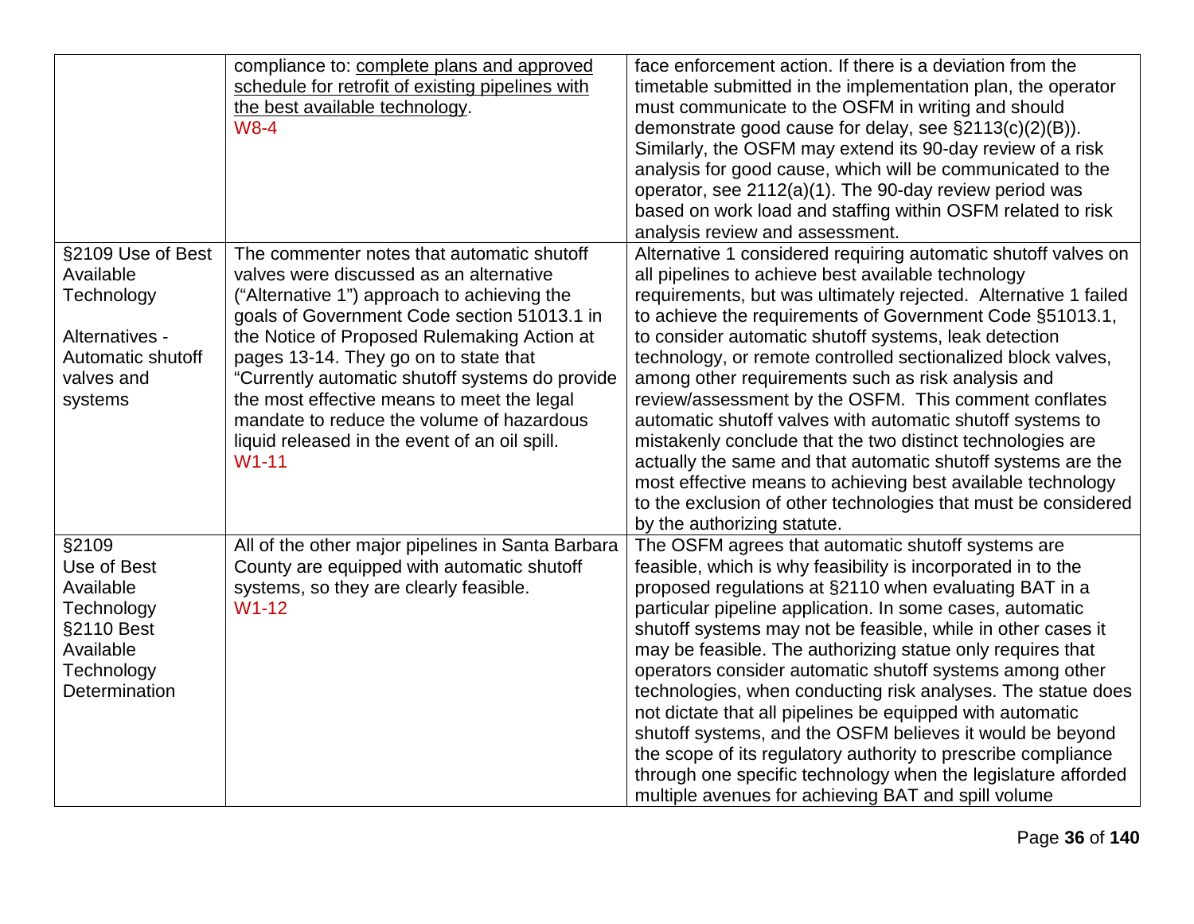| | | |
|---|---|---|
| | compliance to: complete plans and approved schedule for retrofit of existing pipelines with the best available technology.<br>W8-4 | face enforcement action. If there is a deviation from the timetable submitted in the implementation plan, the operator must communicate to the OSFM in writing and should demonstrate good cause for delay, see §2113(c)(2)(B)). Similarly, the OSFM may extend its 90-day review of a risk analysis for good cause, which will be communicated to the operator, see 2112(a)(1). The 90-day review period was based on work load and staffing within OSFM related to risk analysis review and assessment. |
| §2109 Use of Best Available Technology<br><br>Alternatives - Automatic shutoff valves and systems | The commenter notes that automatic shutoff valves were discussed as an alternative ("Alternative 1") approach to achieving the goals of Government Code section 51013.1 in the Notice of Proposed Rulemaking Action at pages 13-14. They go on to state that "Currently automatic shutoff systems do provide the most effective means to meet the legal mandate to reduce the volume of hazardous liquid released in the event of an oil spill.<br>W1-11 | Alternative 1 considered requiring automatic shutoff valves on all pipelines to achieve best available technology requirements, but was ultimately rejected. Alternative 1 failed to achieve the requirements of Government Code §51013.1, to consider automatic shutoff systems, leak detection technology, or remote controlled sectionalized block valves, among other requirements such as risk analysis and review/assessment by the OSFM. This comment conflates automatic shutoff valves with automatic shutoff systems to mistakenly conclude that the two distinct technologies are actually the same and that automatic shutoff systems are the most effective means to achieving best available technology to the exclusion of other technologies that must be considered by the authorizing statute. |
| §2109<br>Use of Best Available Technology<br>§2110 Best Available Technology Determination | All of the other major pipelines in Santa Barbara County are equipped with automatic shutoff systems, so they are clearly feasible.<br>W1-12 | The OSFM agrees that automatic shutoff systems are feasible, which is why feasibility is incorporated in to the proposed regulations at §2110 when evaluating BAT in a particular pipeline application. In some cases, automatic shutoff systems may not be feasible, while in other cases it may be feasible. The authorizing statue only requires that operators consider automatic shutoff systems among other technologies, when conducting risk analyses. The statue does not dictate that all pipelines be equipped with automatic shutoff systems, and the OSFM believes it would be beyond the scope of its regulatory authority to prescribe compliance through one specific technology when the legislature afforded multiple avenues for achieving BAT and spill volume |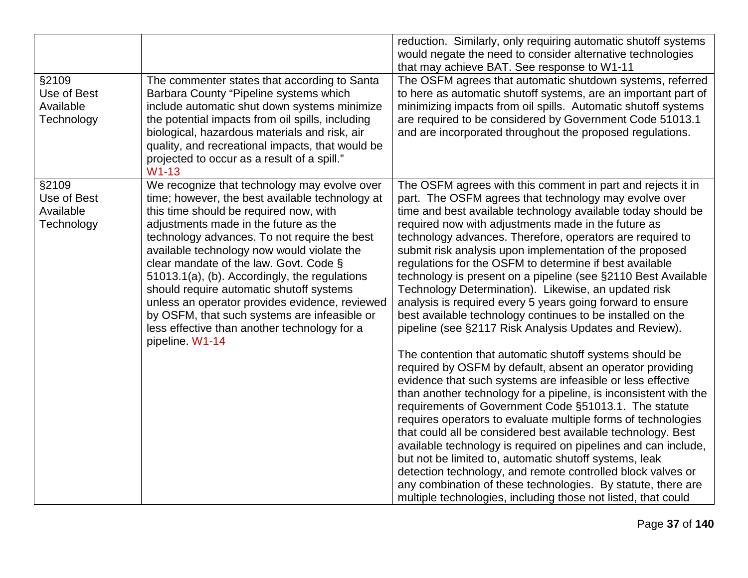| | | |
|---|---|---|
| | | reduction. Similarly, only requiring automatic shutoff systems would negate the need to consider alternative technologies that may achieve BAT. See response to W1-11 |
| §2109 Use of Best Available Technology | The commenter states that according to Santa Barbara County "Pipeline systems which include automatic shut down systems minimize the potential impacts from oil spills, including biological, hazardous materials and risk, air quality, and recreational impacts, that would be projected to occur as a result of a spill." W1-13 | The OSFM agrees that automatic shutdown systems, referred to here as automatic shutoff systems, are an important part of minimizing impacts from oil spills. Automatic shutoff systems are required to be considered by Government Code 51013.1 and are incorporated throughout the proposed regulations. |
| §2109 Use of Best Available Technology | We recognize that technology may evolve over time; however, the best available technology at this time should be required now, with adjustments made in the future as the technology advances. To not require the best available technology now would violate the clear mandate of the law. Govt. Code § 51013.1(a), (b). Accordingly, the regulations should require automatic shutoff systems unless an operator provides evidence, reviewed by OSFM, that such systems are infeasible or less effective than another technology for a pipeline. W1-14 | The OSFM agrees with this comment in part and rejects it in part. The OSFM agrees that technology may evolve over time and best available technology available today should be required now with adjustments made in the future as technology advances. Therefore, operators are required to submit risk analysis upon implementation of the proposed regulations for the OSFM to determine if best available technology is present on a pipeline (see §2110 Best Available Technology Determination). Likewise, an updated risk analysis is required every 5 years going forward to ensure best available technology continues to be installed on the pipeline (see §2117 Risk Analysis Updates and Review).<br><br>The contention that automatic shutoff systems should be required by OSFM by default, absent an operator providing evidence that such systems are infeasible or less effective than another technology for a pipeline, is inconsistent with the requirements of Government Code §51013.1. The statute requires operators to evaluate multiple forms of technologies that could all be considered best available technology. Best available technology is required on pipelines and can include, but not be limited to, automatic shutoff systems, leak detection technology, and remote controlled block valves or any combination of these technologies. By statute, there are multiple technologies, including those not listed, that could |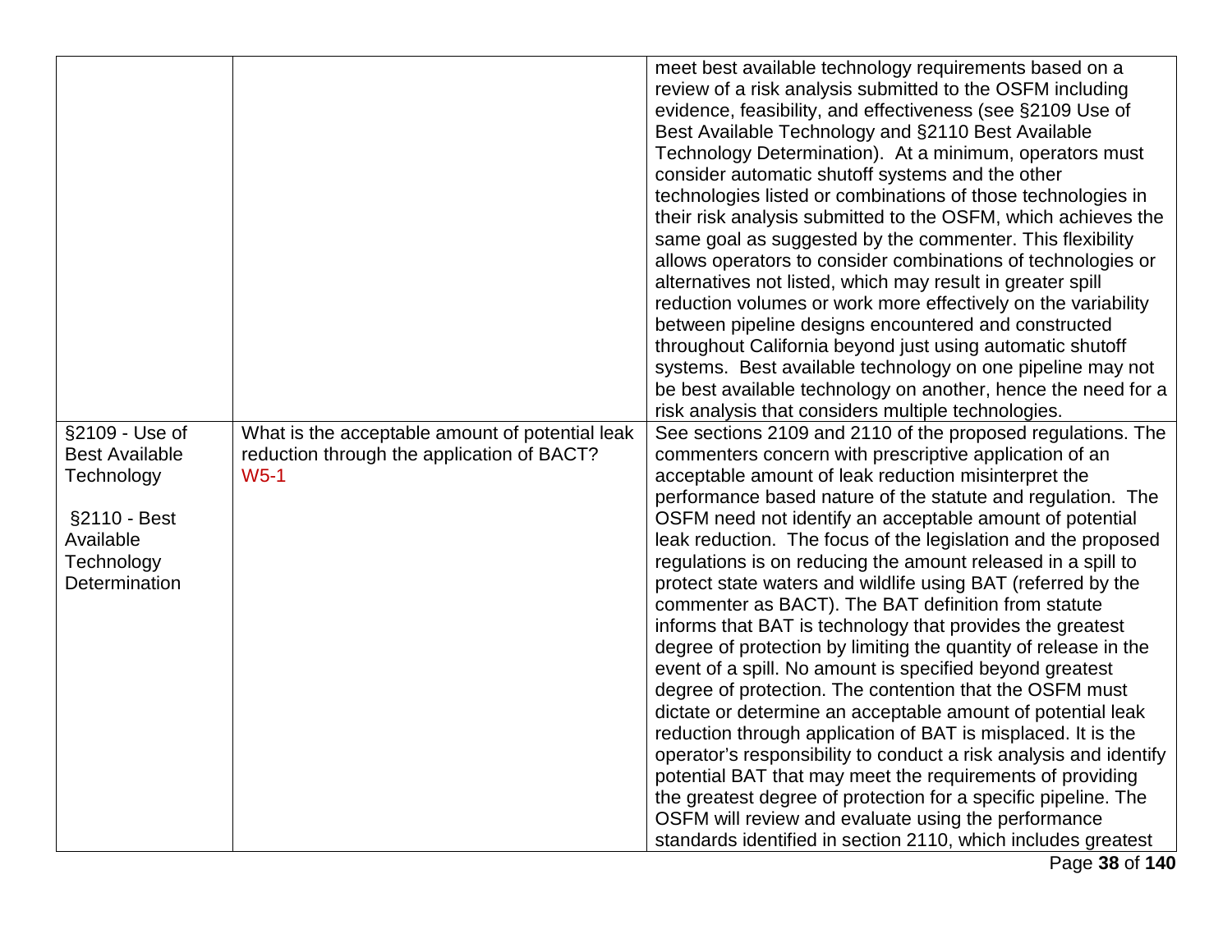| | | |
|---|---|---|
| | | meet best available technology requirements based on a review of a risk analysis submitted to the OSFM including evidence, feasibility, and effectiveness (see §2109 Use of Best Available Technology and §2110 Best Available Technology Determination). At a minimum, operators must consider automatic shutoff systems and the other technologies listed or combinations of those technologies in their risk analysis submitted to the OSFM, which achieves the same goal as suggested by the commenter. This flexibility allows operators to consider combinations of technologies or alternatives not listed, which may result in greater spill reduction volumes or work more effectively on the variability between pipeline designs encountered and constructed throughout California beyond just using automatic shutoff systems. Best available technology on one pipeline may not be best available technology on another, hence the need for a risk analysis that considers multiple technologies. |
| §2109 - Use of Best Available Technology<br><br>§2110 - Best Available Technology Determination | What is the acceptable amount of potential leak reduction through the application of BACT? W5-1 | See sections 2109 and 2110 of the proposed regulations. The commenters concern with prescriptive application of an acceptable amount of leak reduction misinterpret the performance based nature of the statute and regulation. The OSFM need not identify an acceptable amount of potential leak reduction. The focus of the legislation and the proposed regulations is on reducing the amount released in a spill to protect state waters and wildlife using BAT (referred by the commenter as BACT). The BAT definition from statute informs that BAT is technology that provides the greatest degree of protection by limiting the quantity of release in the event of a spill. No amount is specified beyond greatest degree of protection. The contention that the OSFM must dictate or determine an acceptable amount of potential leak reduction through application of BAT is misplaced. It is the operator's responsibility to conduct a risk analysis and identify potential BAT that may meet the requirements of providing the greatest degree of protection for a specific pipeline. The OSFM will review and evaluate using the performance standards identified in section 2110, which includes greatest |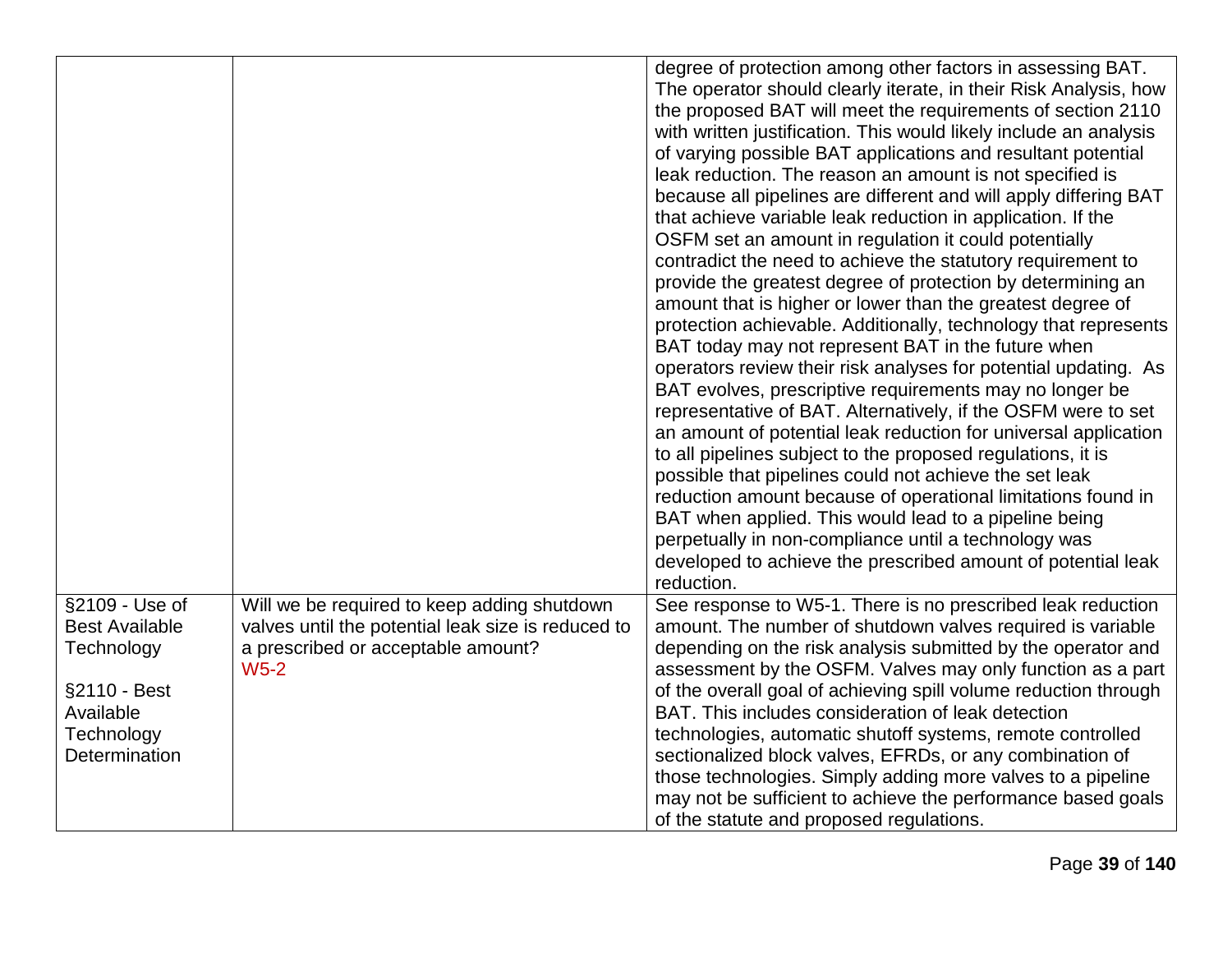| | | |
|---|---|---|
| | | degree of protection among other factors in assessing BAT. The operator should clearly iterate, in their Risk Analysis, how the proposed BAT will meet the requirements of section 2110 with written justification. This would likely include an analysis of varying possible BAT applications and resultant potential leak reduction. The reason an amount is not specified is because all pipelines are different and will apply differing BAT that achieve variable leak reduction in application. If the OSFM set an amount in regulation it could potentially contradict the need to achieve the statutory requirement to provide the greatest degree of protection by determining an amount that is higher or lower than the greatest degree of protection achievable. Additionally, technology that represents BAT today may not represent BAT in the future when operators review their risk analyses for potential updating. As BAT evolves, prescriptive requirements may no longer be representative of BAT. Alternatively, if the OSFM were to set an amount of potential leak reduction for universal application to all pipelines subject to the proposed regulations, it is possible that pipelines could not achieve the set leak reduction amount because of operational limitations found in BAT when applied. This would lead to a pipeline being perpetually in non-compliance until a technology was developed to achieve the prescribed amount of potential leak reduction. |
| §2109 - Use of Best Available Technology<br><br>§2110 - Best Available Technology Determination | Will we be required to keep adding shutdown valves until the potential leak size is reduced to a prescribed or acceptable amount?<br>W5-2 | See response to W5-1. There is no prescribed leak reduction amount. The number of shutdown valves required is variable depending on the risk analysis submitted by the operator and assessment by the OSFM. Valves may only function as a part of the overall goal of achieving spill volume reduction through BAT. This includes consideration of leak detection technologies, automatic shutoff systems, remote controlled sectionalized block valves, EFRDs, or any combination of those technologies. Simply adding more valves to a pipeline may not be sufficient to achieve the performance based goals of the statute and proposed regulations. |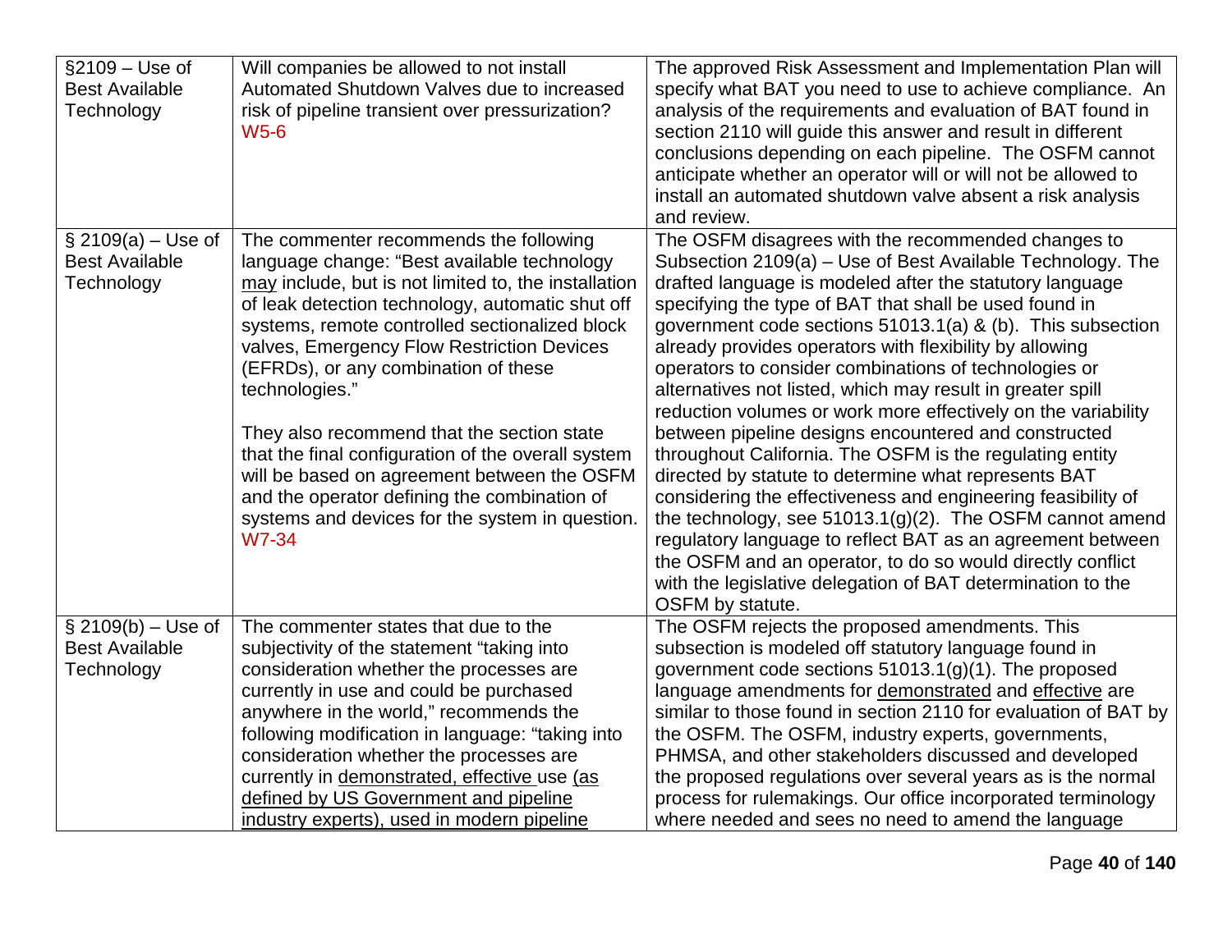| | | |
|---|---|---|
| §2109 – Use of Best Available Technology | Will companies be allowed to not install Automated Shutdown Valves due to increased risk of pipeline transient over pressurization? W5-6 | The approved Risk Assessment and Implementation Plan will specify what BAT you need to use to achieve compliance. An analysis of the requirements and evaluation of BAT found in section 2110 will guide this answer and result in different conclusions depending on each pipeline. The OSFM cannot anticipate whether an operator will or will not be allowed to install an automated shutdown valve absent a risk analysis and review. |
| § 2109(a) – Use of Best Available Technology | The commenter recommends the following language change: "Best available technology <u>may</u> include, but is not limited to, the installation of leak detection technology, automatic shut off systems, remote controlled sectionalized block valves, Emergency Flow Restriction Devices (EFRDs), or any combination of these technologies."<br><br>They also recommend that the section state that the final configuration of the overall system will be based on agreement between the OSFM and the operator defining the combination of systems and devices for the system in question. W7-34 | The OSFM disagrees with the recommended changes to Subsection 2109(a) – Use of Best Available Technology. The drafted language is modeled after the statutory language specifying the type of BAT that shall be used found in government code sections 51013.1(a) & (b). This subsection already provides operators with flexibility by allowing operators to consider combinations of technologies or alternatives not listed, which may result in greater spill reduction volumes or work more effectively on the variability between pipeline designs encountered and constructed throughout California. The OSFM is the regulating entity directed by statute to determine what represents BAT considering the effectiveness and engineering feasibility of the technology, see 51013.1(g)(2). The OSFM cannot amend regulatory language to reflect BAT as an agreement between the OSFM and an operator, to do so would directly conflict with the legislative delegation of BAT determination to the OSFM by statute. |
| § 2109(b) – Use of Best Available Technology | The commenter states that due to the subjectivity of the statement "taking into consideration whether the processes are currently in use and could be purchased anywhere in the world," recommends the following modification in language: "taking into consideration whether the processes are currently in <u>demonstrated, effective</u> use <u>(as defined by US Government and pipeline industry experts), used in modern pipeline</u> | The OSFM rejects the proposed amendments. This subsection is modeled off statutory language found in government code sections 51013.1(g)(1). The proposed language amendments for <u>demonstrated</u> and <u>effective</u> are similar to those found in section 2110 for evaluation of BAT by the OSFM. The OSFM, industry experts, governments, PHMSA, and other stakeholders discussed and developed the proposed regulations over several years as is the normal process for rulemakings. Our office incorporated terminology where needed and sees no need to amend the language |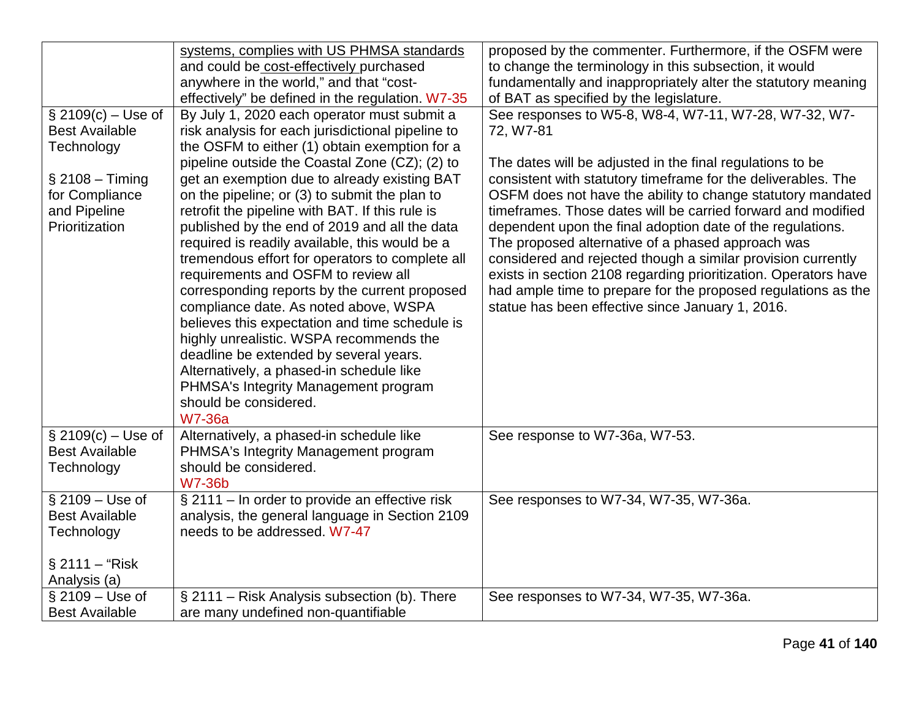| | | |
|---|---|---|
| | systems, complies with US PHMSA standards and could be cost-effectively purchased anywhere in the world," and that "cost-effectively" be defined in the regulation. W7-35 | proposed by the commenter. Furthermore, if the OSFM were to change the terminology in this subsection, it would fundamentally and inappropriately alter the statutory meaning of BAT as specified by the legislature. |
| § 2109(c) – Use of Best Available Technology<br><br>§ 2108 – Timing for Compliance and Pipeline Prioritization | By July 1, 2020 each operator must submit a risk analysis for each jurisdictional pipeline to the OSFM to either (1) obtain exemption for a pipeline outside the Coastal Zone (CZ); (2) to get an exemption due to already existing BAT on the pipeline; or (3) to submit the plan to retrofit the pipeline with BAT. If this rule is published by the end of 2019 and all the data required is readily available, this would be a tremendous effort for operators to complete all requirements and OSFM to review all corresponding reports by the current proposed compliance date. As noted above, WSPA believes this expectation and time schedule is highly unrealistic. WSPA recommends the deadline be extended by several years. Alternatively, a phased-in schedule like PHMSA's Integrity Management program should be considered.<br>W7-36a | See responses to W5-8, W8-4, W7-11, W7-28, W7-32, W7-72, W7-81<br><br>The dates will be adjusted in the final regulations to be consistent with statutory timeframe for the deliverables. The OSFM does not have the ability to change statutory mandated timeframes. Those dates will be carried forward and modified dependent upon the final adoption date of the regulations. The proposed alternative of a phased approach was considered and rejected though a similar provision currently exists in section 2108 regarding prioritization. Operators have had ample time to prepare for the proposed regulations as the statue has been effective since January 1, 2016. |
| § 2109(c) – Use of Best Available Technology | Alternatively, a phased-in schedule like PHMSA's Integrity Management program should be considered.<br>W7-36b | See response to W7-36a, W7-53. |
| § 2109 – Use of Best Available Technology<br><br>§ 2111 – "Risk Analysis (a) | § 2111 – In order to provide an effective risk analysis, the general language in Section 2109 needs to be addressed. W7-47 | See responses to W7-34, W7-35, W7-36a. |
| § 2109 – Use of Best Available | § 2111 – Risk Analysis subsection (b). There are many undefined non-quantifiable | See responses to W7-34, W7-35, W7-36a. |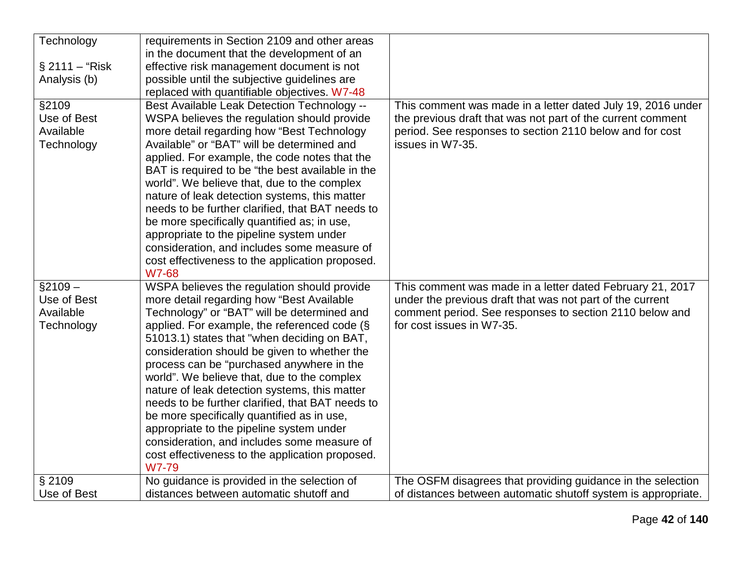| | | |
|---|---|---|
| Technology<br><br>§ 2111 – "Risk Analysis (b) | requirements in Section 2109 and other areas in the document that the development of an effective risk management document is not possible until the subjective guidelines are replaced with quantifiable objectives. W7-48 | |
| §2109<br>Use of Best Available Technology | Best Available Leak Detection Technology -- WSPA believes the regulation should provide more detail regarding how "Best Technology Available" or "BAT" will be determined and applied. For example, the code notes that the BAT is required to be "the best available in the world". We believe that, due to the complex nature of leak detection systems, this matter needs to be further clarified, that BAT needs to be more specifically quantified as; in use, appropriate to the pipeline system under consideration, and includes some measure of cost effectiveness to the application proposed. W7-68 | This comment was made in a letter dated July 19, 2016 under the previous draft that was not part of the current comment period. See responses to section 2110 below and for cost issues in W7-35. |
| §2109 –<br>Use of Best Available Technology | WSPA believes the regulation should provide more detail regarding how "Best Available Technology" or "BAT" will be determined and applied. For example, the referenced code (§ 51013.1) states that "when deciding on BAT, consideration should be given to whether the process can be "purchased anywhere in the world". We believe that, due to the complex nature of leak detection systems, this matter needs to be further clarified, that BAT needs to be more specifically quantified as in use, appropriate to the pipeline system under consideration, and includes some measure of cost effectiveness to the application proposed. W7-79 | This comment was made in a letter dated February 21, 2017 under the previous draft that was not part of the current comment period. See responses to section 2110 below and for cost issues in W7-35. |
| § 2109<br>Use of Best | No guidance is provided in the selection of distances between automatic shutoff and | The OSFM disagrees that providing guidance in the selection of distances between automatic shutoff system is appropriate. |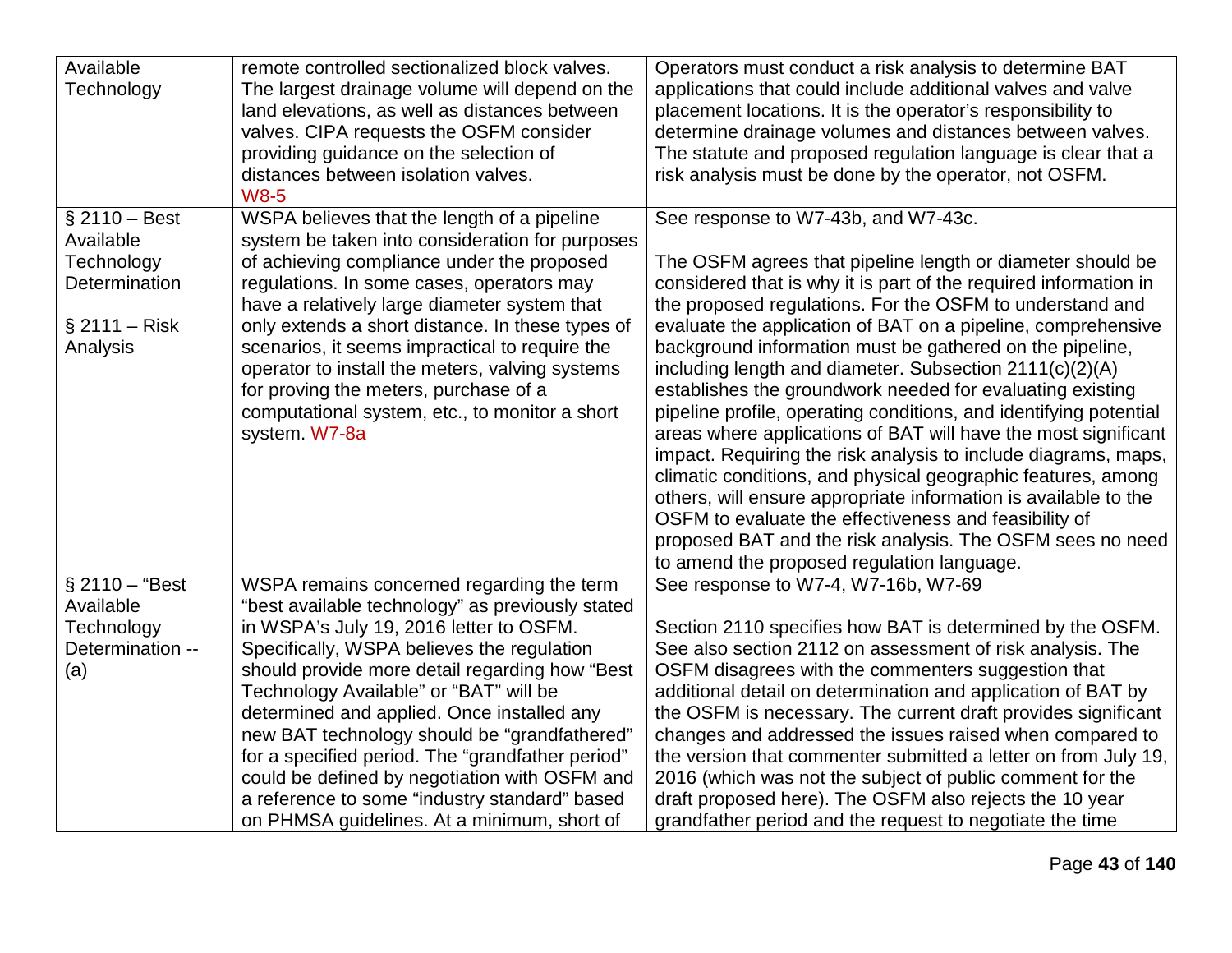| | | |
|---|---|---|
| Available Technology | remote controlled sectionalized block valves. The largest drainage volume will depend on the land elevations, as well as distances between valves. CIPA requests the OSFM consider providing guidance on the selection of distances between isolation valves. W8-5 | Operators must conduct a risk analysis to determine BAT applications that could include additional valves and valve placement locations. It is the operator's responsibility to determine drainage volumes and distances between valves. The statute and proposed regulation language is clear that a risk analysis must be done by the operator, not OSFM. |
| § 2110 – Best Available Technology Determination<br><br>§ 2111 – Risk Analysis | WSPA believes that the length of a pipeline system be taken into consideration for purposes of achieving compliance under the proposed regulations. In some cases, operators may have a relatively large diameter system that only extends a short distance. In these types of scenarios, it seems impractical to require the operator to install the meters, valving systems for proving the meters, purchase of a computational system, etc., to monitor a short system. W7-8a | See response to W7-43b, and W7-43c.<br><br>The OSFM agrees that pipeline length or diameter should be considered that is why it is part of the required information in the proposed regulations. For the OSFM to understand and evaluate the application of BAT on a pipeline, comprehensive background information must be gathered on the pipeline, including length and diameter. Subsection 2111(c)(2)(A) establishes the groundwork needed for evaluating existing pipeline profile, operating conditions, and identifying potential areas where applications of BAT will have the most significant impact. Requiring the risk analysis to include diagrams, maps, climatic conditions, and physical geographic features, among others, will ensure appropriate information is available to the OSFM to evaluate the effectiveness and feasibility of proposed BAT and the risk analysis. The OSFM sees no need to amend the proposed regulation language. |
| § 2110 – "Best Available Technology Determination -- (a) | WSPA remains concerned regarding the term "best available technology" as previously stated in WSPA's July 19, 2016 letter to OSFM. Specifically, WSPA believes the regulation should provide more detail regarding how "Best Technology Available" or "BAT" will be determined and applied. Once installed any new BAT technology should be "grandfathered" for a specified period. The "grandfather period" could be defined by negotiation with OSFM and a reference to some "industry standard" based on PHMSA guidelines. At a minimum, short of | See response to W7-4, W7-16b, W7-69<br><br>Section 2110 specifies how BAT is determined by the OSFM. See also section 2112 on assessment of risk analysis. The OSFM disagrees with the commenters suggestion that additional detail on determination and application of BAT by the OSFM is necessary. The current draft provides significant changes and addressed the issues raised when compared to the version that commenter submitted a letter on from July 19, 2016 (which was not the subject of public comment for the draft proposed here). The OSFM also rejects the 10 year grandfather period and the request to negotiate the time |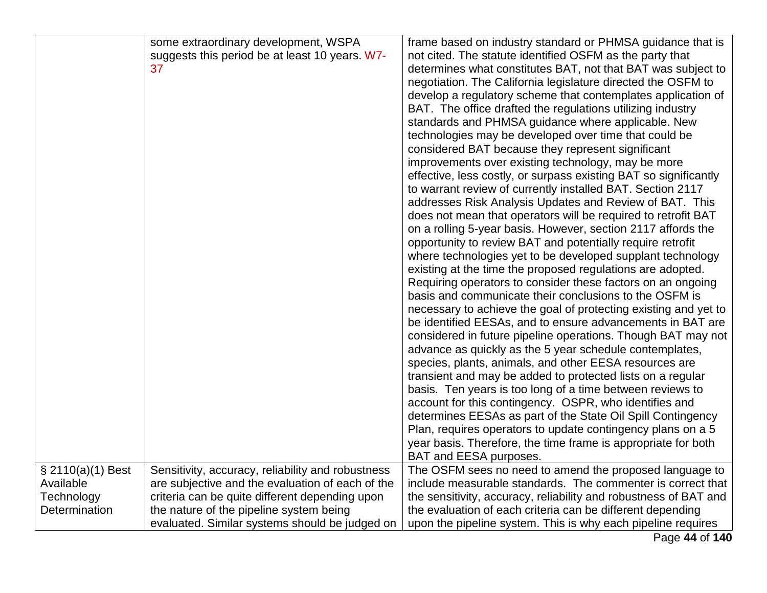| | | |
|---|---|---|
| | some extraordinary development, WSPA suggests this period be at least 10 years. W7-37 | frame based on industry standard or PHMSA guidance that is not cited. The statute identified OSFM as the party that determines what constitutes BAT, not that BAT was subject to negotiation. The California legislature directed the OSFM to develop a regulatory scheme that contemplates application of BAT. The office drafted the regulations utilizing industry standards and PHMSA guidance where applicable. New technologies may be developed over time that could be considered BAT because they represent significant improvements over existing technology, may be more effective, less costly, or surpass existing BAT so significantly to warrant review of currently installed BAT. Section 2117 addresses Risk Analysis Updates and Review of BAT. This does not mean that operators will be required to retrofit BAT on a rolling 5-year basis. However, section 2117 affords the opportunity to review BAT and potentially require retrofit where technologies yet to be developed supplant technology existing at the time the proposed regulations are adopted. Requiring operators to consider these factors on an ongoing basis and communicate their conclusions to the OSFM is necessary to achieve the goal of protecting existing and yet to be identified EESAs, and to ensure advancements in BAT are considered in future pipeline operations. Though BAT may not advance as quickly as the 5 year schedule contemplates, species, plants, animals, and other EESA resources are transient and may be added to protected lists on a regular basis. Ten years is too long of a time between reviews to account for this contingency. OSPR, who identifies and determines EESAs as part of the State Oil Spill Contingency Plan, requires operators to update contingency plans on a 5 year basis. Therefore, the time frame is appropriate for both BAT and EESA purposes. |
| § 2110(a)(1) Best Available Technology Determination | Sensitivity, accuracy, reliability and robustness are subjective and the evaluation of each of the criteria can be quite different depending upon the nature of the pipeline system being evaluated. Similar systems should be judged on | The OSFM sees no need to amend the proposed language to include measurable standards. The commenter is correct that the sensitivity, accuracy, reliability and robustness of BAT and the evaluation of each criteria can be different depending upon the pipeline system. This is why each pipeline requires |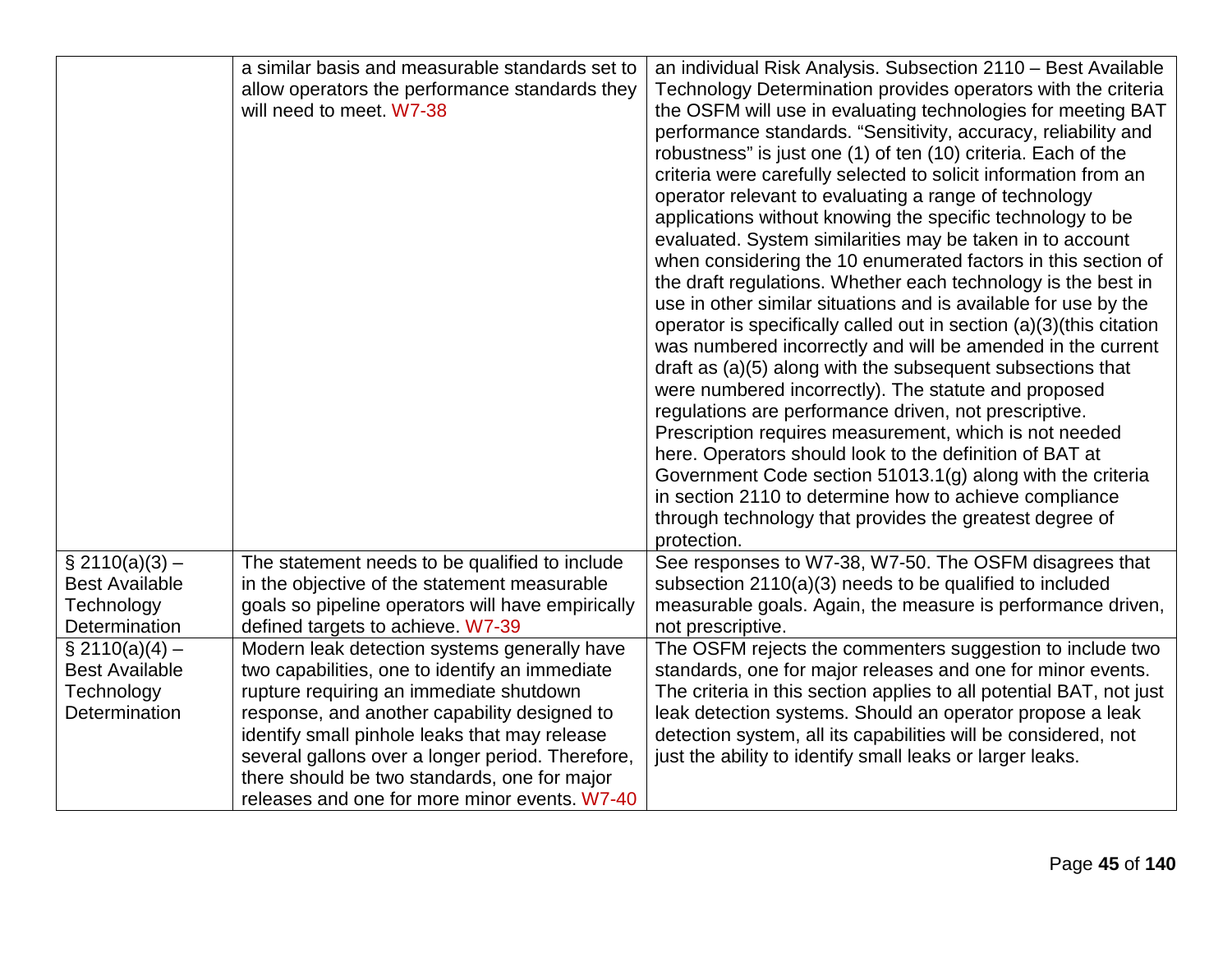| | | |
|---|---|---|
| | a similar basis and measurable standards set to allow operators the performance standards they will need to meet. W7-38 | an individual Risk Analysis. Subsection 2110 – Best Available Technology Determination provides operators with the criteria the OSFM will use in evaluating technologies for meeting BAT performance standards. "Sensitivity, accuracy, reliability and robustness" is just one (1) of ten (10) criteria. Each of the criteria were carefully selected to solicit information from an operator relevant to evaluating a range of technology applications without knowing the specific technology to be evaluated. System similarities may be taken in to account when considering the 10 enumerated factors in this section of the draft regulations. Whether each technology is the best in use in other similar situations and is available for use by the operator is specifically called out in section (a)(3)(this citation was numbered incorrectly and will be amended in the current draft as (a)(5) along with the subsequent subsections that were numbered incorrectly). The statute and proposed regulations are performance driven, not prescriptive. Prescription requires measurement, which is not needed here. Operators should look to the definition of BAT at Government Code section 51013.1(g) along with the criteria in section 2110 to determine how to achieve compliance through technology that provides the greatest degree of protection. |
| § 2110(a)(3) – Best Available Technology Determination | The statement needs to be qualified to include in the objective of the statement measurable goals so pipeline operators will have empirically defined targets to achieve. W7-39 | See responses to W7-38, W7-50. The OSFM disagrees that subsection 2110(a)(3) needs to be qualified to included measurable goals. Again, the measure is performance driven, not prescriptive. |
| § 2110(a)(4) – Best Available Technology Determination | Modern leak detection systems generally have two capabilities, one to identify an immediate rupture requiring an immediate shutdown response, and another capability designed to identify small pinhole leaks that may release several gallons over a longer period. Therefore, there should be two standards, one for major releases and one for more minor events. W7-40 | The OSFM rejects the commenters suggestion to include two standards, one for major releases and one for minor events. The criteria in this section applies to all potential BAT, not just leak detection systems. Should an operator propose a leak detection system, all its capabilities will be considered, not just the ability to identify small leaks or larger leaks. |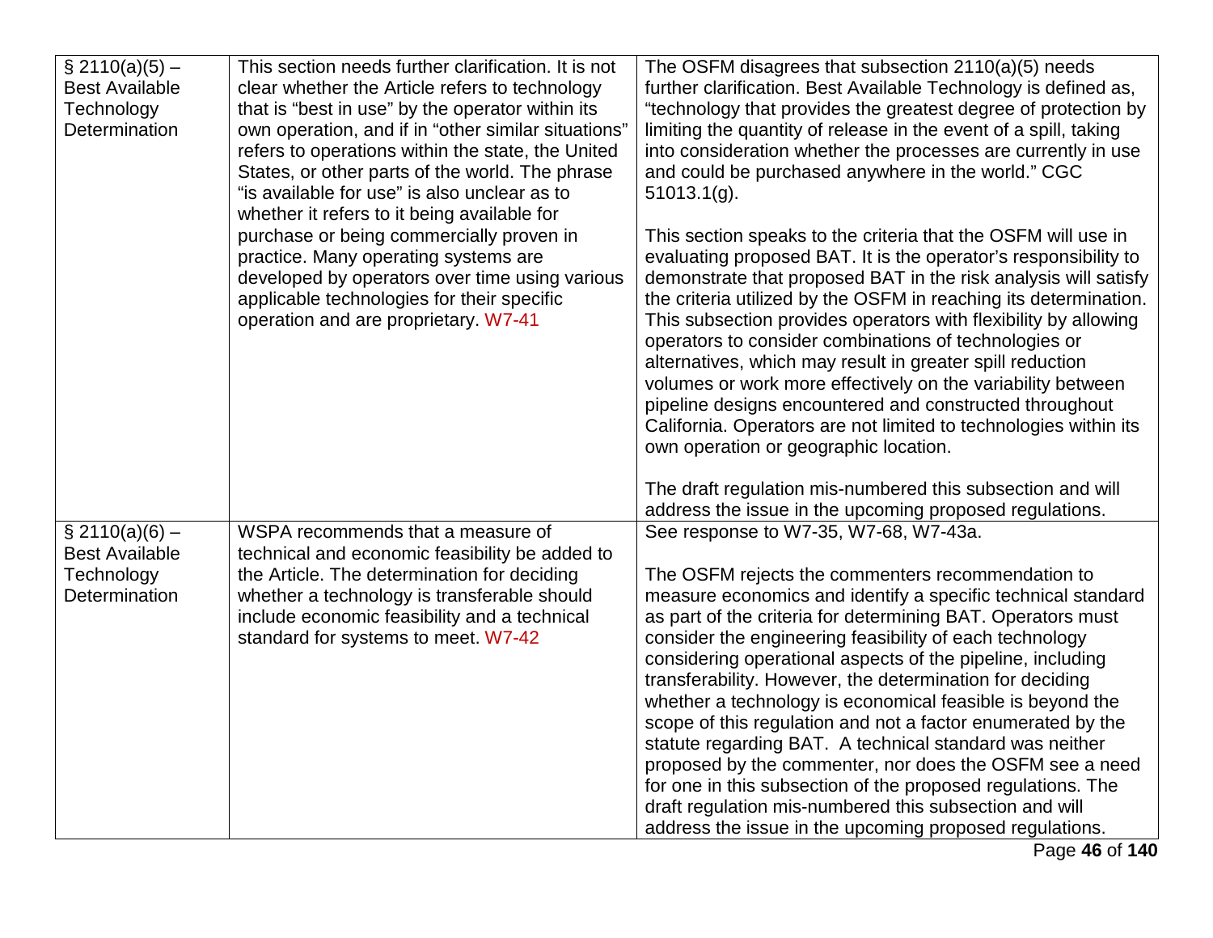| | | |
|---|---|---|
| § 2110(a)(5) – Best Available Technology Determination | This section needs further clarification. It is not clear whether the Article refers to technology that is "best in use" by the operator within its own operation, and if in "other similar situations" refers to operations within the state, the United States, or other parts of the world. The phrase "is available for use" is also unclear as to whether it refers to it being available for purchase or being commercially proven in practice. Many operating systems are developed by operators over time using various applicable technologies for their specific operation and are proprietary. W7-41 | The OSFM disagrees that subsection 2110(a)(5) needs further clarification. Best Available Technology is defined as, "technology that provides the greatest degree of protection by limiting the quantity of release in the event of a spill, taking into consideration whether the processes are currently in use and could be purchased anywhere in the world." CGC 51013.1(g).<br><br>This section speaks to the criteria that the OSFM will use in evaluating proposed BAT. It is the operator's responsibility to demonstrate that proposed BAT in the risk analysis will satisfy the criteria utilized by the OSFM in reaching its determination. This subsection provides operators with flexibility by allowing operators to consider combinations of technologies or alternatives, which may result in greater spill reduction volumes or work more effectively on the variability between pipeline designs encountered and constructed throughout California. Operators are not limited to technologies within its own operation or geographic location.<br><br>The draft regulation mis-numbered this subsection and will address the issue in the upcoming proposed regulations. |
| § 2110(a)(6) – Best Available Technology Determination | WSPA recommends that a measure of technical and economic feasibility be added to the Article. The determination for deciding whether a technology is transferable should include economic feasibility and a technical standard for systems to meet. W7-42 | See response to W7-35, W7-68, W7-43a.<br><br>The OSFM rejects the commenters recommendation to measure economics and identify a specific technical standard as part of the criteria for determining BAT. Operators must consider the engineering feasibility of each technology considering operational aspects of the pipeline, including transferability. However, the determination for deciding whether a technology is economical feasible is beyond the scope of this regulation and not a factor enumerated by the statute regarding BAT. A technical standard was neither proposed by the commenter, nor does the OSFM see a need for one in this subsection of the proposed regulations. The draft regulation mis-numbered this subsection and will address the issue in the upcoming proposed regulations. |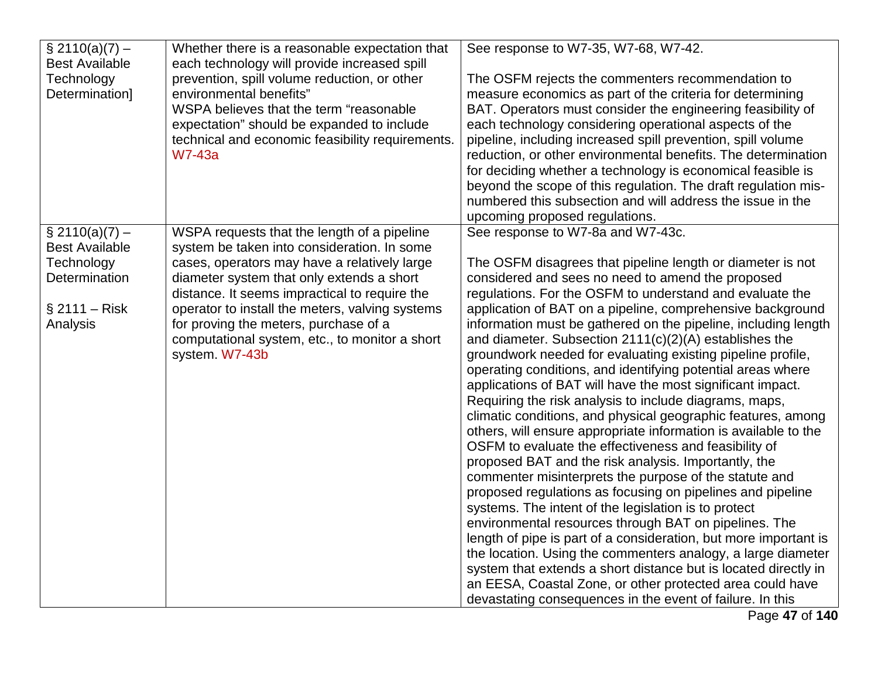| | | |
|---|---|---|
| § 2110(a)(7) – Best Available Technology Determination] | Whether there is a reasonable expectation that each technology will provide increased spill prevention, spill volume reduction, or other environmental benefits"<br>WSPA believes that the term "reasonable expectation" should be expanded to include technical and economic feasibility requirements. W7-43a | See response to W7-35, W7-68, W7-42.<br><br>The OSFM rejects the commenters recommendation to measure economics as part of the criteria for determining BAT. Operators must consider the engineering feasibility of each technology considering operational aspects of the pipeline, including increased spill prevention, spill volume reduction, or other environmental benefits. The determination for deciding whether a technology is economical feasible is beyond the scope of this regulation. The draft regulation mis-numbered this subsection and will address the issue in the upcoming proposed regulations. |
| § 2110(a)(7) – Best Available Technology Determination<br><br>§ 2111 – Risk Analysis | WSPA requests that the length of a pipeline system be taken into consideration. In some cases, operators may have a relatively large diameter system that only extends a short distance. It seems impractical to require the operator to install the meters, valving systems for proving the meters, purchase of a computational system, etc., to monitor a short system. W7-43b | See response to W7-8a and W7-43c.<br><br>The OSFM disagrees that pipeline length or diameter is not considered and sees no need to amend the proposed regulations. For the OSFM to understand and evaluate the application of BAT on a pipeline, comprehensive background information must be gathered on the pipeline, including length and diameter. Subsection 2111(c)(2)(A) establishes the groundwork needed for evaluating existing pipeline profile, operating conditions, and identifying potential areas where applications of BAT will have the most significant impact. Requiring the risk analysis to include diagrams, maps, climatic conditions, and physical geographic features, among others, will ensure appropriate information is available to the OSFM to evaluate the effectiveness and feasibility of proposed BAT and the risk analysis. Importantly, the commenter misinterprets the purpose of the statute and proposed regulations as focusing on pipelines and pipeline systems. The intent of the legislation is to protect environmental resources through BAT on pipelines. The length of pipe is part of a consideration, but more important is the location. Using the commenters analogy, a large diameter system that extends a short distance but is located directly in an EESA, Coastal Zone, or other protected area could have devastating consequences in the event of failure. In this |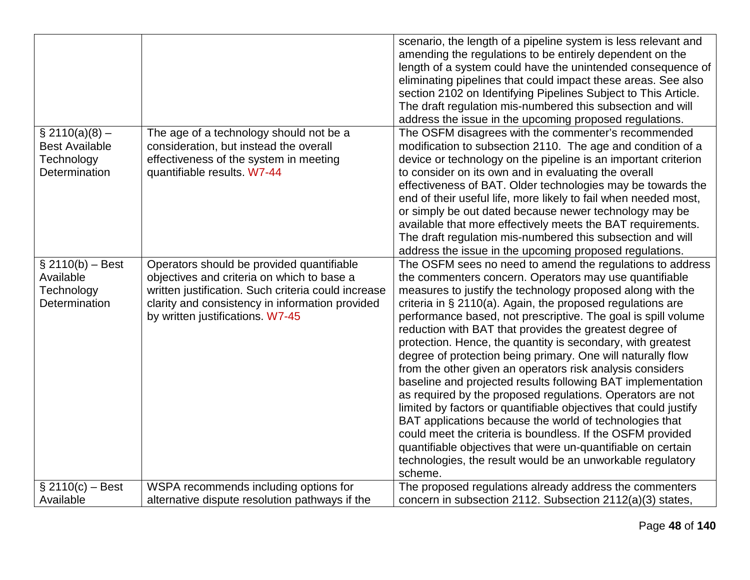| | | |
|---|---|---|
| | | scenario, the length of a pipeline system is less relevant and amending the regulations to be entirely dependent on the length of a system could have the unintended consequence of eliminating pipelines that could impact these areas. See also section 2102 on Identifying Pipelines Subject to This Article. The draft regulation mis-numbered this subsection and will address the issue in the upcoming proposed regulations. |
| § 2110(a)(8) – Best Available Technology Determination | The age of a technology should not be a consideration, but instead the overall effectiveness of the system in meeting quantifiable results. W7-44 | The OSFM disagrees with the commenter's recommended modification to subsection 2110. The age and condition of a device or technology on the pipeline is an important criterion to consider on its own and in evaluating the overall effectiveness of BAT. Older technologies may be towards the end of their useful life, more likely to fail when needed most, or simply be out dated because newer technology may be available that more effectively meets the BAT requirements. The draft regulation mis-numbered this subsection and will address the issue in the upcoming proposed regulations. |
| § 2110(b) – Best Available Technology Determination | Operators should be provided quantifiable objectives and criteria on which to base a written justification. Such criteria could increase clarity and consistency in information provided by written justifications. W7-45 | The OSFM sees no need to amend the regulations to address the commenters concern. Operators may use quantifiable measures to justify the technology proposed along with the criteria in § 2110(a). Again, the proposed regulations are performance based, not prescriptive. The goal is spill volume reduction with BAT that provides the greatest degree of protection. Hence, the quantity is secondary, with greatest degree of protection being primary. One will naturally flow from the other given an operators risk analysis considers baseline and projected results following BAT implementation as required by the proposed regulations. Operators are not limited by factors or quantifiable objectives that could justify BAT applications because the world of technologies that could meet the criteria is boundless. If the OSFM provided quantifiable objectives that were un-quantifiable on certain technologies, the result would be an unworkable regulatory scheme. |
| § 2110(c) – Best Available | WSPA recommends including options for alternative dispute resolution pathways if the | The proposed regulations already address the commenters concern in subsection 2112. Subsection 2112(a)(3) states, |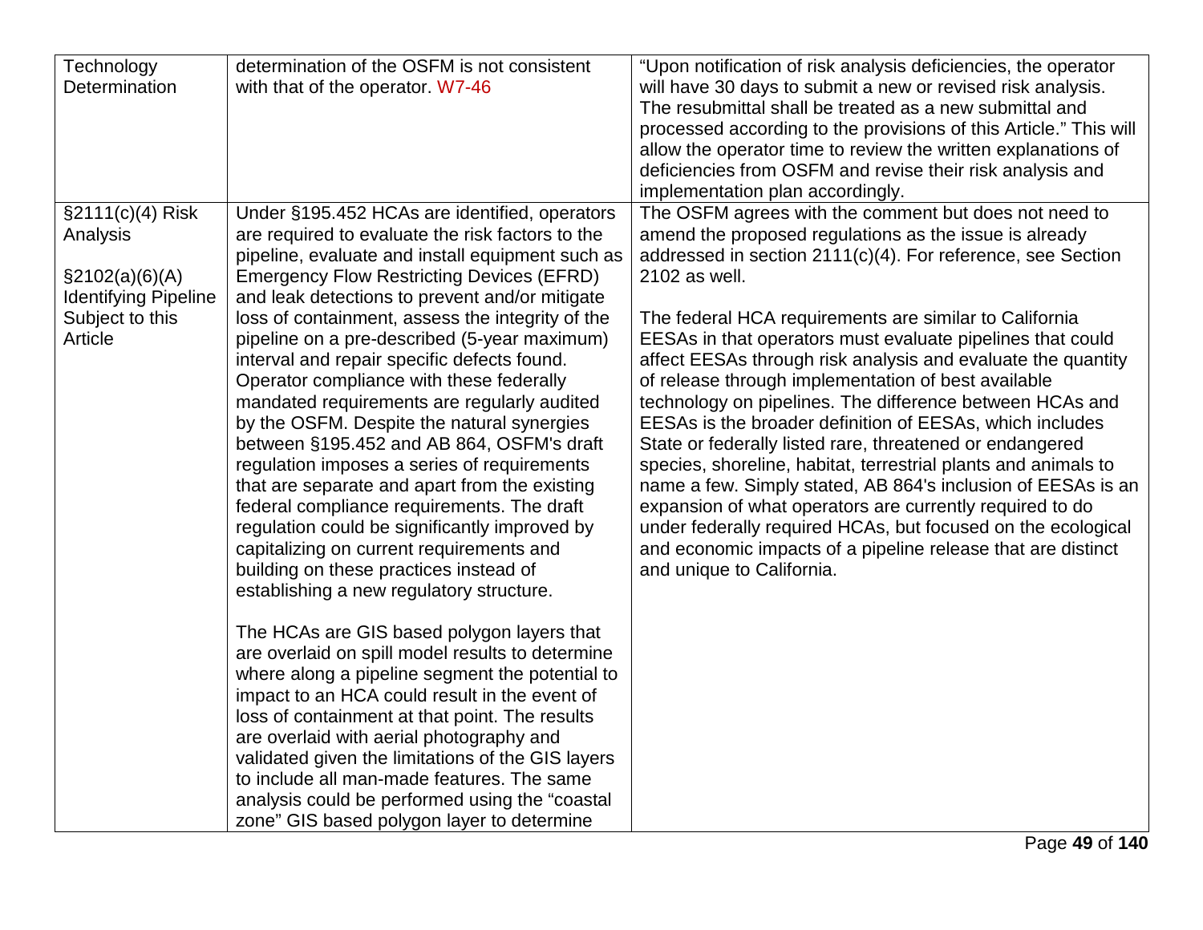| | | |
|---|---|---|
| Technology Determination | determination of the OSFM is not consistent with that of the operator. W7-46 | "Upon notification of risk analysis deficiencies, the operator will have 30 days to submit a new or revised risk analysis. The resubmittal shall be treated as a new submittal and processed according to the provisions of this Article." This will allow the operator time to review the written explanations of deficiencies from OSFM and revise their risk analysis and implementation plan accordingly. |
| §2111(c)(4) Risk Analysis<br><br>§2102(a)(6)(A) Identifying Pipeline Subject to this Article | Under §195.452 HCAs are identified, operators are required to evaluate the risk factors to the pipeline, evaluate and install equipment such as Emergency Flow Restricting Devices (EFRD) and leak detections to prevent and/or mitigate loss of containment, assess the integrity of the pipeline on a pre-described (5-year maximum) interval and repair specific defects found. Operator compliance with these federally mandated requirements are regularly audited by the OSFM. Despite the natural synergies between §195.452 and AB 864, OSFM's draft regulation imposes a series of requirements that are separate and apart from the existing federal compliance requirements. The draft regulation could be significantly improved by capitalizing on current requirements and building on these practices instead of establishing a new regulatory structure.<br><br>The HCAs are GIS based polygon layers that are overlaid on spill model results to determine where along a pipeline segment the potential to impact to an HCA could result in the event of loss of containment at that point. The results are overlaid with aerial photography and validated given the limitations of the GIS layers to include all man-made features. The same analysis could be performed using the "coastal zone" GIS based polygon layer to determine | The OSFM agrees with the comment but does not need to amend the proposed regulations as the issue is already addressed in section 2111(c)(4). For reference, see Section 2102 as well.<br><br>The federal HCA requirements are similar to California EESAs in that operators must evaluate pipelines that could affect EESAs through risk analysis and evaluate the quantity of release through implementation of best available technology on pipelines. The difference between HCAs and EESAs is the broader definition of EESAs, which includes State or federally listed rare, threatened or endangered species, shoreline, habitat, terrestrial plants and animals to name a few. Simply stated, AB 864's inclusion of EESAs is an expansion of what operators are currently required to do under federally required HCAs, but focused on the ecological and economic impacts of a pipeline release that are distinct and unique to California. |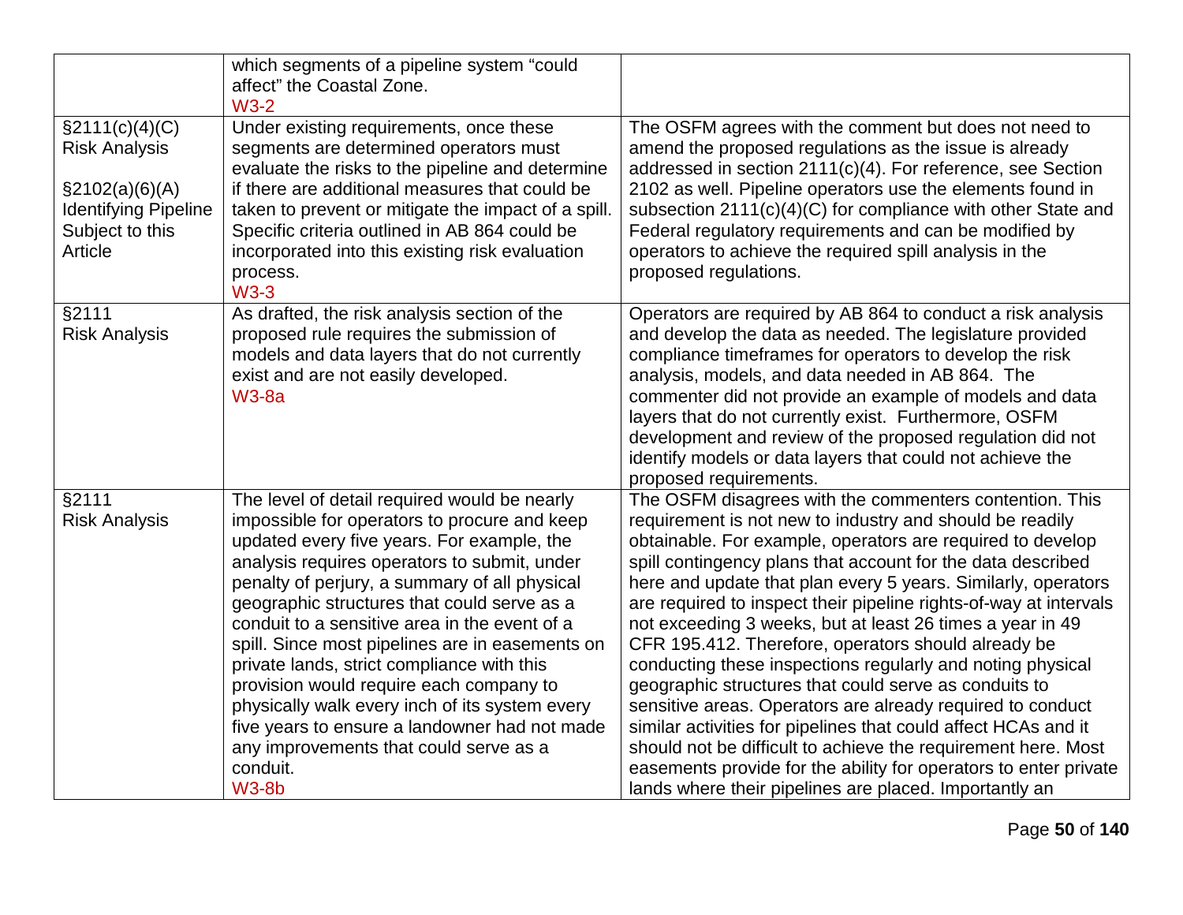| | | |
|---|---|---|
| | which segments of a pipeline system "could affect" the Coastal Zone.<br>W3-2 | |
| §2111(c)(4)(C)<br>Risk Analysis<br><br>§2102(a)(6)(A)<br>Identifying Pipeline Subject to this Article | Under existing requirements, once these segments are determined operators must evaluate the risks to the pipeline and determine if there are additional measures that could be taken to prevent or mitigate the impact of a spill. Specific criteria outlined in AB 864 could be incorporated into this existing risk evaluation process.<br>W3-3 | The OSFM agrees with the comment but does not need to amend the proposed regulations as the issue is already addressed in section 2111(c)(4). For reference, see Section 2102 as well. Pipeline operators use the elements found in subsection 2111(c)(4)(C) for compliance with other State and Federal regulatory requirements and can be modified by operators to achieve the required spill analysis in the proposed regulations. |
| §2111<br>Risk Analysis | As drafted, the risk analysis section of the proposed rule requires the submission of models and data layers that do not currently exist and are not easily developed.<br>W3-8a | Operators are required by AB 864 to conduct a risk analysis and develop the data as needed. The legislature provided compliance timeframes for operators to develop the risk analysis, models, and data needed in AB 864. The commenter did not provide an example of models and data layers that do not currently exist. Furthermore, OSFM development and review of the proposed regulation did not identify models or data layers that could not achieve the proposed requirements. |
| §2111<br>Risk Analysis | The level of detail required would be nearly impossible for operators to procure and keep updated every five years. For example, the analysis requires operators to submit, under penalty of perjury, a summary of all physical geographic structures that could serve as a conduit to a sensitive area in the event of a spill. Since most pipelines are in easements on private lands, strict compliance with this provision would require each company to physically walk every inch of its system every five years to ensure a landowner had not made any improvements that could serve as a conduit.<br>W3-8b | The OSFM disagrees with the commenters contention. This requirement is not new to industry and should be readily obtainable. For example, operators are required to develop spill contingency plans that account for the data described here and update that plan every 5 years. Similarly, operators are required to inspect their pipeline rights-of-way at intervals not exceeding 3 weeks, but at least 26 times a year in 49 CFR 195.412. Therefore, operators should already be conducting these inspections regularly and noting physical geographic structures that could serve as conduits to sensitive areas. Operators are already required to conduct similar activities for pipelines that could affect HCAs and it should not be difficult to achieve the requirement here. Most easements provide for the ability for operators to enter private lands where their pipelines are placed. Importantly an |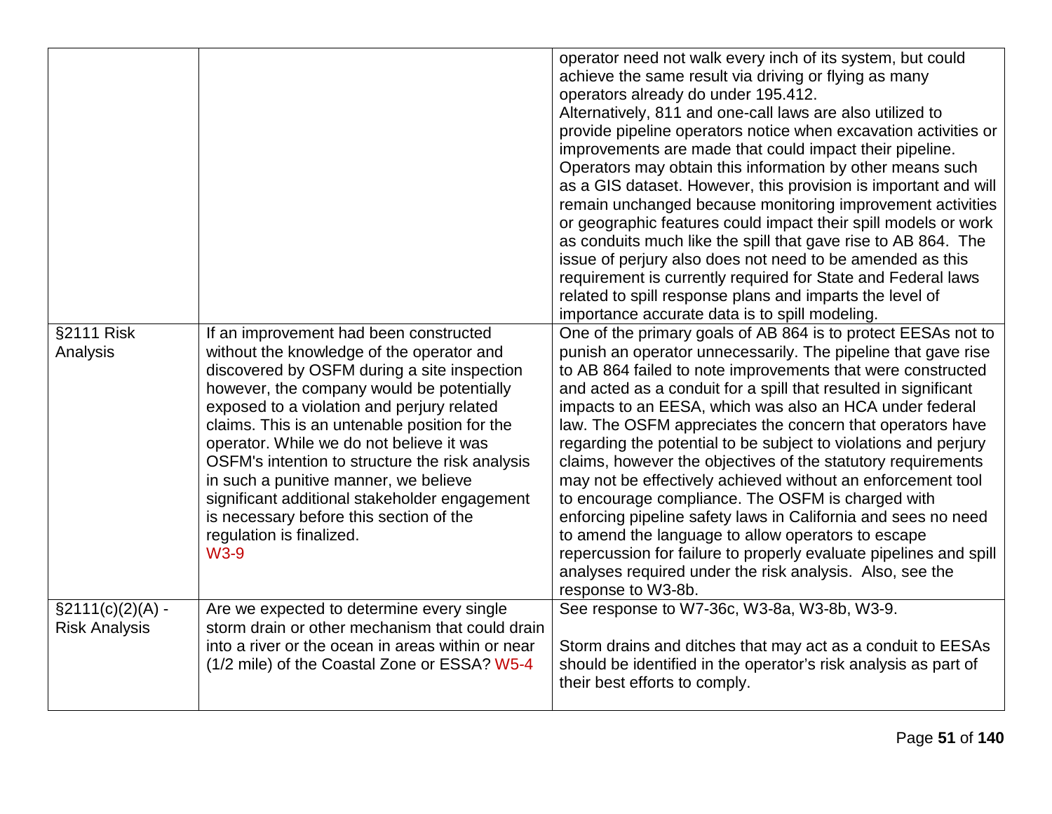| | | |
|---|---|---|
| | | operator need not walk every inch of its system, but could achieve the same result via driving or flying as many operators already do under 195.412. Alternatively, 811 and one-call laws are also utilized to provide pipeline operators notice when excavation activities or improvements are made that could impact their pipeline. Operators may obtain this information by other means such as a GIS dataset. However, this provision is important and will remain unchanged because monitoring improvement activities or geographic features could impact their spill models or work as conduits much like the spill that gave rise to AB 864. The issue of perjury also does not need to be amended as this requirement is currently required for State and Federal laws related to spill response plans and imparts the level of importance accurate data is to spill modeling. |
| §2111 Risk Analysis | If an improvement had been constructed without the knowledge of the operator and discovered by OSFM during a site inspection however, the company would be potentially exposed to a violation and perjury related claims. This is an untenable position for the operator. While we do not believe it was OSFM's intention to structure the risk analysis in such a punitive manner, we believe significant additional stakeholder engagement is necessary before this section of the regulation is finalized. W3-9 | One of the primary goals of AB 864 is to protect EESAs not to punish an operator unnecessarily. The pipeline that gave rise to AB 864 failed to note improvements that were constructed and acted as a conduit for a spill that resulted in significant impacts to an EESA, which was also an HCA under federal law. The OSFM appreciates the concern that operators have regarding the potential to be subject to violations and perjury claims, however the objectives of the statutory requirements may not be effectively achieved without an enforcement tool to encourage compliance. The OSFM is charged with enforcing pipeline safety laws in California and sees no need to amend the language to allow operators to escape repercussion for failure to properly evaluate pipelines and spill analyses required under the risk analysis. Also, see the response to W3-8b. |
| §2111(c)(2)(A) - Risk Analysis | Are we expected to determine every single storm drain or other mechanism that could drain into a river or the ocean in areas within or near (1/2 mile) of the Coastal Zone or ESSA? W5-4 | See response to W7-36c, W3-8a, W3-8b, W3-9.<br><br>Storm drains and ditches that may act as a conduit to EESAs should be identified in the operator's risk analysis as part of their best efforts to comply. |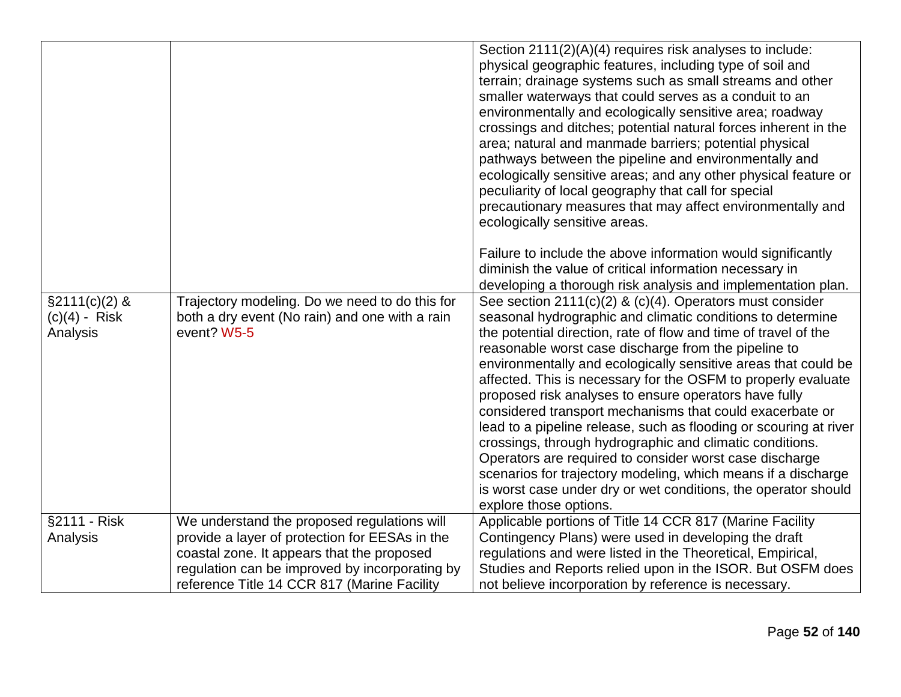| | | |
|---|---|---|
| | | Section 2111(2)(A)(4) requires risk analyses to include: physical geographic features, including type of soil and terrain; drainage systems such as small streams and other smaller waterways that could serves as a conduit to an environmentally and ecologically sensitive area; roadway crossings and ditches; potential natural forces inherent in the area; natural and manmade barriers; potential physical pathways between the pipeline and environmentally and ecologically sensitive areas; and any other physical feature or peculiarity of local geography that call for special precautionary measures that may affect environmentally and ecologically sensitive areas.<br><br>Failure to include the above information would significantly diminish the value of critical information necessary in developing a thorough risk analysis and implementation plan. |
| §2111(c)(2) & (c)(4) - Risk Analysis | Trajectory modeling. Do we need to do this for both a dry event (No rain) and one with a rain event? W5-5 | See section 2111(c)(2) & (c)(4). Operators must consider seasonal hydrographic and climatic conditions to determine the potential direction, rate of flow and time of travel of the reasonable worst case discharge from the pipeline to environmentally and ecologically sensitive areas that could be affected. This is necessary for the OSFM to properly evaluate proposed risk analyses to ensure operators have fully considered transport mechanisms that could exacerbate or lead to a pipeline release, such as flooding or scouring at river crossings, through hydrographic and climatic conditions. Operators are required to consider worst case discharge scenarios for trajectory modeling, which means if a discharge is worst case under dry or wet conditions, the operator should explore those options. |
| §2111 - Risk Analysis | We understand the proposed regulations will provide a layer of protection for EESAs in the coastal zone. It appears that the proposed regulation can be improved by incorporating by reference Title 14 CCR 817 (Marine Facility | Applicable portions of Title 14 CCR 817 (Marine Facility Contingency Plans) were used in developing the draft regulations and were listed in the Theoretical, Empirical, Studies and Reports relied upon in the ISOR. But OSFM does not believe incorporation by reference is necessary. |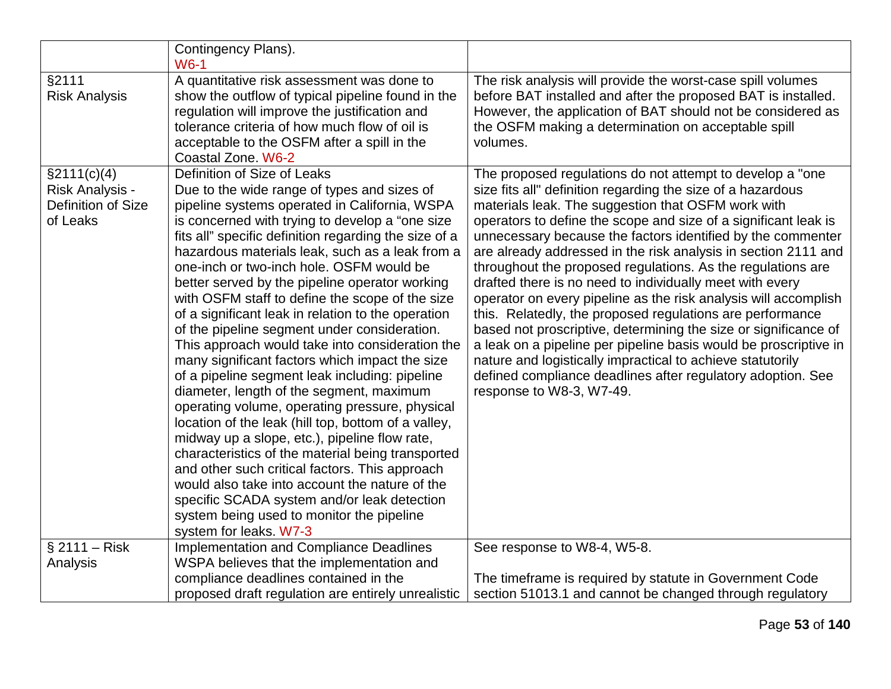| | | |
|---|---|---|
| | Contingency Plans). W6-1 | |
| §2111 Risk Analysis | A quantitative risk assessment was done to show the outflow of typical pipeline found in the regulation will improve the justification and tolerance criteria of how much flow of oil is acceptable to the OSFM after a spill in the Coastal Zone. W6-2 | The risk analysis will provide the worst-case spill volumes before BAT installed and after the proposed BAT is installed. However, the application of BAT should not be considered as the OSFM making a determination on acceptable spill volumes. |
| §2111(c)(4) Risk Analysis - Definition of Size of Leaks | Definition of Size of Leaks<br>Due to the wide range of types and sizes of pipeline systems operated in California, WSPA is concerned with trying to develop a "one size fits all" specific definition regarding the size of a hazardous materials leak, such as a leak from a one-inch or two-inch hole. OSFM would be better served by the pipeline operator working with OSFM staff to define the scope of the size of a significant leak in relation to the operation of the pipeline segment under consideration. This approach would take into consideration the many significant factors which impact the size of a pipeline segment leak including: pipeline diameter, length of the segment, maximum operating volume, operating pressure, physical location of the leak (hill top, bottom of a valley, midway up a slope, etc.), pipeline flow rate, characteristics of the material being transported and other such critical factors. This approach would also take into account the nature of the specific SCADA system and/or leak detection system being used to monitor the pipeline system for leaks. W7-3 | The proposed regulations do not attempt to develop a "one size fits all" definition regarding the size of a hazardous materials leak. The suggestion that OSFM work with operators to define the scope and size of a significant leak is unnecessary because the factors identified by the commenter are already addressed in the risk analysis in section 2111 and throughout the proposed regulations. As the regulations are drafted there is no need to individually meet with every operator on every pipeline as the risk analysis will accomplish this. Relatedly, the proposed regulations are performance based not proscriptive, determining the size or significance of a leak on a pipeline per pipeline basis would be proscriptive in nature and logistically impractical to achieve statutorily defined compliance deadlines after regulatory adoption. See response to W8-3, W7-49. |
| § 2111 – Risk Analysis | Implementation and Compliance Deadlines<br>WSPA believes that the implementation and compliance deadlines contained in the proposed draft regulation are entirely unrealistic | See response to W8-4, W5-8.<br><br>The timeframe is required by statute in Government Code section 51013.1 and cannot be changed through regulatory |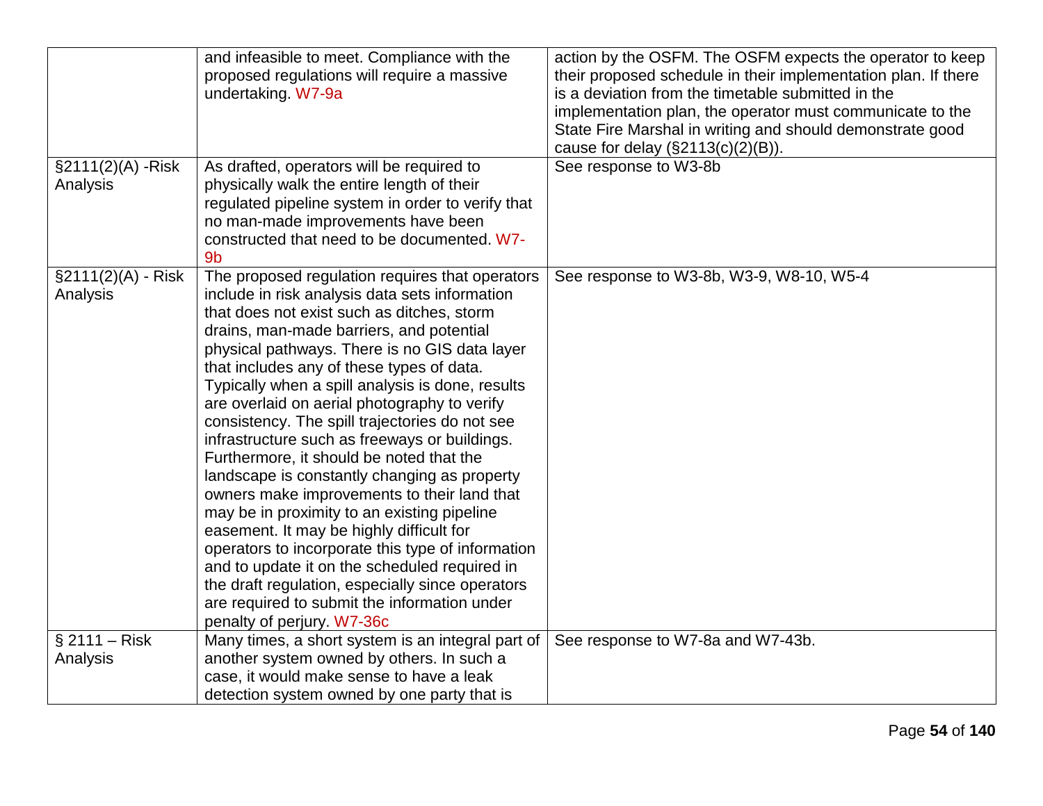| | | |
|---|---|---|
| | and infeasible to meet. Compliance with the proposed regulations will require a massive undertaking. W7-9a | action by the OSFM. The OSFM expects the operator to keep their proposed schedule in their implementation plan. If there is a deviation from the timetable submitted in the implementation plan, the operator must communicate to the State Fire Marshal in writing and should demonstrate good cause for delay (§2113(c)(2)(B)). |
| §2111(2)(A) -Risk Analysis | As drafted, operators will be required to physically walk the entire length of their regulated pipeline system in order to verify that no man-made improvements have been constructed that need to be documented. W7-9b | See response to W3-8b |
| §2111(2)(A) - Risk Analysis | The proposed regulation requires that operators include in risk analysis data sets information that does not exist such as ditches, storm drains, man-made barriers, and potential physical pathways. There is no GIS data layer that includes any of these types of data. Typically when a spill analysis is done, results are overlaid on aerial photography to verify consistency. The spill trajectories do not see infrastructure such as freeways or buildings. Furthermore, it should be noted that the landscape is constantly changing as property owners make improvements to their land that may be in proximity to an existing pipeline easement. It may be highly difficult for operators to incorporate this type of information and to update it on the scheduled required in the draft regulation, especially since operators are required to submit the information under penalty of perjury. W7-36c | See response to W3-8b, W3-9, W8-10, W5-4 |
| § 2111 – Risk Analysis | Many times, a short system is an integral part of another system owned by others. In such a case, it would make sense to have a leak detection system owned by one party that is | See response to W7-8a and W7-43b. |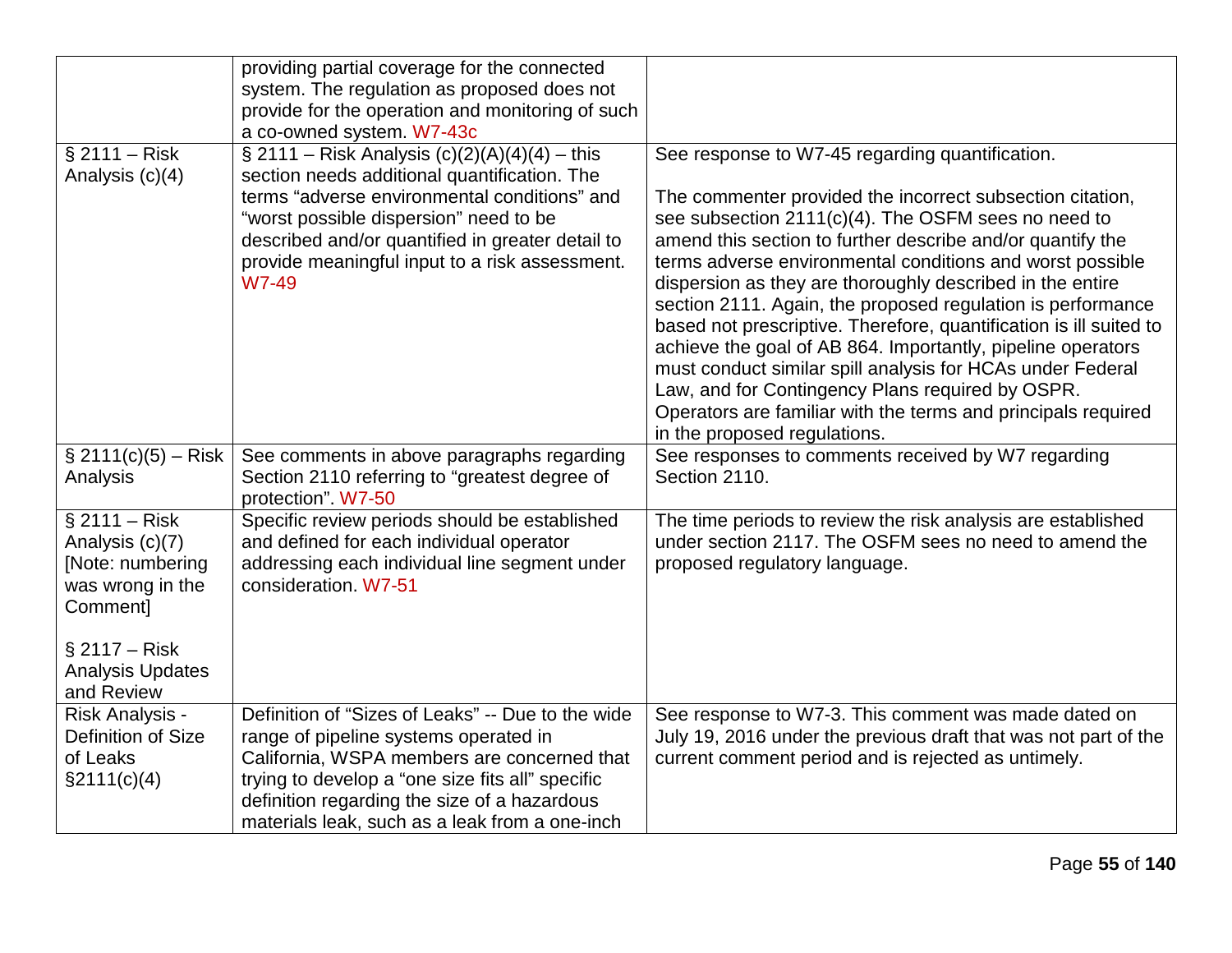| | | |
|---|---|---|
| | providing partial coverage for the connected system. The regulation as proposed does not provide for the operation and monitoring of such a co-owned system. W7-43c | |
| § 2111 – Risk Analysis (c)(4) | § 2111 – Risk Analysis (c)(2)(A)(4)(4) – this section needs additional quantification. The terms "adverse environmental conditions" and "worst possible dispersion" need to be described and/or quantified in greater detail to provide meaningful input to a risk assessment. W7-49 | See response to W7-45 regarding quantification.<br><br>The commenter provided the incorrect subsection citation, see subsection 2111(c)(4). The OSFM sees no need to amend this section to further describe and/or quantify the terms adverse environmental conditions and worst possible dispersion as they are thoroughly described in the entire section 2111. Again, the proposed regulation is performance based not prescriptive. Therefore, quantification is ill suited to achieve the goal of AB 864. Importantly, pipeline operators must conduct similar spill analysis for HCAs under Federal Law, and for Contingency Plans required by OSPR. Operators are familiar with the terms and principals required in the proposed regulations. |
| § 2111(c)(5) – Risk Analysis | See comments in above paragraphs regarding Section 2110 referring to "greatest degree of protection". W7-50 | See responses to comments received by W7 regarding Section 2110. |
| § 2111 – Risk Analysis (c)(7) [Note: numbering was wrong in the Comment]<br><br>§ 2117 – Risk Analysis Updates and Review | Specific review periods should be established and defined for each individual operator addressing each individual line segment under consideration. W7-51 | The time periods to review the risk analysis are established under section 2117. The OSFM sees no need to amend the proposed regulatory language. |
| Risk Analysis - Definition of Size of Leaks §2111(c)(4) | Definition of "Sizes of Leaks" -- Due to the wide range of pipeline systems operated in California, WSPA members are concerned that trying to develop a "one size fits all" specific definition regarding the size of a hazardous materials leak, such as a leak from a one-inch | See response to W7-3. This comment was made dated on July 19, 2016 under the previous draft that was not part of the current comment period and is rejected as untimely. |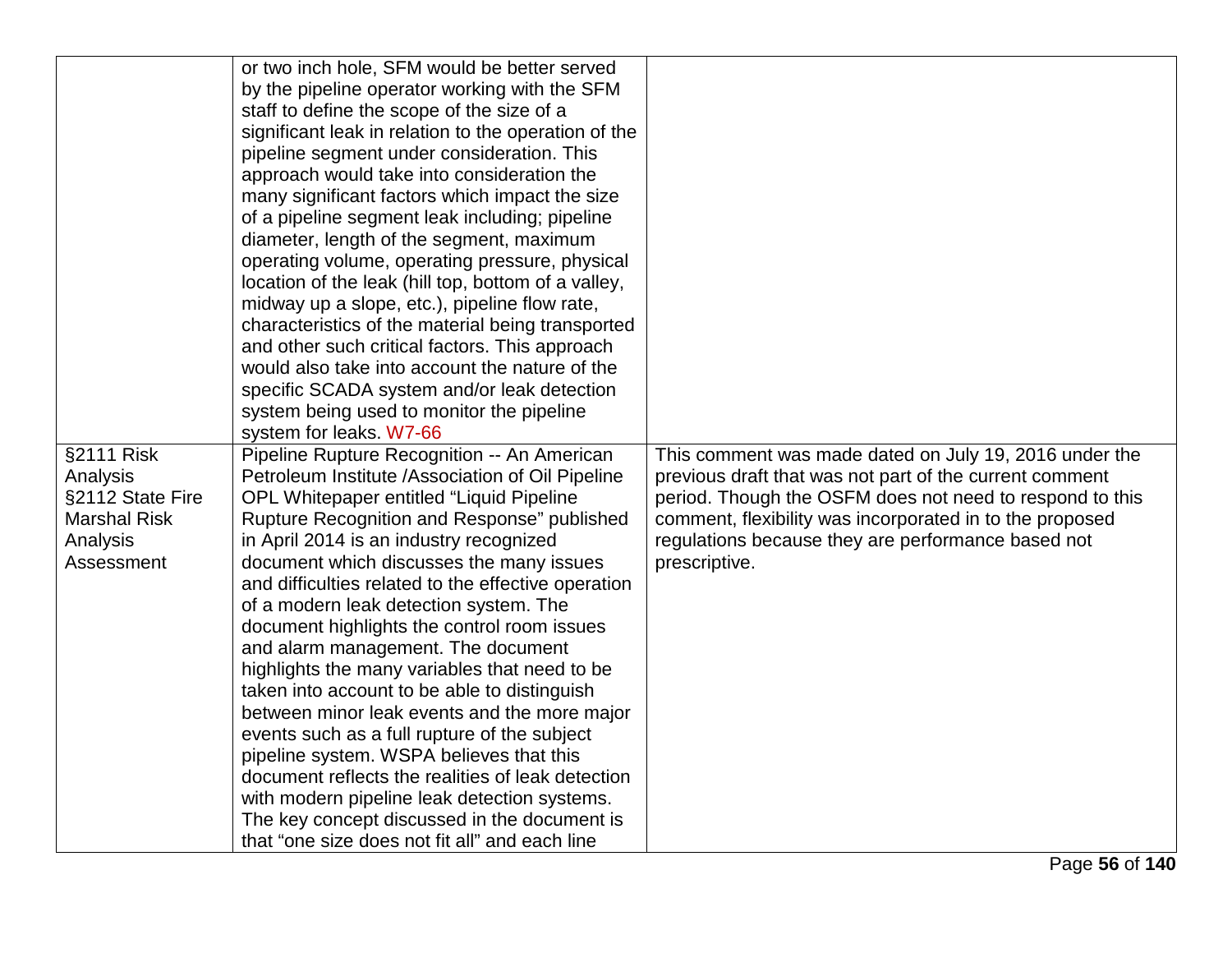| | | |
|---|---|---|
| | or two inch hole, SFM would be better served by the pipeline operator working with the SFM staff to define the scope of the size of a significant leak in relation to the operation of the pipeline segment under consideration. This approach would take into consideration the many significant factors which impact the size of a pipeline segment leak including; pipeline diameter, length of the segment, maximum operating volume, operating pressure, physical location of the leak (hill top, bottom of a valley, midway up a slope, etc.), pipeline flow rate, characteristics of the material being transported and other such critical factors. This approach would also take into account the nature of the specific SCADA system and/or leak detection system being used to monitor the pipeline system for leaks. W7-66 | |
| §2111 Risk Analysis §2112 State Fire Marshal Risk Analysis Assessment | Pipeline Rupture Recognition -- An American Petroleum Institute /Association of Oil Pipeline OPL Whitepaper entitled "Liquid Pipeline Rupture Recognition and Response" published in April 2014 is an industry recognized document which discusses the many issues and difficulties related to the effective operation of a modern leak detection system. The document highlights the control room issues and alarm management. The document highlights the many variables that need to be taken into account to be able to distinguish between minor leak events and the more major events such as a full rupture of the subject pipeline system. WSPA believes that this document reflects the realities of leak detection with modern pipeline leak detection systems. The key concept discussed in the document is that "one size does not fit all" and each line | This comment was made dated on July 19, 2016 under the previous draft that was not part of the current comment period. Though the OSFM does not need to respond to this comment, flexibility was incorporated in to the proposed regulations because they are performance based not prescriptive. |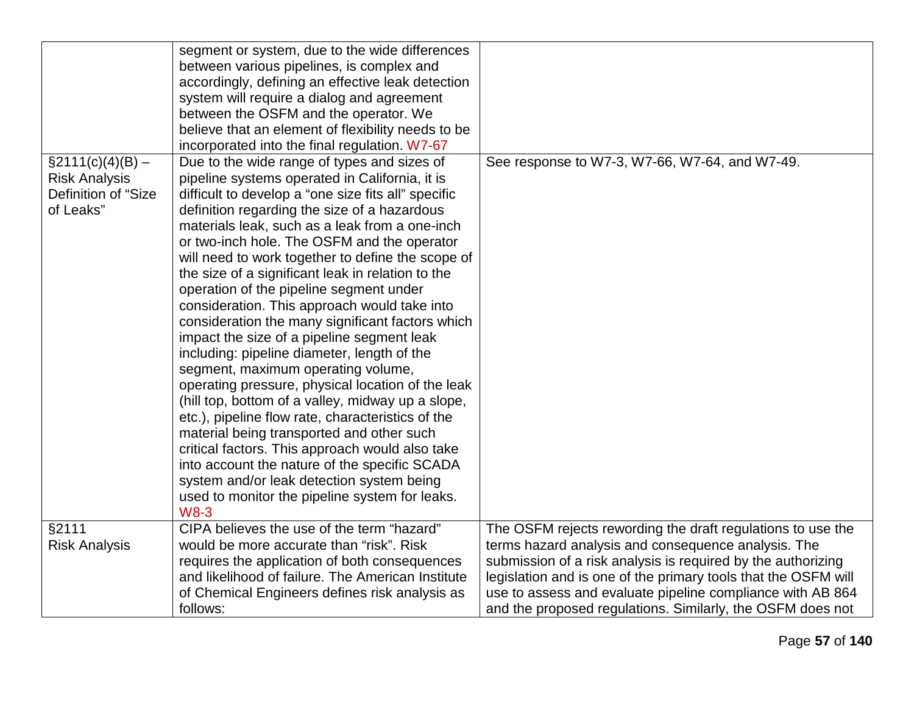| | | |
|---|---|---|
| | segment or system, due to the wide differences between various pipelines, is complex and accordingly, defining an effective leak detection system will require a dialog and agreement between the OSFM and the operator. We believe that an element of flexibility needs to be incorporated into the final regulation. W7-67 | |
| §2111(c)(4)(B) – Risk Analysis Definition of "Size of Leaks" | Due to the wide range of types and sizes of pipeline systems operated in California, it is difficult to develop a "one size fits all" specific definition regarding the size of a hazardous materials leak, such as a leak from a one-inch or two-inch hole. The OSFM and the operator will need to work together to define the scope of the size of a significant leak in relation to the operation of the pipeline segment under consideration. This approach would take into consideration the many significant factors which impact the size of a pipeline segment leak including: pipeline diameter, length of the segment, maximum operating volume, operating pressure, physical location of the leak (hill top, bottom of a valley, midway up a slope, etc.), pipeline flow rate, characteristics of the material being transported and other such critical factors. This approach would also take into account the nature of the specific SCADA system and/or leak detection system being used to monitor the pipeline system for leaks. W8-3 | See response to W7-3, W7-66, W7-64, and W7-49. |
| §2111 Risk Analysis | CIPA believes the use of the term "hazard" would be more accurate than "risk". Risk requires the application of both consequences and likelihood of failure. The American Institute of Chemical Engineers defines risk analysis as follows: | The OSFM rejects rewording the draft regulations to use the terms hazard analysis and consequence analysis. The submission of a risk analysis is required by the authorizing legislation and is one of the primary tools that the OSFM will use to assess and evaluate pipeline compliance with AB 864 and the proposed regulations. Similarly, the OSFM does not |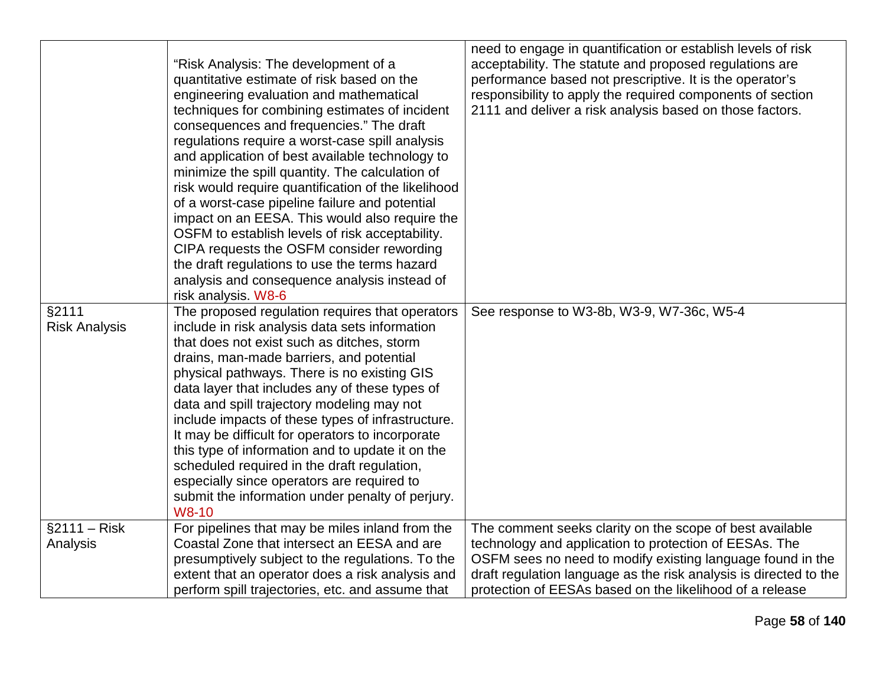| | | |
|---|---|---|
| | "Risk Analysis: The development of a quantitative estimate of risk based on the engineering evaluation and mathematical techniques for combining estimates of incident consequences and frequencies." The draft regulations require a worst-case spill analysis and application of best available technology to minimize the spill quantity. The calculation of risk would require quantification of the likelihood of a worst-case pipeline failure and potential impact on an EESA. This would also require the OSFM to establish levels of risk acceptability. CIPA requests the OSFM consider rewording the draft regulations to use the terms hazard analysis and consequence analysis instead of risk analysis. W8-6 | need to engage in quantification or establish levels of risk acceptability. The statute and proposed regulations are performance based not prescriptive. It is the operator's responsibility to apply the required components of section 2111 and deliver a risk analysis based on those factors. |
| §2111 Risk Analysis | The proposed regulation requires that operators include in risk analysis data sets information that does not exist such as ditches, storm drains, man-made barriers, and potential physical pathways. There is no existing GIS data layer that includes any of these types of data and spill trajectory modeling may not include impacts of these types of infrastructure. It may be difficult for operators to incorporate this type of information and to update it on the scheduled required in the draft regulation, especially since operators are required to submit the information under penalty of perjury. W8-10 | See response to W3-8b, W3-9, W7-36c, W5-4 |
| §2111 – Risk Analysis | For pipelines that may be miles inland from the Coastal Zone that intersect an EESA and are presumptively subject to the regulations. To the extent that an operator does a risk analysis and perform spill trajectories, etc. and assume that | The comment seeks clarity on the scope of best available technology and application to protection of EESAs. The OSFM sees no need to modify existing language found in the draft regulation language as the risk analysis is directed to the protection of EESAs based on the likelihood of a release |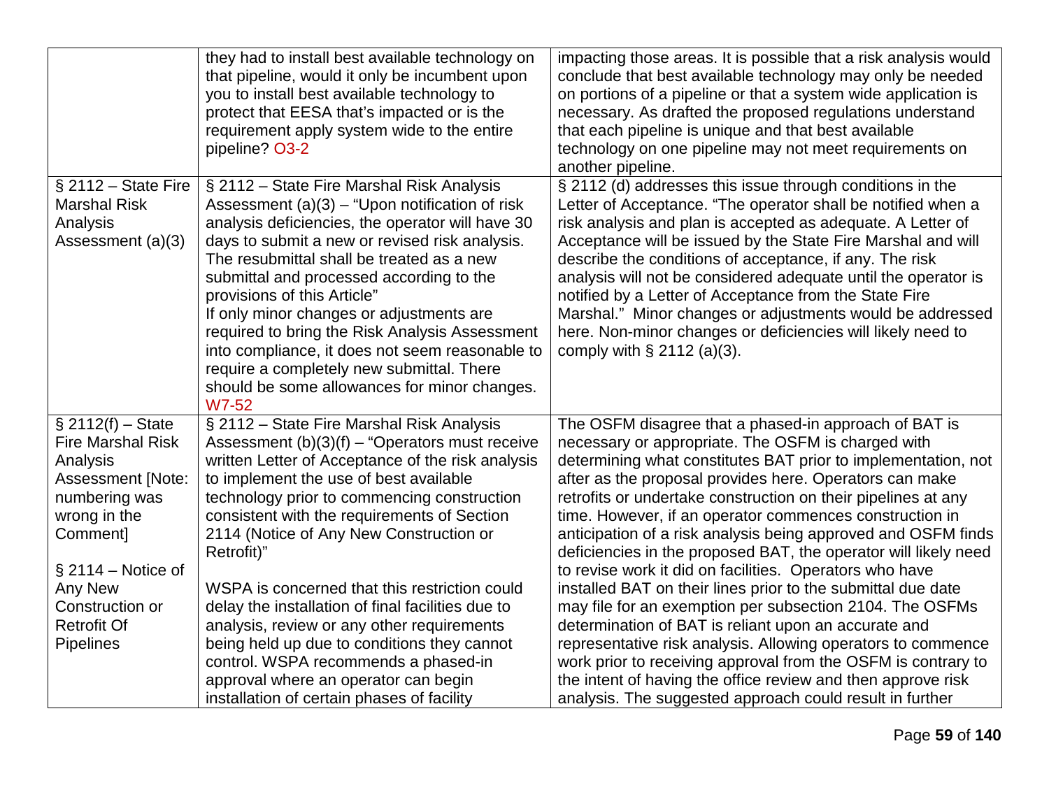| | | |
|---|---|---|
| | they had to install best available technology on that pipeline, would it only be incumbent upon you to install best available technology to protect that EESA that's impacted or is the requirement apply system wide to the entire pipeline? O3-2 | impacting those areas. It is possible that a risk analysis would conclude that best available technology may only be needed on portions of a pipeline or that a system wide application is necessary. As drafted the proposed regulations understand that each pipeline is unique and that best available technology on one pipeline may not meet requirements on another pipeline. |
| § 2112 – State Fire Marshal Risk Analysis Assessment (a)(3) | § 2112 – State Fire Marshal Risk Analysis Assessment (a)(3) – "Upon notification of risk analysis deficiencies, the operator will have 30 days to submit a new or revised risk analysis. The resubmittal shall be treated as a new submittal and processed according to the provisions of this Article"<br>If only minor changes or adjustments are required to bring the Risk Analysis Assessment into compliance, it does not seem reasonable to require a completely new submittal. There should be some allowances for minor changes. W7-52 | § 2112 (d) addresses this issue through conditions in the Letter of Acceptance. "The operator shall be notified when a risk analysis and plan is accepted as adequate. A Letter of Acceptance will be issued by the State Fire Marshal and will describe the conditions of acceptance, if any. The risk analysis will not be considered adequate until the operator is notified by a Letter of Acceptance from the State Fire Marshal." Minor changes or adjustments would be addressed here. Non-minor changes or deficiencies will likely need to comply with § 2112 (a)(3). |
| § 2112(f) – State Fire Marshal Risk Analysis Assessment [Note: numbering was wrong in the Comment]<br><br>§ 2114 – Notice of Any New Construction or Retrofit Of Pipelines | § 2112 – State Fire Marshal Risk Analysis Assessment (b)(3)(f) – "Operators must receive written Letter of Acceptance of the risk analysis to implement the use of best available technology prior to commencing construction consistent with the requirements of Section 2114 (Notice of Any New Construction or Retrofit)"<br><br>WSPA is concerned that this restriction could delay the installation of final facilities due to analysis, review or any other requirements being held up due to conditions they cannot control. WSPA recommends a phased-in approval where an operator can begin installation of certain phases of facility | The OSFM disagree that a phased-in approach of BAT is necessary or appropriate. The OSFM is charged with determining what constitutes BAT prior to implementation, not after as the proposal provides here. Operators can make retrofits or undertake construction on their pipelines at any time. However, if an operator commences construction in anticipation of a risk analysis being approved and OSFM finds deficiencies in the proposed BAT, the operator will likely need to revise work it did on facilities. Operators who have installed BAT on their lines prior to the submittal due date may file for an exemption per subsection 2104. The OSFMs determination of BAT is reliant upon an accurate and representative risk analysis. Allowing operators to commence work prior to receiving approval from the OSFM is contrary to the intent of having the office review and then approve risk analysis. The suggested approach could result in further |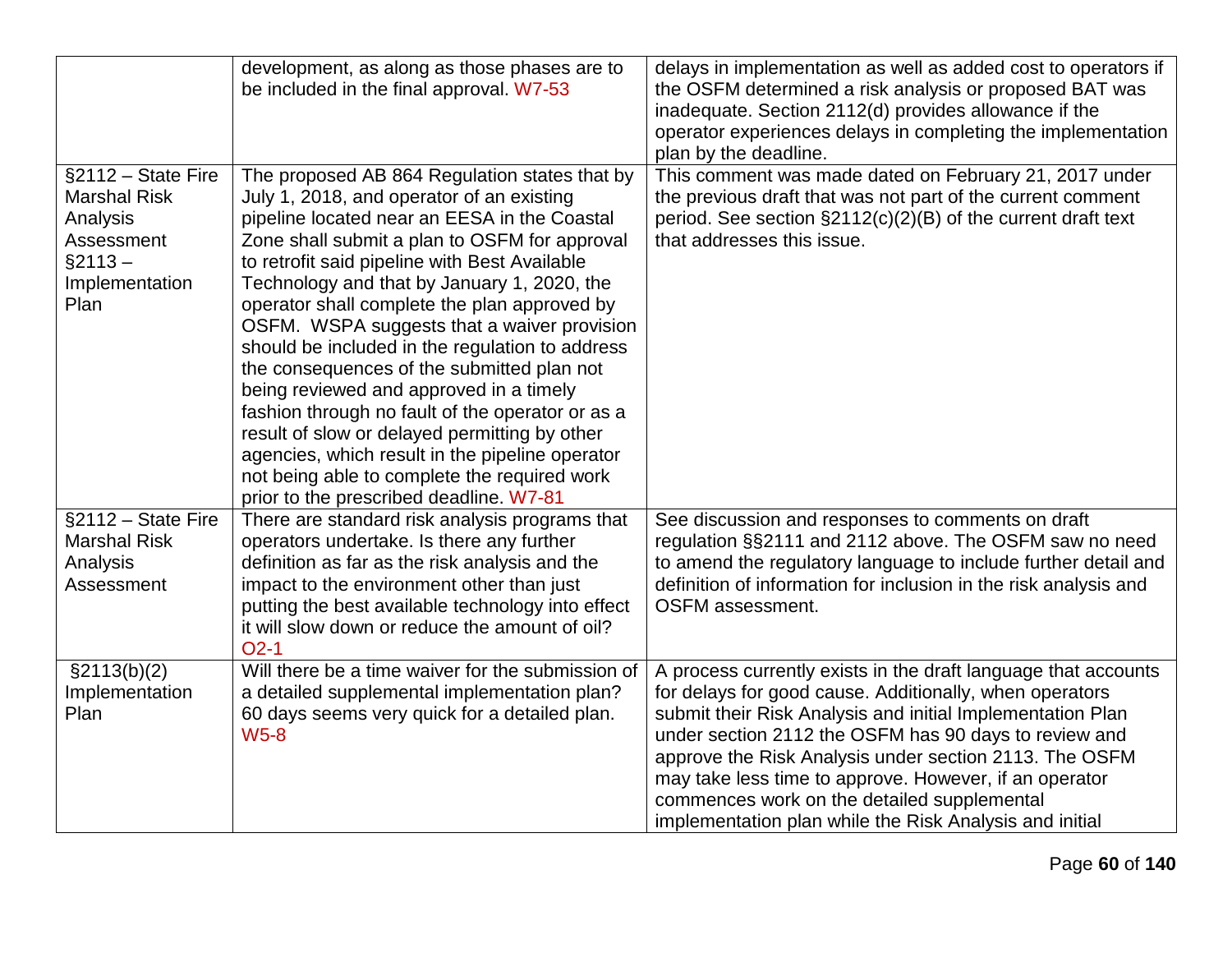| | | |
|---|---|---|
| | development, as along as those phases are to be included in the final approval. W7-53 | delays in implementation as well as added cost to operators if the OSFM determined a risk analysis or proposed BAT was inadequate. Section 2112(d) provides allowance if the operator experiences delays in completing the implementation plan by the deadline. |
| §2112 – State Fire Marshal Risk Analysis Assessment §2113 – Implementation Plan | The proposed AB 864 Regulation states that by July 1, 2018, and operator of an existing pipeline located near an EESA in the Coastal Zone shall submit a plan to OSFM for approval to retrofit said pipeline with Best Available Technology and that by January 1, 2020, the operator shall complete the plan approved by OSFM. WSPA suggests that a waiver provision should be included in the regulation to address the consequences of the submitted plan not being reviewed and approved in a timely fashion through no fault of the operator or as a result of slow or delayed permitting by other agencies, which result in the pipeline operator not being able to complete the required work prior to the prescribed deadline. W7-81 | This comment was made dated on February 21, 2017 under the previous draft that was not part of the current comment period. See section §2112(c)(2)(B) of the current draft text that addresses this issue. |
| §2112 – State Fire Marshal Risk Analysis Assessment | There are standard risk analysis programs that operators undertake. Is there any further definition as far as the risk analysis and the impact to the environment other than just putting the best available technology into effect it will slow down or reduce the amount of oil? O2-1 | See discussion and responses to comments on draft regulation §§2111 and 2112 above. The OSFM saw no need to amend the regulatory language to include further detail and definition of information for inclusion in the risk analysis and OSFM assessment. |
| §2113(b)(2) Implementation Plan | Will there be a time waiver for the submission of a detailed supplemental implementation plan? 60 days seems very quick for a detailed plan. W5-8 | A process currently exists in the draft language that accounts for delays for good cause. Additionally, when operators submit their Risk Analysis and initial Implementation Plan under section 2112 the OSFM has 90 days to review and approve the Risk Analysis under section 2113. The OSFM may take less time to approve. However, if an operator commences work on the detailed supplemental implementation plan while the Risk Analysis and initial |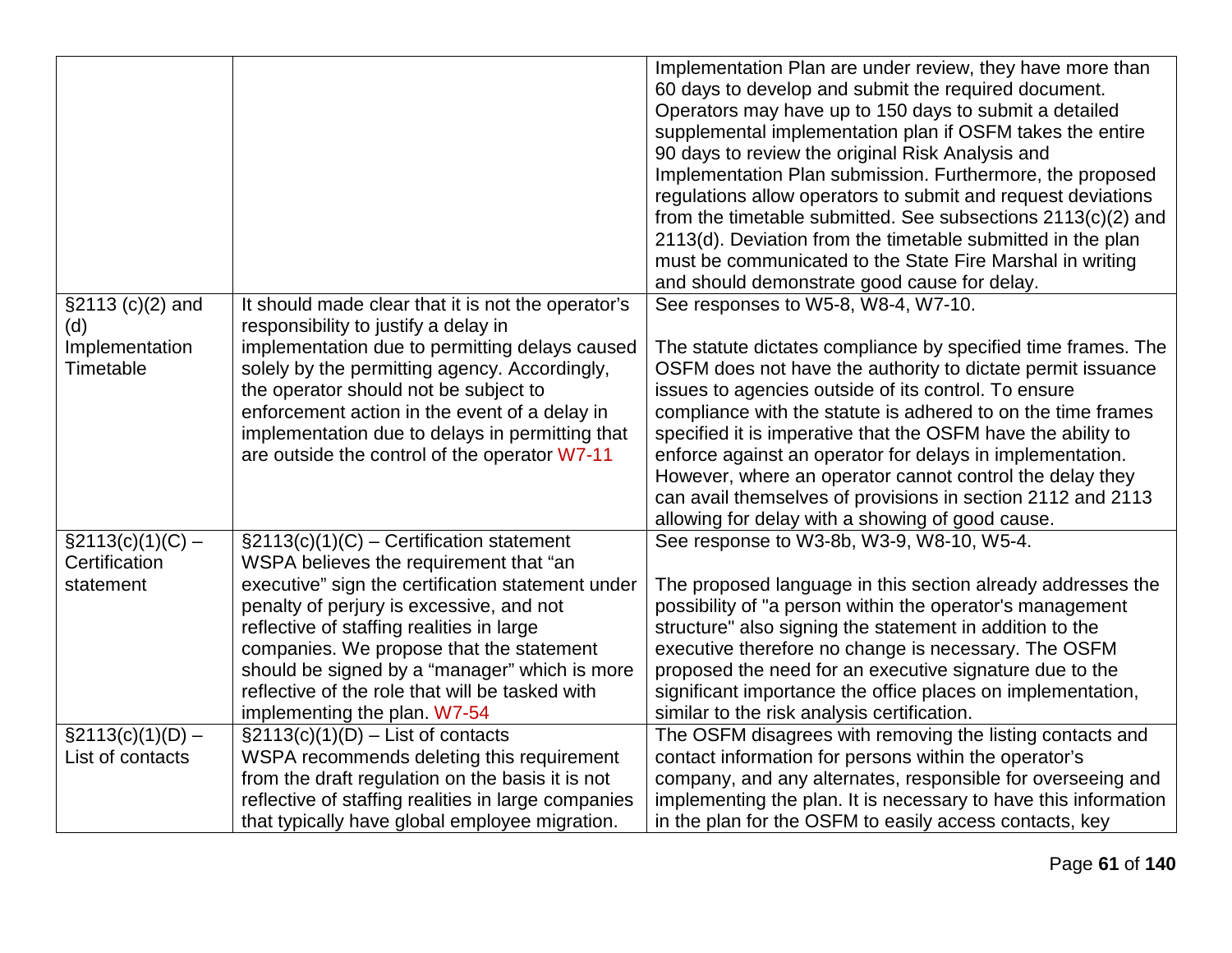| | | |
|---|---|---|
| | | Implementation Plan are under review, they have more than 60 days to develop and submit the required document. Operators may have up to 150 days to submit a detailed supplemental implementation plan if OSFM takes the entire 90 days to review the original Risk Analysis and Implementation Plan submission. Furthermore, the proposed regulations allow operators to submit and request deviations from the timetable submitted. See subsections 2113(c)(2) and 2113(d). Deviation from the timetable submitted in the plan must be communicated to the State Fire Marshal in writing and should demonstrate good cause for delay. |
| §2113 (c)(2) and (d) Implementation Timetable | It should made clear that it is not the operator's responsibility to justify a delay in implementation due to permitting delays caused solely by the permitting agency. Accordingly, the operator should not be subject to enforcement action in the event of a delay in implementation due to delays in permitting that are outside the control of the operator W7-11 | See responses to W5-8, W8-4, W7-10.<br><br>The statute dictates compliance by specified time frames. The OSFM does not have the authority to dictate permit issuance issues to agencies outside of its control. To ensure compliance with the statute is adhered to on the time frames specified it is imperative that the OSFM have the ability to enforce against an operator for delays in implementation. However, where an operator cannot control the delay they can avail themselves of provisions in section 2112 and 2113 allowing for delay with a showing of good cause. |
| §2113(c)(1)(C) – Certification statement | §2113(c)(1)(C) – Certification statement WSPA believes the requirement that "an executive" sign the certification statement under penalty of perjury is excessive, and not reflective of staffing realities in large companies. We propose that the statement should be signed by a "manager" which is more reflective of the role that will be tasked with implementing the plan. W7-54 | See response to W3-8b, W3-9, W8-10, W5-4.<br><br>The proposed language in this section already addresses the possibility of "a person within the operator's management structure" also signing the statement in addition to the executive therefore no change is necessary. The OSFM proposed the need for an executive signature due to the significant importance the office places on implementation, similar to the risk analysis certification. |
| §2113(c)(1)(D) – List of contacts | §2113(c)(1)(D) – List of contacts WSPA recommends deleting this requirement from the draft regulation on the basis it is not reflective of staffing realities in large companies that typically have global employee migration. | The OSFM disagrees with removing the listing contacts and contact information for persons within the operator's company, and any alternates, responsible for overseeing and implementing the plan. It is necessary to have this information in the plan for the OSFM to easily access contacts, key |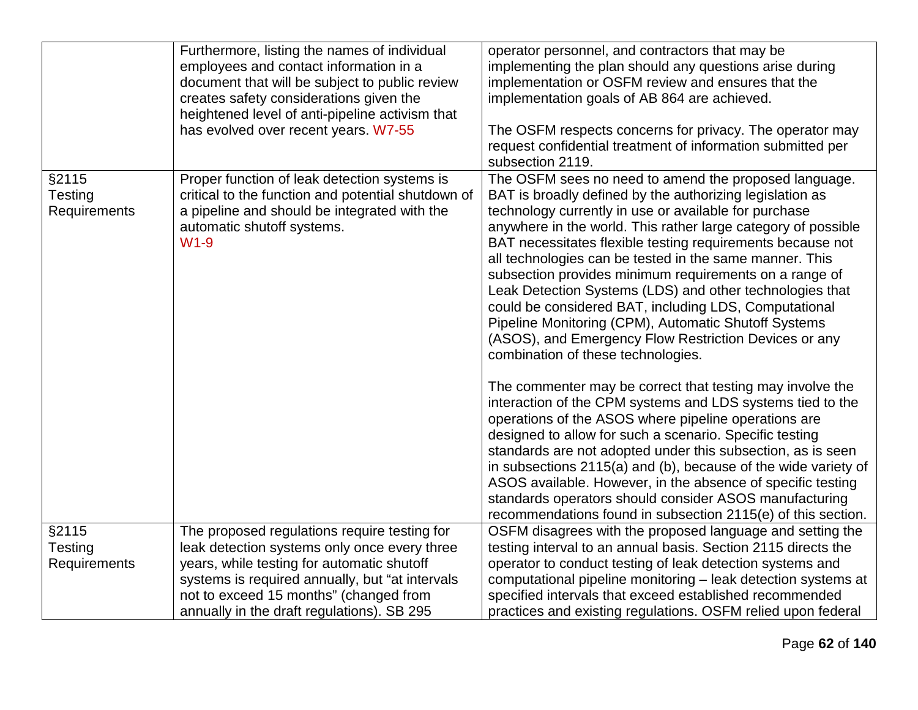| | | |
|---|---|---|
| | Furthermore, listing the names of individual employees and contact information in a document that will be subject to public review creates safety considerations given the heightened level of anti-pipeline activism that has evolved over recent years. W7-55 | operator personnel, and contractors that may be implementing the plan should any questions arise during implementation or OSFM review and ensures that the implementation goals of AB 864 are achieved.<br><br>The OSFM respects concerns for privacy. The operator may request confidential treatment of information submitted per subsection 2119. |
| §2115 Testing Requirements | Proper function of leak detection systems is critical to the function and potential shutdown of a pipeline and should be integrated with the automatic shutoff systems.<br>W1-9 | The OSFM sees no need to amend the proposed language. BAT is broadly defined by the authorizing legislation as technology currently in use or available for purchase anywhere in the world. This rather large category of possible BAT necessitates flexible testing requirements because not all technologies can be tested in the same manner. This subsection provides minimum requirements on a range of Leak Detection Systems (LDS) and other technologies that could be considered BAT, including LDS, Computational Pipeline Monitoring (CPM), Automatic Shutoff Systems (ASOS), and Emergency Flow Restriction Devices or any combination of these technologies.<br><br>The commenter may be correct that testing may involve the interaction of the CPM systems and LDS systems tied to the operations of the ASOS where pipeline operations are designed to allow for such a scenario. Specific testing standards are not adopted under this subsection, as is seen in subsections 2115(a) and (b), because of the wide variety of ASOS available. However, in the absence of specific testing standards operators should consider ASOS manufacturing recommendations found in subsection 2115(e) of this section. |
| §2115 Testing Requirements | The proposed regulations require testing for leak detection systems only once every three years, while testing for automatic shutoff systems is required annually, but "at intervals not to exceed 15 months" (changed from annually in the draft regulations). SB 295 | OSFM disagrees with the proposed language and setting the testing interval to an annual basis. Section 2115 directs the operator to conduct testing of leak detection systems and computational pipeline monitoring – leak detection systems at specified intervals that exceed established recommended practices and existing regulations. OSFM relied upon federal |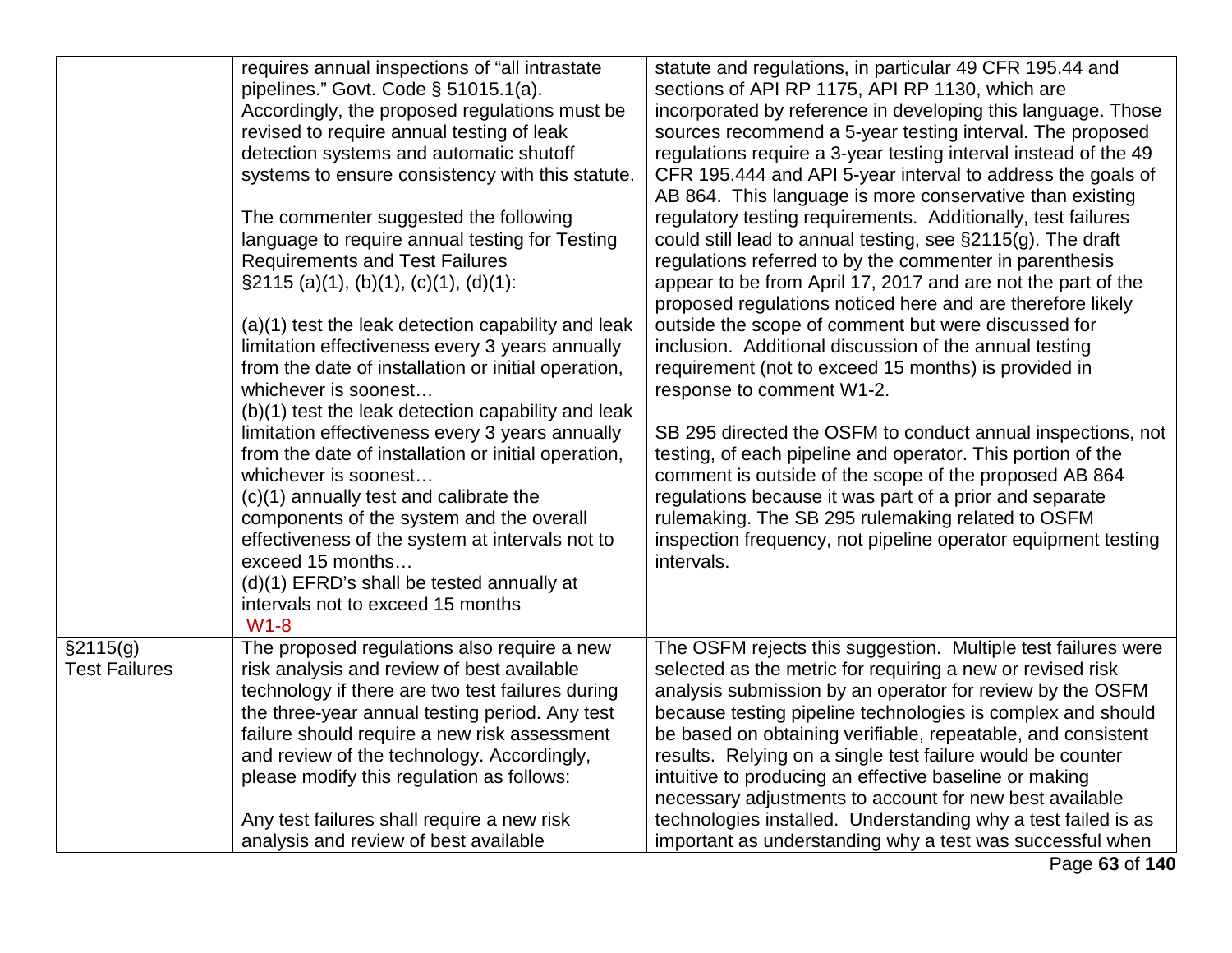| | | |
|---|---|---|
| | requires annual inspections of "all intrastate pipelines." Govt. Code § 51015.1(a). Accordingly, the proposed regulations must be revised to require annual testing of leak detection systems and automatic shutoff systems to ensure consistency with this statute.<br><br>The commenter suggested the following language to require annual testing for Testing Requirements and Test Failures §2115 (a)(1), (b)(1), (c)(1), (d)(1):<br><br>(a)(1) test the leak detection capability and leak limitation effectiveness every 3 years annually from the date of installation or initial operation, whichever is soonest…<br>(b)(1) test the leak detection capability and leak limitation effectiveness every 3 years annually from the date of installation or initial operation, whichever is soonest…<br>(c)(1) annually test and calibrate the components of the system and the overall effectiveness of the system at intervals not to exceed 15 months…<br>(d)(1) EFRD's shall be tested annually at intervals not to exceed 15 months<br>W1-8 | statute and regulations, in particular 49 CFR 195.44 and sections of API RP 1175, API RP 1130, which are incorporated by reference in developing this language. Those sources recommend a 5-year testing interval. The proposed regulations require a 3-year testing interval instead of the 49 CFR 195.444 and API 5-year interval to address the goals of AB 864. This language is more conservative than existing regulatory testing requirements. Additionally, test failures could still lead to annual testing, see §2115(g). The draft regulations referred to by the commenter in parenthesis appear to be from April 17, 2017 and are not the part of the proposed regulations noticed here and are therefore likely outside the scope of comment but were discussed for inclusion. Additional discussion of the annual testing requirement (not to exceed 15 months) is provided in response to comment W1-2.<br><br>SB 295 directed the OSFM to conduct annual inspections, not testing, of each pipeline and operator. This portion of the comment is outside of the scope of the proposed AB 864 regulations because it was part of a prior and separate rulemaking. The SB 295 rulemaking related to OSFM inspection frequency, not pipeline operator equipment testing intervals. |
| §2115(g) Test Failures | The proposed regulations also require a new risk analysis and review of best available technology if there are two test failures during the three-year annual testing period. Any test failure should require a new risk assessment and review of the technology. Accordingly, please modify this regulation as follows:<br><br>Any test failures shall require a new risk analysis and review of best available | The OSFM rejects this suggestion. Multiple test failures were selected as the metric for requiring a new or revised risk analysis submission by an operator for review by the OSFM because testing pipeline technologies is complex and should be based on obtaining verifiable, repeatable, and consistent results. Relying on a single test failure would be counter intuitive to producing an effective baseline or making necessary adjustments to account for new best available technologies installed. Understanding why a test failed is as important as understanding why a test was successful when |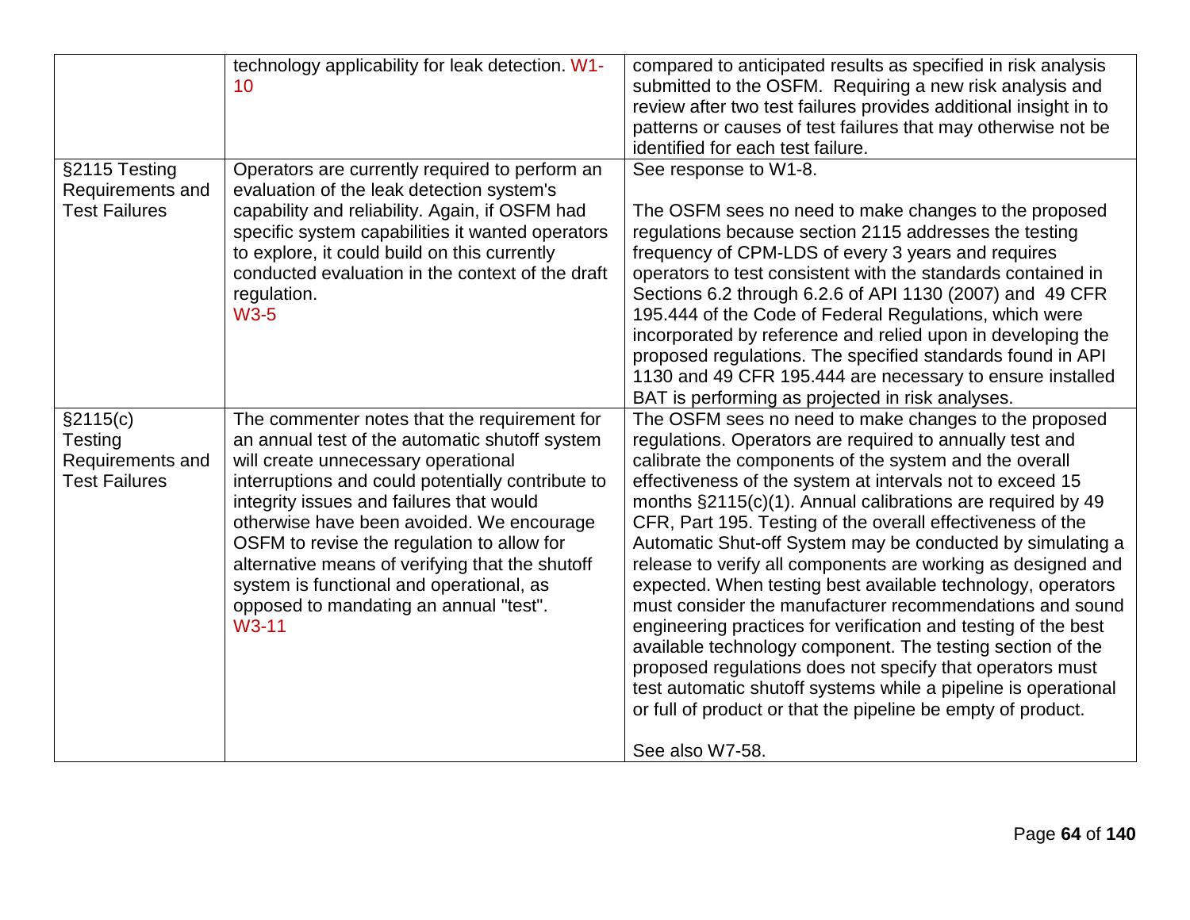|  |  |  |
|---|---|---|
|  | technology applicability for leak detection. W1-10 | compared to anticipated results as specified in risk analysis submitted to the OSFM. Requiring a new risk analysis and review after two test failures provides additional insight in to patterns or causes of test failures that may otherwise not be identified for each test failure. |
| §2115 Testing Requirements and Test Failures | Operators are currently required to perform an evaluation of the leak detection system's capability and reliability. Again, if OSFM had specific system capabilities it wanted operators to explore, it could build on this currently conducted evaluation in the context of the draft regulation. W3-5 | See response to W1-8.<br><br>The OSFM sees no need to make changes to the proposed regulations because section 2115 addresses the testing frequency of CPM-LDS of every 3 years and requires operators to test consistent with the standards contained in Sections 6.2 through 6.2.6 of API 1130 (2007) and 49 CFR 195.444 of the Code of Federal Regulations, which were incorporated by reference and relied upon in developing the proposed regulations. The specified standards found in API 1130 and 49 CFR 195.444 are necessary to ensure installed BAT is performing as projected in risk analyses. |
| §2115(c) Testing Requirements and Test Failures | The commenter notes that the requirement for an annual test of the automatic shutoff system will create unnecessary operational interruptions and could potentially contribute to integrity issues and failures that would otherwise have been avoided. We encourage OSFM to revise the regulation to allow for alternative means of verifying that the shutoff system is functional and operational, as opposed to mandating an annual "test". W3-11 | The OSFM sees no need to make changes to the proposed regulations. Operators are required to annually test and calibrate the components of the system and the overall effectiveness of the system at intervals not to exceed 15 months §2115(c)(1). Annual calibrations are required by 49 CFR, Part 195. Testing of the overall effectiveness of the Automatic Shut-off System may be conducted by simulating a release to verify all components are working as designed and expected. When testing best available technology, operators must consider the manufacturer recommendations and sound engineering practices for verification and testing of the best available technology component. The testing section of the proposed regulations does not specify that operators must test automatic shutoff systems while a pipeline is operational or full of product or that the pipeline be empty of product.<br><br>See also W7-58. |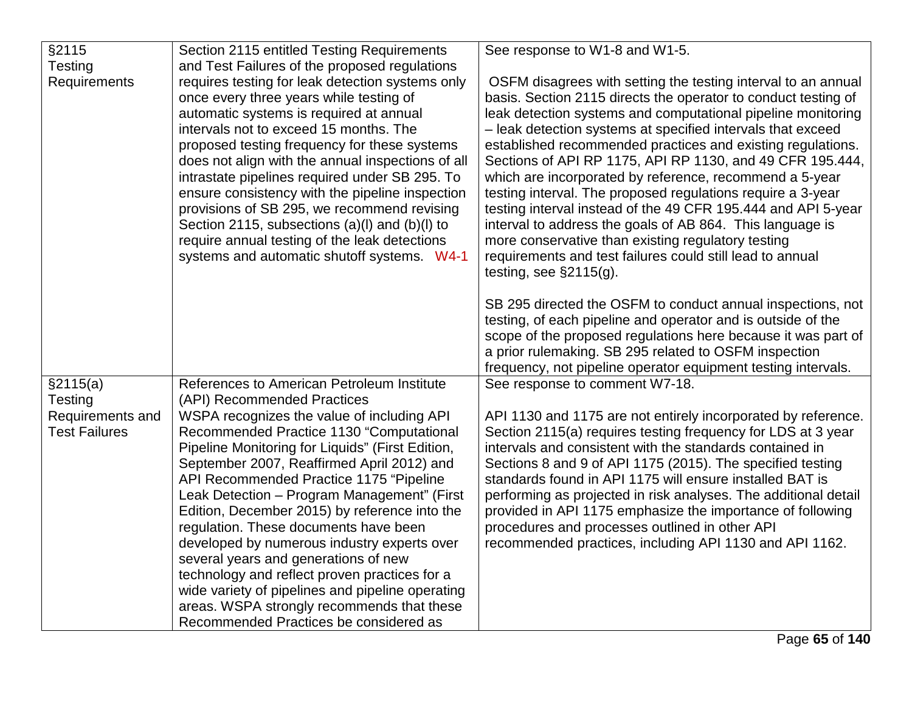| §2115 Testing Requirements | Section 2115 entitled Testing Requirements and Test Failures of the proposed regulations requires testing for leak detection systems only once every three years while testing of automatic systems is required at annual intervals not to exceed 15 months. The proposed testing frequency for these systems does not align with the annual inspections of all intrastate pipelines required under SB 295. To ensure consistency with the pipeline inspection provisions of SB 295, we recommend revising Section 2115, subsections (a)(l) and (b)(l) to require annual testing of the leak detections systems and automatic shutoff systems. W4-1 | See response to W1-8 and W1-5.<br><br>OSFM disagrees with setting the testing interval to an annual basis. Section 2115 directs the operator to conduct testing of leak detection systems and computational pipeline monitoring – leak detection systems at specified intervals that exceed established recommended practices and existing regulations. Sections of API RP 1175, API RP 1130, and 49 CFR 195.444, which are incorporated by reference, recommend a 5-year testing interval. The proposed regulations require a 3-year testing interval instead of the 49 CFR 195.444 and API 5-year interval to address the goals of AB 864. This language is more conservative than existing regulatory testing requirements and test failures could still lead to annual testing, see §2115(g).<br><br>SB 295 directed the OSFM to conduct annual inspections, not testing, of each pipeline and operator and is outside of the scope of the proposed regulations here because it was part of a prior rulemaking. SB 295 related to OSFM inspection frequency, not pipeline operator equipment testing intervals. |
|---|---|---|
| §2115(a) Testing Requirements and Test Failures | References to American Petroleum Institute (API) Recommended Practices<br>WSPA recognizes the value of including API Recommended Practice 1130 "Computational Pipeline Monitoring for Liquids" (First Edition, September 2007, Reaffirmed April 2012) and API Recommended Practice 1175 "Pipeline Leak Detection – Program Management" (First Edition, December 2015) by reference into the regulation. These documents have been developed by numerous industry experts over several years and generations of new technology and reflect proven practices for a wide variety of pipelines and pipeline operating areas. WSPA strongly recommends that these Recommended Practices be considered as | See response to comment W7-18.<br><br>API 1130 and 1175 are not entirely incorporated by reference. Section 2115(a) requires testing frequency for LDS at 3 year intervals and consistent with the standards contained in Sections 8 and 9 of API 1175 (2015). The specified testing standards found in API 1175 will ensure installed BAT is performing as projected in risk analyses. The additional detail provided in API 1175 emphasize the importance of following procedures and processes outlined in other API recommended practices, including API 1130 and API 1162. |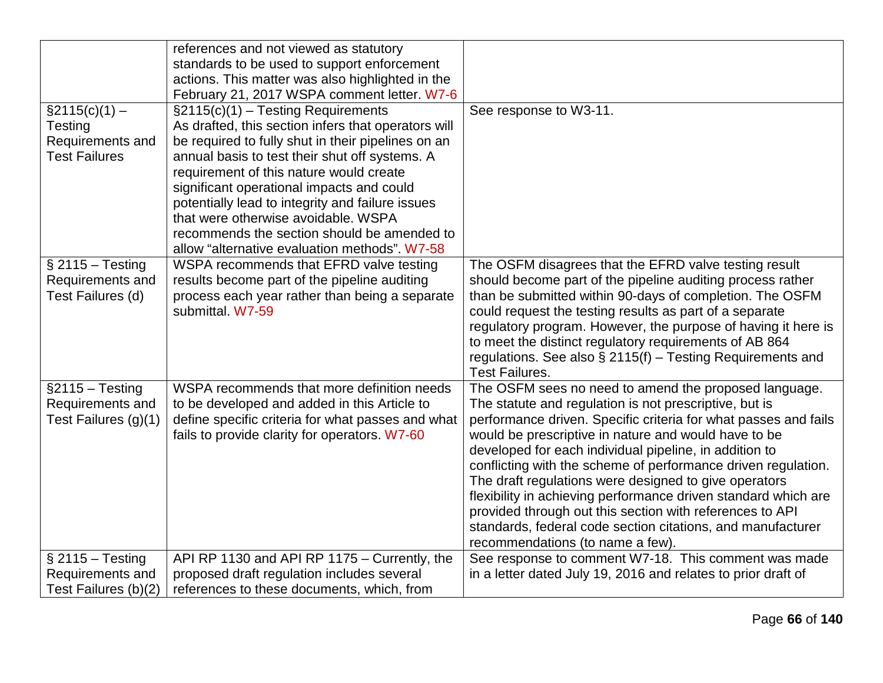| | | |
|---|---|---|
| | references and not viewed as statutory standards to be used to support enforcement actions. This matter was also highlighted in the February 21, 2017 WSPA comment letter. W7-6 | |
| §2115(c)(1) – Testing Requirements and Test Failures | §2115(c)(1) – Testing Requirements As drafted, this section infers that operators will be required to fully shut in their pipelines on an annual basis to test their shut off systems. A requirement of this nature would create significant operational impacts and could potentially lead to integrity and failure issues that were otherwise avoidable. WSPA recommends the section should be amended to allow "alternative evaluation methods". W7-58 | See response to W3-11. |
| § 2115 – Testing Requirements and Test Failures (d) | WSPA recommends that EFRD valve testing results become part of the pipeline auditing process each year rather than being a separate submittal. W7-59 | The OSFM disagrees that the EFRD valve testing result should become part of the pipeline auditing process rather than be submitted within 90-days of completion. The OSFM could request the testing results as part of a separate regulatory program. However, the purpose of having it here is to meet the distinct regulatory requirements of AB 864 regulations. See also § 2115(f) – Testing Requirements and Test Failures. |
| §2115 – Testing Requirements and Test Failures (g)(1) | WSPA recommends that more definition needs to be developed and added in this Article to define specific criteria for what passes and what fails to provide clarity for operators. W7-60 | The OSFM sees no need to amend the proposed language. The statute and regulation is not prescriptive, but is performance driven. Specific criteria for what passes and fails would be prescriptive in nature and would have to be developed for each individual pipeline, in addition to conflicting with the scheme of performance driven regulation. The draft regulations were designed to give operators flexibility in achieving performance driven standard which are provided through out this section with references to API standards, federal code section citations, and manufacturer recommendations (to name a few). |
| § 2115 – Testing Requirements and Test Failures (b)(2) | API RP 1130 and API RP 1175 – Currently, the proposed draft regulation includes several references to these documents, which, from | See response to comment W7-18. This comment was made in a letter dated July 19, 2016 and relates to prior draft of |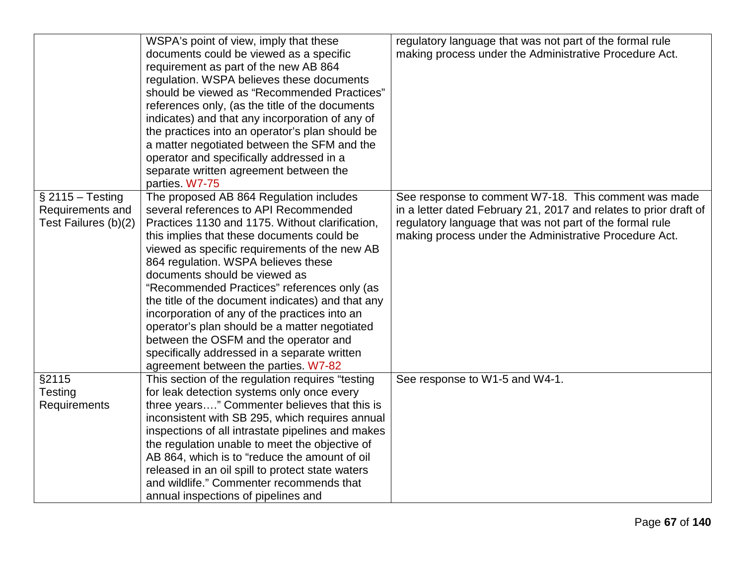| | | |
|---|---|---|
| | WSPA's point of view, imply that these documents could be viewed as a specific requirement as part of the new AB 864 regulation. WSPA believes these documents should be viewed as "Recommended Practices" references only, (as the title of the documents indicates) and that any incorporation of any of the practices into an operator's plan should be a matter negotiated between the SFM and the operator and specifically addressed in a separate written agreement between the parties. W7-75 | regulatory language that was not part of the formal rule making process under the Administrative Procedure Act. |
| § 2115 – Testing Requirements and Test Failures (b)(2) | The proposed AB 864 Regulation includes several references to API Recommended Practices 1130 and 1175. Without clarification, this implies that these documents could be viewed as specific requirements of the new AB 864 regulation. WSPA believes these documents should be viewed as "Recommended Practices" references only (as the title of the document indicates) and that any incorporation of any of the practices into an operator's plan should be a matter negotiated between the OSFM and the operator and specifically addressed in a separate written agreement between the parties. W7-82 | See response to comment W7-18. This comment was made in a letter dated February 21, 2017 and relates to prior draft of regulatory language that was not part of the formal rule making process under the Administrative Procedure Act. |
| §2115 Testing Requirements | This section of the regulation requires "testing for leak detection systems only once every three years…." Commenter believes that this is inconsistent with SB 295, which requires annual inspections of all intrastate pipelines and makes the regulation unable to meet the objective of AB 864, which is to "reduce the amount of oil released in an oil spill to protect state waters and wildlife." Commenter recommends that annual inspections of pipelines and | See response to W1-5 and W4-1. |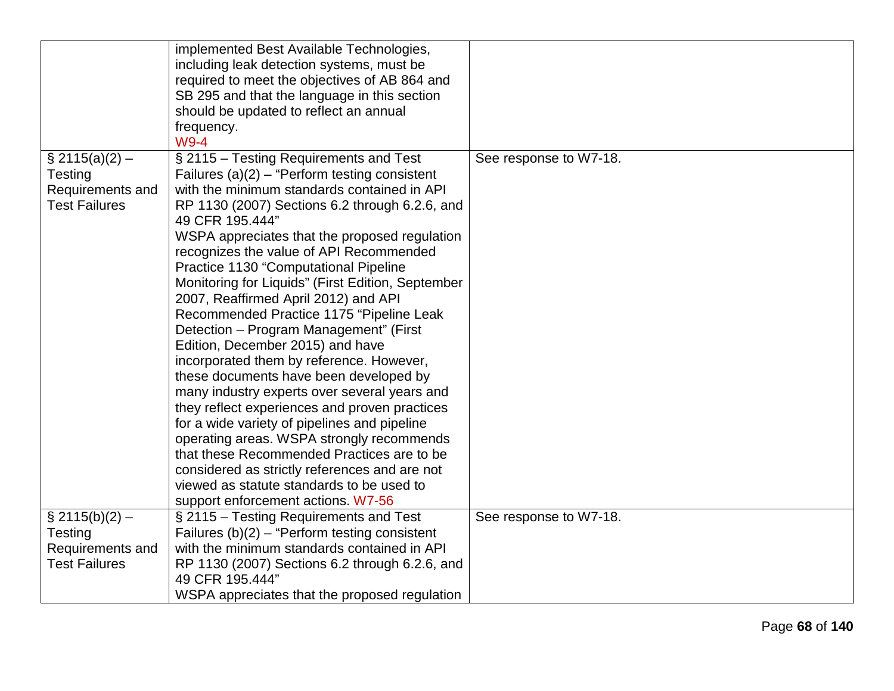| | | |
|---|---|---|
| | implemented Best Available Technologies, including leak detection systems, must be required to meet the objectives of AB 864 and SB 295 and that the language in this section should be updated to reflect an annual frequency. W9-4 | |
| § 2115(a)(2) – Testing Requirements and Test Failures | § 2115 – Testing Requirements and Test Failures (a)(2) – "Perform testing consistent with the minimum standards contained in API RP 1130 (2007) Sections 6.2 through 6.2.6, and 49 CFR 195.444" WSPA appreciates that the proposed regulation recognizes the value of API Recommended Practice 1130 "Computational Pipeline Monitoring for Liquids" (First Edition, September 2007, Reaffirmed April 2012) and API Recommended Practice 1175 "Pipeline Leak Detection – Program Management" (First Edition, December 2015) and have incorporated them by reference. However, these documents have been developed by many industry experts over several years and they reflect experiences and proven practices for a wide variety of pipelines and pipeline operating areas. WSPA strongly recommends that these Recommended Practices are to be considered as strictly references and are not viewed as statute standards to be used to support enforcement actions. W7-56 | See response to W7-18. |
| § 2115(b)(2) – Testing Requirements and Test Failures | § 2115 – Testing Requirements and Test Failures (b)(2) – "Perform testing consistent with the minimum standards contained in API RP 1130 (2007) Sections 6.2 through 6.2.6, and 49 CFR 195.444" WSPA appreciates that the proposed regulation | See response to W7-18. |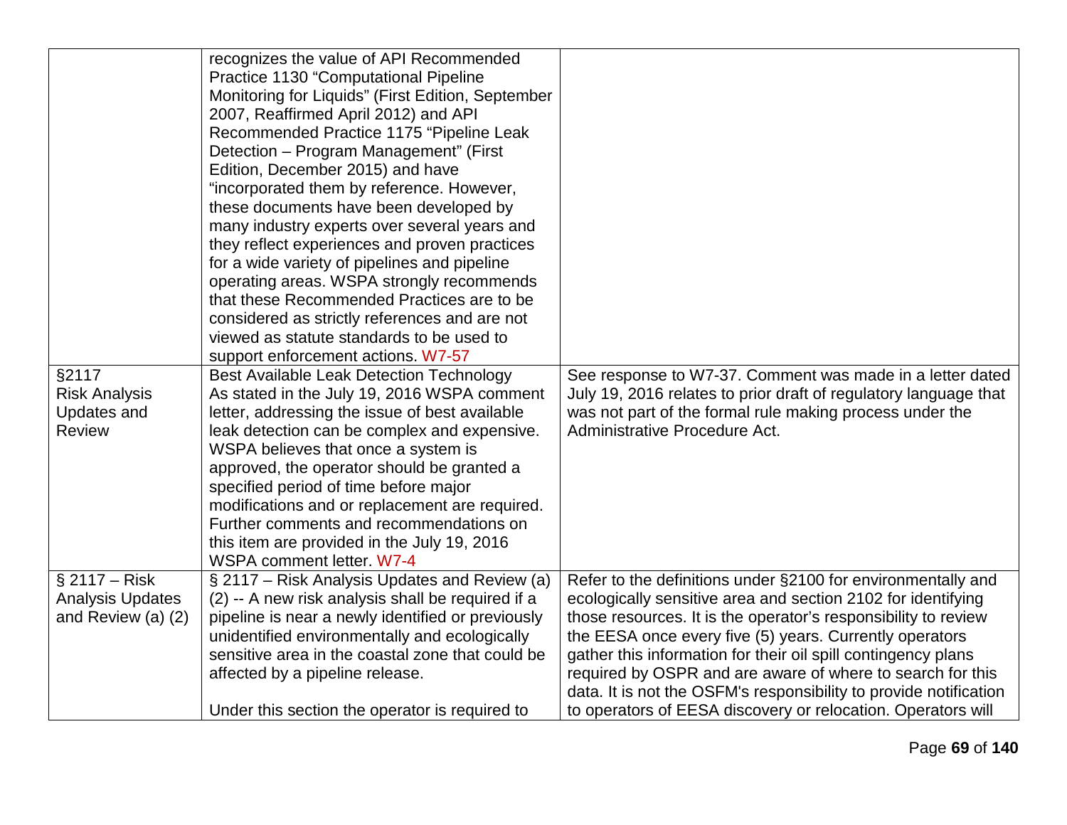| | | |
|---|---|---|
| | recognizes the value of API Recommended Practice 1130 "Computational Pipeline Monitoring for Liquids" (First Edition, September 2007, Reaffirmed April 2012) and API Recommended Practice 1175 "Pipeline Leak Detection – Program Management" (First Edition, December 2015) and have "incorporated them by reference. However, these documents have been developed by many industry experts over several years and they reflect experiences and proven practices for a wide variety of pipelines and pipeline operating areas. WSPA strongly recommends that these Recommended Practices are to be considered as strictly references and are not viewed as statute standards to be used to support enforcement actions. W7-57 | |
| §2117 Risk Analysis Updates and Review | Best Available Leak Detection Technology As stated in the July 19, 2016 WSPA comment letter, addressing the issue of best available leak detection can be complex and expensive. WSPA believes that once a system is approved, the operator should be granted a specified period of time before major modifications and or replacement are required. Further comments and recommendations on this item are provided in the July 19, 2016 WSPA comment letter. W7-4 | See response to W7-37. Comment was made in a letter dated July 19, 2016 relates to prior draft of regulatory language that was not part of the formal rule making process under the Administrative Procedure Act. |
| § 2117 – Risk Analysis Updates and Review (a) (2) | § 2117 – Risk Analysis Updates and Review (a) (2) -- A new risk analysis shall be required if a pipeline is near a newly identified or previously unidentified environmentally and ecologically sensitive area in the coastal zone that could be affected by a pipeline release.<br><br>Under this section the operator is required to | Refer to the definitions under §2100 for environmentally and ecologically sensitive area and section 2102 for identifying those resources. It is the operator's responsibility to review the EESA once every five (5) years. Currently operators gather this information for their oil spill contingency plans required by OSPR and are aware of where to search for this data. It is not the OSFM's responsibility to provide notification to operators of EESA discovery or relocation. Operators will |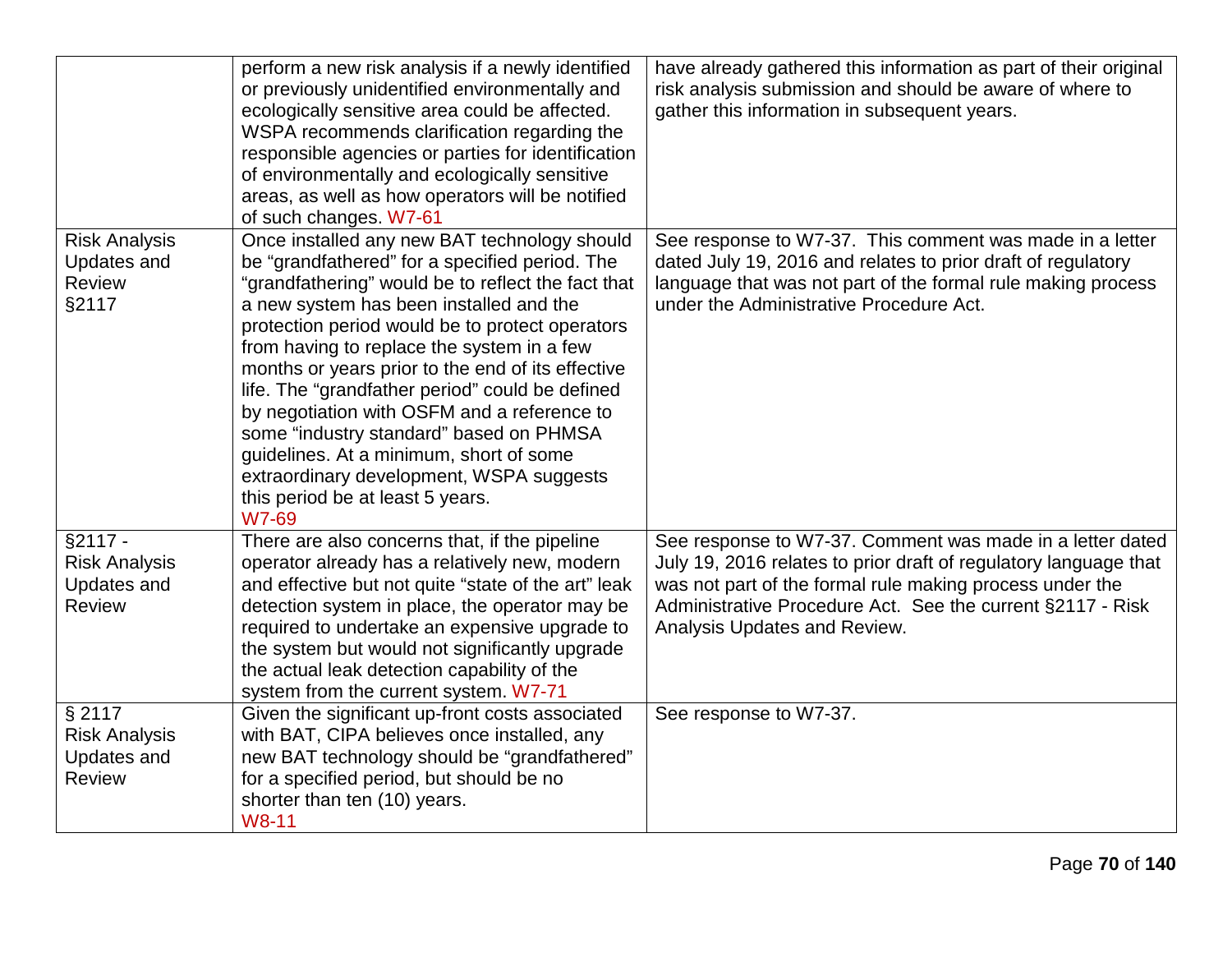| | | |
|---|---|---|
| | perform a new risk analysis if a newly identified or previously unidentified environmentally and ecologically sensitive area could be affected. WSPA recommends clarification regarding the responsible agencies or parties for identification of environmentally and ecologically sensitive areas, as well as how operators will be notified of such changes. W7-61 | have already gathered this information as part of their original risk analysis submission and should be aware of where to gather this information in subsequent years. |
| Risk Analysis Updates and Review §2117 | Once installed any new BAT technology should be "grandfathered" for a specified period. The "grandfathering" would be to reflect the fact that a new system has been installed and the protection period would be to protect operators from having to replace the system in a few months or years prior to the end of its effective life. The "grandfather period" could be defined by negotiation with OSFM and a reference to some "industry standard" based on PHMSA guidelines. At a minimum, short of some extraordinary development, WSPA suggests this period be at least 5 years. W7-69 | See response to W7-37. This comment was made in a letter dated July 19, 2016 and relates to prior draft of regulatory language that was not part of the formal rule making process under the Administrative Procedure Act. |
| §2117 - Risk Analysis Updates and Review | There are also concerns that, if the pipeline operator already has a relatively new, modern and effective but not quite "state of the art" leak detection system in place, the operator may be required to undertake an expensive upgrade to the system but would not significantly upgrade the actual leak detection capability of the system from the current system. W7-71 | See response to W7-37. Comment was made in a letter dated July 19, 2016 relates to prior draft of regulatory language that was not part of the formal rule making process under the Administrative Procedure Act. See the current §2117 - Risk Analysis Updates and Review. |
| § 2117 Risk Analysis Updates and Review | Given the significant up-front costs associated with BAT, CIPA believes once installed, any new BAT technology should be "grandfathered" for a specified period, but should be no shorter than ten (10) years. W8-11 | See response to W7-37. |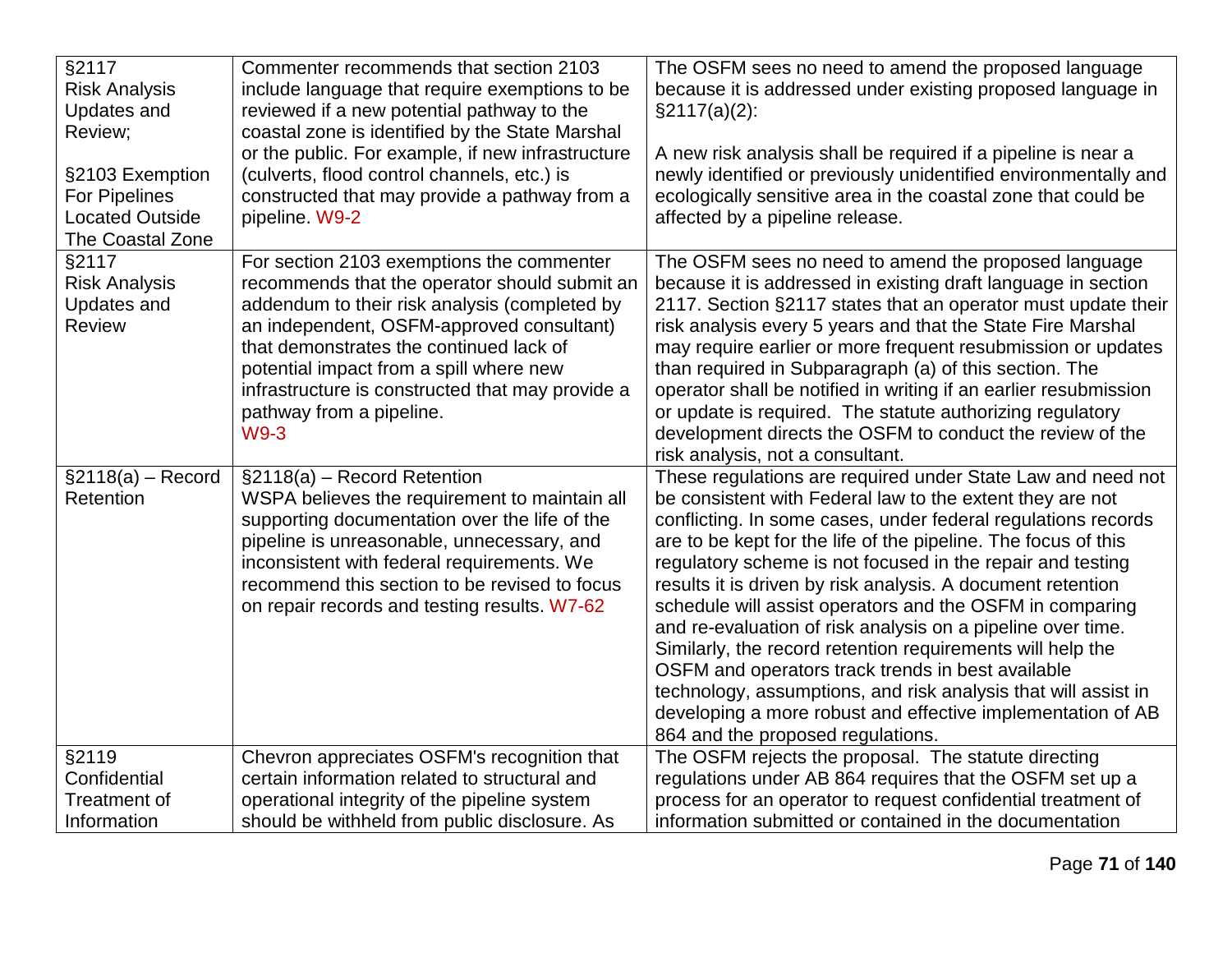| | | |
|---|---|---|
| §2117 Risk Analysis Updates and Review;<br><br>§2103 Exemption For Pipelines Located Outside The Coastal Zone | Commenter recommends that section 2103 include language that require exemptions to be reviewed if a new potential pathway to the coastal zone is identified by the State Marshal or the public. For example, if new infrastructure (culverts, flood control channels, etc.) is constructed that may provide a pathway from a pipeline. W9-2 | The OSFM sees no need to amend the proposed language because it is addressed under existing proposed language in §2117(a)(2):<br><br>A new risk analysis shall be required if a pipeline is near a newly identified or previously unidentified environmentally and ecologically sensitive area in the coastal zone that could be affected by a pipeline release. |
| §2117 Risk Analysis Updates and Review | For section 2103 exemptions the commenter recommends that the operator should submit an addendum to their risk analysis (completed by an independent, OSFM-approved consultant) that demonstrates the continued lack of potential impact from a spill where new infrastructure is constructed that may provide a pathway from a pipeline.<br>W9-3 | The OSFM sees no need to amend the proposed language because it is addressed in existing draft language in section 2117. Section §2117 states that an operator must update their risk analysis every 5 years and that the State Fire Marshal may require earlier or more frequent resubmission or updates than required in Subparagraph (a) of this section. The operator shall be notified in writing if an earlier resubmission or update is required. The statute authorizing regulatory development directs the OSFM to conduct the review of the risk analysis, not a consultant. |
| §2118(a) – Record Retention | §2118(a) – Record Retention<br>WSPA believes the requirement to maintain all supporting documentation over the life of the pipeline is unreasonable, unnecessary, and inconsistent with federal requirements. We recommend this section to be revised to focus on repair records and testing results. W7-62 | These regulations are required under State Law and need not be consistent with Federal law to the extent they are not conflicting. In some cases, under federal regulations records are to be kept for the life of the pipeline. The focus of this regulatory scheme is not focused in the repair and testing results it is driven by risk analysis. A document retention schedule will assist operators and the OSFM in comparing and re-evaluation of risk analysis on a pipeline over time. Similarly, the record retention requirements will help the OSFM and operators track trends in best available technology, assumptions, and risk analysis that will assist in developing a more robust and effective implementation of AB 864 and the proposed regulations. |
| §2119 Confidential Treatment of Information | Chevron appreciates OSFM's recognition that certain information related to structural and operational integrity of the pipeline system should be withheld from public disclosure. As | The OSFM rejects the proposal. The statute directing regulations under AB 864 requires that the OSFM set up a process for an operator to request confidential treatment of information submitted or contained in the documentation |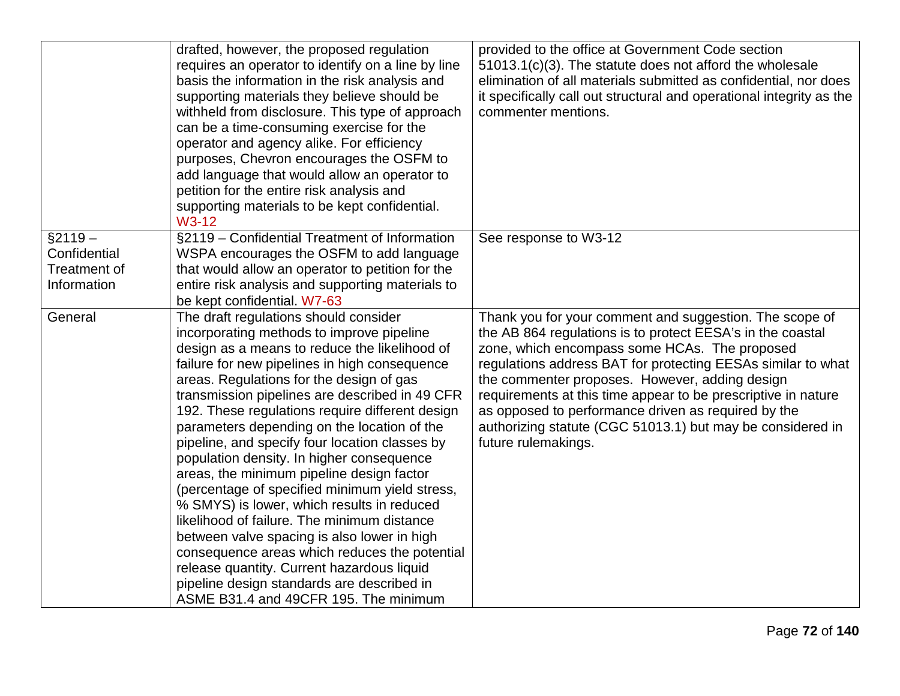| | | |
|---|---|---|
| | drafted, however, the proposed regulation requires an operator to identify on a line by line basis the information in the risk analysis and supporting materials they believe should be withheld from disclosure. This type of approach can be a time-consuming exercise for the operator and agency alike. For efficiency purposes, Chevron encourages the OSFM to add language that would allow an operator to petition for the entire risk analysis and supporting materials to be kept confidential. W3-12 | provided to the office at Government Code section 51013.1(c)(3). The statute does not afford the wholesale elimination of all materials submitted as confidential, nor does it specifically call out structural and operational integrity as the commenter mentions. |
| §2119 – Confidential Treatment of Information | §2119 – Confidential Treatment of Information WSPA encourages the OSFM to add language that would allow an operator to petition for the entire risk analysis and supporting materials to be kept confidential. W7-63 | See response to W3-12 |
| General | The draft regulations should consider incorporating methods to improve pipeline design as a means to reduce the likelihood of failure for new pipelines in high consequence areas. Regulations for the design of gas transmission pipelines are described in 49 CFR 192. These regulations require different design parameters depending on the location of the pipeline, and specify four location classes by population density. In higher consequence areas, the minimum pipeline design factor (percentage of specified minimum yield stress, % SMYS) is lower, which results in reduced likelihood of failure. The minimum distance between valve spacing is also lower in high consequence areas which reduces the potential release quantity. Current hazardous liquid pipeline design standards are described in ASME B31.4 and 49CFR 195. The minimum | Thank you for your comment and suggestion. The scope of the AB 864 regulations is to protect EESA's in the coastal zone, which encompass some HCAs. The proposed regulations address BAT for protecting EESAs similar to what the commenter proposes. However, adding design requirements at this time appear to be prescriptive in nature as opposed to performance driven as required by the authorizing statute (CGC 51013.1) but may be considered in future rulemakings. |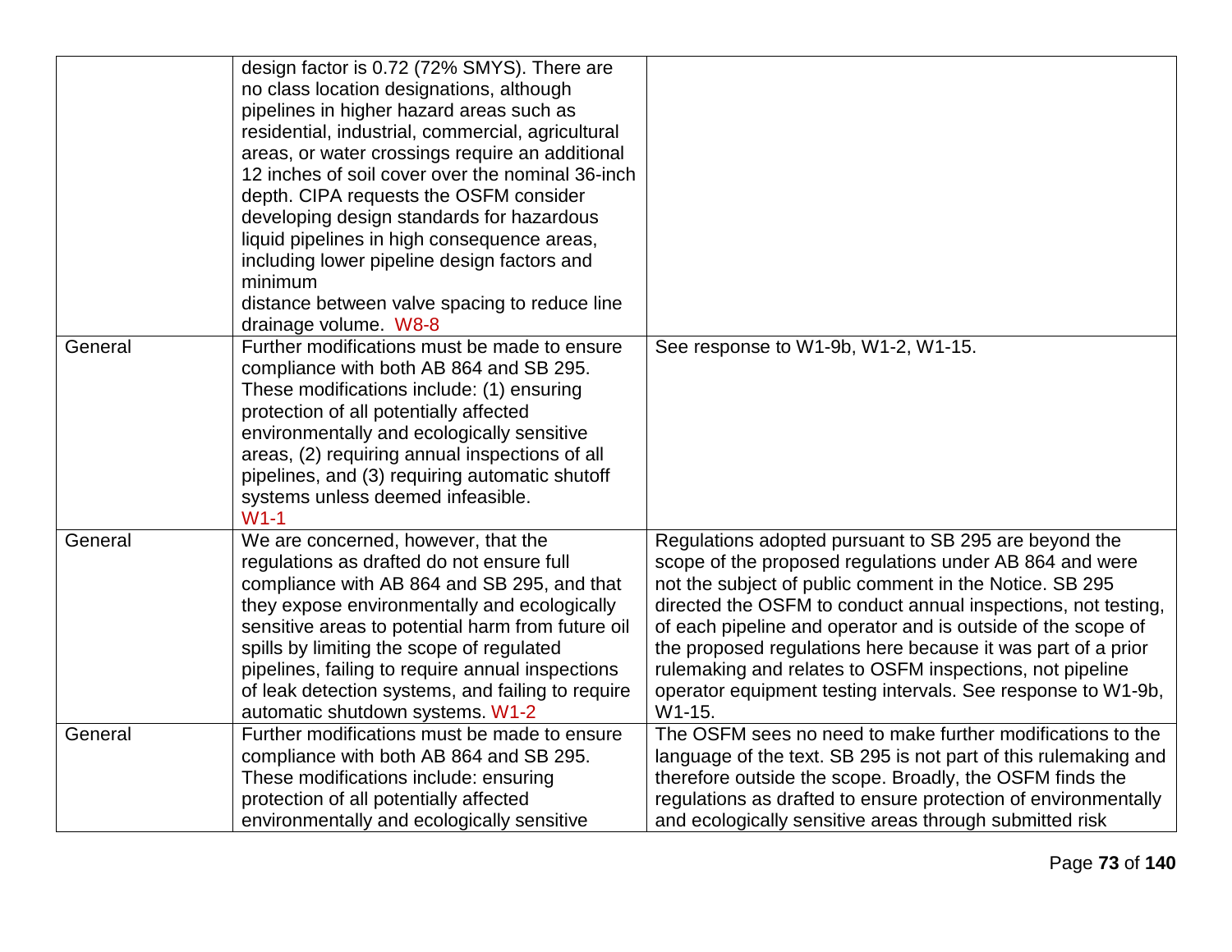| | | |
|---|---|---|
| | design factor is 0.72 (72% SMYS). There are no class location designations, although pipelines in higher hazard areas such as residential, industrial, commercial, agricultural areas, or water crossings require an additional 12 inches of soil cover over the nominal 36-inch depth. CIPA requests the OSFM consider developing design standards for hazardous liquid pipelines in high consequence areas, including lower pipeline design factors and minimum distance between valve spacing to reduce line drainage volume. W8-8 | |
| General | Further modifications must be made to ensure compliance with both AB 864 and SB 295. These modifications include: (1) ensuring protection of all potentially affected environmentally and ecologically sensitive areas, (2) requiring annual inspections of all pipelines, and (3) requiring automatic shutoff systems unless deemed infeasible. W1-1 | See response to W1-9b, W1-2, W1-15. |
| General | We are concerned, however, that the regulations as drafted do not ensure full compliance with AB 864 and SB 295, and that they expose environmentally and ecologically sensitive areas to potential harm from future oil spills by limiting the scope of regulated pipelines, failing to require annual inspections of leak detection systems, and failing to require automatic shutdown systems. W1-2 | Regulations adopted pursuant to SB 295 are beyond the scope of the proposed regulations under AB 864 and were not the subject of public comment in the Notice. SB 295 directed the OSFM to conduct annual inspections, not testing, of each pipeline and operator and is outside of the scope of the proposed regulations here because it was part of a prior rulemaking and relates to OSFM inspections, not pipeline operator equipment testing intervals. See response to W1-9b, W1-15. |
| General | Further modifications must be made to ensure compliance with both AB 864 and SB 295. These modifications include: ensuring protection of all potentially affected environmentally and ecologically sensitive | The OSFM sees no need to make further modifications to the language of the text. SB 295 is not part of this rulemaking and therefore outside the scope. Broadly, the OSFM finds the regulations as drafted to ensure protection of environmentally and ecologically sensitive areas through submitted risk |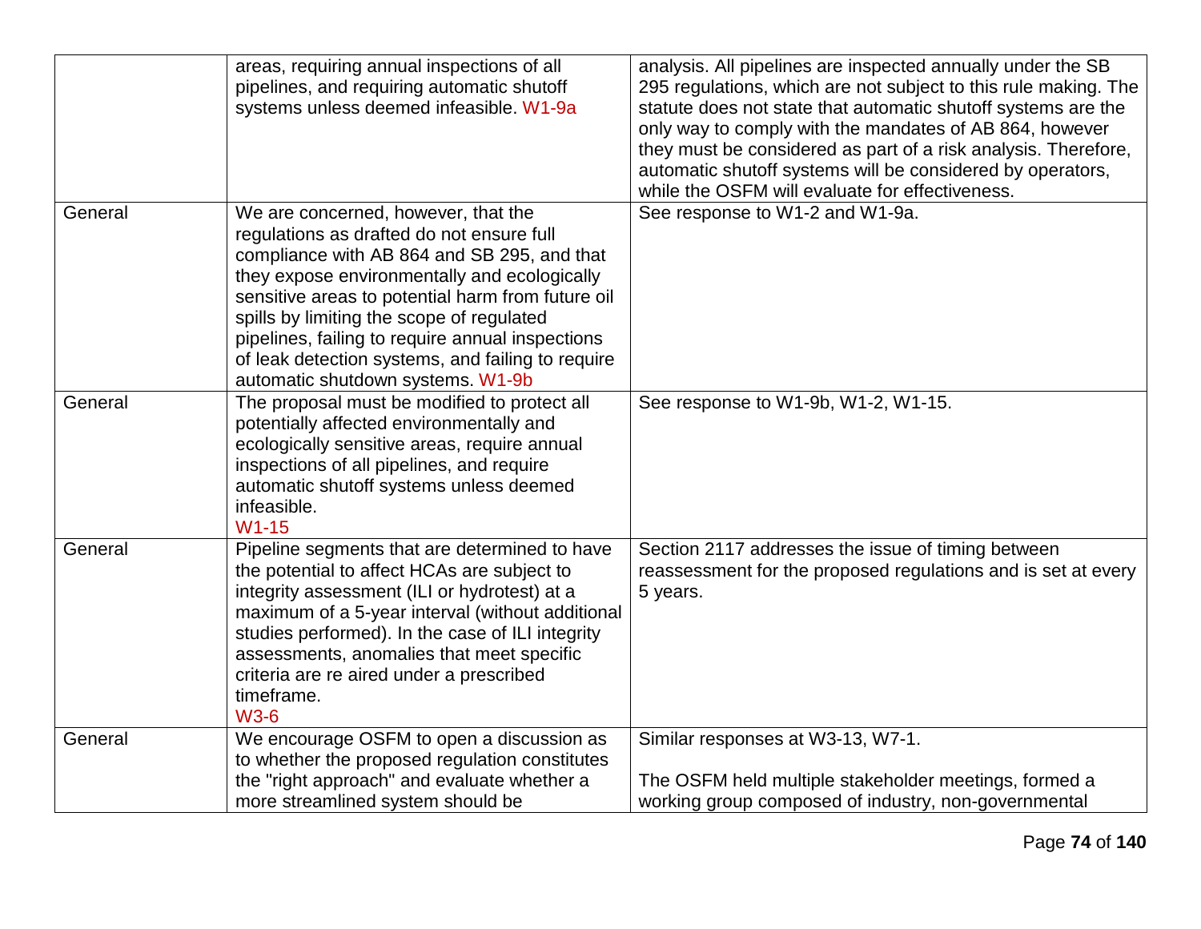| | | |
|---|---|---|
| | areas, requiring annual inspections of all pipelines, and requiring automatic shutoff systems unless deemed infeasible. W1-9a | analysis. All pipelines are inspected annually under the SB 295 regulations, which are not subject to this rule making. The statute does not state that automatic shutoff systems are the only way to comply with the mandates of AB 864, however they must be considered as part of a risk analysis. Therefore, automatic shutoff systems will be considered by operators, while the OSFM will evaluate for effectiveness. |
| General | We are concerned, however, that the regulations as drafted do not ensure full compliance with AB 864 and SB 295, and that they expose environmentally and ecologically sensitive areas to potential harm from future oil spills by limiting the scope of regulated pipelines, failing to require annual inspections of leak detection systems, and failing to require automatic shutdown systems. W1-9b | See response to W1-2 and W1-9a. |
| General | The proposal must be modified to protect all potentially affected environmentally and ecologically sensitive areas, require annual inspections of all pipelines, and require automatic shutoff systems unless deemed infeasible. W1-15 | See response to W1-9b, W1-2, W1-15. |
| General | Pipeline segments that are determined to have the potential to affect HCAs are subject to integrity assessment (ILI or hydrotest) at a maximum of a 5-year interval (without additional studies performed). In the case of ILI integrity assessments, anomalies that meet specific criteria are re aired under a prescribed timeframe. W3-6 | Section 2117 addresses the issue of timing between reassessment for the proposed regulations and is set at every 5 years. |
| General | We encourage OSFM to open a discussion as to whether the proposed regulation constitutes the "right approach" and evaluate whether a more streamlined system should be | Similar responses at W3-13, W7-1.<br><br>The OSFM held multiple stakeholder meetings, formed a working group composed of industry, non-governmental |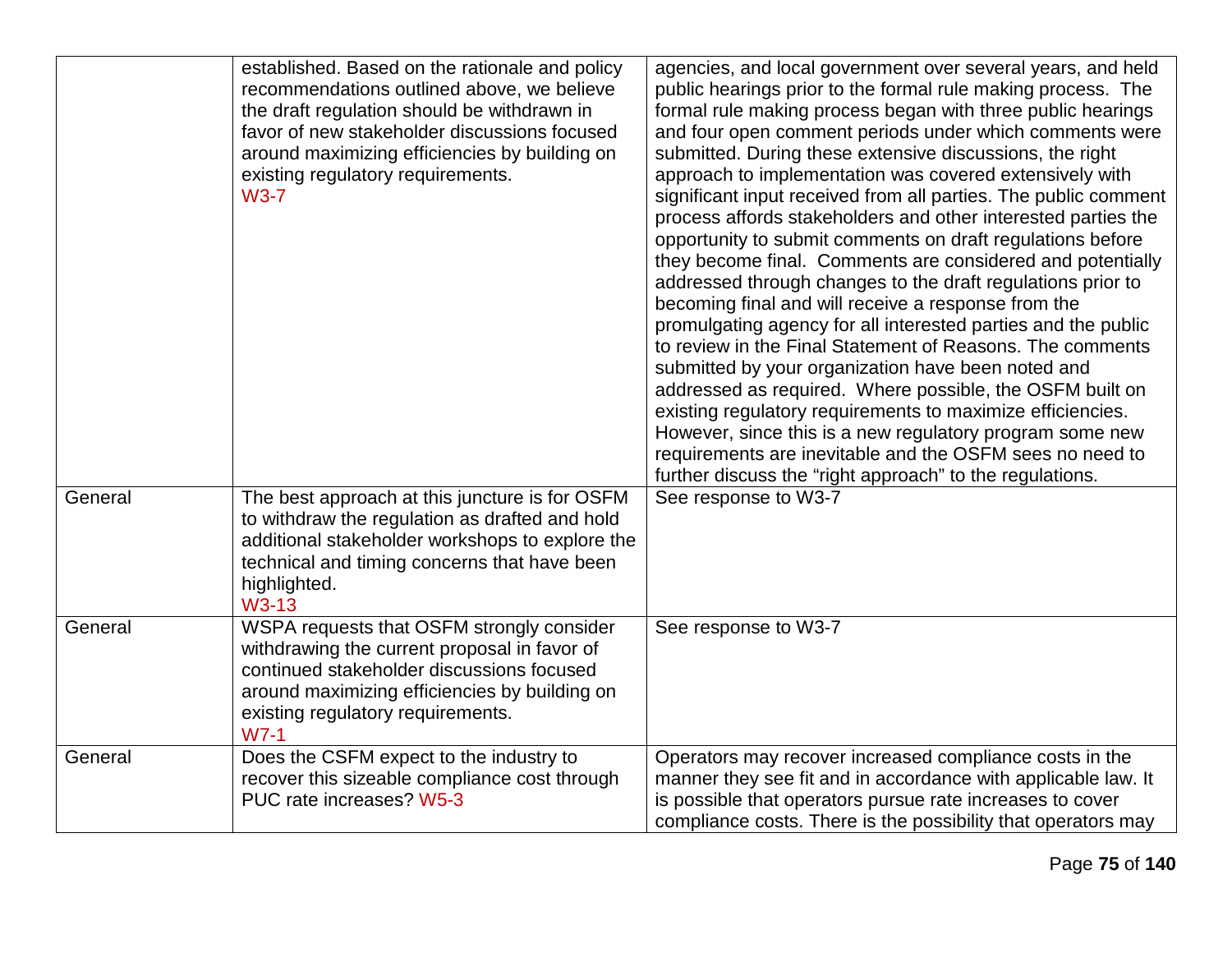| | | |
|---|---|---|
| | established. Based on the rationale and policy recommendations outlined above, we believe the draft regulation should be withdrawn in favor of new stakeholder discussions focused around maximizing efficiencies by building on existing regulatory requirements. W3-7 | agencies, and local government over several years, and held public hearings prior to the formal rule making process. The formal rule making process began with three public hearings and four open comment periods under which comments were submitted. During these extensive discussions, the right approach to implementation was covered extensively with significant input received from all parties. The public comment process affords stakeholders and other interested parties the opportunity to submit comments on draft regulations before they become final. Comments are considered and potentially addressed through changes to the draft regulations prior to becoming final and will receive a response from the promulgating agency for all interested parties and the public to review in the Final Statement of Reasons. The comments submitted by your organization have been noted and addressed as required. Where possible, the OSFM built on existing regulatory requirements to maximize efficiencies. However, since this is a new regulatory program some new requirements are inevitable and the OSFM sees no need to further discuss the "right approach" to the regulations. |
| General | The best approach at this juncture is for OSFM to withdraw the regulation as drafted and hold additional stakeholder workshops to explore the technical and timing concerns that have been highlighted. W3-13 | See response to W3-7 |
| General | WSPA requests that OSFM strongly consider withdrawing the current proposal in favor of continued stakeholder discussions focused around maximizing efficiencies by building on existing regulatory requirements. W7-1 | See response to W3-7 |
| General | Does the CSFM expect to the industry to recover this sizeable compliance cost through PUC rate increases? W5-3 | Operators may recover increased compliance costs in the manner they see fit and in accordance with applicable law. It is possible that operators pursue rate increases to cover compliance costs. There is the possibility that operators may |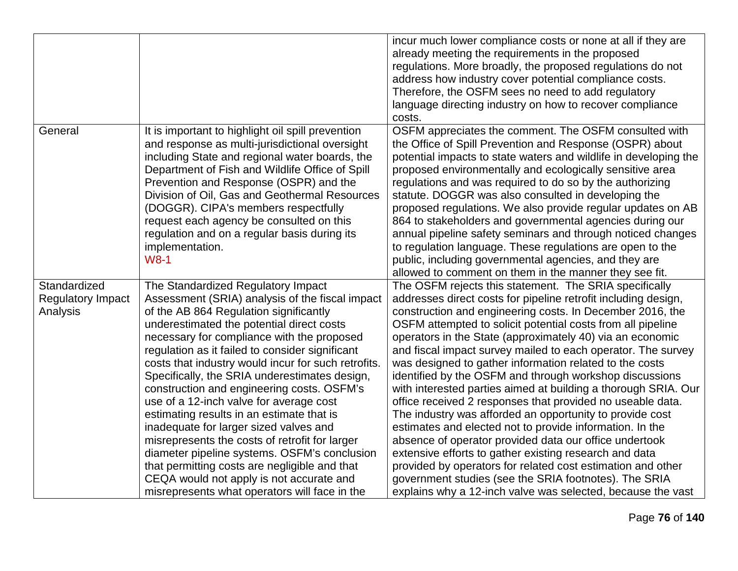| | | |
|---|---|---|
| | | incur much lower compliance costs or none at all if they are already meeting the requirements in the proposed regulations. More broadly, the proposed regulations do not address how industry cover potential compliance costs. Therefore, the OSFM sees no need to add regulatory language directing industry on how to recover compliance costs. |
| General | It is important to highlight oil spill prevention and response as multi-jurisdictional oversight including State and regional water boards, the Department of Fish and Wildlife Office of Spill Prevention and Response (OSPR) and the Division of Oil, Gas and Geothermal Resources (DOGGR). CIPA's members respectfully request each agency be consulted on this regulation and on a regular basis during its implementation. W8-1 | OSFM appreciates the comment. The OSFM consulted with the Office of Spill Prevention and Response (OSPR) about potential impacts to state waters and wildlife in developing the proposed environmentally and ecologically sensitive area regulations and was required to do so by the authorizing statute. DOGGR was also consulted in developing the proposed regulations. We also provide regular updates on AB 864 to stakeholders and governmental agencies during our annual pipeline safety seminars and through noticed changes to regulation language. These regulations are open to the public, including governmental agencies, and they are allowed to comment on them in the manner they see fit. |
| Standardized Regulatory Impact Analysis | The Standardized Regulatory Impact Assessment (SRIA) analysis of the fiscal impact of the AB 864 Regulation significantly underestimated the potential direct costs necessary for compliance with the proposed regulation as it failed to consider significant costs that industry would incur for such retrofits. Specifically, the SRIA underestimates design, construction and engineering costs. OSFM's use of a 12-inch valve for average cost estimating results in an estimate that is inadequate for larger sized valves and misrepresents the costs of retrofit for larger diameter pipeline systems. OSFM's conclusion that permitting costs are negligible and that CEQA would not apply is not accurate and misrepresents what operators will face in the | The OSFM rejects this statement. The SRIA specifically addresses direct costs for pipeline retrofit including design, construction and engineering costs. In December 2016, the OSFM attempted to solicit potential costs from all pipeline operators in the State (approximately 40) via an economic and fiscal impact survey mailed to each operator. The survey was designed to gather information related to the costs identified by the OSFM and through workshop discussions with interested parties aimed at building a thorough SRIA. Our office received 2 responses that provided no useable data. The industry was afforded an opportunity to provide cost estimates and elected not to provide information. In the absence of operator provided data our office undertook extensive efforts to gather existing research and data provided by operators for related cost estimation and other government studies (see the SRIA footnotes). The SRIA explains why a 12-inch valve was selected, because the vast |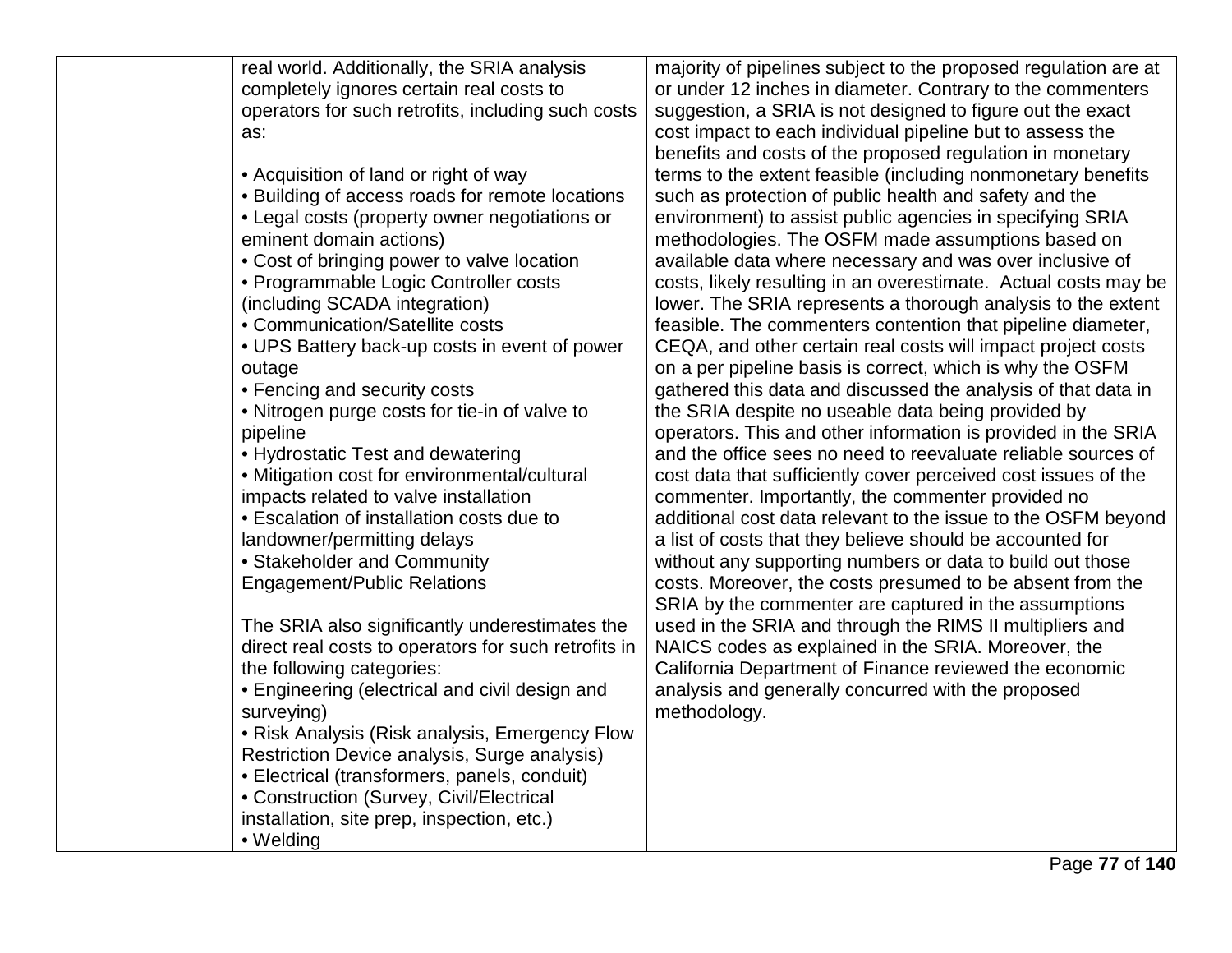| | | |
|---|---|---|
| | real world. Additionally, the SRIA analysis completely ignores certain real costs to operators for such retrofits, including such costs as:<br><br>• Acquisition of land or right of way<br>• Building of access roads for remote locations<br>• Legal costs (property owner negotiations or eminent domain actions)<br>• Cost of bringing power to valve location<br>• Programmable Logic Controller costs (including SCADA integration)<br>• Communication/Satellite costs<br>• UPS Battery back-up costs in event of power outage<br>• Fencing and security costs<br>• Nitrogen purge costs for tie-in of valve to pipeline<br>• Hydrostatic Test and dewatering<br>• Mitigation cost for environmental/cultural impacts related to valve installation<br>• Escalation of installation costs due to landowner/permitting delays<br>• Stakeholder and Community Engagement/Public Relations<br><br>The SRIA also significantly underestimates the direct real costs to operators for such retrofits in the following categories:<br>• Engineering (electrical and civil design and surveying)<br>• Risk Analysis (Risk analysis, Emergency Flow Restriction Device analysis, Surge analysis)<br>• Electrical (transformers, panels, conduit)<br>• Construction (Survey, Civil/Electrical installation, site prep, inspection, etc.)<br>• Welding | majority of pipelines subject to the proposed regulation are at or under 12 inches in diameter. Contrary to the commenters suggestion, a SRIA is not designed to figure out the exact cost impact to each individual pipeline but to assess the benefits and costs of the proposed regulation in monetary terms to the extent feasible (including nonmonetary benefits such as protection of public health and safety and the environment) to assist public agencies in specifying SRIA methodologies. The OSFM made assumptions based on available data where necessary and was over inclusive of costs, likely resulting in an overestimate. Actual costs may be lower. The SRIA represents a thorough analysis to the extent feasible. The commenters contention that pipeline diameter, CEQA, and other certain real costs will impact project costs on a per pipeline basis is correct, which is why the OSFM gathered this data and discussed the analysis of that data in the SRIA despite no useable data being provided by operators. This and other information is provided in the SRIA and the office sees no need to reevaluate reliable sources of cost data that sufficiently cover perceived cost issues of the commenter. Importantly, the commenter provided no additional cost data relevant to the issue to the OSFM beyond a list of costs that they believe should be accounted for without any supporting numbers or data to build out those costs. Moreover, the costs presumed to be absent from the SRIA by the commenter are captured in the assumptions used in the SRIA and through the RIMS II multipliers and NAICS codes as explained in the SRIA. Moreover, the California Department of Finance reviewed the economic analysis and generally concurred with the proposed methodology. |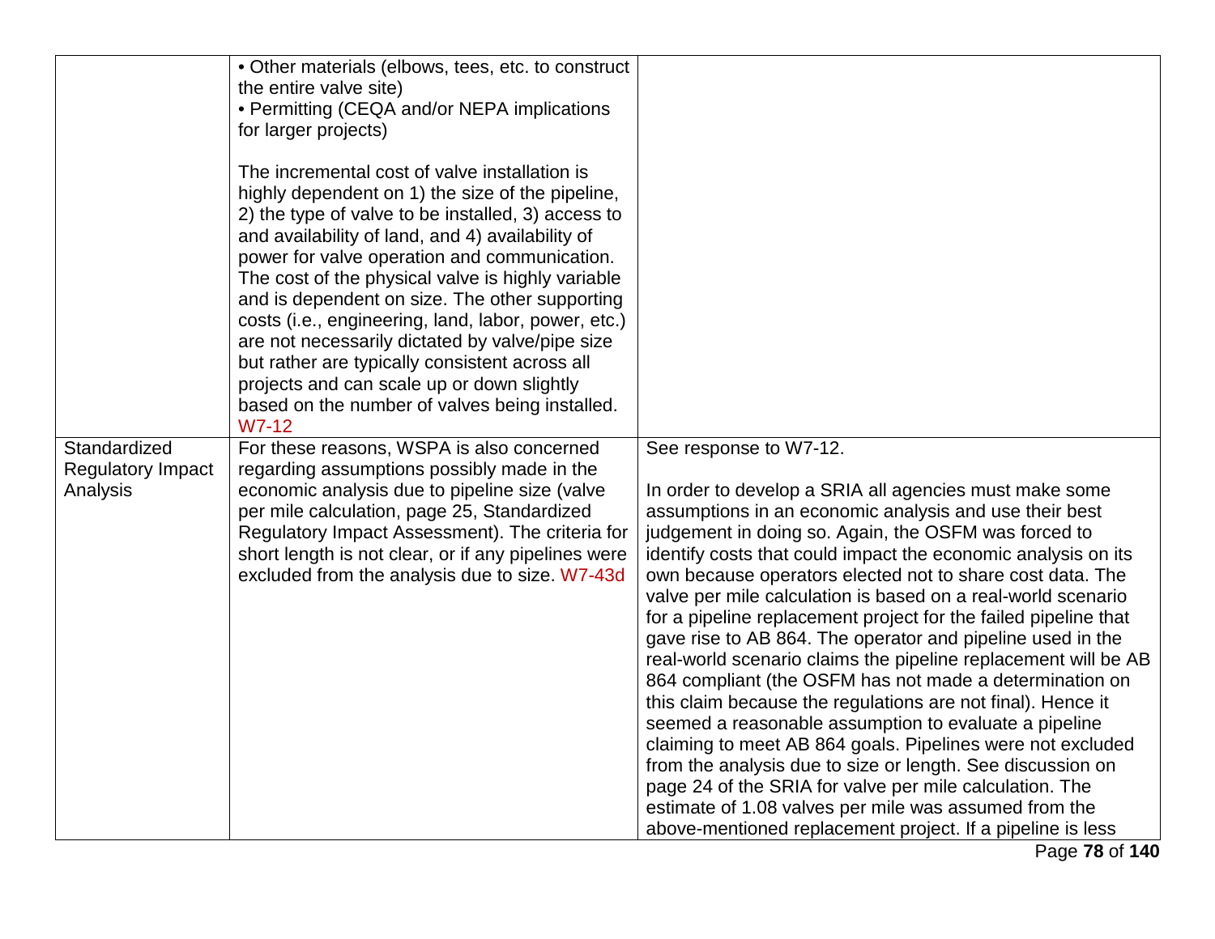| | | |
|---|---|---|
| | • Other materials (elbows, tees, etc. to construct the entire valve site)<br>• Permitting (CEQA and/or NEPA implications for larger projects)<br><br>The incremental cost of valve installation is highly dependent on 1) the size of the pipeline, 2) the type of valve to be installed, 3) access to and availability of land, and 4) availability of power for valve operation and communication. The cost of the physical valve is highly variable and is dependent on size. The other supporting costs (i.e., engineering, land, labor, power, etc.) are not necessarily dictated by valve/pipe size but rather are typically consistent across all projects and can scale up or down slightly based on the number of valves being installed. W7-12 | |
| Standardized Regulatory Impact Analysis | For these reasons, WSPA is also concerned regarding assumptions possibly made in the economic analysis due to pipeline size (valve per mile calculation, page 25, Standardized Regulatory Impact Assessment). The criteria for short length is not clear, or if any pipelines were excluded from the analysis due to size. W7-43d | See response to W7-12.<br><br>In order to develop a SRIA all agencies must make some assumptions in an economic analysis and use their best judgement in doing so. Again, the OSFM was forced to identify costs that could impact the economic analysis on its own because operators elected not to share cost data. The valve per mile calculation is based on a real-world scenario for a pipeline replacement project for the failed pipeline that gave rise to AB 864. The operator and pipeline used in the real-world scenario claims the pipeline replacement will be AB 864 compliant (the OSFM has not made a determination on this claim because the regulations are not final). Hence it seemed a reasonable assumption to evaluate a pipeline claiming to meet AB 864 goals. Pipelines were not excluded from the analysis due to size or length. See discussion on page 24 of the SRIA for valve per mile calculation. The estimate of 1.08 valves per mile was assumed from the above-mentioned replacement project. If a pipeline is less |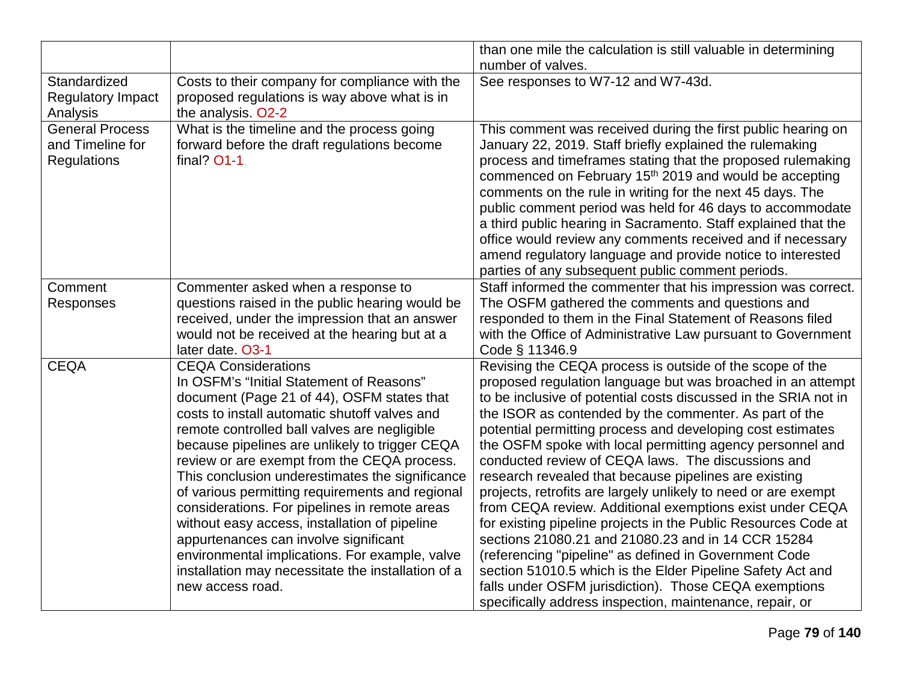| | | |
|---|---|---|
| | | than one mile the calculation is still valuable in determining number of valves. |
| Standardized Regulatory Impact Analysis | Costs to their company for compliance with the proposed regulations is way above what is in the analysis. O2-2 | See responses to W7-12 and W7-43d. |
| General Process and Timeline for Regulations | What is the timeline and the process going forward before the draft regulations become final? O1-1 | This comment was received during the first public hearing on January 22, 2019. Staff briefly explained the rulemaking process and timeframes stating that the proposed rulemaking commenced on February 15th 2019 and would be accepting comments on the rule in writing for the next 45 days. The public comment period was held for 46 days to accommodate a third public hearing in Sacramento. Staff explained that the office would review any comments received and if necessary amend regulatory language and provide notice to interested parties of any subsequent public comment periods. |
| Comment Responses | Commenter asked when a response to questions raised in the public hearing would be received, under the impression that an answer would not be received at the hearing but at a later date. O3-1 | Staff informed the commenter that his impression was correct. The OSFM gathered the comments and questions and responded to them in the Final Statement of Reasons filed with the Office of Administrative Law pursuant to Government Code § 11346.9 |
| CEQA | CEQA Considerations<br>In OSFM's "Initial Statement of Reasons" document (Page 21 of 44), OSFM states that costs to install automatic shutoff valves and remote controlled ball valves are negligible because pipelines are unlikely to trigger CEQA review or are exempt from the CEQA process. This conclusion underestimates the significance of various permitting requirements and regional considerations. For pipelines in remote areas without easy access, installation of pipeline appurtenances can involve significant environmental implications. For example, valve installation may necessitate the installation of a new access road. | Revising the CEQA process is outside of the scope of the proposed regulation language but was broached in an attempt to be inclusive of potential costs discussed in the SRIA not in the ISOR as contended by the commenter. As part of the potential permitting process and developing cost estimates the OSFM spoke with local permitting agency personnel and conducted review of CEQA laws. The discussions and research revealed that because pipelines are existing projects, retrofits are largely unlikely to need or are exempt from CEQA review. Additional exemptions exist under CEQA for existing pipeline projects in the Public Resources Code at sections 21080.21 and 21080.23 and in 14 CCR 15284 (referencing "pipeline" as defined in Government Code section 51010.5 which is the Elder Pipeline Safety Act and falls under OSFM jurisdiction). Those CEQA exemptions specifically address inspection, maintenance, repair, or |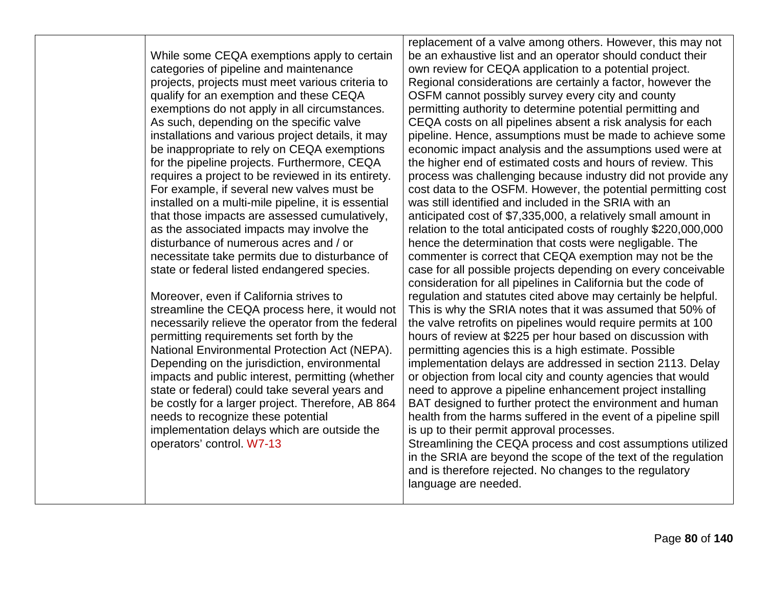| | | |
|---|---|---|
| | While some CEQA exemptions apply to certain categories of pipeline and maintenance projects, projects must meet various criteria to qualify for an exemption and these CEQA exemptions do not apply in all circumstances. As such, depending on the specific valve installations and various project details, it may be inappropriate to rely on CEQA exemptions for the pipeline projects. Furthermore, CEQA requires a project to be reviewed in its entirety. For example, if several new valves must be installed on a multi-mile pipeline, it is essential that those impacts are assessed cumulatively, as the associated impacts may involve the disturbance of numerous acres and / or necessitate take permits due to disturbance of state or federal listed endangered species.<br><br>Moreover, even if California strives to streamline the CEQA process here, it would not necessarily relieve the operator from the federal permitting requirements set forth by the National Environmental Protection Act (NEPA). Depending on the jurisdiction, environmental impacts and public interest, permitting (whether state or federal) could take several years and be costly for a larger project. Therefore, AB 864 needs to recognize these potential implementation delays which are outside the operators' control. W7-13 | replacement of a valve among others. However, this may not be an exhaustive list and an operator should conduct their own review for CEQA application to a potential project. Regional considerations are certainly a factor, however the OSFM cannot possibly survey every city and county permitting authority to determine potential permitting and CEQA costs on all pipelines absent a risk analysis for each pipeline. Hence, assumptions must be made to achieve some economic impact analysis and the assumptions used were at the higher end of estimated costs and hours of review. This process was challenging because industry did not provide any cost data to the OSFM. However, the potential permitting cost was still identified and included in the SRIA with an anticipated cost of $7,335,000, a relatively small amount in relation to the total anticipated costs of roughly $220,000,000 hence the determination that costs were negligable. The commenter is correct that CEQA exemption may not be the case for all possible projects depending on every conceivable consideration for all pipelines in California but the code of regulation and statutes cited above may certainly be helpful. This is why the SRIA notes that it was assumed that 50% of the valve retrofits on pipelines would require permits at 100 hours of review at $225 per hour based on discussion with permitting agencies this is a high estimate. Possible implementation delays are addressed in section 2113. Delay or objection from local city and county agencies that would need to approve a pipeline enhancement project installing BAT designed to further protect the environment and human health from the harms suffered in the event of a pipeline spill is up to their permit approval processes.<br>Streamlining the CEQA process and cost assumptions utilized in the SRIA are beyond the scope of the text of the regulation and is therefore rejected. No changes to the regulatory language are needed. |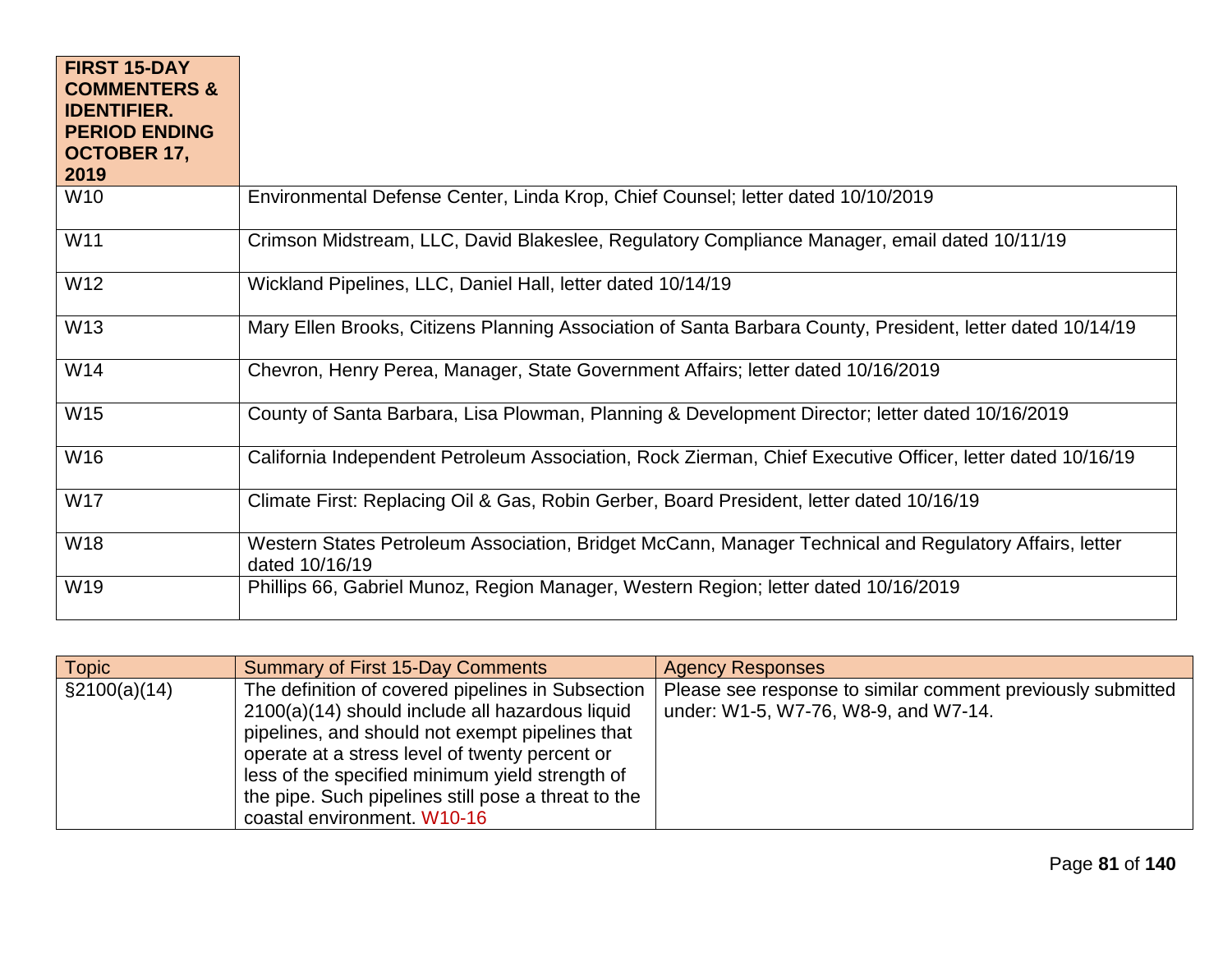| FIRST 15-DAY COMMENTERS & IDENTIFIER. PERIOD ENDING OCTOBER 17, 2019 | |
|---|---|
| W10 | Environmental Defense Center, Linda Krop, Chief Counsel; letter dated 10/10/2019 |
| W11 | Crimson Midstream, LLC, David Blakeslee, Regulatory Compliance Manager, email dated 10/11/19 |
| W12 | Wickland Pipelines, LLC, Daniel Hall, letter dated 10/14/19 |
| W13 | Mary Ellen Brooks, Citizens Planning Association of Santa Barbara County, President, letter dated 10/14/19 |
| W14 | Chevron, Henry Perea, Manager, State Government Affairs; letter dated 10/16/2019 |
| W15 | County of Santa Barbara, Lisa Plowman, Planning & Development Director; letter dated 10/16/2019 |
| W16 | California Independent Petroleum Association, Rock Zierman, Chief Executive Officer, letter dated 10/16/19 |
| W17 | Climate First: Replacing Oil & Gas, Robin Gerber, Board President, letter dated 10/16/19 |
| W18 | Western States Petroleum Association, Bridget McCann, Manager Technical and Regulatory Affairs, letter dated 10/16/19 |
| W19 | Phillips 66, Gabriel Munoz, Region Manager, Western Region; letter dated 10/16/2019 |

| Topic | Summary of First 15-Day Comments | Agency Responses |
|---|---|---|
| §2100(a)(14) | The definition of covered pipelines in Subsection 2100(a)(14) should include all hazardous liquid pipelines, and should not exempt pipelines that operate at a stress level of twenty percent or less of the specified minimum yield strength of the pipe. Such pipelines still pose a threat to the coastal environment. W10-16 | Please see response to similar comment previously submitted under: W1-5, W7-76, W8-9, and W7-14. |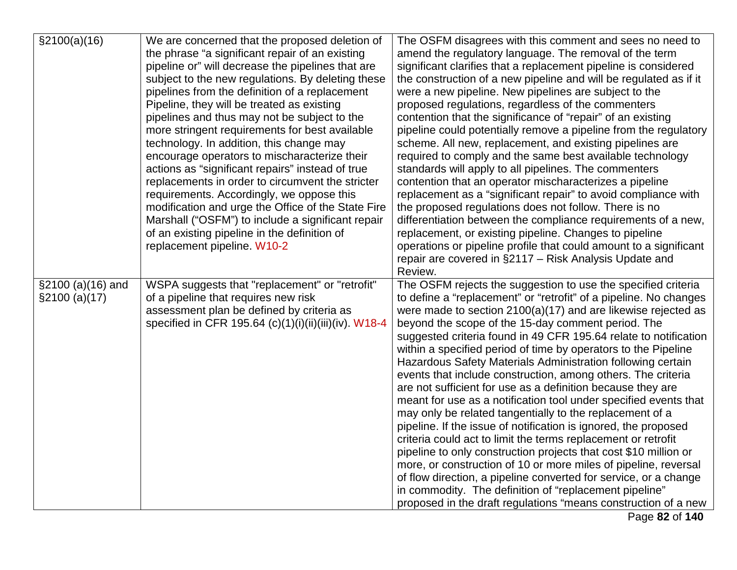| §2100(a)(16) | We are concerned that the proposed deletion of the phrase "a significant repair of an existing pipeline or" will decrease the pipelines that are subject to the new regulations. By deleting these pipelines from the definition of a replacement Pipeline, they will be treated as existing pipelines and thus may not be subject to the more stringent requirements for best available technology. In addition, this change may encourage operators to mischaracterize their actions as "significant repairs" instead of true replacements in order to circumvent the stricter requirements. Accordingly, we oppose this modification and urge the Office of the State Fire Marshall ("OSFM") to include a significant repair of an existing pipeline in the definition of replacement pipeline. W10-2 | The OSFM disagrees with this comment and sees no need to amend the regulatory language. The removal of the term significant clarifies that a replacement pipeline is considered the construction of a new pipeline and will be regulated as if it were a new pipeline. New pipelines are subject to the proposed regulations, regardless of the commenters contention that the significance of "repair" of an existing pipeline could potentially remove a pipeline from the regulatory scheme. All new, replacement, and existing pipelines are required to comply and the same best available technology standards will apply to all pipelines. The commenters contention that an operator mischaracterizes a pipeline replacement as a "significant repair" to avoid compliance with the proposed regulations does not follow. There is no differentiation between the compliance requirements of a new, replacement, or existing pipeline. Changes to pipeline operations or pipeline profile that could amount to a significant repair are covered in §2117 – Risk Analysis Update and Review. |
|---|---|---|
| §2100 (a)(16) and §2100 (a)(17) | WSPA suggests that "replacement" or "retrofit" of a pipeline that requires new risk assessment plan be defined by criteria as specified in CFR 195.64 (c)(1)(i)(ii)(iii)(iv). W18-4 | The OSFM rejects the suggestion to use the specified criteria to define a "replacement" or "retrofit" of a pipeline. No changes were made to section 2100(a)(17) and are likewise rejected as beyond the scope of the 15-day comment period. The suggested criteria found in 49 CFR 195.64 relate to notification within a specified period of time by operators to the Pipeline Hazardous Safety Materials Administration following certain events that include construction, among others. The criteria are not sufficient for use as a definition because they are meant for use as a notification tool under specified events that may only be related tangentially to the replacement of a pipeline. If the issue of notification is ignored, the proposed criteria could act to limit the terms replacement or retrofit pipeline to only construction projects that cost $10 million or more, or construction of 10 or more miles of pipeline, reversal of flow direction, a pipeline converted for service, or a change in commodity. The definition of "replacement pipeline" proposed in the draft regulations "means construction of a new |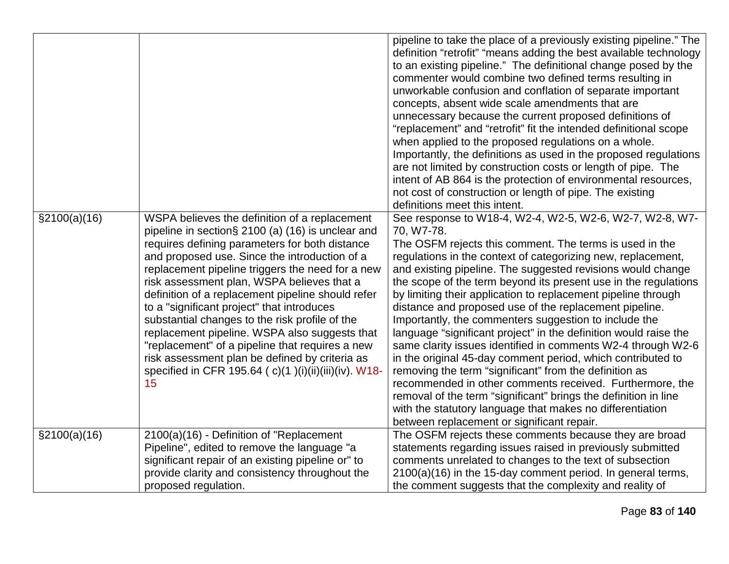| | | |
|---|---|---|
| | | pipeline to take the place of a previously existing pipeline." The definition "retrofit" "means adding the best available technology to an existing pipeline." The definitional change posed by the commenter would combine two defined terms resulting in unworkable confusion and conflation of separate important concepts, absent wide scale amendments that are unnecessary because the current proposed definitions of "replacement" and "retrofit" fit the intended definitional scope when applied to the proposed regulations on a whole. Importantly, the definitions as used in the proposed regulations are not limited by construction costs or length of pipe. The intent of AB 864 is the protection of environmental resources, not cost of construction or length of pipe. The existing definitions meet this intent. |
| §2100(a)(16) | WSPA believes the definition of a replacement pipeline in section§ 2100 (a) (16) is unclear and requires defining parameters for both distance and proposed use. Since the introduction of a replacement pipeline triggers the need for a new risk assessment plan, WSPA believes that a definition of a replacement pipeline should refer to a "significant project" that introduces substantial changes to the risk profile of the replacement pipeline. WSPA also suggests that "replacement" of a pipeline that requires a new risk assessment plan be defined by criteria as specified in CFR 195.64 ( c)(1 )(i)(ii)(iii)(iv). W18-15 | See response to W18-4, W2-4, W2-5, W2-6, W2-7, W2-8, W7-70, W7-78.<br>The OSFM rejects this comment. The terms is used in the regulations in the context of categorizing new, replacement, and existing pipeline. The suggested revisions would change the scope of the term beyond its present use in the regulations by limiting their application to replacement pipeline through distance and proposed use of the replacement pipeline. Importantly, the commenters suggestion to include the language "significant project" in the definition would raise the same clarity issues identified in comments W2-4 through W2-6 in the original 45-day comment period, which contributed to removing the term "significant" from the definition as recommended in other comments received. Furthermore, the removal of the term "significant" brings the definition in line with the statutory language that makes no differentiation between replacement or significant repair. |
| §2100(a)(16) | 2100(a)(16) - Definition of "Replacement Pipeline", edited to remove the language "a significant repair of an existing pipeline or" to provide clarity and consistency throughout the proposed regulation. | The OSFM rejects these comments because they are broad statements regarding issues raised in previously submitted comments unrelated to changes to the text of subsection 2100(a)(16) in the 15-day comment period. In general terms, the comment suggests that the complexity and reality of |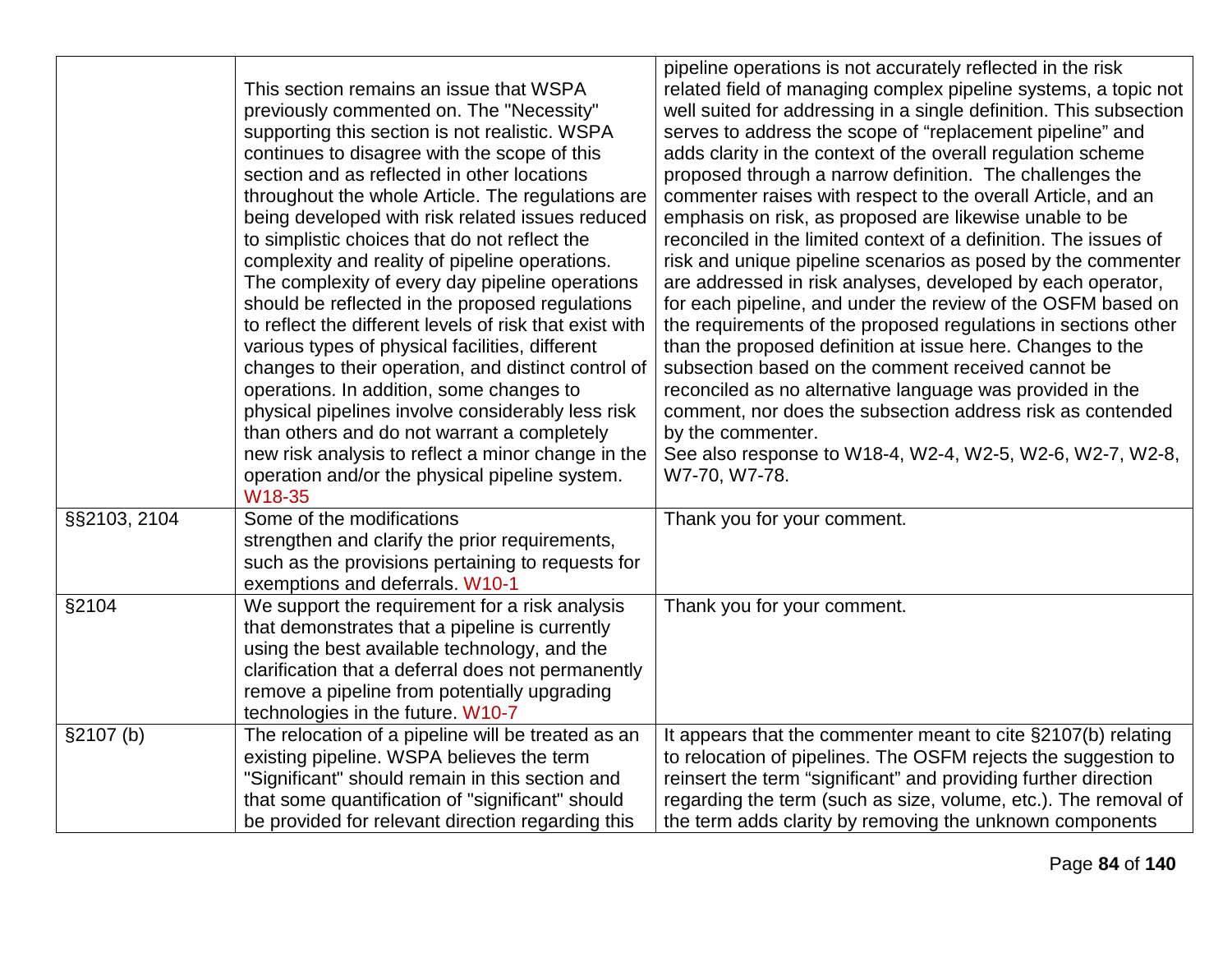| | | |
|---|---|---|
| | This section remains an issue that WSPA previously commented on. The "Necessity" supporting this section is not realistic. WSPA continues to disagree with the scope of this section and as reflected in other locations throughout the whole Article. The regulations are being developed with risk related issues reduced to simplistic choices that do not reflect the complexity and reality of pipeline operations. The complexity of every day pipeline operations should be reflected in the proposed regulations to reflect the different levels of risk that exist with various types of physical facilities, different changes to their operation, and distinct control of operations. In addition, some changes to physical pipelines involve considerably less risk than others and do not warrant a completely new risk analysis to reflect a minor change in the operation and/or the physical pipeline system. W18-35 | pipeline operations is not accurately reflected in the risk related field of managing complex pipeline systems, a topic not well suited for addressing in a single definition. This subsection serves to address the scope of "replacement pipeline" and adds clarity in the context of the overall regulation scheme proposed through a narrow definition. The challenges the commenter raises with respect to the overall Article, and an emphasis on risk, as proposed are likewise unable to be reconciled in the limited context of a definition. The issues of risk and unique pipeline scenarios as posed by the commenter are addressed in risk analyses, developed by each operator, for each pipeline, and under the review of the OSFM based on the requirements of the proposed regulations in sections other than the proposed definition at issue here. Changes to the subsection based on the comment received cannot be reconciled as no alternative language was provided in the comment, nor does the subsection address risk as contended by the commenter.<br>See also response to W18-4, W2-4, W2-5, W2-6, W2-7, W2-8, W7-70, W7-78. |
| §§2103, 2104 | Some of the modifications strengthen and clarify the prior requirements, such as the provisions pertaining to requests for exemptions and deferrals. W10-1 | Thank you for your comment. |
| §2104 | We support the requirement for a risk analysis that demonstrates that a pipeline is currently using the best available technology, and the clarification that a deferral does not permanently remove a pipeline from potentially upgrading technologies in the future. W10-7 | Thank you for your comment. |
| §2107 (b) | The relocation of a pipeline will be treated as an existing pipeline. WSPA believes the term "Significant" should remain in this section and that some quantification of "significant" should be provided for relevant direction regarding this | It appears that the commenter meant to cite §2107(b) relating to relocation of pipelines. The OSFM rejects the suggestion to reinsert the term "significant" and providing further direction regarding the term (such as size, volume, etc.). The removal of the term adds clarity by removing the unknown components |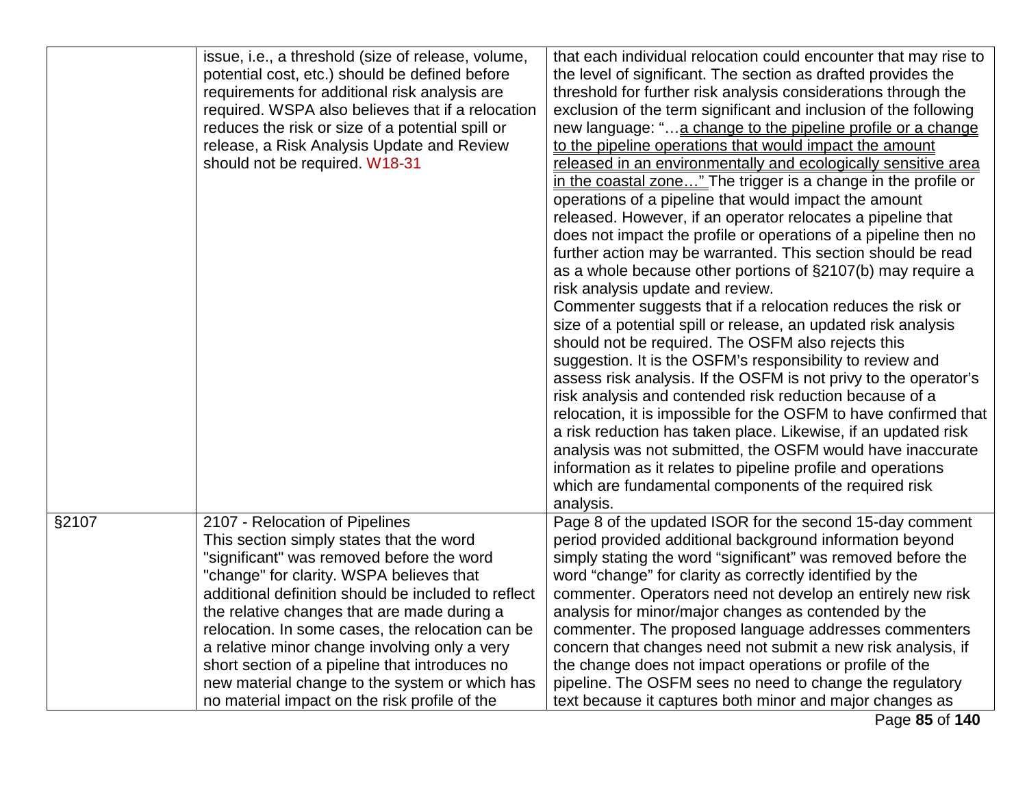| | | |
|---|---|---|
| | issue, i.e., a threshold (size of release, volume, potential cost, etc.) should be defined before requirements for additional risk analysis are required. WSPA also believes that if a relocation reduces the risk or size of a potential spill or release, a Risk Analysis Update and Review should not be required. W18-31 | that each individual relocation could encounter that may rise to the level of significant. The section as drafted provides the threshold for further risk analysis considerations through the exclusion of the term significant and inclusion of the following new language: "…a change to the pipeline profile or a change to the pipeline operations that would impact the amount released in an environmentally and ecologically sensitive area in the coastal zone…" The trigger is a change in the profile or operations of a pipeline that would impact the amount released. However, if an operator relocates a pipeline that does not impact the profile or operations of a pipeline then no further action may be warranted. This section should be read as a whole because other portions of §2107(b) may require a risk analysis update and review.<br>Commenter suggests that if a relocation reduces the risk or size of a potential spill or release, an updated risk analysis should not be required. The OSFM also rejects this suggestion. It is the OSFM's responsibility to review and assess risk analysis. If the OSFM is not privy to the operator's risk analysis and contended risk reduction because of a relocation, it is impossible for the OSFM to have confirmed that a risk reduction has taken place. Likewise, if an updated risk analysis was not submitted, the OSFM would have inaccurate information as it relates to pipeline profile and operations which are fundamental components of the required risk analysis. |
| §2107 | 2107 - Relocation of Pipelines<br>This section simply states that the word "significant" was removed before the word "change" for clarity. WSPA believes that additional definition should be included to reflect the relative changes that are made during a relocation. In some cases, the relocation can be a relative minor change involving only a very short section of a pipeline that introduces no new material change to the system or which has no material impact on the risk profile of the | Page 8 of the updated ISOR for the second 15-day comment period provided additional background information beyond simply stating the word "significant" was removed before the word "change" for clarity as correctly identified by the commenter. Operators need not develop an entirely new risk analysis for minor/major changes as contended by the commenter. The proposed language addresses commenters concern that changes need not submit a new risk analysis, if the change does not impact operations or profile of the pipeline. The OSFM sees no need to change the regulatory text because it captures both minor and major changes as |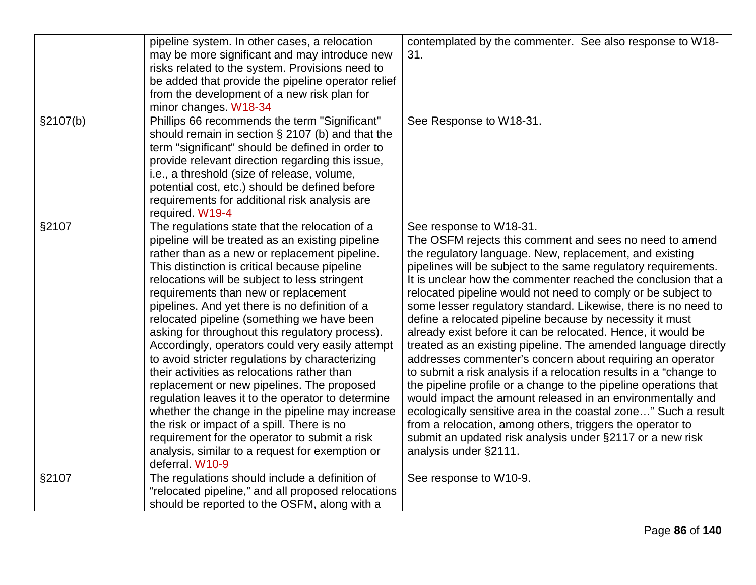| | | |
|---|---|---|
| | pipeline system. In other cases, a relocation may be more significant and may introduce new risks related to the system. Provisions need to be added that provide the pipeline operator relief from the development of a new risk plan for minor changes. W18-34 | contemplated by the commenter. See also response to W18-31. |
| §2107(b) | Phillips 66 recommends the term "Significant" should remain in section § 2107 (b) and that the term "significant" should be defined in order to provide relevant direction regarding this issue, i.e., a threshold (size of release, volume, potential cost, etc.) should be defined before requirements for additional risk analysis are required. W19-4 | See Response to W18-31. |
| §2107 | The regulations state that the relocation of a pipeline will be treated as an existing pipeline rather than as a new or replacement pipeline. This distinction is critical because pipeline relocations will be subject to less stringent requirements than new or replacement pipelines. And yet there is no definition of a relocated pipeline (something we have been asking for throughout this regulatory process). Accordingly, operators could very easily attempt to avoid stricter regulations by characterizing their activities as relocations rather than replacement or new pipelines. The proposed regulation leaves it to the operator to determine whether the change in the pipeline may increase the risk or impact of a spill. There is no requirement for the operator to submit a risk analysis, similar to a request for exemption or deferral. W10-9 | See response to W18-31.<br>The OSFM rejects this comment and sees no need to amend the regulatory language. New, replacement, and existing pipelines will be subject to the same regulatory requirements. It is unclear how the commenter reached the conclusion that a relocated pipeline would not need to comply or be subject to some lesser regulatory standard. Likewise, there is no need to define a relocated pipeline because by necessity it must already exist before it can be relocated. Hence, it would be treated as an existing pipeline. The amended language directly addresses commenter's concern about requiring an operator to submit a risk analysis if a relocation results in a "change to the pipeline profile or a change to the pipeline operations that would impact the amount released in an environmentally and ecologically sensitive area in the coastal zone…" Such a result from a relocation, among others, triggers the operator to submit an updated risk analysis under §2117 or a new risk analysis under §2111. |
| §2107 | The regulations should include a definition of "relocated pipeline," and all proposed relocations should be reported to the OSFM, along with a | See response to W10-9. |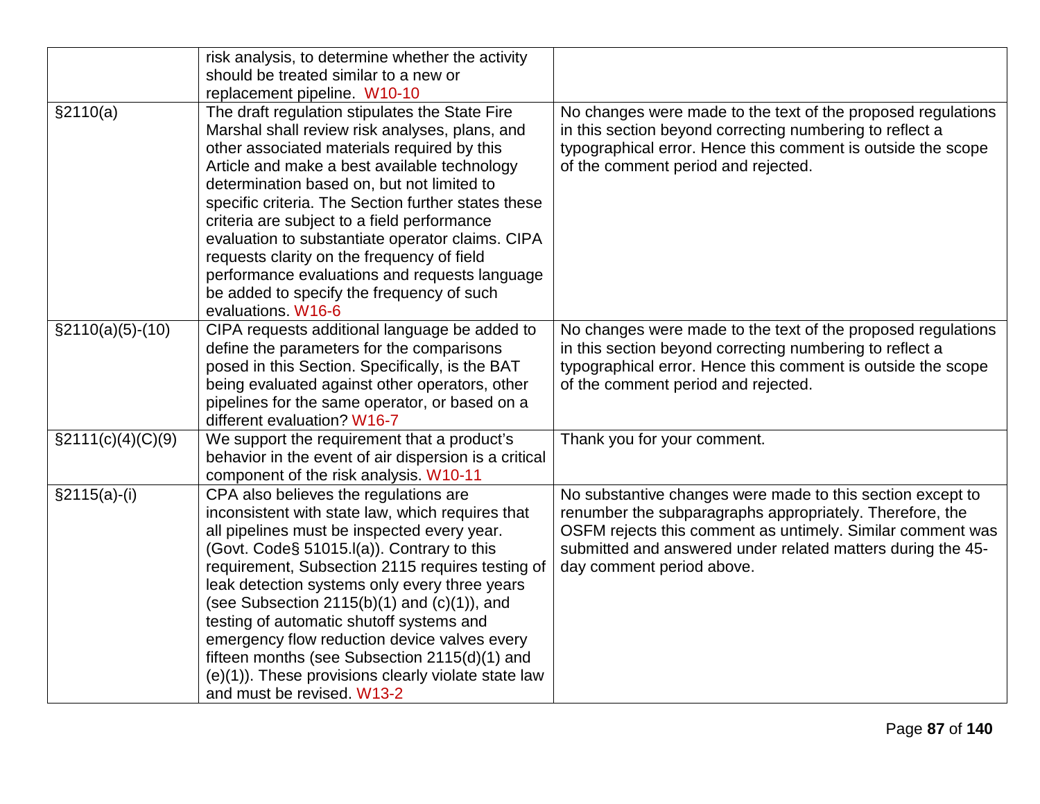| | | |
|---|---|---|
| | risk analysis, to determine whether the activity should be treated similar to a new or replacement pipeline. W10-10 | |
| §2110(a) | The draft regulation stipulates the State Fire Marshal shall review risk analyses, plans, and other associated materials required by this Article and make a best available technology determination based on, but not limited to specific criteria. The Section further states these criteria are subject to a field performance evaluation to substantiate operator claims. CIPA requests clarity on the frequency of field performance evaluations and requests language be added to specify the frequency of such evaluations. W16-6 | No changes were made to the text of the proposed regulations in this section beyond correcting numbering to reflect a typographical error. Hence this comment is outside the scope of the comment period and rejected. |
| §2110(a)(5)-(10) | CIPA requests additional language be added to define the parameters for the comparisons posed in this Section. Specifically, is the BAT being evaluated against other operators, other pipelines for the same operator, or based on a different evaluation? W16-7 | No changes were made to the text of the proposed regulations in this section beyond correcting numbering to reflect a typographical error. Hence this comment is outside the scope of the comment period and rejected. |
| §2111(c)(4)(C)(9) | We support the requirement that a product's behavior in the event of air dispersion is a critical component of the risk analysis. W10-11 | Thank you for your comment. |
| §2115(a)-(i) | CPA also believes the regulations are inconsistent with state law, which requires that all pipelines must be inspected every year. (Govt. Code§ 51015.l(a)). Contrary to this requirement, Subsection 2115 requires testing of leak detection systems only every three years (see Subsection 2115(b)(1) and (c)(1)), and testing of automatic shutoff systems and emergency flow reduction device valves every fifteen months (see Subsection 2115(d)(1) and (e)(1)). These provisions clearly violate state law and must be revised. W13-2 | No substantive changes were made to this section except to renumber the subparagraphs appropriately. Therefore, the OSFM rejects this comment as untimely. Similar comment was submitted and answered under related matters during the 45-day comment period above. |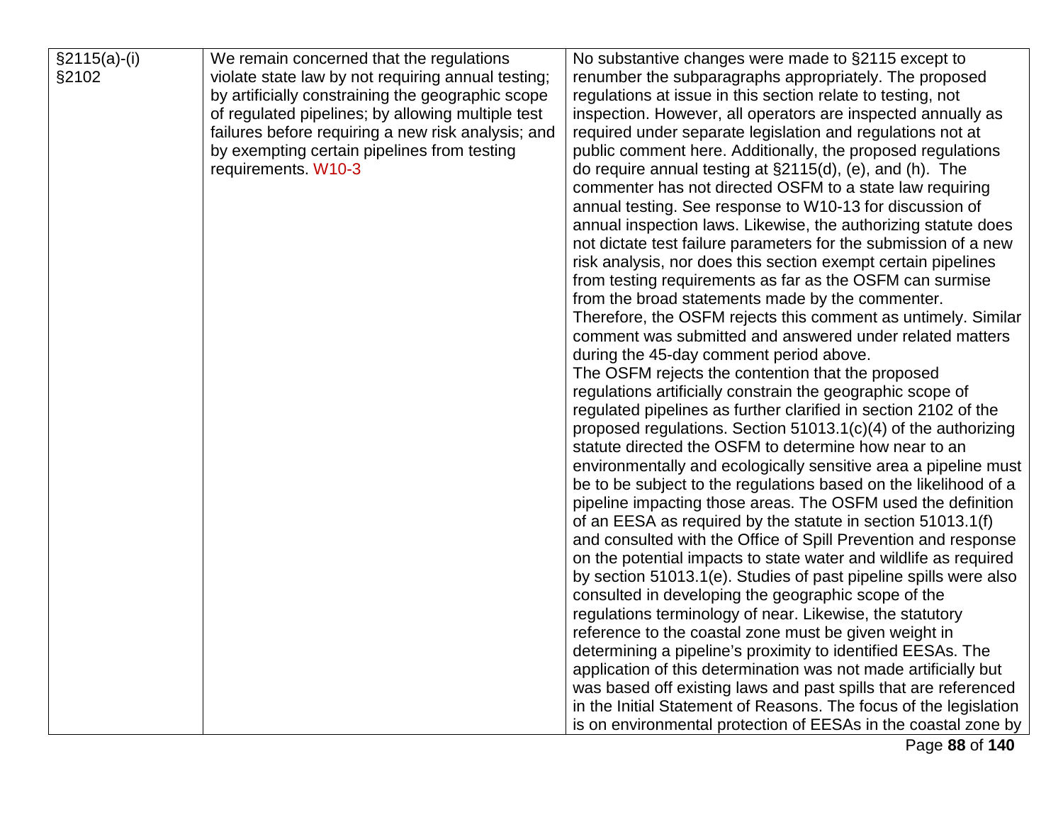| | | |
|---|---|---|
| §2115(a)-(i) §2102 | We remain concerned that the regulations violate state law by not requiring annual testing; by artificially constraining the geographic scope of regulated pipelines; by allowing multiple test failures before requiring a new risk analysis; and by exempting certain pipelines from testing requirements. W10-3 | No substantive changes were made to §2115 except to renumber the subparagraphs appropriately. The proposed regulations at issue in this section relate to testing, not inspection. However, all operators are inspected annually as required under separate legislation and regulations not at public comment here. Additionally, the proposed regulations do require annual testing at §2115(d), (e), and (h). The commenter has not directed OSFM to a state law requiring annual testing. See response to W10-13 for discussion of annual inspection laws. Likewise, the authorizing statute does not dictate test failure parameters for the submission of a new risk analysis, nor does this section exempt certain pipelines from testing requirements as far as the OSFM can surmise from the broad statements made by the commenter. Therefore, the OSFM rejects this comment as untimely. Similar comment was submitted and answered under related matters during the 45-day comment period above.<br>The OSFM rejects the contention that the proposed regulations artificially constrain the geographic scope of regulated pipelines as further clarified in section 2102 of the proposed regulations. Section 51013.1(c)(4) of the authorizing statute directed the OSFM to determine how near to an environmentally and ecologically sensitive area a pipeline must be to be subject to the regulations based on the likelihood of a pipeline impacting those areas. The OSFM used the definition of an EESA as required by the statute in section 51013.1(f) and consulted with the Office of Spill Prevention and response on the potential impacts to state water and wildlife as required by section 51013.1(e). Studies of past pipeline spills were also consulted in developing the geographic scope of the regulations terminology of near. Likewise, the statutory reference to the coastal zone must be given weight in determining a pipeline's proximity to identified EESAs. The application of this determination was not made artificially but was based off existing laws and past spills that are referenced in the Initial Statement of Reasons. The focus of the legislation is on environmental protection of EESAs in the coastal zone by |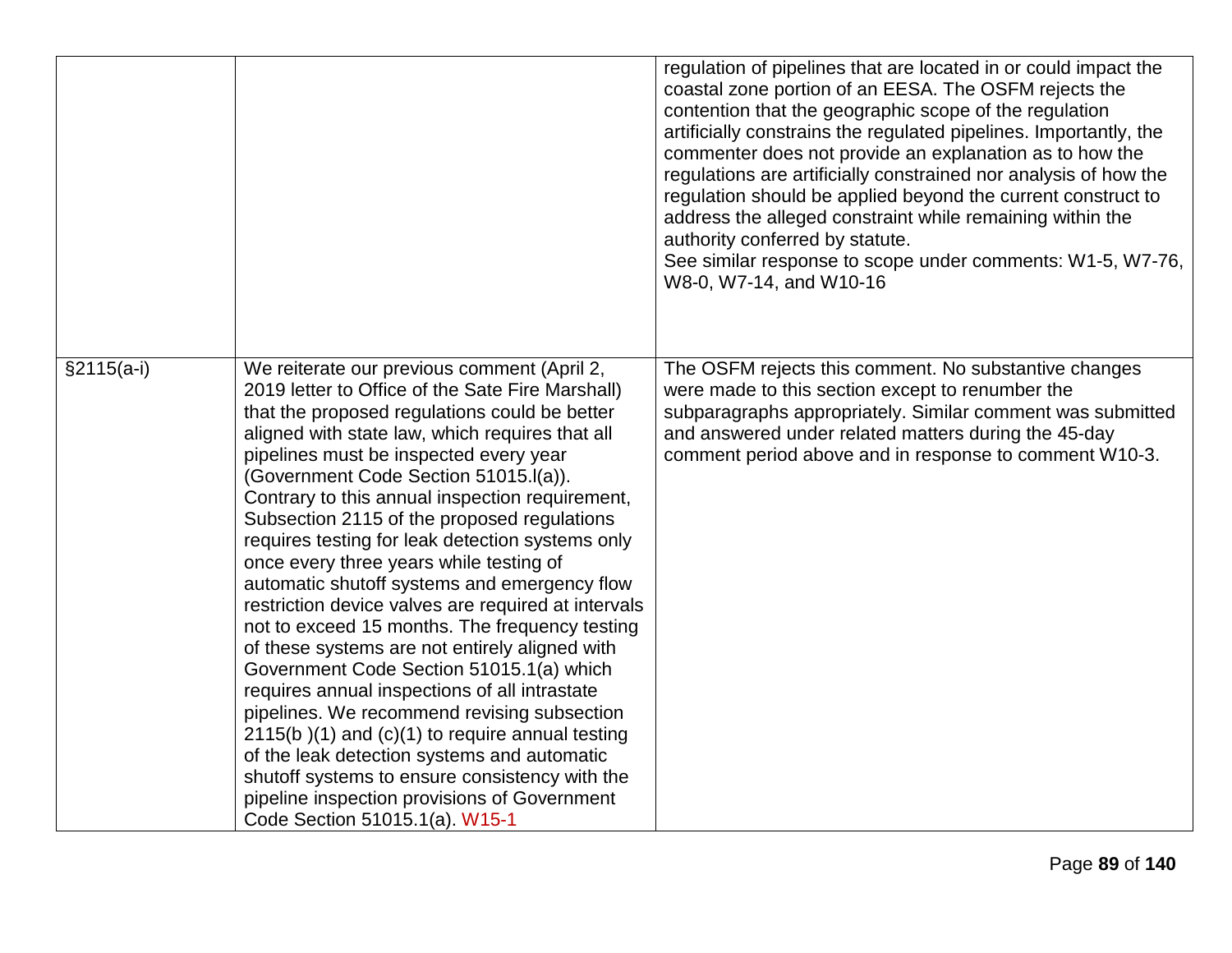|  |  |  |
|---|---|---|
|  |  | regulation of pipelines that are located in or could impact the coastal zone portion of an EESA. The OSFM rejects the contention that the geographic scope of the regulation artificially constrains the regulated pipelines. Importantly, the commenter does not provide an explanation as to how the regulations are artificially constrained nor analysis of how the regulation should be applied beyond the current construct to address the alleged constraint while remaining within the authority conferred by statute.<br>See similar response to scope under comments: W1-5, W7-76, W8-0, W7-14, and W10-16 |
| §2115(a-i) | We reiterate our previous comment (April 2, 2019 letter to Office of the Sate Fire Marshall) that the proposed regulations could be better aligned with state law, which requires that all pipelines must be inspected every year (Government Code Section 51015.l(a)). Contrary to this annual inspection requirement, Subsection 2115 of the proposed regulations requires testing for leak detection systems only once every three years while testing of automatic shutoff systems and emergency flow restriction device valves are required at intervals not to exceed 15 months. The frequency testing of these systems are not entirely aligned with Government Code Section 51015.1(a) which requires annual inspections of all intrastate pipelines. We recommend revising subsection 2115(b )(1) and (c)(1) to require annual testing of the leak detection systems and automatic shutoff systems to ensure consistency with the pipeline inspection provisions of Government Code Section 51015.1(a). W15-1 | The OSFM rejects this comment. No substantive changes were made to this section except to renumber the subparagraphs appropriately. Similar comment was submitted and answered under related matters during the 45-day comment period above and in response to comment W10-3. |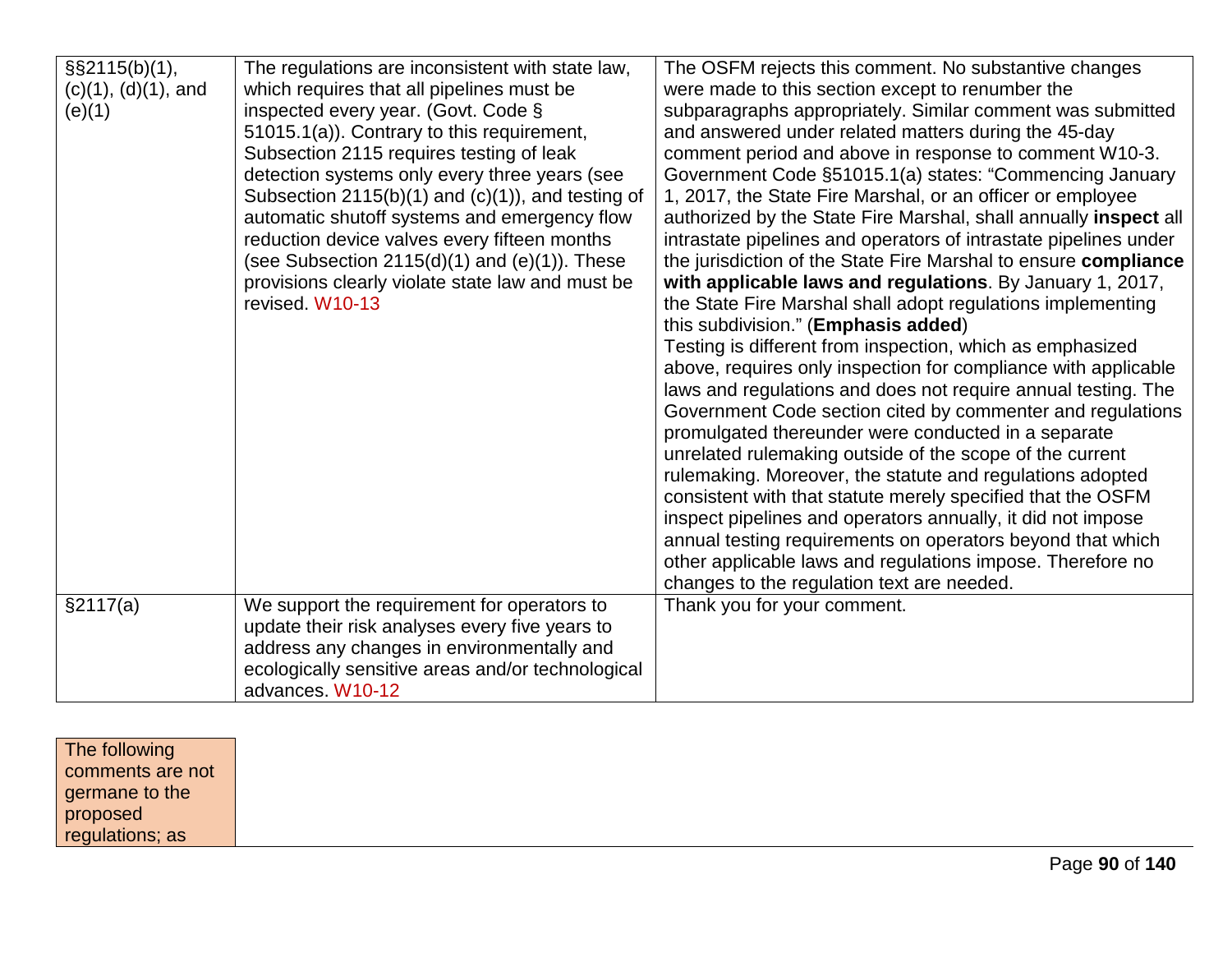| | | |
|---|---|---|
| §§2115(b)(1), (c)(1), (d)(1), and (e)(1) | The regulations are inconsistent with state law, which requires that all pipelines must be inspected every year. (Govt. Code § 51015.1(a)). Contrary to this requirement, Subsection 2115 requires testing of leak detection systems only every three years (see Subsection 2115(b)(1) and (c)(1)), and testing of automatic shutoff systems and emergency flow reduction device valves every fifteen months (see Subsection 2115(d)(1) and (e)(1)). These provisions clearly violate state law and must be revised. W10-13 | The OSFM rejects this comment. No substantive changes were made to this section except to renumber the subparagraphs appropriately. Similar comment was submitted and answered under related matters during the 45-day comment period and above in response to comment W10-3. Government Code §51015.1(a) states: "Commencing January 1, 2017, the State Fire Marshal, or an officer or employee authorized by the State Fire Marshal, shall annually **inspect** all intrastate pipelines and operators of intrastate pipelines under the jurisdiction of the State Fire Marshal to ensure **compliance with applicable laws and regulations**. By January 1, 2017, the State Fire Marshal shall adopt regulations implementing this subdivision." (**Emphasis added**)<br>Testing is different from inspection, which as emphasized above, requires only inspection for compliance with applicable laws and regulations and does not require annual testing. The Government Code section cited by commenter and regulations promulgated thereunder were conducted in a separate unrelated rulemaking outside of the scope of the current rulemaking. Moreover, the statute and regulations adopted consistent with that statute merely specified that the OSFM inspect pipelines and operators annually, it did not impose annual testing requirements on operators beyond that which other applicable laws and regulations impose. Therefore no changes to the regulation text are needed. |
| §2117(a) | We support the requirement for operators to update their risk analyses every five years to address any changes in environmentally and ecologically sensitive areas and/or technological advances. W10-12 | Thank you for your comment. |

| The following comments are not germane to the proposed regulations; as |
|---|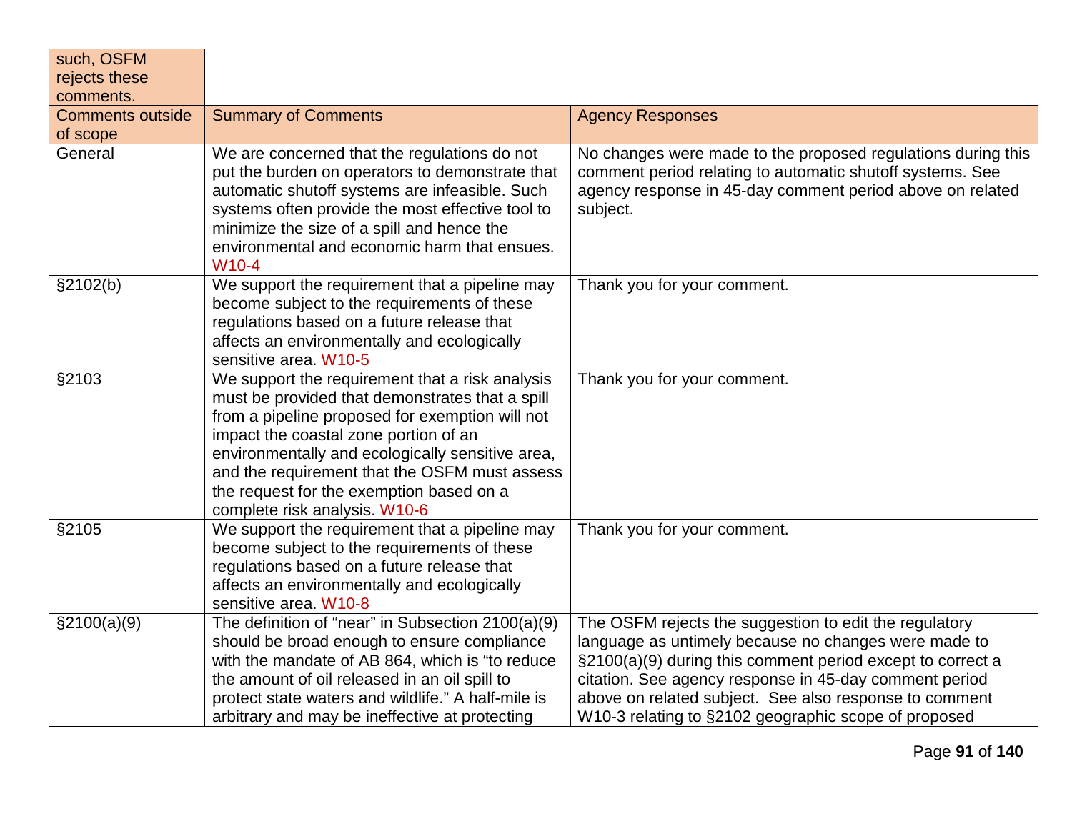| such, OSFM rejects these comments. | | |
|---|---|---|
| Comments outside of scope | Summary of Comments | Agency Responses |
| General | We are concerned that the regulations do not put the burden on operators to demonstrate that automatic shutoff systems are infeasible. Such systems often provide the most effective tool to minimize the size of a spill and hence the environmental and economic harm that ensues. W10-4 | No changes were made to the proposed regulations during this comment period relating to automatic shutoff systems. See agency response in 45-day comment period above on related subject. |
| §2102(b) | We support the requirement that a pipeline may become subject to the requirements of these regulations based on a future release that affects an environmentally and ecologically sensitive area. W10-5 | Thank you for your comment. |
| §2103 | We support the requirement that a risk analysis must be provided that demonstrates that a spill from a pipeline proposed for exemption will not impact the coastal zone portion of an environmentally and ecologically sensitive area, and the requirement that the OSFM must assess the request for the exemption based on a complete risk analysis. W10-6 | Thank you for your comment. |
| §2105 | We support the requirement that a pipeline may become subject to the requirements of these regulations based on a future release that affects an environmentally and ecologically sensitive area. W10-8 | Thank you for your comment. |
| §2100(a)(9) | The definition of "near" in Subsection 2100(a)(9) should be broad enough to ensure compliance with the mandate of AB 864, which is "to reduce the amount of oil released in an oil spill to protect state waters and wildlife." A half-mile is arbitrary and may be ineffective at protecting | The OSFM rejects the suggestion to edit the regulatory language as untimely because no changes were made to §2100(a)(9) during this comment period except to correct a citation. See agency response in 45-day comment period above on related subject. See also response to comment W10-3 relating to §2102 geographic scope of proposed |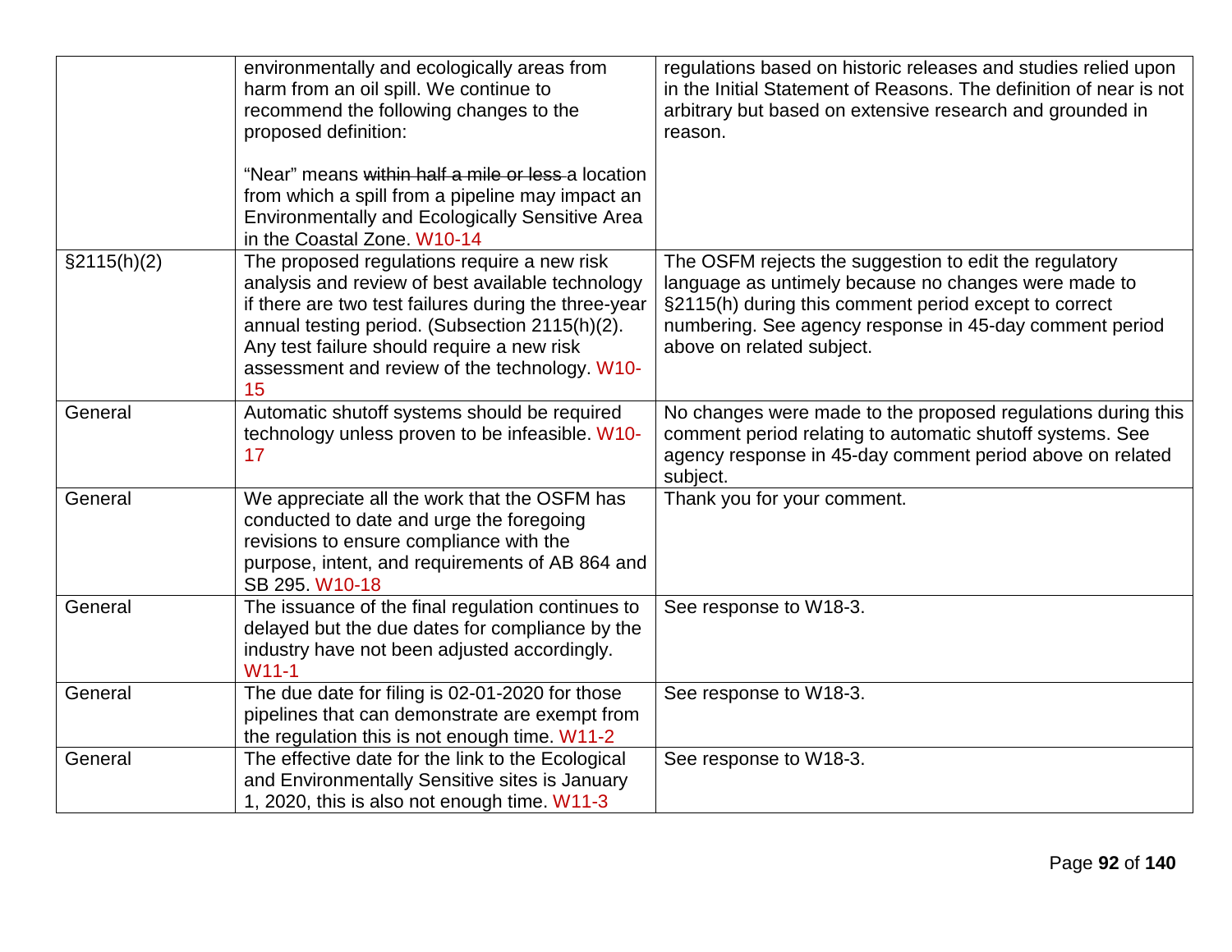| | | |
|---|---|---|
| | environmentally and ecologically areas from harm from an oil spill. We continue to recommend the following changes to the proposed definition:<br><br>"Near" means ~~within half a mile or less~~ a location from which a spill from a pipeline may impact an Environmentally and Ecologically Sensitive Area in the Coastal Zone. W10-14 | regulations based on historic releases and studies relied upon in the Initial Statement of Reasons. The definition of near is not arbitrary but based on extensive research and grounded in reason. |
| §2115(h)(2) | The proposed regulations require a new risk analysis and review of best available technology if there are two test failures during the three-year annual testing period. (Subsection 2115(h)(2). Any test failure should require a new risk assessment and review of the technology. W10-15 | The OSFM rejects the suggestion to edit the regulatory language as untimely because no changes were made to §2115(h) during this comment period except to correct numbering. See agency response in 45-day comment period above on related subject. |
| General | Automatic shutoff systems should be required technology unless proven to be infeasible. W10-17 | No changes were made to the proposed regulations during this comment period relating to automatic shutoff systems. See agency response in 45-day comment period above on related subject. |
| General | We appreciate all the work that the OSFM has conducted to date and urge the foregoing revisions to ensure compliance with the purpose, intent, and requirements of AB 864 and SB 295. W10-18 | Thank you for your comment. |
| General | The issuance of the final regulation continues to delayed but the due dates for compliance by the industry have not been adjusted accordingly. W11-1 | See response to W18-3. |
| General | The due date for filing is 02-01-2020 for those pipelines that can demonstrate are exempt from the regulation this is not enough time. W11-2 | See response to W18-3. |
| General | The effective date for the link to the Ecological and Environmentally Sensitive sites is January 1, 2020, this is also not enough time. W11-3 | See response to W18-3. |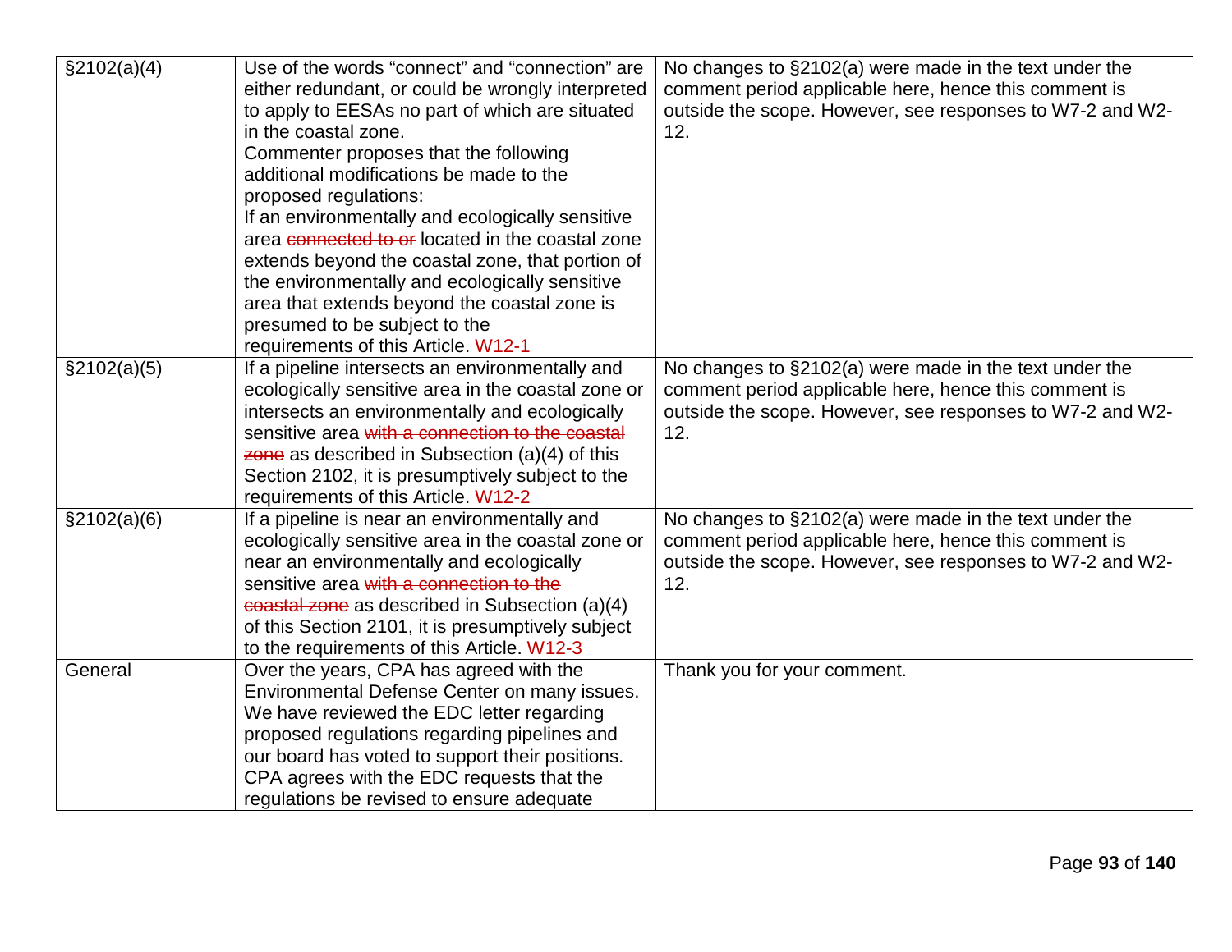| §2102(a)(4) | Use of the words “connect” and “connection” are either redundant, or could be wrongly interpreted to apply to EESAs no part of which are situated in the coastal zone.<br>Commenter proposes that the following additional modifications be made to the proposed regulations:<br>If an environmentally and ecologically sensitive area ~~connected to or~~ located in the coastal zone extends beyond the coastal zone, that portion of the environmentally and ecologically sensitive area that extends beyond the coastal zone is presumed to be subject to the requirements of this Article. W12-1 | No changes to §2102(a) were made in the text under the comment period applicable here, hence this comment is outside the scope. However, see responses to W7-2 and W2-12. |
|---|---|---|
| §2102(a)(5) | If a pipeline intersects an environmentally and ecologically sensitive area in the coastal zone or intersects an environmentally and ecologically sensitive area ~~with a connection to the coastal zone~~ as described in Subsection (a)(4) of this Section 2102, it is presumptively subject to the requirements of this Article. W12-2 | No changes to §2102(a) were made in the text under the comment period applicable here, hence this comment is outside the scope. However, see responses to W7-2 and W2-12. |
| §2102(a)(6) | If a pipeline is near an environmentally and ecologically sensitive area in the coastal zone or near an environmentally and ecologically sensitive area ~~with a connection to the coastal zone~~ as described in Subsection (a)(4) of this Section 2101, it is presumptively subject to the requirements of this Article. W12-3 | No changes to §2102(a) were made in the text under the comment period applicable here, hence this comment is outside the scope. However, see responses to W7-2 and W2-12. |
| General | Over the years, CPA has agreed with the Environmental Defense Center on many issues. We have reviewed the EDC letter regarding proposed regulations regarding pipelines and our board has voted to support their positions. CPA agrees with the EDC requests that the regulations be revised to ensure adequate | Thank you for your comment. |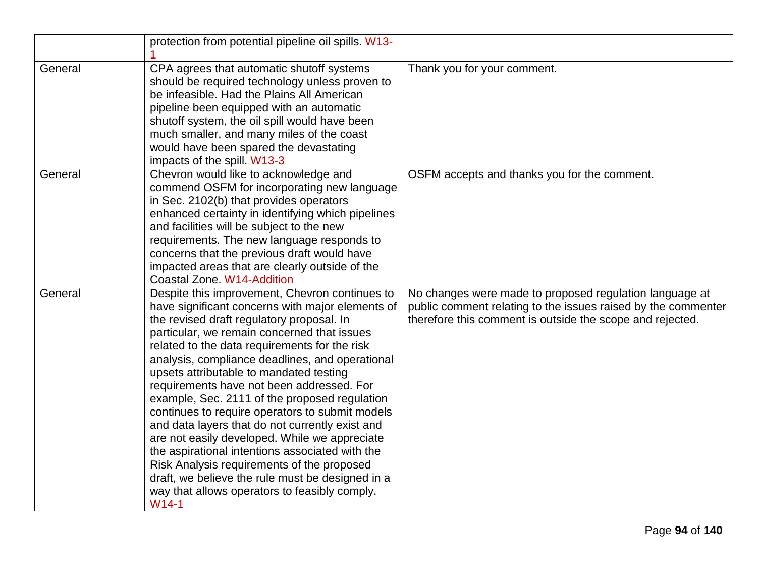|  |  |  |
|---|---|---|
|  | protection from potential pipeline oil spills. W13-1 |  |
| General | CPA agrees that automatic shutoff systems should be required technology unless proven to be infeasible. Had the Plains All American pipeline been equipped with an automatic shutoff system, the oil spill would have been much smaller, and many miles of the coast would have been spared the devastating impacts of the spill. W13-3 | Thank you for your comment. |
| General | Chevron would like to acknowledge and commend OSFM for incorporating new language in Sec. 2102(b) that provides operators enhanced certainty in identifying which pipelines and facilities will be subject to the new requirements. The new language responds to concerns that the previous draft would have impacted areas that are clearly outside of the Coastal Zone. W14-Addition | OSFM accepts and thanks you for the comment. |
| General | Despite this improvement, Chevron continues to have significant concerns with major elements of the revised draft regulatory proposal. In particular, we remain concerned that issues related to the data requirements for the risk analysis, compliance deadlines, and operational upsets attributable to mandated testing requirements have not been addressed. For example, Sec. 2111 of the proposed regulation continues to require operators to submit models and data layers that do not currently exist and are not easily developed. While we appreciate the aspirational intentions associated with the Risk Analysis requirements of the proposed draft, we believe the rule must be designed in a way that allows operators to feasibly comply. W14-1 | No changes were made to proposed regulation language at public comment relating to the issues raised by the commenter therefore this comment is outside the scope and rejected. |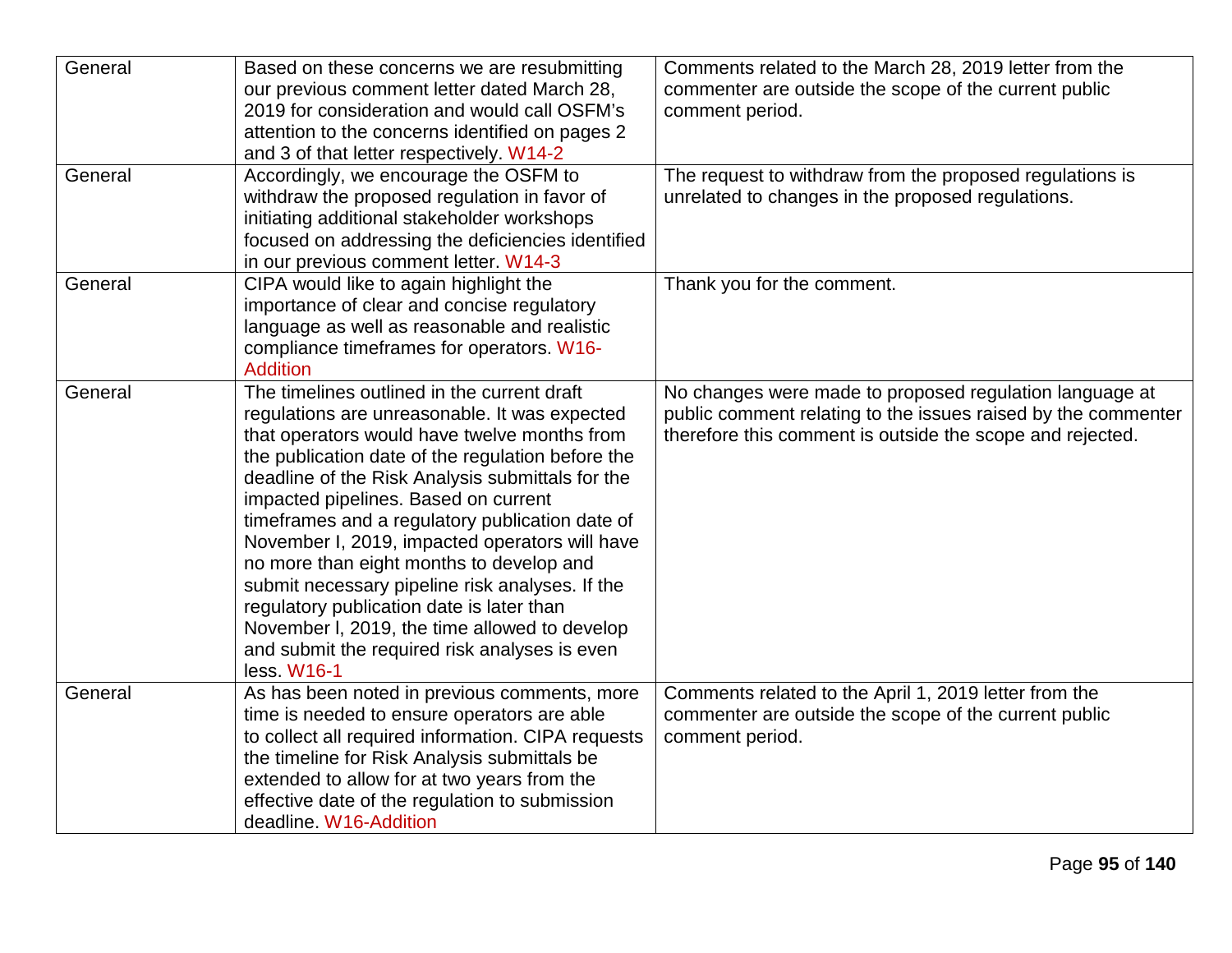| General | Based on these concerns we are resubmitting our previous comment letter dated March 28, 2019 for consideration and would call OSFM's attention to the concerns identified on pages 2 and 3 of that letter respectively. W14-2 | Comments related to the March 28, 2019 letter from the commenter are outside the scope of the current public comment period. |
|---|---|---|
| General | Accordingly, we encourage the OSFM to withdraw the proposed regulation in favor of initiating additional stakeholder workshops focused on addressing the deficiencies identified in our previous comment letter. W14-3 | The request to withdraw from the proposed regulations is unrelated to changes in the proposed regulations. |
| General | CIPA would like to again highlight the importance of clear and concise regulatory language as well as reasonable and realistic compliance timeframes for operators. W16-Addition | Thank you for the comment. |
| General | The timelines outlined in the current draft regulations are unreasonable. It was expected that operators would have twelve months from the publication date of the regulation before the deadline of the Risk Analysis submittals for the impacted pipelines. Based on current timeframes and a regulatory publication date of November I, 2019, impacted operators will have no more than eight months to develop and submit necessary pipeline risk analyses. If the regulatory publication date is later than November l, 2019, the time allowed to develop and submit the required risk analyses is even less. W16-1 | No changes were made to proposed regulation language at public comment relating to the issues raised by the commenter therefore this comment is outside the scope and rejected. |
| General | As has been noted in previous comments, more time is needed to ensure operators are able to collect all required information. CIPA requests the timeline for Risk Analysis submittals be extended to allow for at two years from the effective date of the regulation to submission deadline. W16-Addition | Comments related to the April 1, 2019 letter from the commenter are outside the scope of the current public comment period. |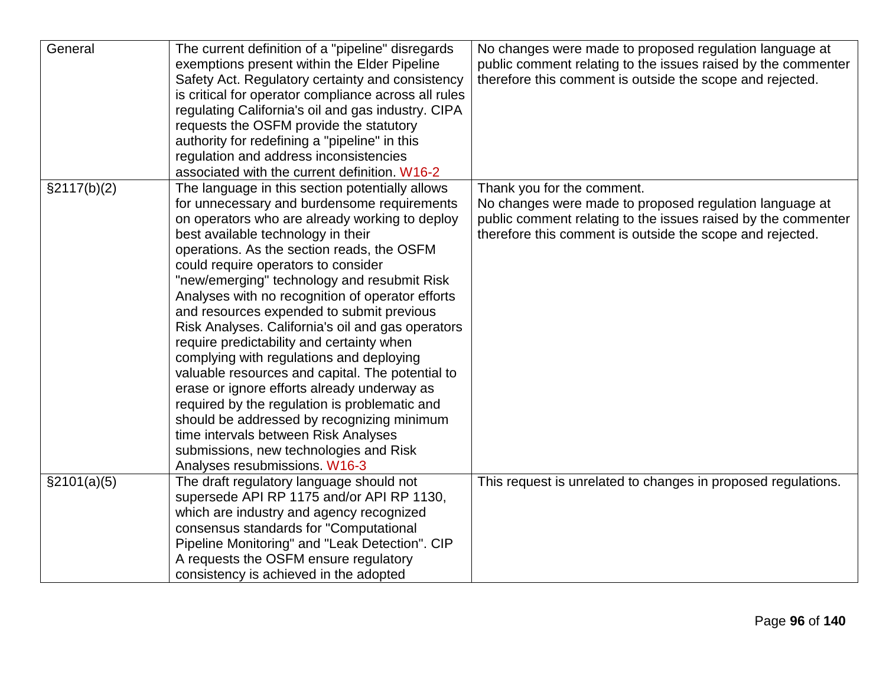| General | The current definition of a "pipeline" disregards exemptions present within the Elder Pipeline Safety Act. Regulatory certainty and consistency is critical for operator compliance across all rules regulating California's oil and gas industry. CIPA requests the OSFM provide the statutory authority for redefining a "pipeline" in this regulation and address inconsistencies associated with the current definition. W16-2 | No changes were made to proposed regulation language at public comment relating to the issues raised by the commenter therefore this comment is outside the scope and rejected. |
|---|---|---|
| §2117(b)(2) | The language in this section potentially allows for unnecessary and burdensome requirements on operators who are already working to deploy best available technology in their operations. As the section reads, the OSFM could require operators to consider "new/emerging" technology and resubmit Risk Analyses with no recognition of operator efforts and resources expended to submit previous Risk Analyses. California's oil and gas operators require predictability and certainty when complying with regulations and deploying valuable resources and capital. The potential to erase or ignore efforts already underway as required by the regulation is problematic and should be addressed by recognizing minimum time intervals between Risk Analyses submissions, new technologies and Risk Analyses resubmissions. W16-3 | Thank you for the comment.<br>No changes were made to proposed regulation language at public comment relating to the issues raised by the commenter therefore this comment is outside the scope and rejected. |
| §2101(a)(5) | The draft regulatory language should not supersede API RP 1175 and/or API RP 1130, which are industry and agency recognized consensus standards for "Computational Pipeline Monitoring" and "Leak Detection". CIP A requests the OSFM ensure regulatory consistency is achieved in the adopted | This request is unrelated to changes in proposed regulations. |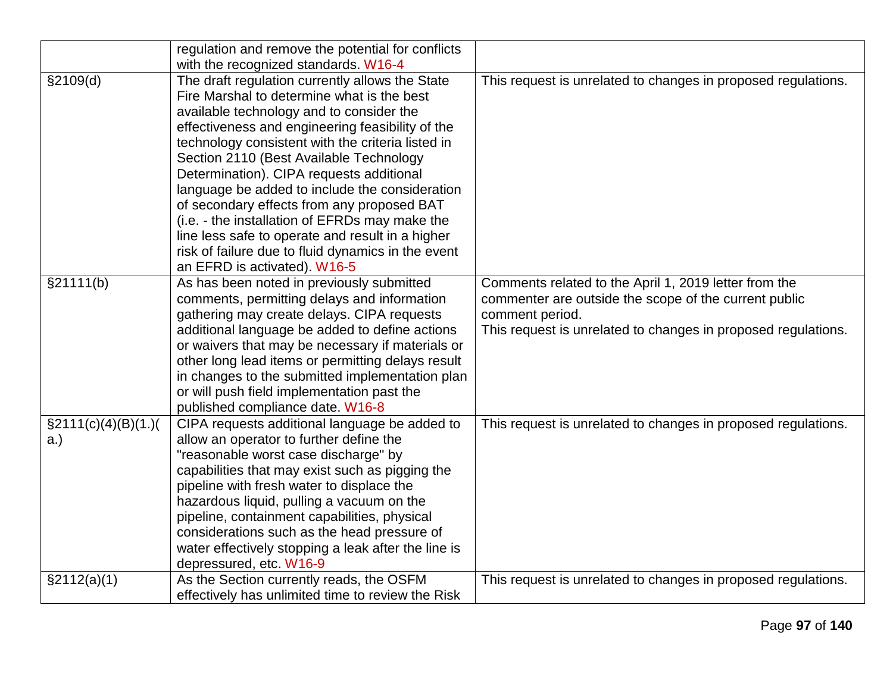| | | |
|---|---|---|
| | regulation and remove the potential for conflicts with the recognized standards. W16-4 | |
| §2109(d) | The draft regulation currently allows the State Fire Marshal to determine what is the best available technology and to consider the effectiveness and engineering feasibility of the technology consistent with the criteria listed in Section 2110 (Best Available Technology Determination). CIPA requests additional language be added to include the consideration of secondary effects from any proposed BAT (i.e. - the installation of EFRDs may make the line less safe to operate and result in a higher risk of failure due to fluid dynamics in the event an EFRD is activated). W16-5 | This request is unrelated to changes in proposed regulations. |
| §21111(b) | As has been noted in previously submitted comments, permitting delays and information gathering may create delays. CIPA requests additional language be added to define actions or waivers that may be necessary if materials or other long lead items or permitting delays result in changes to the submitted implementation plan or will push field implementation past the published compliance date. W16-8 | Comments related to the April 1, 2019 letter from the commenter are outside the scope of the current public comment period.<br>This request is unrelated to changes in proposed regulations. |
| §2111(c)(4)(B)(1.)(a.) | CIPA requests additional language be added to allow an operator to further define the "reasonable worst case discharge" by capabilities that may exist such as pigging the pipeline with fresh water to displace the hazardous liquid, pulling a vacuum on the pipeline, containment capabilities, physical considerations such as the head pressure of water effectively stopping a leak after the line is depressured, etc. W16-9 | This request is unrelated to changes in proposed regulations. |
| §2112(a)(1) | As the Section currently reads, the OSFM effectively has unlimited time to review the Risk | This request is unrelated to changes in proposed regulations. |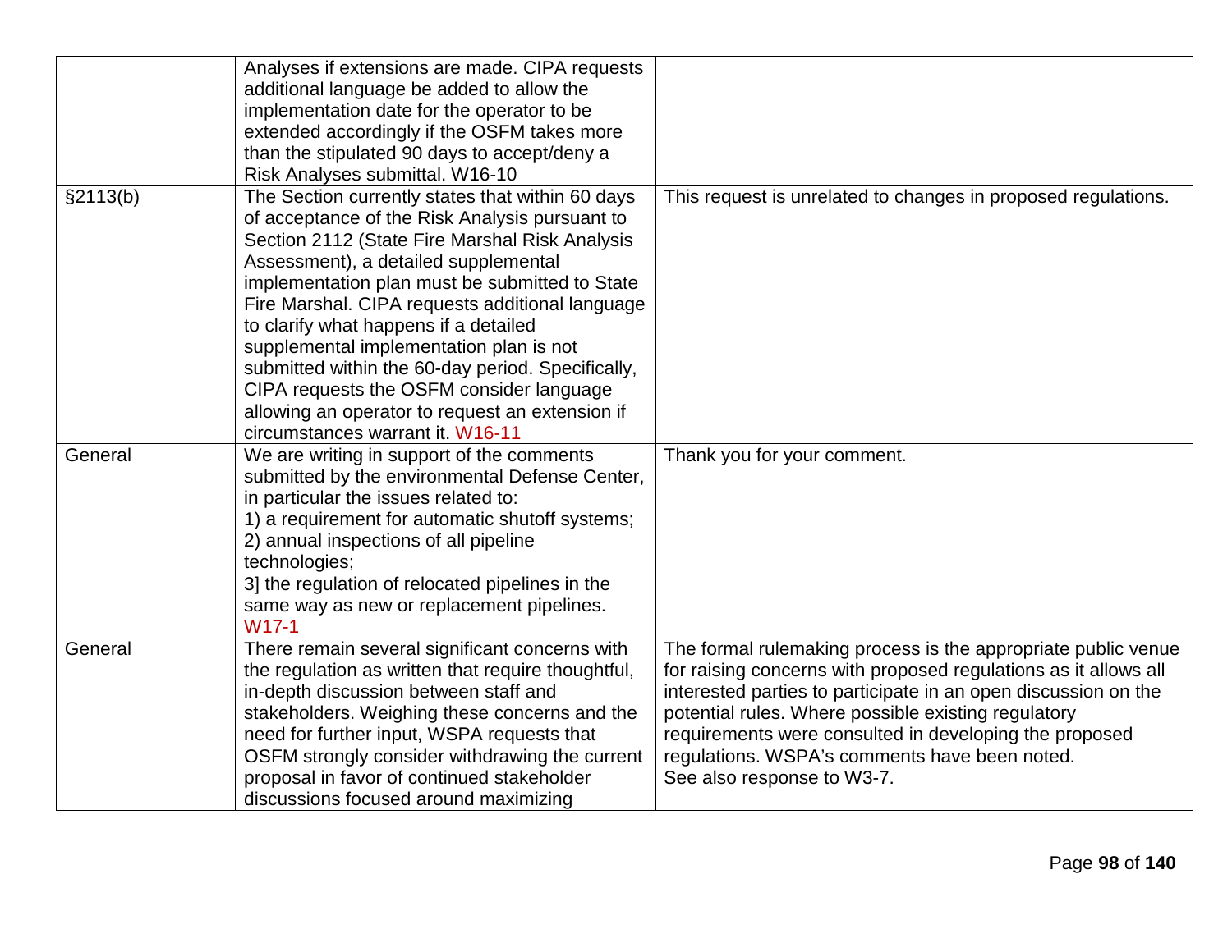| | | |
|---|---|---|
| | Analyses if extensions are made. CIPA requests additional language be added to allow the implementation date for the operator to be extended accordingly if the OSFM takes more than the stipulated 90 days to accept/deny a Risk Analyses submittal. W16-10 | |
| §2113(b) | The Section currently states that within 60 days of acceptance of the Risk Analysis pursuant to Section 2112 (State Fire Marshal Risk Analysis Assessment), a detailed supplemental implementation plan must be submitted to State Fire Marshal. CIPA requests additional language to clarify what happens if a detailed supplemental implementation plan is not submitted within the 60-day period. Specifically, CIPA requests the OSFM consider language allowing an operator to request an extension if circumstances warrant it. W16-11 | This request is unrelated to changes in proposed regulations. |
| General | We are writing in support of the comments submitted by the environmental Defense Center, in particular the issues related to:<br>1) a requirement for automatic shutoff systems;<br>2) annual inspections of all pipeline technologies;<br>3] the regulation of relocated pipelines in the same way as new or replacement pipelines. W17-1 | Thank you for your comment. |
| General | There remain several significant concerns with the regulation as written that require thoughtful, in-depth discussion between staff and stakeholders. Weighing these concerns and the need for further input, WSPA requests that OSFM strongly consider withdrawing the current proposal in favor of continued stakeholder discussions focused around maximizing | The formal rulemaking process is the appropriate public venue for raising concerns with proposed regulations as it allows all interested parties to participate in an open discussion on the potential rules. Where possible existing regulatory requirements were consulted in developing the proposed regulations. WSPA's comments have been noted.<br>See also response to W3-7. |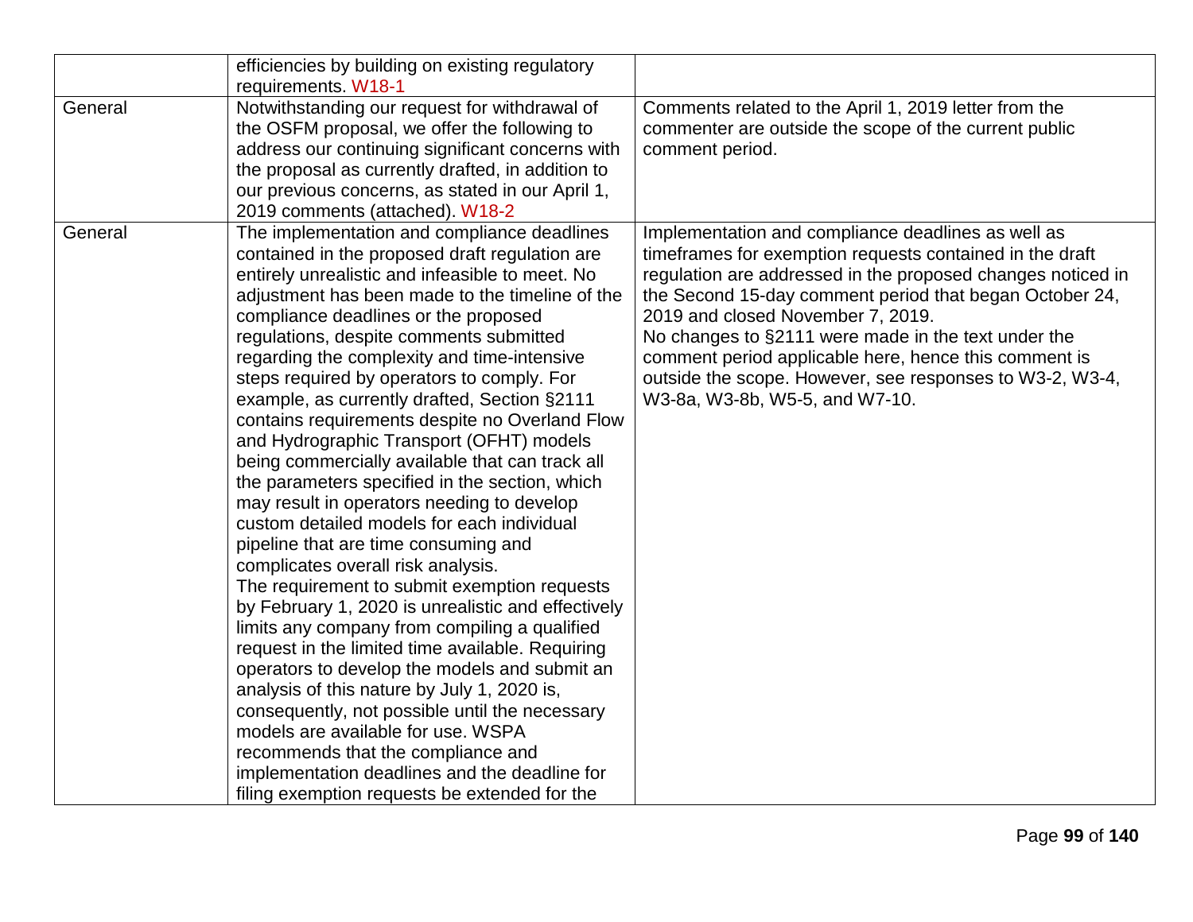| | | |
|---|---|---|
| | efficiencies by building on existing regulatory requirements. W18-1 | |
| General | Notwithstanding our request for withdrawal of the OSFM proposal, we offer the following to address our continuing significant concerns with the proposal as currently drafted, in addition to our previous concerns, as stated in our April 1, 2019 comments (attached). W18-2 | Comments related to the April 1, 2019 letter from the commenter are outside the scope of the current public comment period. |
| General | The implementation and compliance deadlines contained in the proposed draft regulation are entirely unrealistic and infeasible to meet. No adjustment has been made to the timeline of the compliance deadlines or the proposed regulations, despite comments submitted regarding the complexity and time-intensive steps required by operators to comply. For example, as currently drafted, Section §2111 contains requirements despite no Overland Flow and Hydrographic Transport (OFHT) models being commercially available that can track all the parameters specified in the section, which may result in operators needing to develop custom detailed models for each individual pipeline that are time consuming and complicates overall risk analysis.<br>The requirement to submit exemption requests by February 1, 2020 is unrealistic and effectively limits any company from compiling a qualified request in the limited time available. Requiring operators to develop the models and submit an analysis of this nature by July 1, 2020 is, consequently, not possible until the necessary models are available for use. WSPA recommends that the compliance and implementation deadlines and the deadline for filing exemption requests be extended for the | Implementation and compliance deadlines as well as timeframes for exemption requests contained in the draft regulation are addressed in the proposed changes noticed in the Second 15-day comment period that began October 24, 2019 and closed November 7, 2019.<br>No changes to §2111 were made in the text under the comment period applicable here, hence this comment is outside the scope. However, see responses to W3-2, W3-4, W3-8a, W3-8b, W5-5, and W7-10. |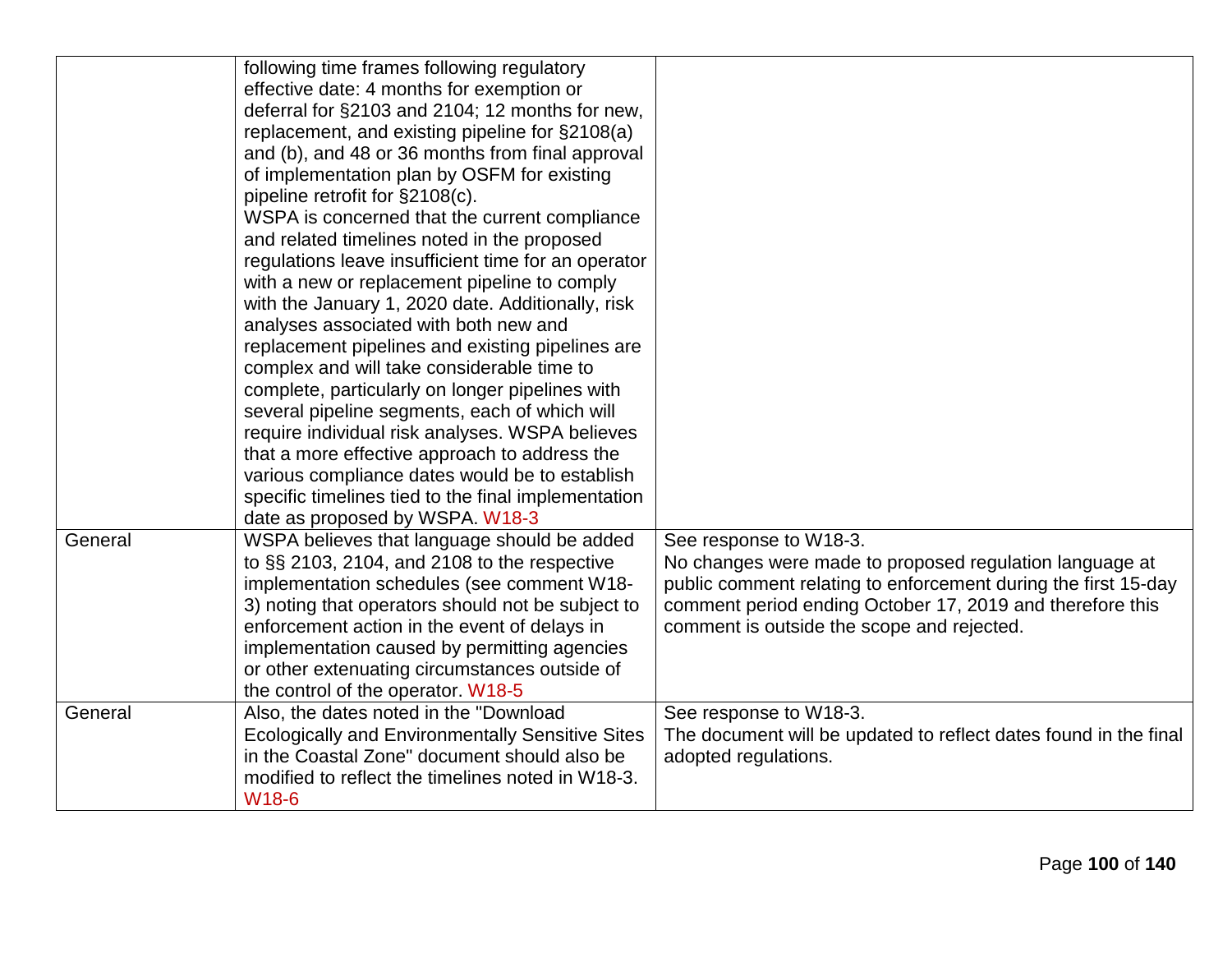| | | |
|---|---|---|
| | following time frames following regulatory effective date: 4 months for exemption or deferral for §2103 and 2104; 12 months for new, replacement, and existing pipeline for §2108(a) and (b), and 48 or 36 months from final approval of implementation plan by OSFM for existing pipeline retrofit for §2108(c). WSPA is concerned that the current compliance and related timelines noted in the proposed regulations leave insufficient time for an operator with a new or replacement pipeline to comply with the January 1, 2020 date. Additionally, risk analyses associated with both new and replacement pipelines and existing pipelines are complex and will take considerable time to complete, particularly on longer pipelines with several pipeline segments, each of which will require individual risk analyses. WSPA believes that a more effective approach to address the various compliance dates would be to establish specific timelines tied to the final implementation date as proposed by WSPA. W18-3 | |
| General | WSPA believes that language should be added to §§ 2103, 2104, and 2108 to the respective implementation schedules (see comment W18-3) noting that operators should not be subject to enforcement action in the event of delays in implementation caused by permitting agencies or other extenuating circumstances outside of the control of the operator. W18-5 | See response to W18-3. No changes were made to proposed regulation language at public comment relating to enforcement during the first 15-day comment period ending October 17, 2019 and therefore this comment is outside the scope and rejected. |
| General | Also, the dates noted in the "Download Ecologically and Environmentally Sensitive Sites in the Coastal Zone" document should also be modified to reflect the timelines noted in W18-3. W18-6 | See response to W18-3. The document will be updated to reflect dates found in the final adopted regulations. |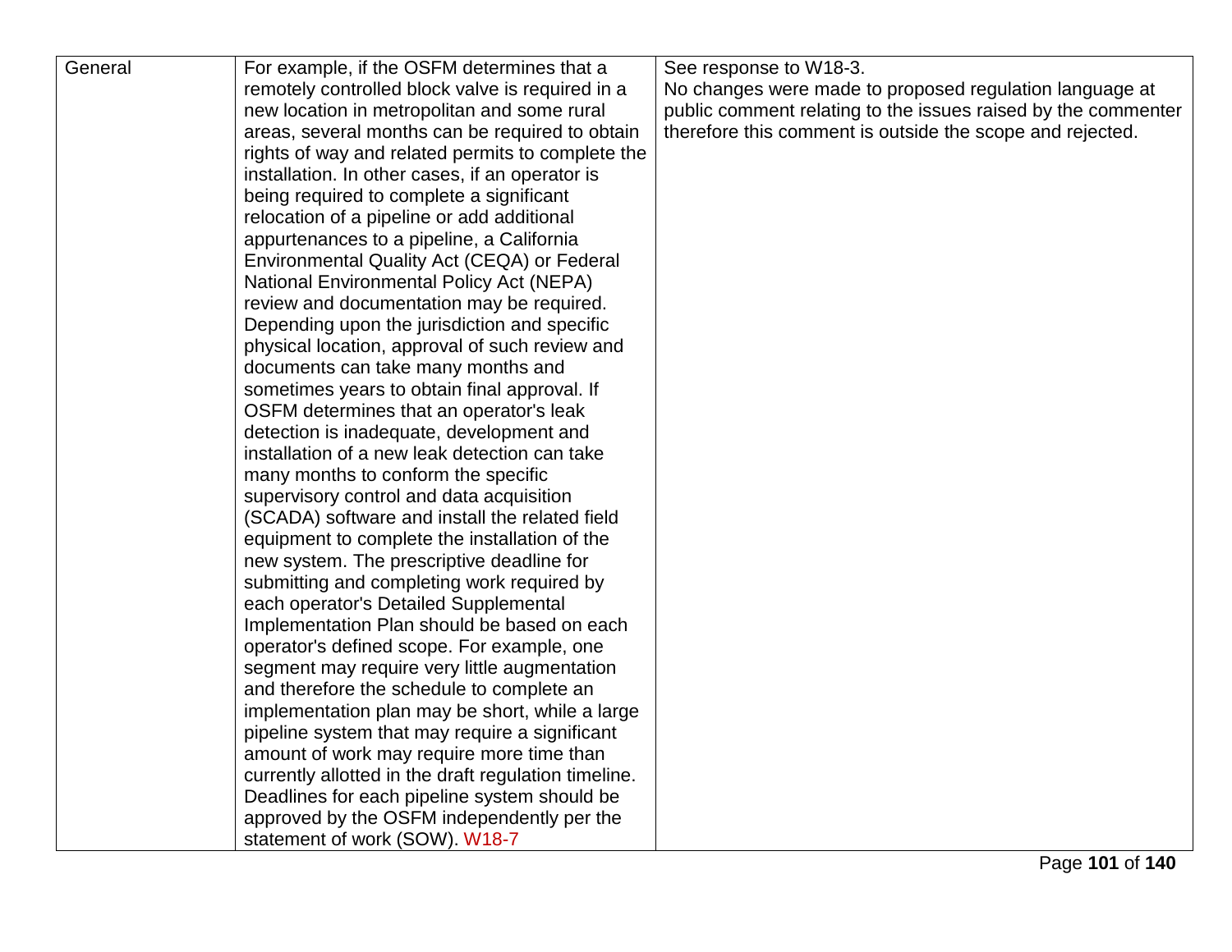| | | |
|---|---|---|
| General | For example, if the OSFM determines that a remotely controlled block valve is required in a new location in metropolitan and some rural areas, several months can be required to obtain rights of way and related permits to complete the installation. In other cases, if an operator is being required to complete a significant relocation of a pipeline or add additional appurtenances to a pipeline, a California Environmental Quality Act (CEQA) or Federal National Environmental Policy Act (NEPA) review and documentation may be required. Depending upon the jurisdiction and specific physical location, approval of such review and documents can take many months and sometimes years to obtain final approval. If OSFM determines that an operator's leak detection is inadequate, development and installation of a new leak detection can take many months to conform the specific supervisory control and data acquisition (SCADA) software and install the related field equipment to complete the installation of the new system. The prescriptive deadline for submitting and completing work required by each operator's Detailed Supplemental Implementation Plan should be based on each operator's defined scope. For example, one segment may require very little augmentation and therefore the schedule to complete an implementation plan may be short, while a large pipeline system that may require a significant amount of work may require more time than currently allotted in the draft regulation timeline. Deadlines for each pipeline system should be approved by the OSFM independently per the statement of work (SOW). W18-7 | See response to W18-3.<br>No changes were made to proposed regulation language at public comment relating to the issues raised by the commenter therefore this comment is outside the scope and rejected. |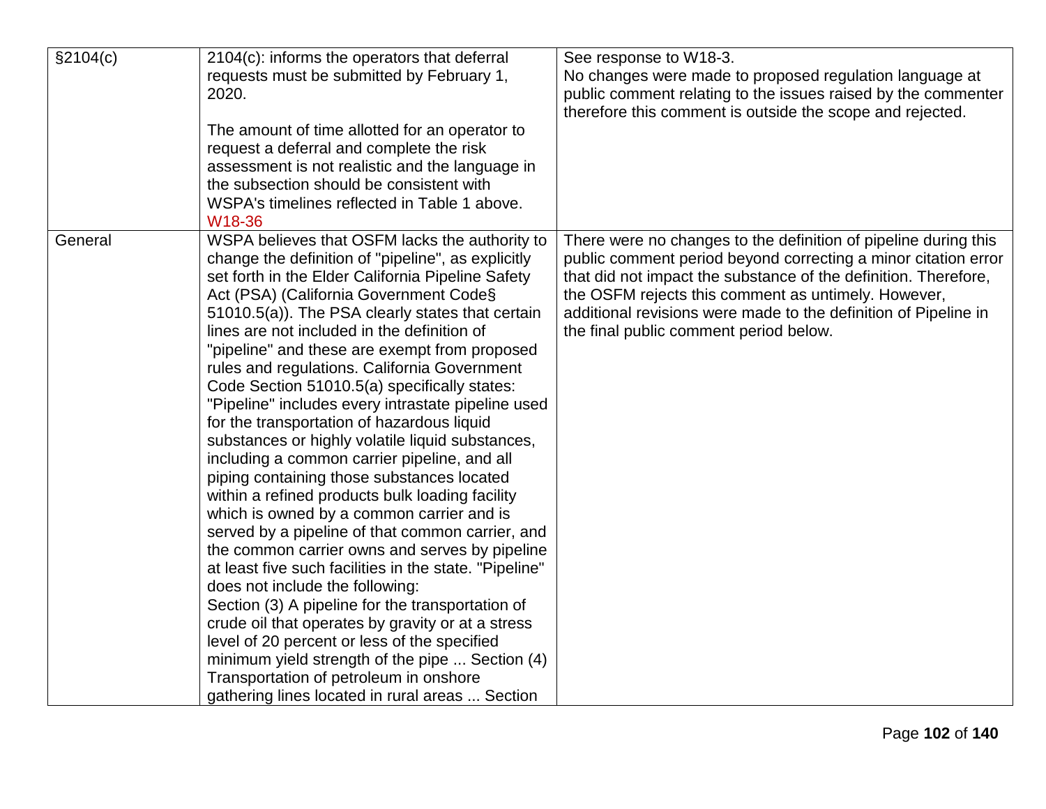| | | |
|---|---|---|
| §2104(c) | 2104(c): informs the operators that deferral requests must be submitted by February 1, 2020.<br><br>The amount of time allotted for an operator to request a deferral and complete the risk assessment is not realistic and the language in the subsection should be consistent with WSPA's timelines reflected in Table 1 above.<br>W18-36 | See response to W18-3.<br>No changes were made to proposed regulation language at public comment relating to the issues raised by the commenter therefore this comment is outside the scope and rejected. |
| General | WSPA believes that OSFM lacks the authority to change the definition of "pipeline", as explicitly set forth in the Elder California Pipeline Safety Act (PSA) (California Government Code§ 51010.5(a)). The PSA clearly states that certain lines are not included in the definition of "pipeline" and these are exempt from proposed rules and regulations. California Government Code Section 51010.5(a) specifically states: "Pipeline" includes every intrastate pipeline used for the transportation of hazardous liquid substances or highly volatile liquid substances, including a common carrier pipeline, and all piping containing those substances located within a refined products bulk loading facility which is owned by a common carrier and is served by a pipeline of that common carrier, and the common carrier owns and serves by pipeline at least five such facilities in the state. "Pipeline" does not include the following:<br>Section (3) A pipeline for the transportation of crude oil that operates by gravity or at a stress level of 20 percent or less of the specified minimum yield strength of the pipe ... Section (4) Transportation of petroleum in onshore gathering lines located in rural areas ... Section | There were no changes to the definition of pipeline during this public comment period beyond correcting a minor citation error that did not impact the substance of the definition. Therefore, the OSFM rejects this comment as untimely. However, additional revisions were made to the definition of Pipeline in the final public comment period below. |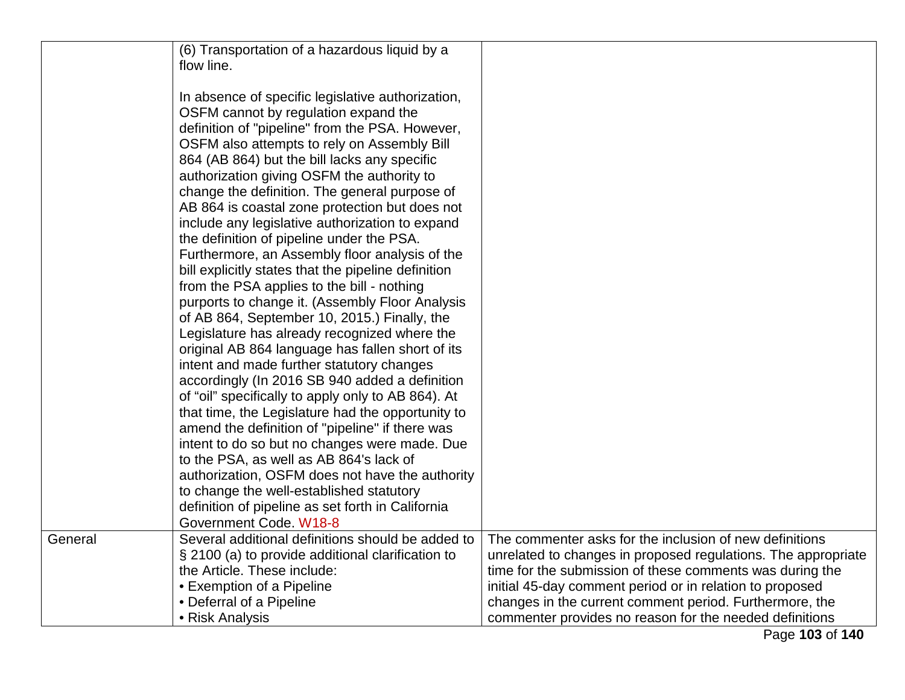| | | |
|---|---|---|
| | (6) Transportation of a hazardous liquid by a flow line.<br><br>In absence of specific legislative authorization, OSFM cannot by regulation expand the definition of "pipeline" from the PSA. However, OSFM also attempts to rely on Assembly Bill 864 (AB 864) but the bill lacks any specific authorization giving OSFM the authority to change the definition. The general purpose of AB 864 is coastal zone protection but does not include any legislative authorization to expand the definition of pipeline under the PSA. Furthermore, an Assembly floor analysis of the bill explicitly states that the pipeline definition from the PSA applies to the bill - nothing purports to change it. (Assembly Floor Analysis of AB 864, September 10, 2015.) Finally, the Legislature has already recognized where the original AB 864 language has fallen short of its intent and made further statutory changes accordingly (In 2016 SB 940 added a definition of "oil" specifically to apply only to AB 864). At that time, the Legislature had the opportunity to amend the definition of "pipeline" if there was intent to do so but no changes were made. Due to the PSA, as well as AB 864's lack of authorization, OSFM does not have the authority to change the well-established statutory definition of pipeline as set forth in California Government Code. W18-8 | |
| General | Several additional definitions should be added to § 2100 (a) to provide additional clarification to the Article. These include:<br>• Exemption of a Pipeline<br>• Deferral of a Pipeline<br>• Risk Analysis | The commenter asks for the inclusion of new definitions unrelated to changes in proposed regulations. The appropriate time for the submission of these comments was during the initial 45-day comment period or in relation to proposed changes in the current comment period. Furthermore, the commenter provides no reason for the needed definitions |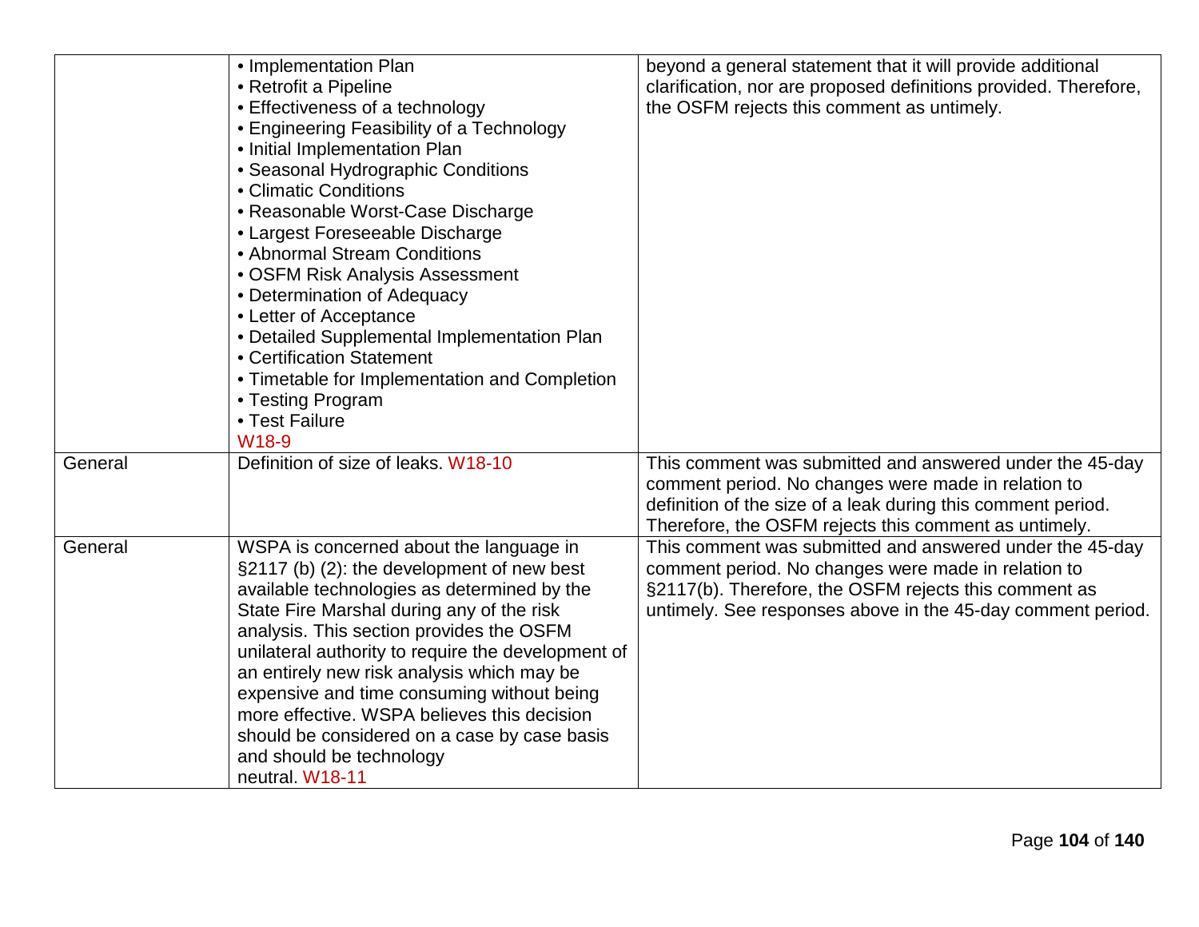| | | |
|---|---|---|
| | • Implementation Plan<br>• Retrofit a Pipeline<br>• Effectiveness of a technology<br>• Engineering Feasibility of a Technology<br>• Initial Implementation Plan<br>• Seasonal Hydrographic Conditions<br>• Climatic Conditions<br>• Reasonable Worst-Case Discharge<br>• Largest Foreseeable Discharge<br>• Abnormal Stream Conditions<br>• OSFM Risk Analysis Assessment<br>• Determination of Adequacy<br>• Letter of Acceptance<br>• Detailed Supplemental Implementation Plan<br>• Certification Statement<br>• Timetable for Implementation and Completion<br>• Testing Program<br>• Test Failure<br>W18-9 | beyond a general statement that it will provide additional clarification, nor are proposed definitions provided. Therefore, the OSFM rejects this comment as untimely. |
| General | Definition of size of leaks. W18-10 | This comment was submitted and answered under the 45-day comment period. No changes were made in relation to definition of the size of a leak during this comment period. Therefore, the OSFM rejects this comment as untimely. |
| General | WSPA is concerned about the language in §2117 (b) (2): the development of new best available technologies as determined by the State Fire Marshal during any of the risk analysis. This section provides the OSFM unilateral authority to require the development of an entirely new risk analysis which may be expensive and time consuming without being more effective. WSPA believes this decision should be considered on a case by case basis and should be technology neutral. W18-11 | This comment was submitted and answered under the 45-day comment period. No changes were made in relation to §2117(b). Therefore, the OSFM rejects this comment as untimely. See responses above in the 45-day comment period. |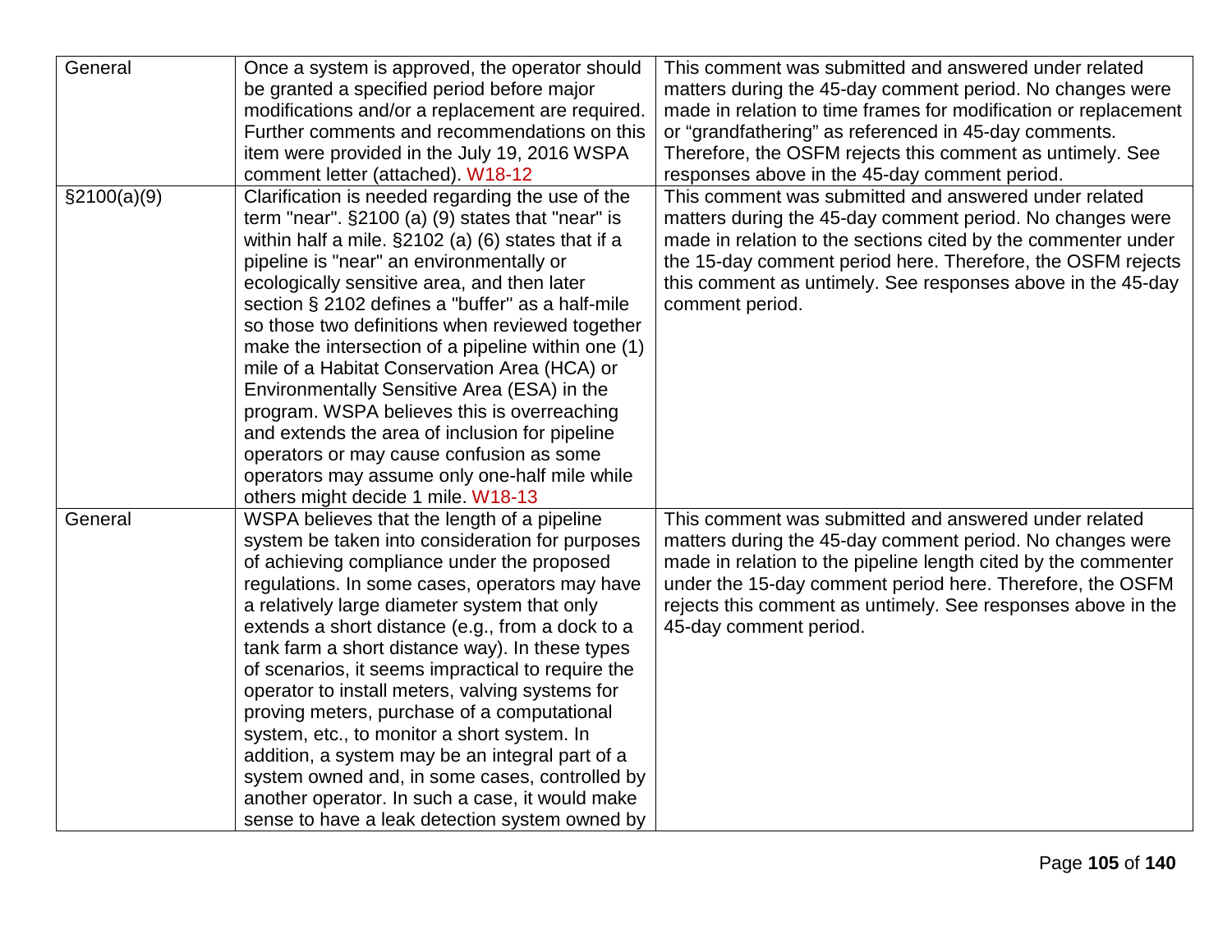| General | Once a system is approved, the operator should be granted a specified period before major modifications and/or a replacement are required. Further comments and recommendations on this item were provided in the July 19, 2016 WSPA comment letter (attached). W18-12 | This comment was submitted and answered under related matters during the 45-day comment period. No changes were made in relation to time frames for modification or replacement or "grandfathering" as referenced in 45-day comments. Therefore, the OSFM rejects this comment as untimely. See responses above in the 45-day comment period. |
|---|---|---|
| §2100(a)(9) | Clarification is needed regarding the use of the term "near". §2100 (a) (9) states that "near" is within half a mile. §2102 (a) (6) states that if a pipeline is "near" an environmentally or ecologically sensitive area, and then later section § 2102 defines a "buffer" as a half-mile so those two definitions when reviewed together make the intersection of a pipeline within one (1) mile of a Habitat Conservation Area (HCA) or Environmentally Sensitive Area (ESA) in the program. WSPA believes this is overreaching and extends the area of inclusion for pipeline operators or may cause confusion as some operators may assume only one-half mile while others might decide 1 mile. W18-13 | This comment was submitted and answered under related matters during the 45-day comment period. No changes were made in relation to the sections cited by the commenter under the 15-day comment period here. Therefore, the OSFM rejects this comment as untimely. See responses above in the 45-day comment period. |
| General | WSPA believes that the length of a pipeline system be taken into consideration for purposes of achieving compliance under the proposed regulations. In some cases, operators may have a relatively large diameter system that only extends a short distance (e.g., from a dock to a tank farm a short distance way). In these types of scenarios, it seems impractical to require the operator to install meters, valving systems for proving meters, purchase of a computational system, etc., to monitor a short system. In addition, a system may be an integral part of a system owned and, in some cases, controlled by another operator. In such a case, it would make sense to have a leak detection system owned by | This comment was submitted and answered under related matters during the 45-day comment period. No changes were made in relation to the pipeline length cited by the commenter under the 15-day comment period here. Therefore, the OSFM rejects this comment as untimely. See responses above in the 45-day comment period. |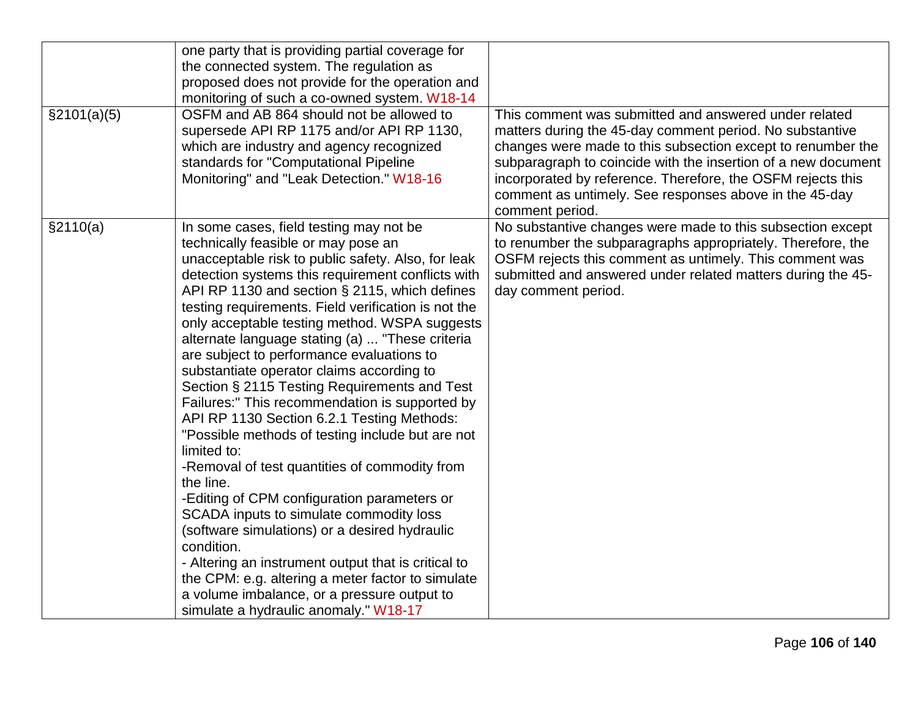|  |  |  |
|---|---|---|
|  | one party that is providing partial coverage for the connected system. The regulation as proposed does not provide for the operation and monitoring of such a co-owned system. W18-14 |  |
| §2101(a)(5) | OSFM and AB 864 should not be allowed to supersede API RP 1175 and/or API RP 1130, which are industry and agency recognized standards for "Computational Pipeline Monitoring" and "Leak Detection." W18-16 | This comment was submitted and answered under related matters during the 45-day comment period. No substantive changes were made to this subsection except to renumber the subparagraph to coincide with the insertion of a new document incorporated by reference. Therefore, the OSFM rejects this comment as untimely. See responses above in the 45-day comment period. |
| §2110(a) | In some cases, field testing may not be technically feasible or may pose an unacceptable risk to public safety. Also, for leak detection systems this requirement conflicts with API RP 1130 and section § 2115, which defines testing requirements. Field verification is not the only acceptable testing method. WSPA suggests alternate language stating (a) ... "These criteria are subject to performance evaluations to substantiate operator claims according to Section § 2115 Testing Requirements and Test Failures:" This recommendation is supported by API RP 1130 Section 6.2.1 Testing Methods: "Possible methods of testing include but are not limited to:<br>-Removal of test quantities of commodity from the line.<br>-Editing of CPM configuration parameters or SCADA inputs to simulate commodity loss (software simulations) or a desired hydraulic condition.<br>- Altering an instrument output that is critical to the CPM: e.g. altering a meter factor to simulate a volume imbalance, or a pressure output to simulate a hydraulic anomaly." W18-17 | No substantive changes were made to this subsection except to renumber the subparagraphs appropriately. Therefore, the OSFM rejects this comment as untimely. This comment was submitted and answered under related matters during the 45-day comment period. |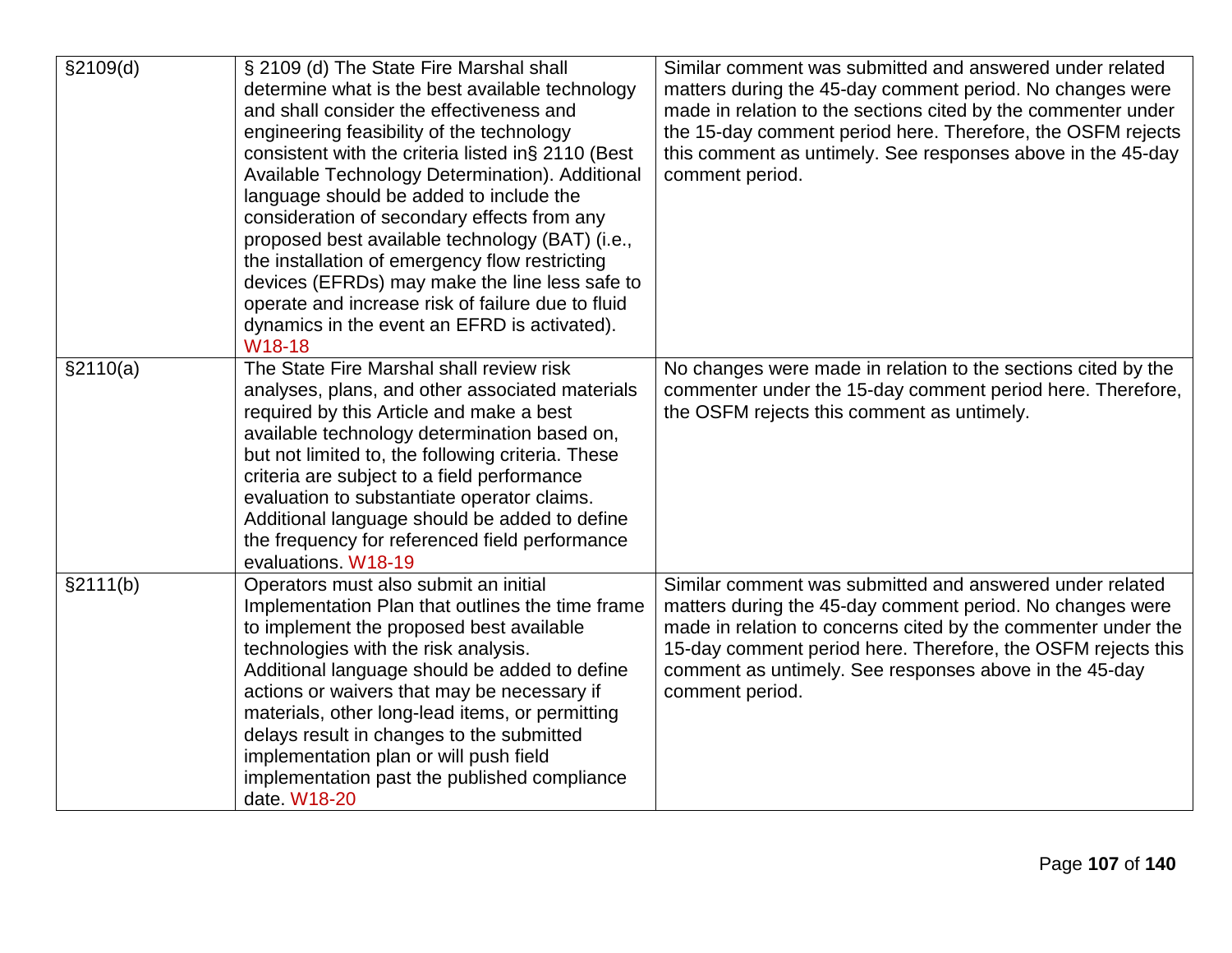| | | |
|---|---|---|
| §2109(d) | § 2109 (d) The State Fire Marshal shall determine what is the best available technology and shall consider the effectiveness and engineering feasibility of the technology consistent with the criteria listed in§ 2110 (Best Available Technology Determination). Additional language should be added to include the consideration of secondary effects from any proposed best available technology (BAT) (i.e., the installation of emergency flow restricting devices (EFRDs) may make the line less safe to operate and increase risk of failure due to fluid dynamics in the event an EFRD is activated). W18-18 | Similar comment was submitted and answered under related matters during the 45-day comment period. No changes were made in relation to the sections cited by the commenter under the 15-day comment period here. Therefore, the OSFM rejects this comment as untimely. See responses above in the 45-day comment period. |
| §2110(a) | The State Fire Marshal shall review risk analyses, plans, and other associated materials required by this Article and make a best available technology determination based on, but not limited to, the following criteria. These criteria are subject to a field performance evaluation to substantiate operator claims. Additional language should be added to define the frequency for referenced field performance evaluations. W18-19 | No changes were made in relation to the sections cited by the commenter under the 15-day comment period here. Therefore, the OSFM rejects this comment as untimely. |
| §2111(b) | Operators must also submit an initial Implementation Plan that outlines the time frame to implement the proposed best available technologies with the risk analysis. Additional language should be added to define actions or waivers that may be necessary if materials, other long-lead items, or permitting delays result in changes to the submitted implementation plan or will push field implementation past the published compliance date. W18-20 | Similar comment was submitted and answered under related matters during the 45-day comment period. No changes were made in relation to concerns cited by the commenter under the 15-day comment period here. Therefore, the OSFM rejects this comment as untimely. See responses above in the 45-day comment period. |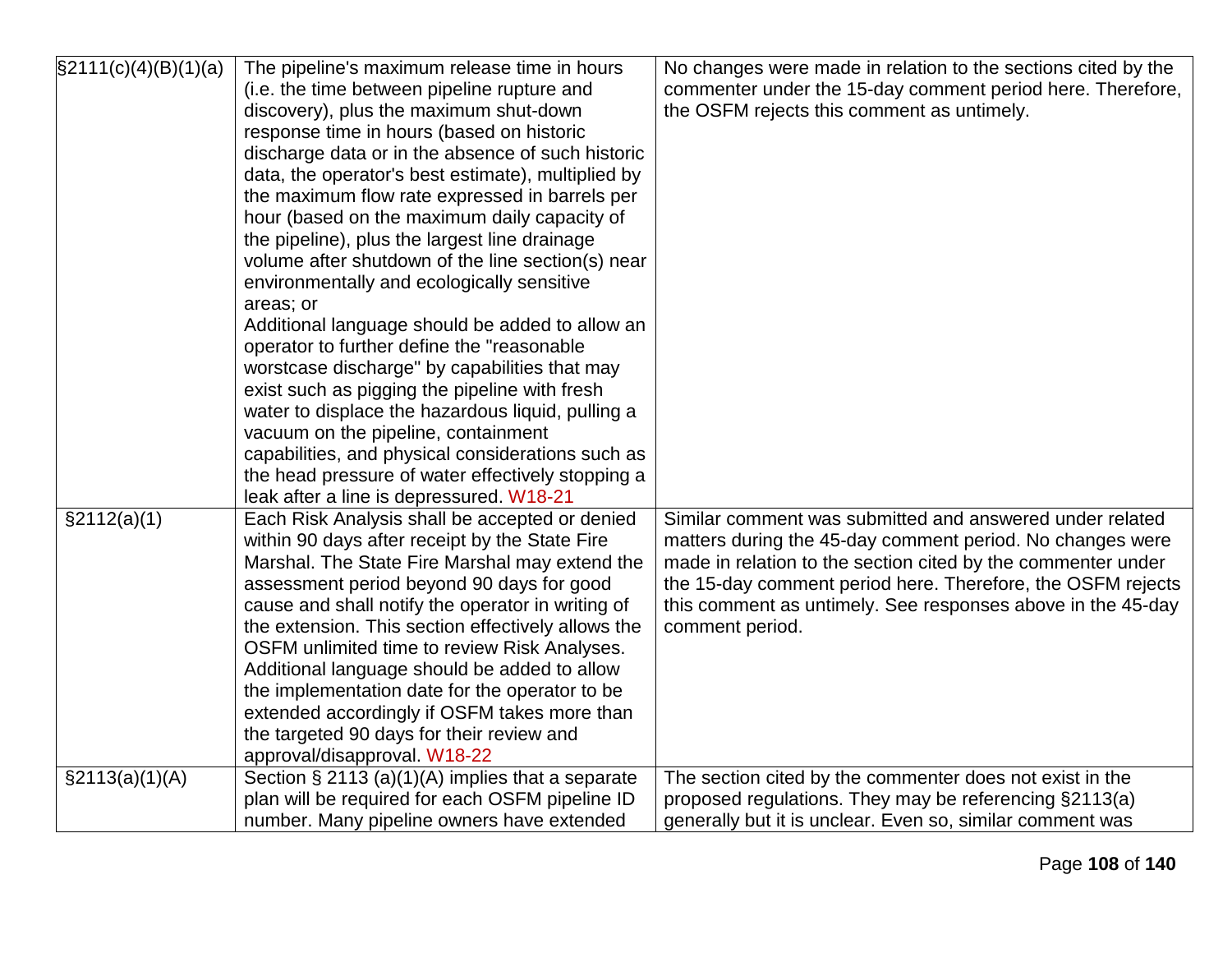| | | |
|---|---|---|
| §2111(c)(4)(B)(1)(a) | The pipeline's maximum release time in hours (i.e. the time between pipeline rupture and discovery), plus the maximum shut-down response time in hours (based on historic discharge data or in the absence of such historic data, the operator's best estimate), multiplied by the maximum flow rate expressed in barrels per hour (based on the maximum daily capacity of the pipeline), plus the largest line drainage volume after shutdown of the line section(s) near environmentally and ecologically sensitive areas; or<br>Additional language should be added to allow an operator to further define the "reasonable worstcase discharge" by capabilities that may exist such as pigging the pipeline with fresh water to displace the hazardous liquid, pulling a vacuum on the pipeline, containment capabilities, and physical considerations such as the head pressure of water effectively stopping a leak after a line is depressured. W18-21 | No changes were made in relation to the sections cited by the commenter under the 15-day comment period here. Therefore, the OSFM rejects this comment as untimely. |
| §2112(a)(1) | Each Risk Analysis shall be accepted or denied within 90 days after receipt by the State Fire Marshal. The State Fire Marshal may extend the assessment period beyond 90 days for good cause and shall notify the operator in writing of the extension. This section effectively allows the OSFM unlimited time to review Risk Analyses. Additional language should be added to allow the implementation date for the operator to be extended accordingly if OSFM takes more than the targeted 90 days for their review and approval/disapproval. W18-22 | Similar comment was submitted and answered under related matters during the 45-day comment period. No changes were made in relation to the section cited by the commenter under the 15-day comment period here. Therefore, the OSFM rejects this comment as untimely. See responses above in the 45-day comment period. |
| §2113(a)(1)(A) | Section § 2113 (a)(1)(A) implies that a separate plan will be required for each OSFM pipeline ID number. Many pipeline owners have extended | The section cited by the commenter does not exist in the proposed regulations. They may be referencing §2113(a) generally but it is unclear. Even so, similar comment was |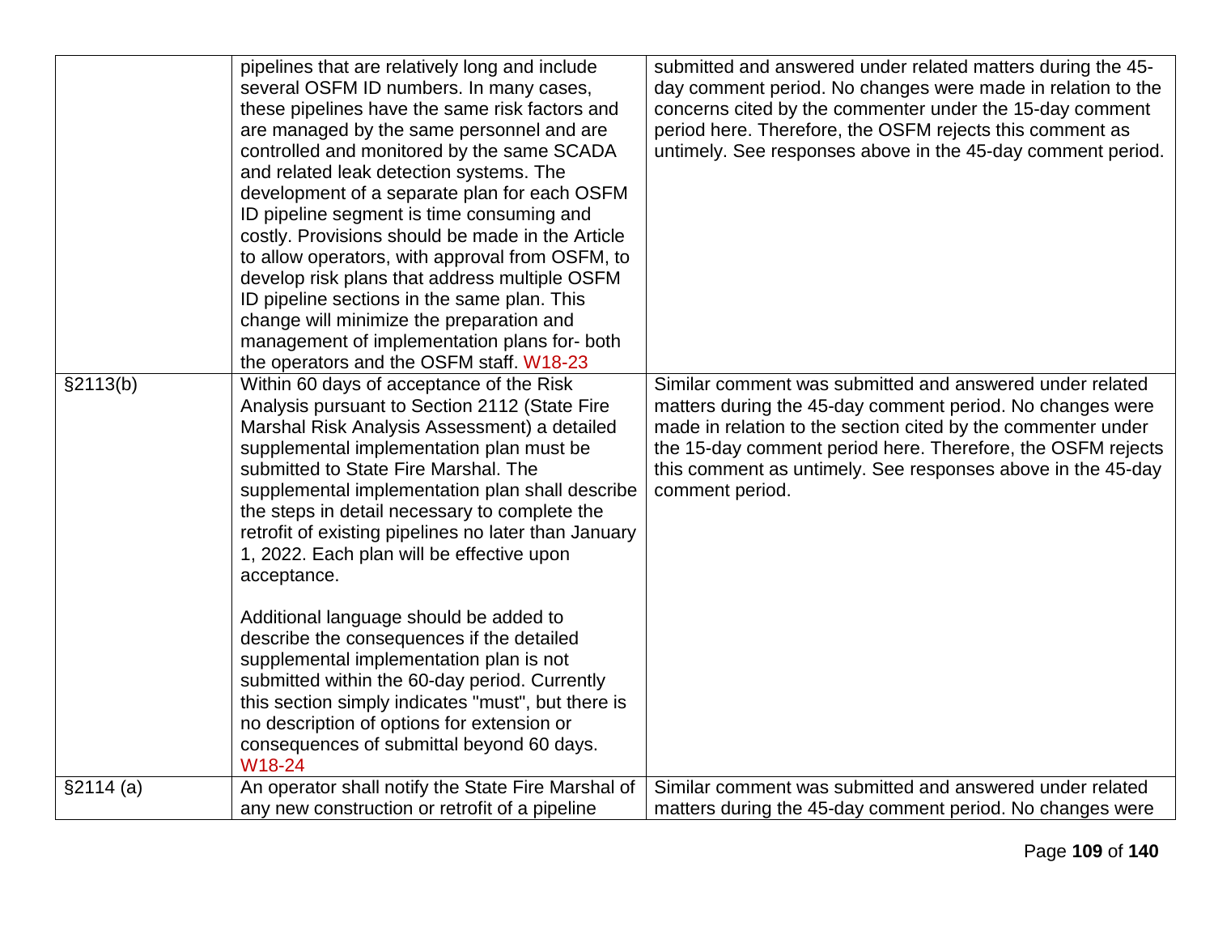| | | |
|---|---|---|
| | pipelines that are relatively long and include several OSFM ID numbers. In many cases, these pipelines have the same risk factors and are managed by the same personnel and are controlled and monitored by the same SCADA and related leak detection systems. The development of a separate plan for each OSFM ID pipeline segment is time consuming and costly. Provisions should be made in the Article to allow operators, with approval from OSFM, to develop risk plans that address multiple OSFM ID pipeline sections in the same plan. This change will minimize the preparation and management of implementation plans for- both the operators and the OSFM staff. W18-23 | submitted and answered under related matters during the 45-day comment period. No changes were made in relation to the concerns cited by the commenter under the 15-day comment period here. Therefore, the OSFM rejects this comment as untimely. See responses above in the 45-day comment period. |
| §2113(b) | Within 60 days of acceptance of the Risk Analysis pursuant to Section 2112 (State Fire Marshal Risk Analysis Assessment) a detailed supplemental implementation plan must be submitted to State Fire Marshal. The supplemental implementation plan shall describe the steps in detail necessary to complete the retrofit of existing pipelines no later than January 1, 2022. Each plan will be effective upon acceptance.<br><br>Additional language should be added to describe the consequences if the detailed supplemental implementation plan is not submitted within the 60-day period. Currently this section simply indicates "must", but there is no description of options for extension or consequences of submittal beyond 60 days. W18-24 | Similar comment was submitted and answered under related matters during the 45-day comment period. No changes were made in relation to the section cited by the commenter under the 15-day comment period here. Therefore, the OSFM rejects this comment as untimely. See responses above in the 45-day comment period. |
| §2114 (a) | An operator shall notify the State Fire Marshal of any new construction or retrofit of a pipeline | Similar comment was submitted and answered under related matters during the 45-day comment period. No changes were |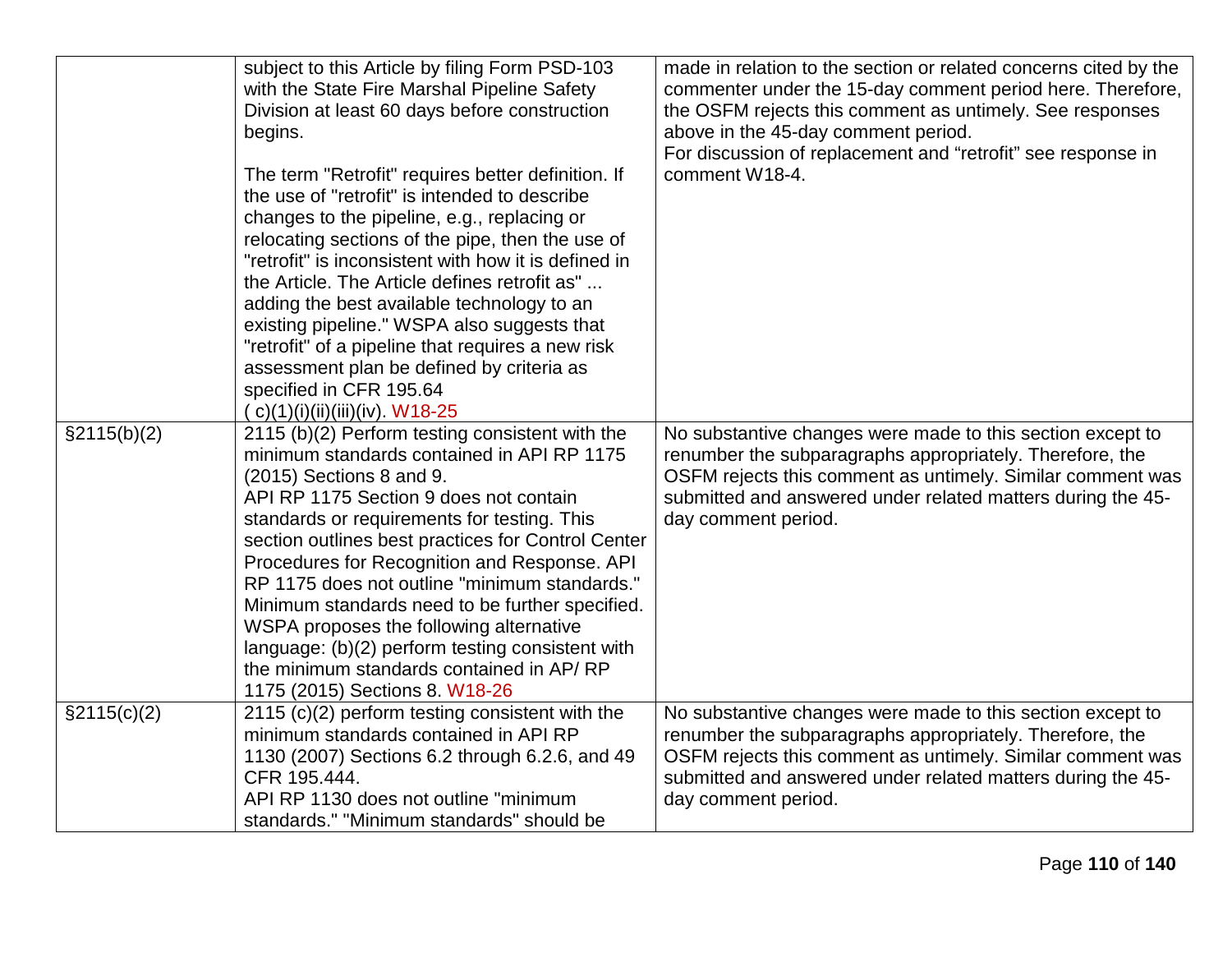| | | |
|---|---|---|
| | subject to this Article by filing Form PSD-103 with the State Fire Marshal Pipeline Safety Division at least 60 days before construction begins.<br><br>The term "Retrofit" requires better definition. If the use of "retrofit" is intended to describe changes to the pipeline, e.g., replacing or relocating sections of the pipe, then the use of "retrofit" is inconsistent with how it is defined in the Article. The Article defines retrofit as" ... adding the best available technology to an existing pipeline." WSPA also suggests that "retrofit" of a pipeline that requires a new risk assessment plan be defined by criteria as specified in CFR 195.64 ( c)(1)(i)(ii)(iii)(iv). W18-25 | made in relation to the section or related concerns cited by the commenter under the 15-day comment period here. Therefore, the OSFM rejects this comment as untimely. See responses above in the 45-day comment period.<br>For discussion of replacement and "retrofit" see response in comment W18-4. |
| §2115(b)(2) | 2115 (b)(2) Perform testing consistent with the minimum standards contained in API RP 1175 (2015) Sections 8 and 9.<br>API RP 1175 Section 9 does not contain standards or requirements for testing. This section outlines best practices for Control Center Procedures for Recognition and Response. API RP 1175 does not outline "minimum standards." Minimum standards need to be further specified. WSPA proposes the following alternative language: (b)(2) perform testing consistent with the minimum standards contained in AP/ RP 1175 (2015) Sections 8. W18-26 | No substantive changes were made to this section except to renumber the subparagraphs appropriately. Therefore, the OSFM rejects this comment as untimely. Similar comment was submitted and answered under related matters during the 45-day comment period. |
| §2115(c)(2) | 2115 (c)(2) perform testing consistent with the minimum standards contained in API RP 1130 (2007) Sections 6.2 through 6.2.6, and 49 CFR 195.444.<br>API RP 1130 does not outline "minimum standards." "Minimum standards" should be | No substantive changes were made to this section except to renumber the subparagraphs appropriately. Therefore, the OSFM rejects this comment as untimely. Similar comment was submitted and answered under related matters during the 45-day comment period. |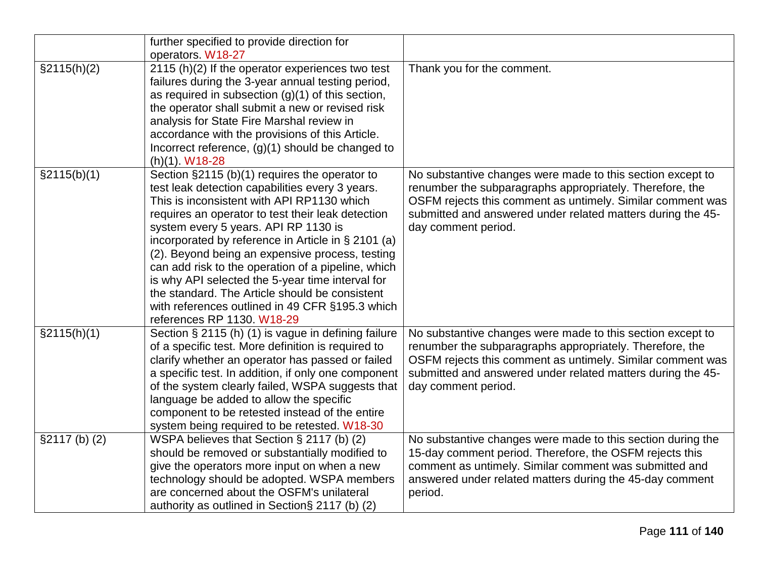| | | |
|---|---|---|
| | further specified to provide direction for operators. W18-27 | |
| §2115(h)(2) | 2115 (h)(2) If the operator experiences two test failures during the 3-year annual testing period, as required in subsection (g)(1) of this section, the operator shall submit a new or revised risk analysis for State Fire Marshal review in accordance with the provisions of this Article. Incorrect reference, (g)(1) should be changed to (h)(1). W18-28 | Thank you for the comment. |
| §2115(b)(1) | Section §2115 (b)(1) requires the operator to test leak detection capabilities every 3 years. This is inconsistent with API RP1130 which requires an operator to test their leak detection system every 5 years. API RP 1130 is incorporated by reference in Article in § 2101 (a) (2). Beyond being an expensive process, testing can add risk to the operation of a pipeline, which is why API selected the 5-year time interval for the standard. The Article should be consistent with references outlined in 49 CFR §195.3 which references RP 1130. W18-29 | No substantive changes were made to this section except to renumber the subparagraphs appropriately. Therefore, the OSFM rejects this comment as untimely. Similar comment was submitted and answered under related matters during the 45-day comment period. |
| §2115(h)(1) | Section § 2115 (h) (1) is vague in defining failure of a specific test. More definition is required to clarify whether an operator has passed or failed a specific test. In addition, if only one component of the system clearly failed, WSPA suggests that language be added to allow the specific component to be retested instead of the entire system being required to be retested. W18-30 | No substantive changes were made to this section except to renumber the subparagraphs appropriately. Therefore, the OSFM rejects this comment as untimely. Similar comment was submitted and answered under related matters during the 45-day comment period. |
| §2117 (b) (2) | WSPA believes that Section § 2117 (b) (2) should be removed or substantially modified to give the operators more input on when a new technology should be adopted. WSPA members are concerned about the OSFM's unilateral authority as outlined in Section§ 2117 (b) (2) | No substantive changes were made to this section during the 15-day comment period. Therefore, the OSFM rejects this comment as untimely. Similar comment was submitted and answered under related matters during the 45-day comment period. |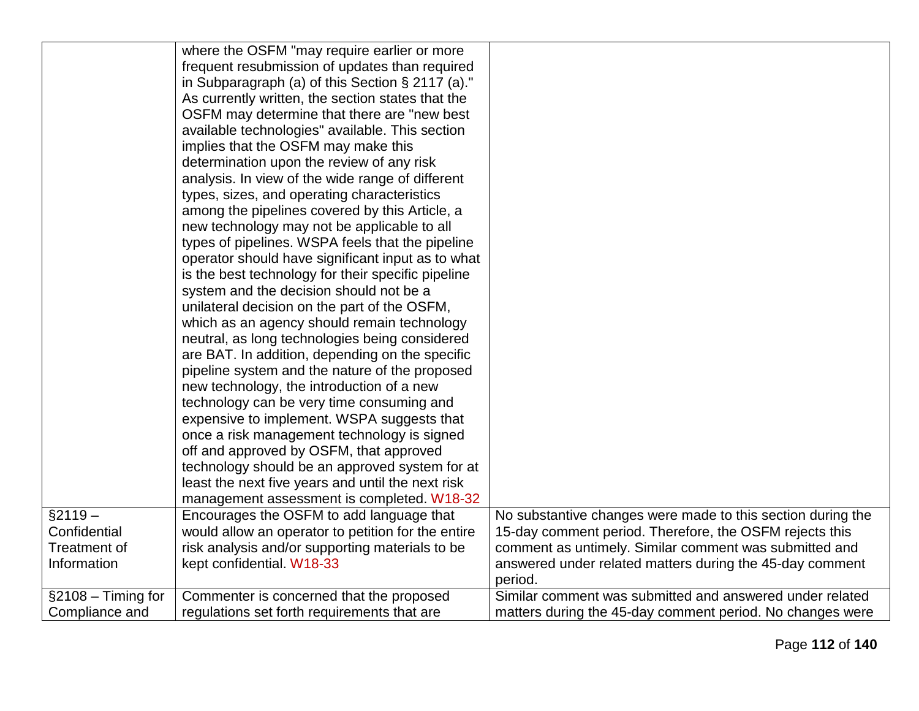| | | |
|---|---|---|
| | where the OSFM "may require earlier or more frequent resubmission of updates than required in Subparagraph (a) of this Section § 2117 (a)." As currently written, the section states that the OSFM may determine that there are "new best available technologies" available. This section implies that the OSFM may make this determination upon the review of any risk analysis. In view of the wide range of different types, sizes, and operating characteristics among the pipelines covered by this Article, a new technology may not be applicable to all types of pipelines. WSPA feels that the pipeline operator should have significant input as to what is the best technology for their specific pipeline system and the decision should not be a unilateral decision on the part of the OSFM, which as an agency should remain technology neutral, as long technologies being considered are BAT. In addition, depending on the specific pipeline system and the nature of the proposed new technology, the introduction of a new technology can be very time consuming and expensive to implement. WSPA suggests that once a risk management technology is signed off and approved by OSFM, that approved technology should be an approved system for at least the next five years and until the next risk management assessment is completed. W18-32 | |
| §2119 – Confidential Treatment of Information | Encourages the OSFM to add language that would allow an operator to petition for the entire risk analysis and/or supporting materials to be kept confidential. W18-33 | No substantive changes were made to this section during the 15-day comment period. Therefore, the OSFM rejects this comment as untimely. Similar comment was submitted and answered under related matters during the 45-day comment period. |
| §2108 – Timing for Compliance and | Commenter is concerned that the proposed regulations set forth requirements that are | Similar comment was submitted and answered under related matters during the 45-day comment period. No changes were |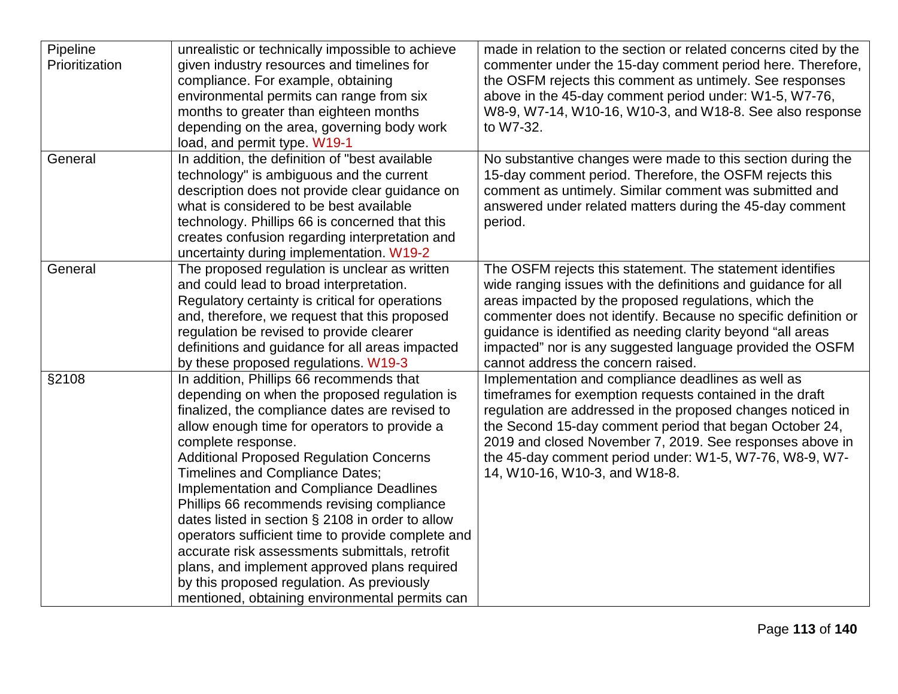| | | |
|---|---|---|
| Pipeline Prioritization | unrealistic or technically impossible to achieve given industry resources and timelines for compliance. For example, obtaining environmental permits can range from six months to greater than eighteen months depending on the area, governing body work load, and permit type. W19-1 | made in relation to the section or related concerns cited by the commenter under the 15-day comment period here. Therefore, the OSFM rejects this comment as untimely. See responses above in the 45-day comment period under: W1-5, W7-76, W8-9, W7-14, W10-16, W10-3, and W18-8. See also response to W7-32. |
| General | In addition, the definition of "best available technology" is ambiguous and the current description does not provide clear guidance on what is considered to be best available technology. Phillips 66 is concerned that this creates confusion regarding interpretation and uncertainty during implementation. W19-2 | No substantive changes were made to this section during the 15-day comment period. Therefore, the OSFM rejects this comment as untimely. Similar comment was submitted and answered under related matters during the 45-day comment period. |
| General | The proposed regulation is unclear as written and could lead to broad interpretation. Regulatory certainty is critical for operations and, therefore, we request that this proposed regulation be revised to provide clearer definitions and guidance for all areas impacted by these proposed regulations. W19-3 | The OSFM rejects this statement. The statement identifies wide ranging issues with the definitions and guidance for all areas impacted by the proposed regulations, which the commenter does not identify. Because no specific definition or guidance is identified as needing clarity beyond "all areas impacted" nor is any suggested language provided the OSFM cannot address the concern raised. |
| §2108 | In addition, Phillips 66 recommends that depending on when the proposed regulation is finalized, the compliance dates are revised to allow enough time for operators to provide a complete response.<br>Additional Proposed Regulation Concerns Timelines and Compliance Dates; Implementation and Compliance Deadlines<br>Phillips 66 recommends revising compliance dates listed in section § 2108 in order to allow operators sufficient time to provide complete and accurate risk assessments submittals, retrofit plans, and implement approved plans required by this proposed regulation. As previously mentioned, obtaining environmental permits can | Implementation and compliance deadlines as well as timeframes for exemption requests contained in the draft regulation are addressed in the proposed changes noticed in the Second 15-day comment period that began October 24, 2019 and closed November 7, 2019. See responses above in the 45-day comment period under: W1-5, W7-76, W8-9, W7-14, W10-16, W10-3, and W18-8. |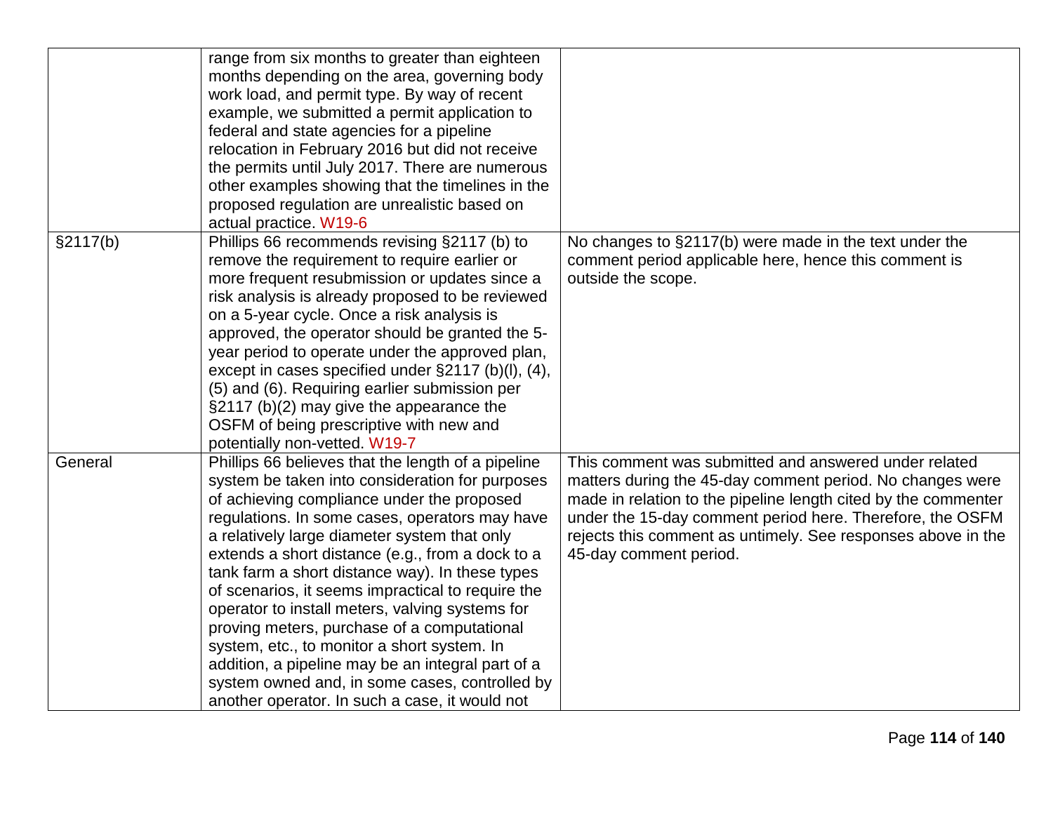| | | |
|---|---|---|
| | range from six months to greater than eighteen months depending on the area, governing body work load, and permit type. By way of recent example, we submitted a permit application to federal and state agencies for a pipeline relocation in February 2016 but did not receive the permits until July 2017. There are numerous other examples showing that the timelines in the proposed regulation are unrealistic based on actual practice. W19-6 | |
| §2117(b) | Phillips 66 recommends revising §2117 (b) to remove the requirement to require earlier or more frequent resubmission or updates since a risk analysis is already proposed to be reviewed on a 5-year cycle. Once a risk analysis is approved, the operator should be granted the 5-year period to operate under the approved plan, except in cases specified under §2117 (b)(l), (4), (5) and (6). Requiring earlier submission per §2117 (b)(2) may give the appearance the OSFM of being prescriptive with new and potentially non-vetted. W19-7 | No changes to §2117(b) were made in the text under the comment period applicable here, hence this comment is outside the scope. |
| General | Phillips 66 believes that the length of a pipeline system be taken into consideration for purposes of achieving compliance under the proposed regulations. In some cases, operators may have a relatively large diameter system that only extends a short distance (e.g., from a dock to a tank farm a short distance way). In these types of scenarios, it seems impractical to require the operator to install meters, valving systems for proving meters, purchase of a computational system, etc., to monitor a short system. In addition, a pipeline may be an integral part of a system owned and, in some cases, controlled by another operator. In such a case, it would not | This comment was submitted and answered under related matters during the 45-day comment period. No changes were made in relation to the pipeline length cited by the commenter under the 15-day comment period here. Therefore, the OSFM rejects this comment as untimely. See responses above in the 45-day comment period. |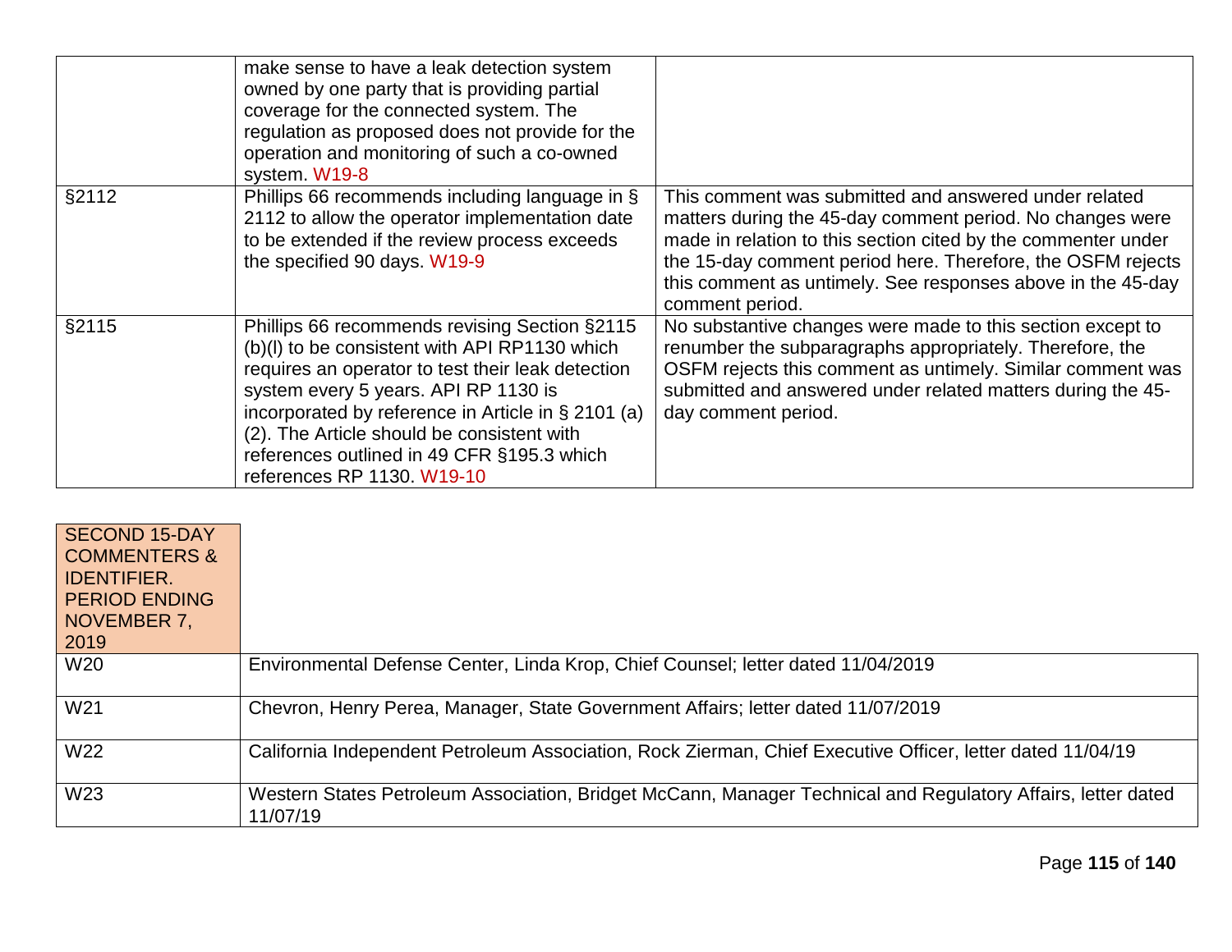| | | |
|---|---|---|
| | make sense to have a leak detection system owned by one party that is providing partial coverage for the connected system. The regulation as proposed does not provide for the operation and monitoring of such a co-owned system. W19-8 | |
| §2112 | Phillips 66 recommends including language in § 2112 to allow the operator implementation date to be extended if the review process exceeds the specified 90 days. W19-9 | This comment was submitted and answered under related matters during the 45-day comment period. No changes were made in relation to this section cited by the commenter under the 15-day comment period here. Therefore, the OSFM rejects this comment as untimely. See responses above in the 45-day comment period. |
| §2115 | Phillips 66 recommends revising Section §2115 (b)(l) to be consistent with API RP1130 which requires an operator to test their leak detection system every 5 years. API RP 1130 is incorporated by reference in Article in § 2101 (a)(2). The Article should be consistent with references outlined in 49 CFR §195.3 which references RP 1130. W19-10 | No substantive changes were made to this section except to renumber the subparagraphs appropriately. Therefore, the OSFM rejects this comment as untimely. Similar comment was submitted and answered under related matters during the 45-day comment period. |

| SECOND 15-DAY COMMENTERS & IDENTIFIER. PERIOD ENDING NOVEMBER 7, 2019 | |
|---|---|
| W20 | Environmental Defense Center, Linda Krop, Chief Counsel; letter dated 11/04/2019 |
| W21 | Chevron, Henry Perea, Manager, State Government Affairs; letter dated 11/07/2019 |
| W22 | California Independent Petroleum Association, Rock Zierman, Chief Executive Officer, letter dated 11/04/19 |
| W23 | Western States Petroleum Association, Bridget McCann, Manager Technical and Regulatory Affairs, letter dated 11/07/19 |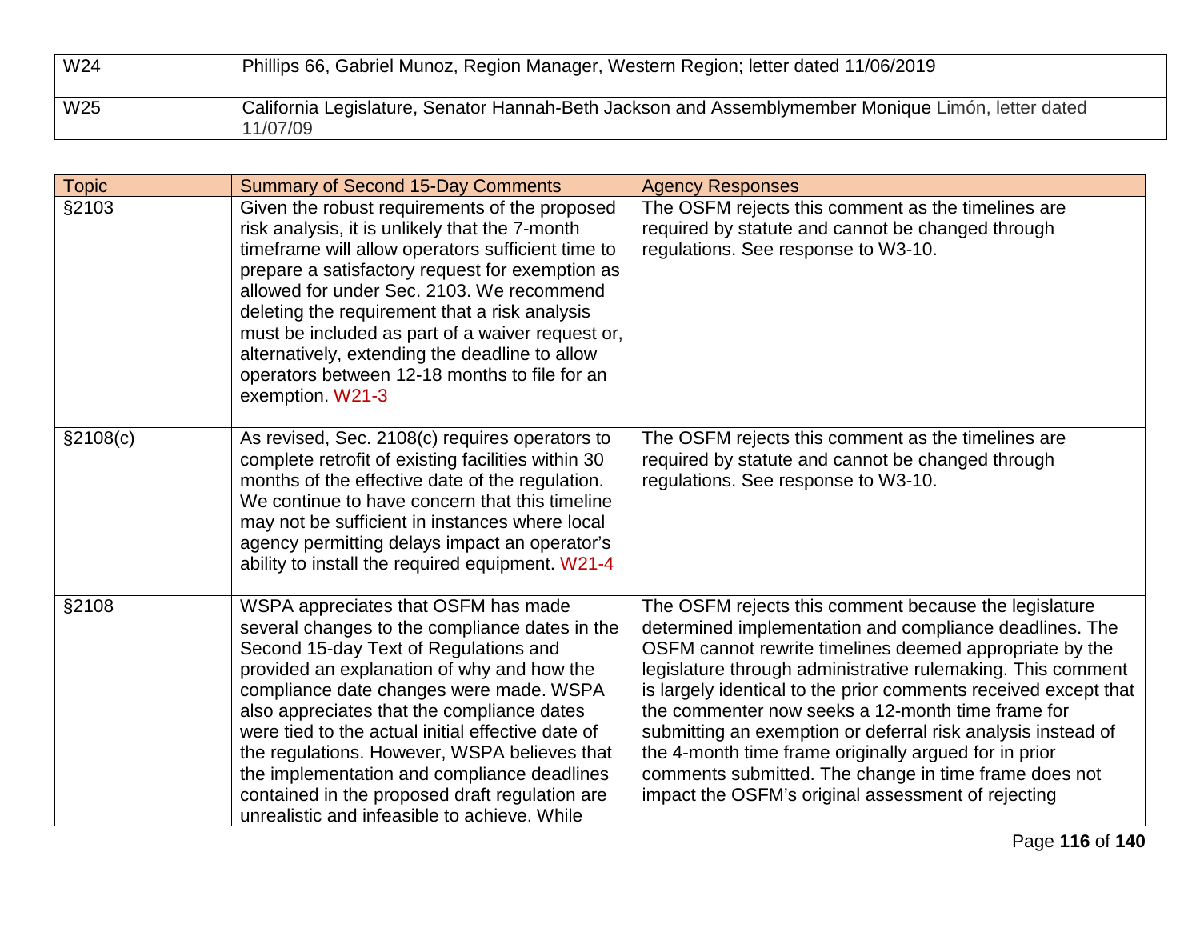| | |
|---|---|
| W24 | Phillips 66, Gabriel Munoz, Region Manager, Western Region; letter dated 11/06/2019 |
| W25 | California Legislature, Senator Hannah-Beth Jackson and Assemblymember Monique Limón, letter dated 11/07/09 |

| Topic | Summary of Second 15-Day Comments | Agency Responses |
|---|---|---|
| §2103 | Given the robust requirements of the proposed risk analysis, it is unlikely that the 7-month timeframe will allow operators sufficient time to prepare a satisfactory request for exemption as allowed for under Sec. 2103. We recommend deleting the requirement that a risk analysis must be included as part of a waiver request or, alternatively, extending the deadline to allow operators between 12-18 months to file for an exemption. W21-3 | The OSFM rejects this comment as the timelines are required by statute and cannot be changed through regulations. See response to W3-10. |
| §2108(c) | As revised, Sec. 2108(c) requires operators to complete retrofit of existing facilities within 30 months of the effective date of the regulation. We continue to have concern that this timeline may not be sufficient in instances where local agency permitting delays impact an operator's ability to install the required equipment. W21-4 | The OSFM rejects this comment as the timelines are required by statute and cannot be changed through regulations. See response to W3-10. |
| §2108 | WSPA appreciates that OSFM has made several changes to the compliance dates in the Second 15-day Text of Regulations and provided an explanation of why and how the compliance date changes were made. WSPA also appreciates that the compliance dates were tied to the actual initial effective date of the regulations. However, WSPA believes that the implementation and compliance deadlines contained in the proposed draft regulation are unrealistic and infeasible to achieve. While | The OSFM rejects this comment because the legislature determined implementation and compliance deadlines. The OSFM cannot rewrite timelines deemed appropriate by the legislature through administrative rulemaking. This comment is largely identical to the prior comments received except that the commenter now seeks a 12-month time frame for submitting an exemption or deferral risk analysis instead of the 4-month time frame originally argued for in prior comments submitted. The change in time frame does not impact the OSFM's original assessment of rejecting |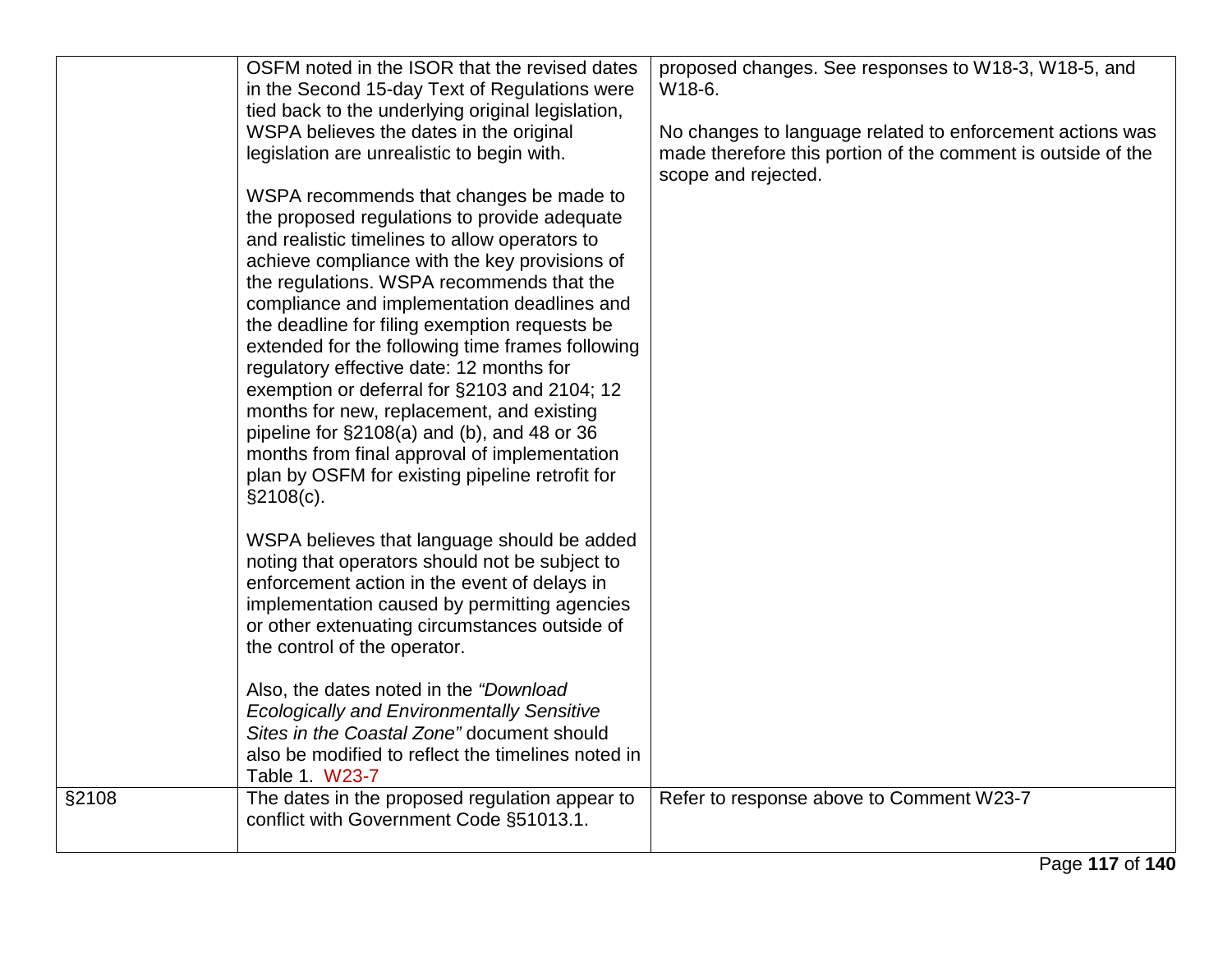| | | |
|---|---|---|
| | OSFM noted in the ISOR that the revised dates in the Second 15-day Text of Regulations were tied back to the underlying original legislation, WSPA believes the dates in the original legislation are unrealistic to begin with.<br><br>WSPA recommends that changes be made to the proposed regulations to provide adequate and realistic timelines to allow operators to achieve compliance with the key provisions of the regulations. WSPA recommends that the compliance and implementation deadlines and the deadline for filing exemption requests be extended for the following time frames following regulatory effective date: 12 months for exemption or deferral for §2103 and 2104; 12 months for new, replacement, and existing pipeline for §2108(a) and (b), and 48 or 36 months from final approval of implementation plan by OSFM for existing pipeline retrofit for §2108(c).<br><br>WSPA believes that language should be added noting that operators should not be subject to enforcement action in the event of delays in implementation caused by permitting agencies or other extenuating circumstances outside of the control of the operator.<br><br>Also, the dates noted in the *"Download Ecologically and Environmentally Sensitive Sites in the Coastal Zone"* document should also be modified to reflect the timelines noted in Table 1. W23-7 | proposed changes. See responses to W18-3, W18-5, and W18-6.<br><br>No changes to language related to enforcement actions was made therefore this portion of the comment is outside of the scope and rejected. |
| §2108 | The dates in the proposed regulation appear to conflict with Government Code §51013.1. | Refer to response above to Comment W23-7 |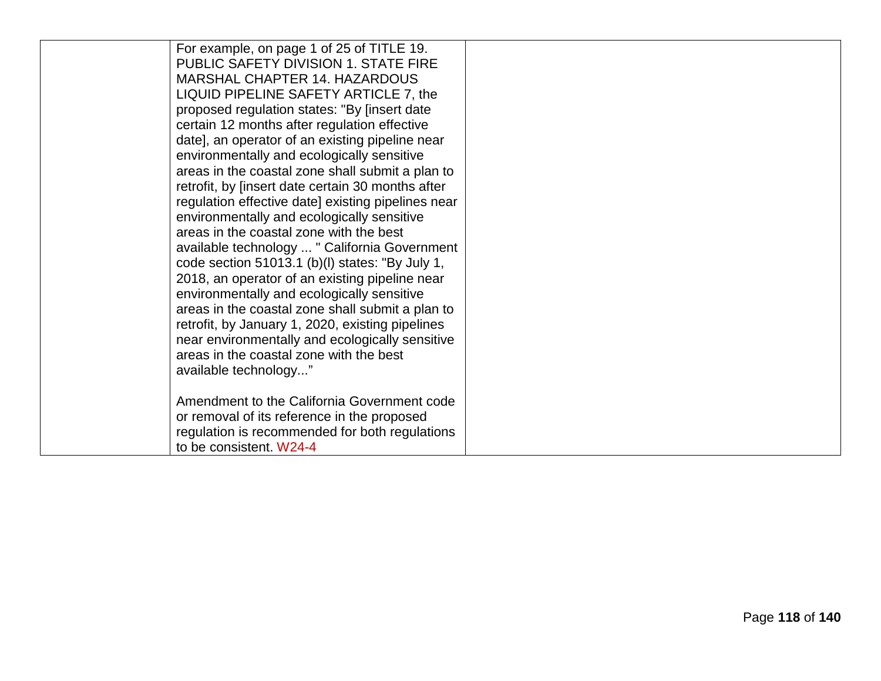|  |  |  |
| --- | --- | --- |
|  | For example, on page 1 of 25 of TITLE 19. PUBLIC SAFETY DIVISION 1. STATE FIRE MARSHAL CHAPTER 14. HAZARDOUS LIQUID PIPELINE SAFETY ARTICLE 7, the proposed regulation states: "By [insert date certain 12 months after regulation effective date], an operator of an existing pipeline near environmentally and ecologically sensitive areas in the coastal zone shall submit a plan to retrofit, by [insert date certain 30 months after regulation effective date] existing pipelines near environmentally and ecologically sensitive areas in the coastal zone with the best available technology ... " California Government code section 51013.1 (b)(l) states: "By July 1, 2018, an operator of an existing pipeline near environmentally and ecologically sensitive areas in the coastal zone shall submit a plan to retrofit, by January 1, 2020, existing pipelines near environmentally and ecologically sensitive areas in the coastal zone with the best available technology..."<br><br>Amendment to the California Government code or removal of its reference in the proposed regulation is recommended for both regulations to be consistent. W24-4 |  |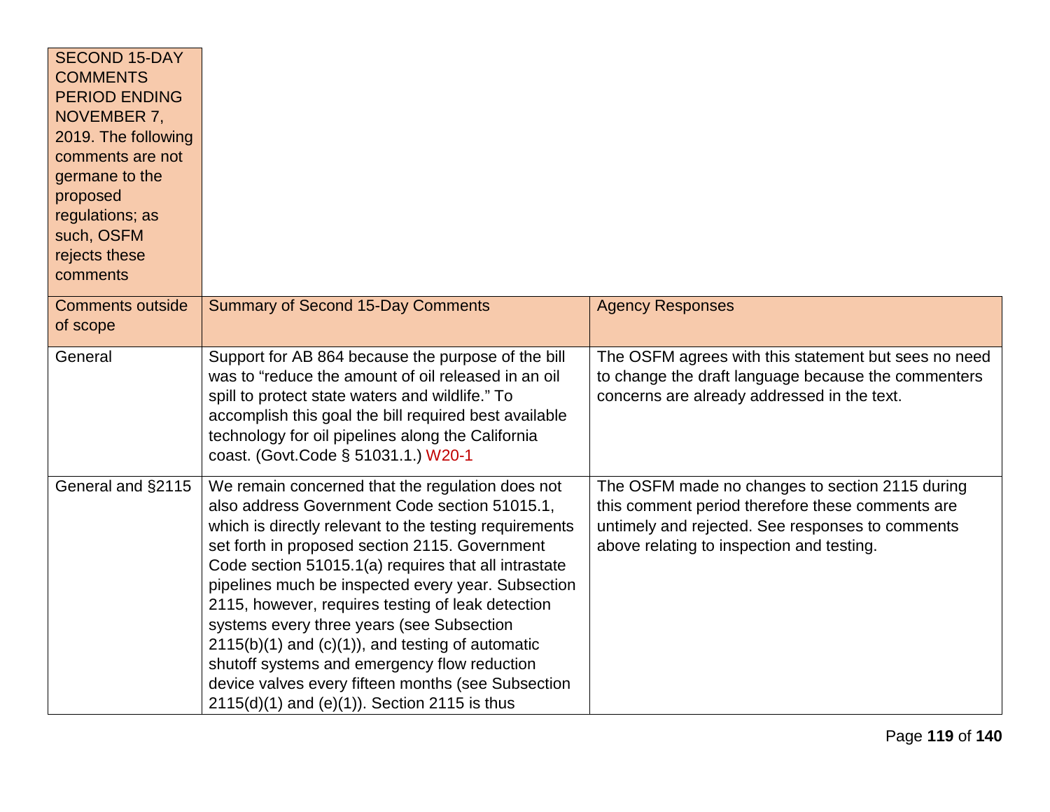| SECOND 15-DAY COMMENTS PERIOD ENDING NOVEMBER 7, 2019. The following comments are not germane to the proposed regulations; as such, OSFM rejects these comments | | |
|---|---|---|
| Comments outside of scope | Summary of Second 15-Day Comments | Agency Responses |
| General | Support for AB 864 because the purpose of the bill was to "reduce the amount of oil released in an oil spill to protect state waters and wildlife." To accomplish this goal the bill required best available technology for oil pipelines along the California coast. (Govt.Code § 51031.1.) W20-1 | The OSFM agrees with this statement but sees no need to change the draft language because the commenters concerns are already addressed in the text. |
| General and §2115 | We remain concerned that the regulation does not also address Government Code section 51015.1, which is directly relevant to the testing requirements set forth in proposed section 2115. Government Code section 51015.1(a) requires that all intrastate pipelines much be inspected every year. Subsection 2115, however, requires testing of leak detection systems every three years (see Subsection 2115(b)(1) and (c)(1)), and testing of automatic shutoff systems and emergency flow reduction device valves every fifteen months (see Subsection 2115(d)(1) and (e)(1)). Section 2115 is thus | The OSFM made no changes to section 2115 during this comment period therefore these comments are untimely and rejected. See responses to comments above relating to inspection and testing. |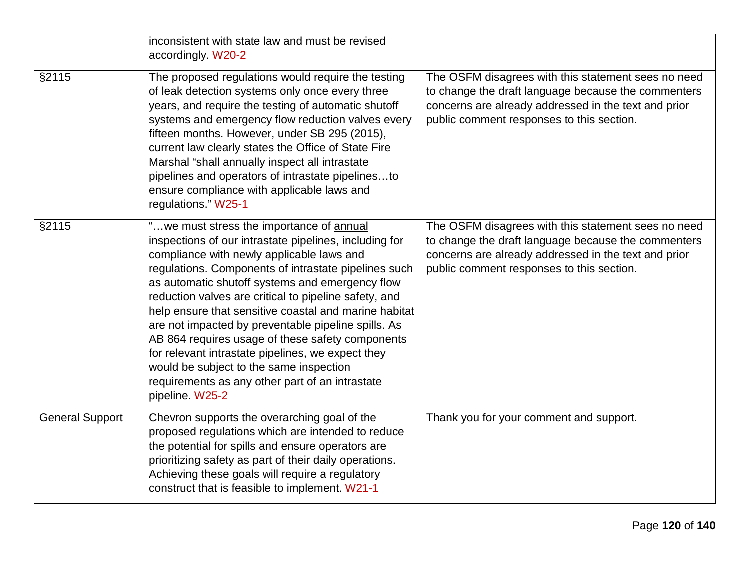| | | |
|---|---|---|
| | inconsistent with state law and must be revised accordingly. W20-2 | |
| §2115 | The proposed regulations would require the testing of leak detection systems only once every three years, and require the testing of automatic shutoff systems and emergency flow reduction valves every fifteen months. However, under SB 295 (2015), current law clearly states the Office of State Fire Marshal "shall annually inspect all intrastate pipelines and operators of intrastate pipelines…to ensure compliance with applicable laws and regulations." W25-1 | The OSFM disagrees with this statement sees no need to change the draft language because the commenters concerns are already addressed in the text and prior public comment responses to this section. |
| §2115 | "…we must stress the importance of <u>annual</u> inspections of our intrastate pipelines, including for compliance with newly applicable laws and regulations. Components of intrastate pipelines such as automatic shutoff systems and emergency flow reduction valves are critical to pipeline safety, and help ensure that sensitive coastal and marine habitat are not impacted by preventable pipeline spills. As AB 864 requires usage of these safety components for relevant intrastate pipelines, we expect they would be subject to the same inspection requirements as any other part of an intrastate pipeline. W25-2 | The OSFM disagrees with this statement sees no need to change the draft language because the commenters concerns are already addressed in the text and prior public comment responses to this section. |
| General Support | Chevron supports the overarching goal of the proposed regulations which are intended to reduce the potential for spills and ensure operators are prioritizing safety as part of their daily operations. Achieving these goals will require a regulatory construct that is feasible to implement. W21-1 | Thank you for your comment and support. |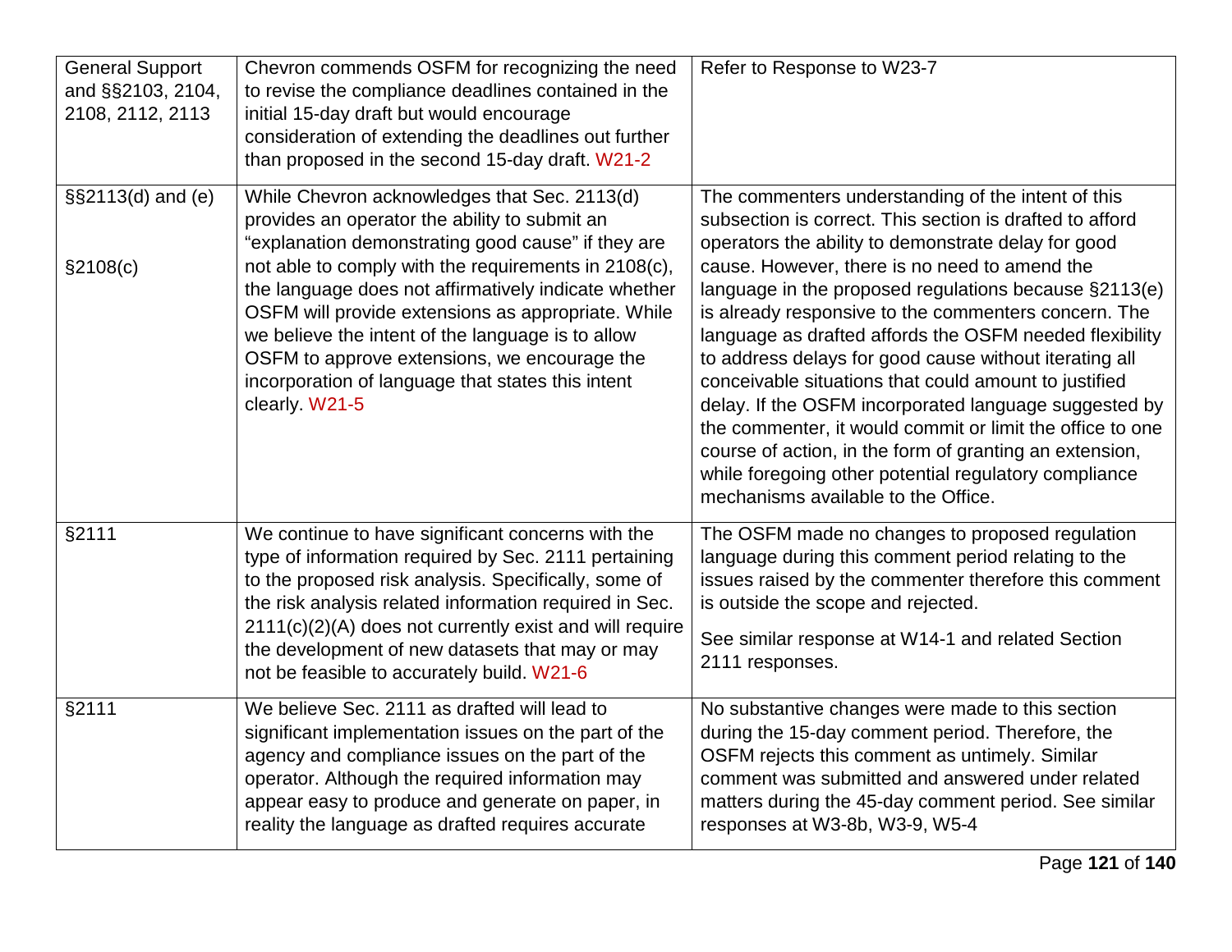| | | |
|---|---|---|
| General Support and §§2103, 2104, 2108, 2112, 2113 | Chevron commends OSFM for recognizing the need to revise the compliance deadlines contained in the initial 15-day draft but would encourage consideration of extending the deadlines out further than proposed in the second 15-day draft. W21-2 | Refer to Response to W23-7 |
| §§2113(d) and (e)<br><br>§2108(c) | While Chevron acknowledges that Sec. 2113(d) provides an operator the ability to submit an "explanation demonstrating good cause" if they are not able to comply with the requirements in 2108(c), the language does not affirmatively indicate whether OSFM will provide extensions as appropriate. While we believe the intent of the language is to allow OSFM to approve extensions, we encourage the incorporation of language that states this intent clearly. W21-5 | The commenters understanding of the intent of this subsection is correct. This section is drafted to afford operators the ability to demonstrate delay for good cause. However, there is no need to amend the language in the proposed regulations because §2113(e) is already responsive to the commenters concern. The language as drafted affords the OSFM needed flexibility to address delays for good cause without iterating all conceivable situations that could amount to justified delay. If the OSFM incorporated language suggested by the commenter, it would commit or limit the office to one course of action, in the form of granting an extension, while foregoing other potential regulatory compliance mechanisms available to the Office. |
| §2111 | We continue to have significant concerns with the type of information required by Sec. 2111 pertaining to the proposed risk analysis. Specifically, some of the risk analysis related information required in Sec. 2111(c)(2)(A) does not currently exist and will require the development of new datasets that may or may not be feasible to accurately build. W21-6 | The OSFM made no changes to proposed regulation language during this comment period relating to the issues raised by the commenter therefore this comment is outside the scope and rejected.<br><br>See similar response at W14-1 and related Section 2111 responses. |
| §2111 | We believe Sec. 2111 as drafted will lead to significant implementation issues on the part of the agency and compliance issues on the part of the operator. Although the required information may appear easy to produce and generate on paper, in reality the language as drafted requires accurate | No substantive changes were made to this section during the 15-day comment period. Therefore, the OSFM rejects this comment as untimely. Similar comment was submitted and answered under related matters during the 45-day comment period. See similar responses at W3-8b, W3-9, W5-4 |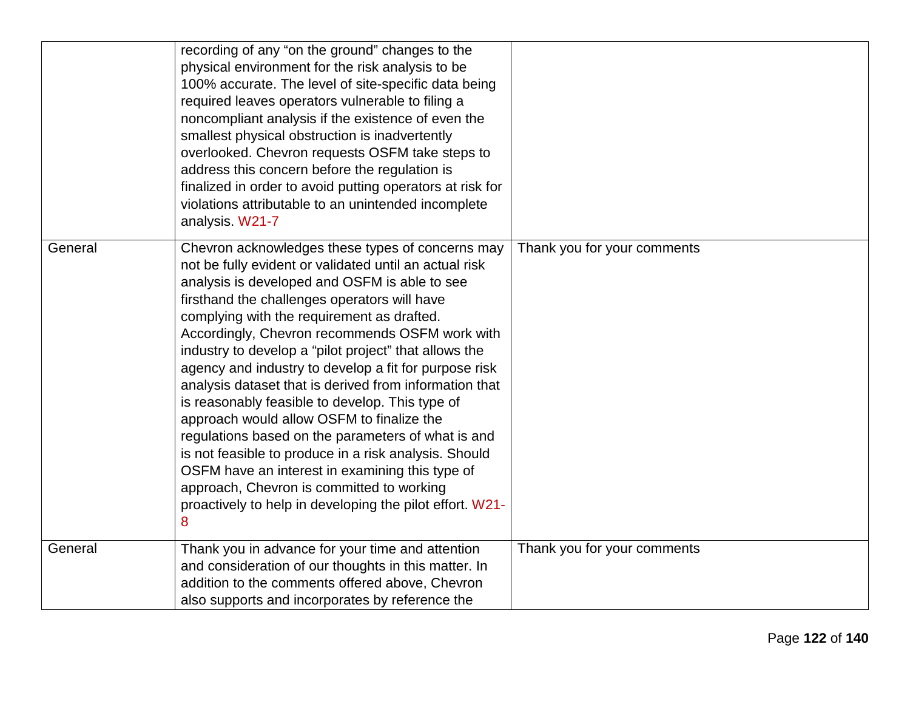| | | |
|---|---|---|
| | recording of any "on the ground" changes to the physical environment for the risk analysis to be 100% accurate. The level of site-specific data being required leaves operators vulnerable to filing a noncompliant analysis if the existence of even the smallest physical obstruction is inadvertently overlooked. Chevron requests OSFM take steps to address this concern before the regulation is finalized in order to avoid putting operators at risk for violations attributable to an unintended incomplete analysis. W21-7 | |
| General | Chevron acknowledges these types of concerns may not be fully evident or validated until an actual risk analysis is developed and OSFM is able to see firsthand the challenges operators will have complying with the requirement as drafted. Accordingly, Chevron recommends OSFM work with industry to develop a "pilot project" that allows the agency and industry to develop a fit for purpose risk analysis dataset that is derived from information that is reasonably feasible to develop. This type of approach would allow OSFM to finalize the regulations based on the parameters of what is and is not feasible to produce in a risk analysis. Should OSFM have an interest in examining this type of approach, Chevron is committed to working proactively to help in developing the pilot effort. W21-8 | Thank you for your comments |
| General | Thank you in advance for your time and attention and consideration of our thoughts in this matter. In addition to the comments offered above, Chevron also supports and incorporates by reference the | Thank you for your comments |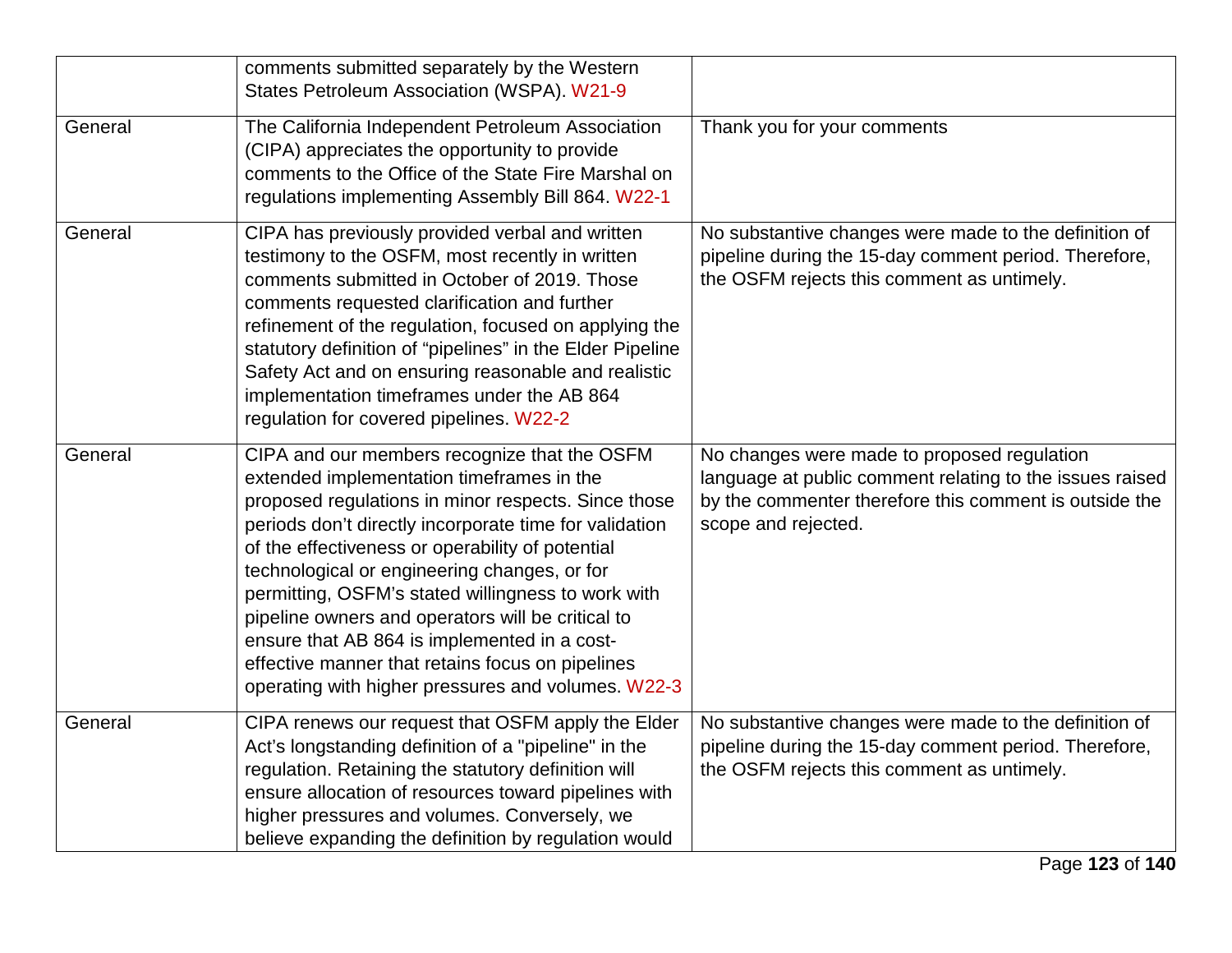| | | |
|---|---|---|
| | comments submitted separately by the Western States Petroleum Association (WSPA). W21-9 | |
| General | The California Independent Petroleum Association (CIPA) appreciates the opportunity to provide comments to the Office of the State Fire Marshal on regulations implementing Assembly Bill 864. W22-1 | Thank you for your comments |
| General | CIPA has previously provided verbal and written testimony to the OSFM, most recently in written comments submitted in October of 2019. Those comments requested clarification and further refinement of the regulation, focused on applying the statutory definition of "pipelines" in the Elder Pipeline Safety Act and on ensuring reasonable and realistic implementation timeframes under the AB 864 regulation for covered pipelines. W22-2 | No substantive changes were made to the definition of pipeline during the 15-day comment period. Therefore, the OSFM rejects this comment as untimely. |
| General | CIPA and our members recognize that the OSFM extended implementation timeframes in the proposed regulations in minor respects. Since those periods don't directly incorporate time for validation of the effectiveness or operability of potential technological or engineering changes, or for permitting, OSFM's stated willingness to work with pipeline owners and operators will be critical to ensure that AB 864 is implemented in a cost-effective manner that retains focus on pipelines operating with higher pressures and volumes. W22-3 | No changes were made to proposed regulation language at public comment relating to the issues raised by the commenter therefore this comment is outside the scope and rejected. |
| General | CIPA renews our request that OSFM apply the Elder Act's longstanding definition of a "pipeline" in the regulation. Retaining the statutory definition will ensure allocation of resources toward pipelines with higher pressures and volumes. Conversely, we believe expanding the definition by regulation would | No substantive changes were made to the definition of pipeline during the 15-day comment period. Therefore, the OSFM rejects this comment as untimely. |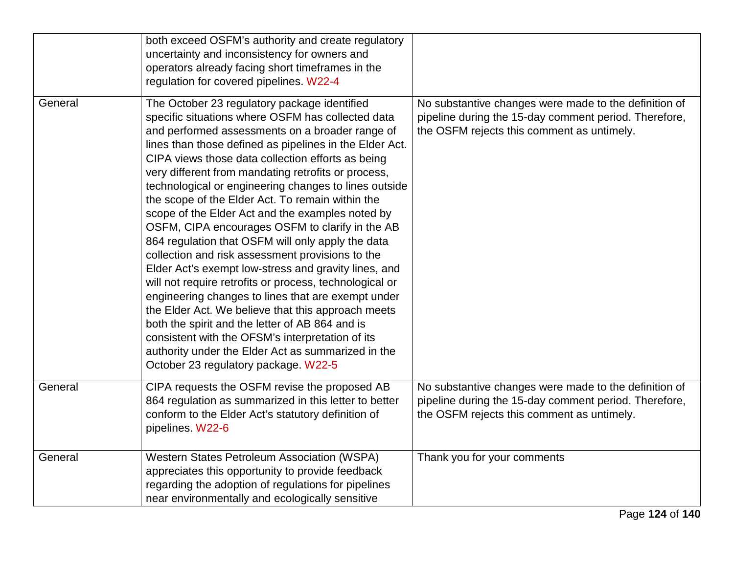| | | |
|---|---|---|
| | both exceed OSFM's authority and create regulatory uncertainty and inconsistency for owners and operators already facing short timeframes in the regulation for covered pipelines. W22-4 | |
| General | The October 23 regulatory package identified specific situations where OSFM has collected data and performed assessments on a broader range of lines than those defined as pipelines in the Elder Act. CIPA views those data collection efforts as being very different from mandating retrofits or process, technological or engineering changes to lines outside the scope of the Elder Act. To remain within the scope of the Elder Act and the examples noted by OSFM, CIPA encourages OSFM to clarify in the AB 864 regulation that OSFM will only apply the data collection and risk assessment provisions to the Elder Act's exempt low-stress and gravity lines, and will not require retrofits or process, technological or engineering changes to lines that are exempt under the Elder Act. We believe that this approach meets both the spirit and the letter of AB 864 and is consistent with the OFSM's interpretation of its authority under the Elder Act as summarized in the October 23 regulatory package. W22-5 | No substantive changes were made to the definition of pipeline during the 15-day comment period. Therefore, the OSFM rejects this comment as untimely. |
| General | CIPA requests the OSFM revise the proposed AB 864 regulation as summarized in this letter to better conform to the Elder Act's statutory definition of pipelines. W22-6 | No substantive changes were made to the definition of pipeline during the 15-day comment period. Therefore, the OSFM rejects this comment as untimely. |
| General | Western States Petroleum Association (WSPA) appreciates this opportunity to provide feedback regarding the adoption of regulations for pipelines near environmentally and ecologically sensitive | Thank you for your comments |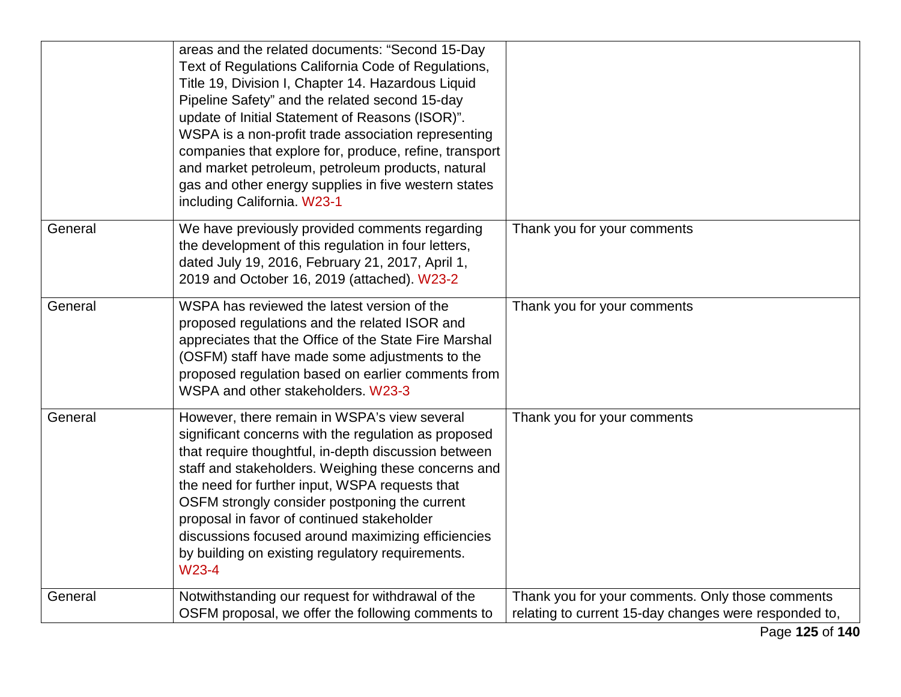| | | |
|---|---|---|
| | areas and the related documents: “Second 15-Day Text of Regulations California Code of Regulations, Title 19, Division I, Chapter 14. Hazardous Liquid Pipeline Safety” and the related second 15-day update of Initial Statement of Reasons (ISOR)”. WSPA is a non-profit trade association representing companies that explore for, produce, refine, transport and market petroleum, petroleum products, natural gas and other energy supplies in five western states including California. W23-1 | |
| General | We have previously provided comments regarding the development of this regulation in four letters, dated July 19, 2016, February 21, 2017, April 1, 2019 and October 16, 2019 (attached). W23-2 | Thank you for your comments |
| General | WSPA has reviewed the latest version of the proposed regulations and the related ISOR and appreciates that the Office of the State Fire Marshal (OSFM) staff have made some adjustments to the proposed regulation based on earlier comments from WSPA and other stakeholders. W23-3 | Thank you for your comments |
| General | However, there remain in WSPA’s view several significant concerns with the regulation as proposed that require thoughtful, in-depth discussion between staff and stakeholders. Weighing these concerns and the need for further input, WSPA requests that OSFM strongly consider postponing the current proposal in favor of continued stakeholder discussions focused around maximizing efficiencies by building on existing regulatory requirements. W23-4 | Thank you for your comments |
| General | Notwithstanding our request for withdrawal of the OSFM proposal, we offer the following comments to | Thank you for your comments. Only those comments relating to current 15-day changes were responded to, |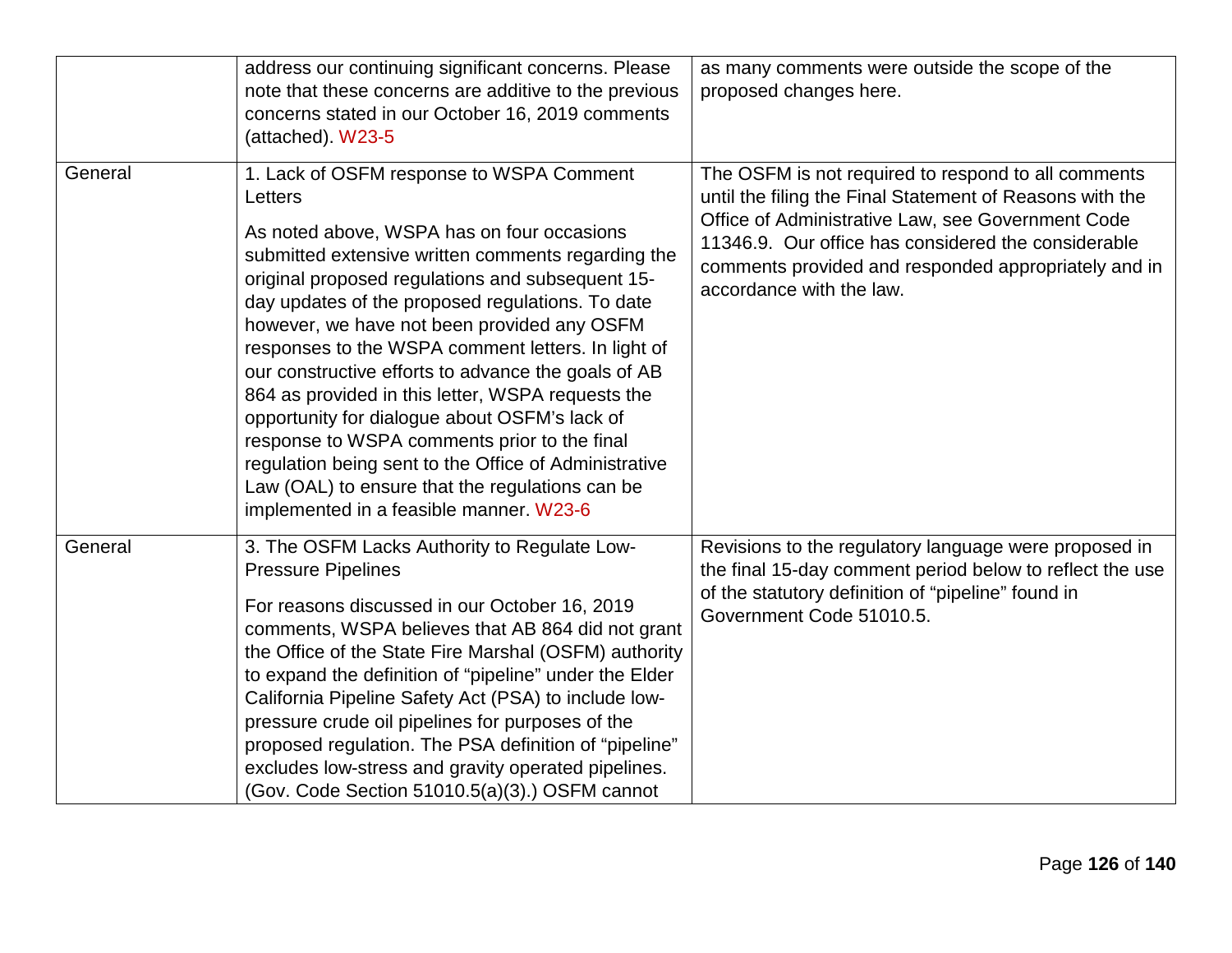| | | |
|---|---|---|
| | address our continuing significant concerns. Please note that these concerns are additive to the previous concerns stated in our October 16, 2019 comments (attached). W23-5 | as many comments were outside the scope of the proposed changes here. |
| General | 1. Lack of OSFM response to WSPA Comment Letters<br><br>As noted above, WSPA has on four occasions submitted extensive written comments regarding the original proposed regulations and subsequent 15-day updates of the proposed regulations. To date however, we have not been provided any OSFM responses to the WSPA comment letters. In light of our constructive efforts to advance the goals of AB 864 as provided in this letter, WSPA requests the opportunity for dialogue about OSFM's lack of response to WSPA comments prior to the final regulation being sent to the Office of Administrative Law (OAL) to ensure that the regulations can be implemented in a feasible manner. W23-6 | The OSFM is not required to respond to all comments until the filing the Final Statement of Reasons with the Office of Administrative Law, see Government Code 11346.9. Our office has considered the considerable comments provided and responded appropriately and in accordance with the law. |
| General | 3. The OSFM Lacks Authority to Regulate Low-Pressure Pipelines<br><br>For reasons discussed in our October 16, 2019 comments, WSPA believes that AB 864 did not grant the Office of the State Fire Marshal (OSFM) authority to expand the definition of "pipeline" under the Elder California Pipeline Safety Act (PSA) to include low-pressure crude oil pipelines for purposes of the proposed regulation. The PSA definition of "pipeline" excludes low-stress and gravity operated pipelines. (Gov. Code Section 51010.5(a)(3).) OSFM cannot | Revisions to the regulatory language were proposed in the final 15-day comment period below to reflect the use of the statutory definition of "pipeline" found in Government Code 51010.5. |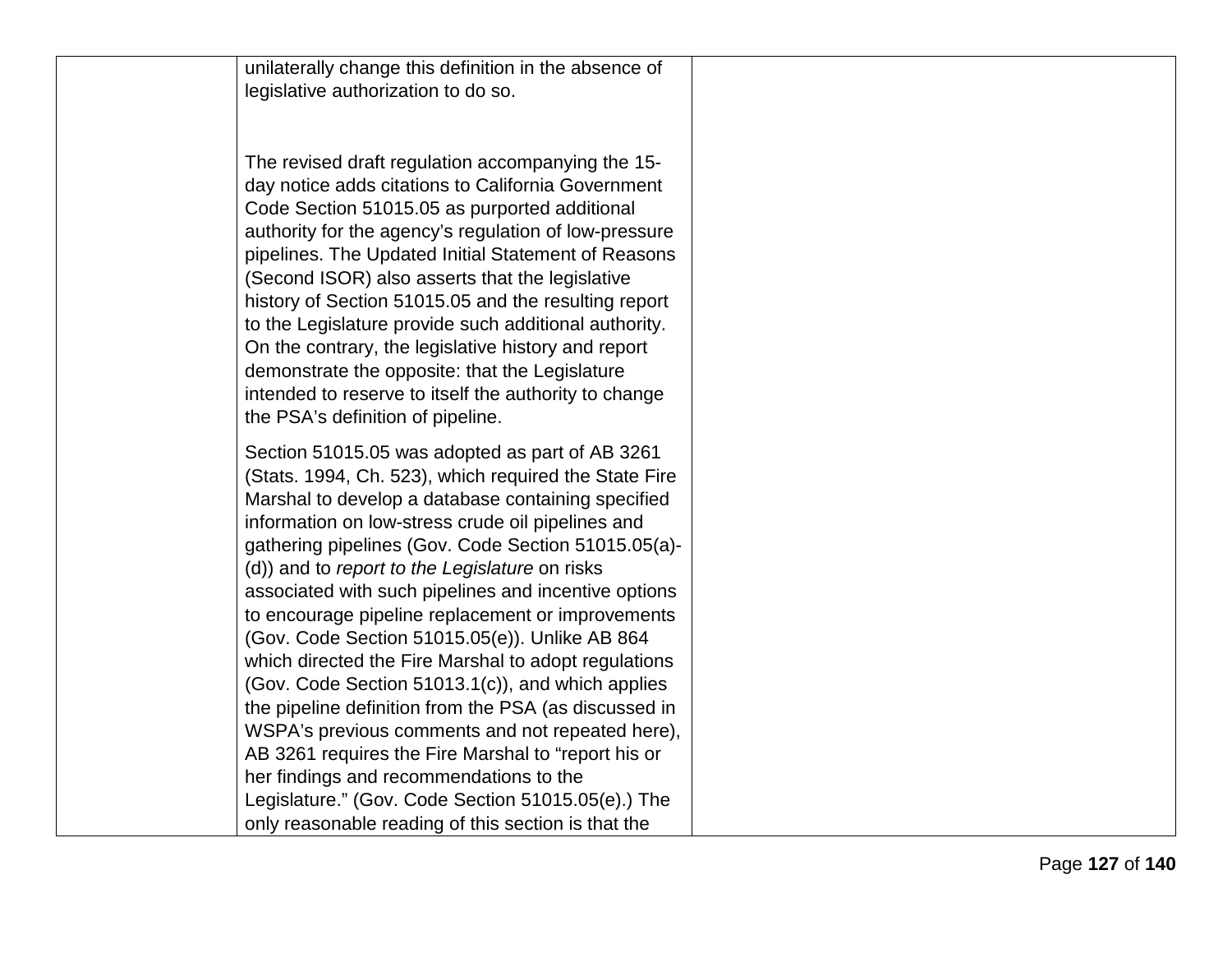| | | |
|---|---|---|
| | unilaterally change this definition in the absence of legislative authorization to do so.<br><br>The revised draft regulation accompanying the 15-day notice adds citations to California Government Code Section 51015.05 as purported additional authority for the agency's regulation of low-pressure pipelines. The Updated Initial Statement of Reasons (Second ISOR) also asserts that the legislative history of Section 51015.05 and the resulting report to the Legislature provide such additional authority. On the contrary, the legislative history and report demonstrate the opposite: that the Legislature intended to reserve to itself the authority to change the PSA's definition of pipeline.<br><br>Section 51015.05 was adopted as part of AB 3261 (Stats. 1994, Ch. 523), which required the State Fire Marshal to develop a database containing specified information on low-stress crude oil pipelines and gathering pipelines (Gov. Code Section 51015.05(a)-(d)) and to *report to the Legislature* on risks associated with such pipelines and incentive options to encourage pipeline replacement or improvements (Gov. Code Section 51015.05(e)). Unlike AB 864 which directed the Fire Marshal to adopt regulations (Gov. Code Section 51013.1(c)), and which applies the pipeline definition from the PSA (as discussed in WSPA's previous comments and not repeated here), AB 3261 requires the Fire Marshal to "report his or her findings and recommendations to the Legislature." (Gov. Code Section 51015.05(e).) The only reasonable reading of this section is that the | |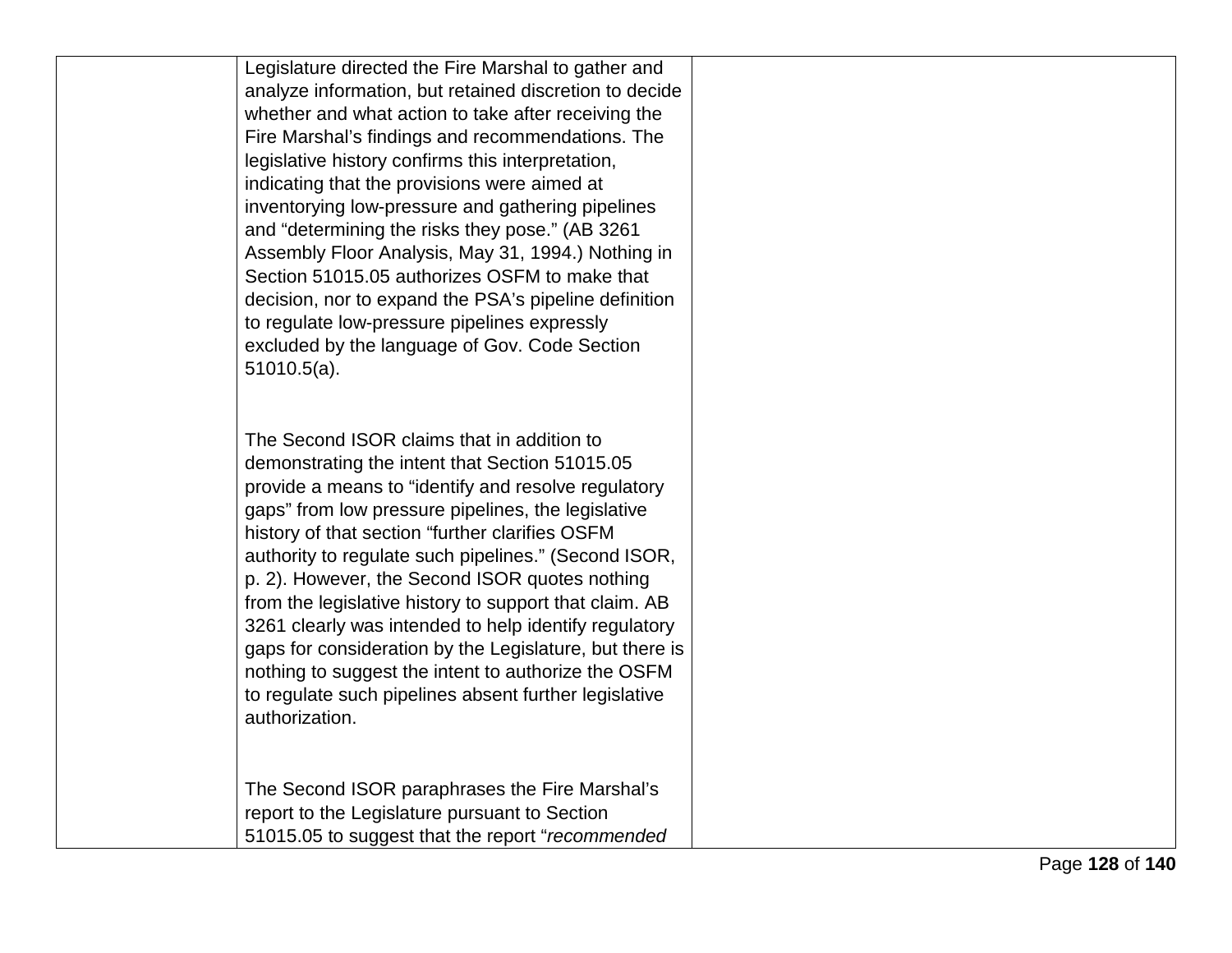| | | |
|---|---|---|
| | Legislature directed the Fire Marshal to gather and analyze information, but retained discretion to decide whether and what action to take after receiving the Fire Marshal's findings and recommendations. The legislative history confirms this interpretation, indicating that the provisions were aimed at inventorying low-pressure and gathering pipelines and "determining the risks they pose." (AB 3261 Assembly Floor Analysis, May 31, 1994.) Nothing in Section 51015.05 authorizes OSFM to make that decision, nor to expand the PSA's pipeline definition to regulate low-pressure pipelines expressly excluded by the language of Gov. Code Section 51010.5(a).<br><br>The Second ISOR claims that in addition to demonstrating the intent that Section 51015.05 provide a means to "identify and resolve regulatory gaps" from low pressure pipelines, the legislative history of that section "further clarifies OSFM authority to regulate such pipelines." (Second ISOR, p. 2). However, the Second ISOR quotes nothing from the legislative history to support that claim. AB 3261 clearly was intended to help identify regulatory gaps for consideration by the Legislature, but there is nothing to suggest the intent to authorize the OSFM to regulate such pipelines absent further legislative authorization.<br><br>The Second ISOR paraphrases the Fire Marshal's report to the Legislature pursuant to Section 51015.05 to suggest that the report "*recommended* | |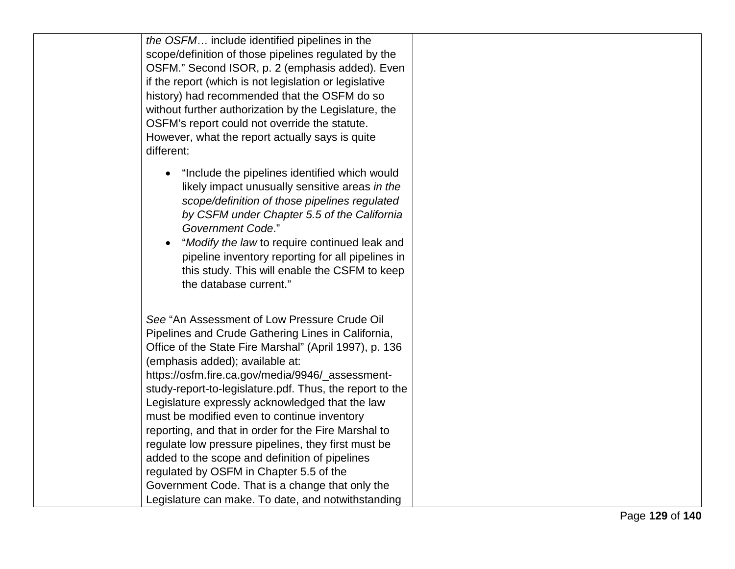| | | |
|---|---|---|
| | *the OSFM*… include identified pipelines in the scope/definition of those pipelines regulated by the OSFM." Second ISOR, p. 2 (emphasis added). Even if the report (which is not legislation or legislative history) had recommended that the OSFM do so without further authorization by the Legislature, the OSFM's report could not override the statute. However, what the report actually says is quite different:<br><br>• "Include the pipelines identified which would likely impact unusually sensitive areas *in the scope/definition of those pipelines regulated by CSFM under Chapter 5.5 of the California Government Code*."<br>• "*Modify the law* to require continued leak and pipeline inventory reporting for all pipelines in this study. This will enable the CSFM to keep the database current."<br><br>*See* "An Assessment of Low Pressure Crude Oil Pipelines and Crude Gathering Lines in California, Office of the State Fire Marshal" (April 1997), p. 136 (emphasis added); available at: https://osfm.fire.ca.gov/media/9946/_assessment-study-report-to-legislature.pdf. Thus, the report to the Legislature expressly acknowledged that the law must be modified even to continue inventory reporting, and that in order for the Fire Marshal to regulate low pressure pipelines, they first must be added to the scope and definition of pipelines regulated by OSFM in Chapter 5.5 of the Government Code. That is a change that only the Legislature can make. To date, and notwithstanding | |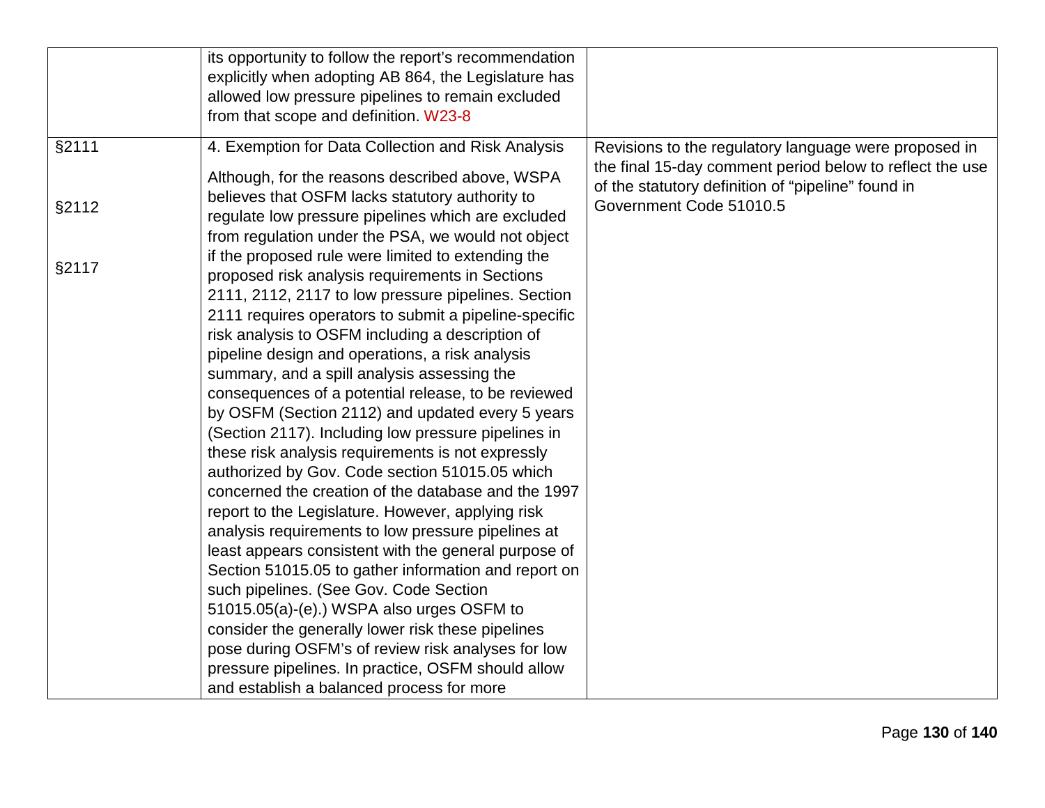| | | |
|---|---|---|
| | its opportunity to follow the report's recommendation explicitly when adopting AB 864, the Legislature has allowed low pressure pipelines to remain excluded from that scope and definition. W23-8 | |
| §2111<br><br>§2112<br><br>§2117 | 4. Exemption for Data Collection and Risk Analysis<br><br>Although, for the reasons described above, WSPA believes that OSFM lacks statutory authority to regulate low pressure pipelines which are excluded from regulation under the PSA, we would not object if the proposed rule were limited to extending the proposed risk analysis requirements in Sections 2111, 2112, 2117 to low pressure pipelines. Section 2111 requires operators to submit a pipeline-specific risk analysis to OSFM including a description of pipeline design and operations, a risk analysis summary, and a spill analysis assessing the consequences of a potential release, to be reviewed by OSFM (Section 2112) and updated every 5 years (Section 2117). Including low pressure pipelines in these risk analysis requirements is not expressly authorized by Gov. Code section 51015.05 which concerned the creation of the database and the 1997 report to the Legislature. However, applying risk analysis requirements to low pressure pipelines at least appears consistent with the general purpose of Section 51015.05 to gather information and report on such pipelines. (See Gov. Code Section 51015.05(a)-(e).) WSPA also urges OSFM to consider the generally lower risk these pipelines pose during OSFM's of review risk analyses for low pressure pipelines. In practice, OSFM should allow and establish a balanced process for more | Revisions to the regulatory language were proposed in the final 15-day comment period below to reflect the use of the statutory definition of "pipeline" found in Government Code 51010.5 |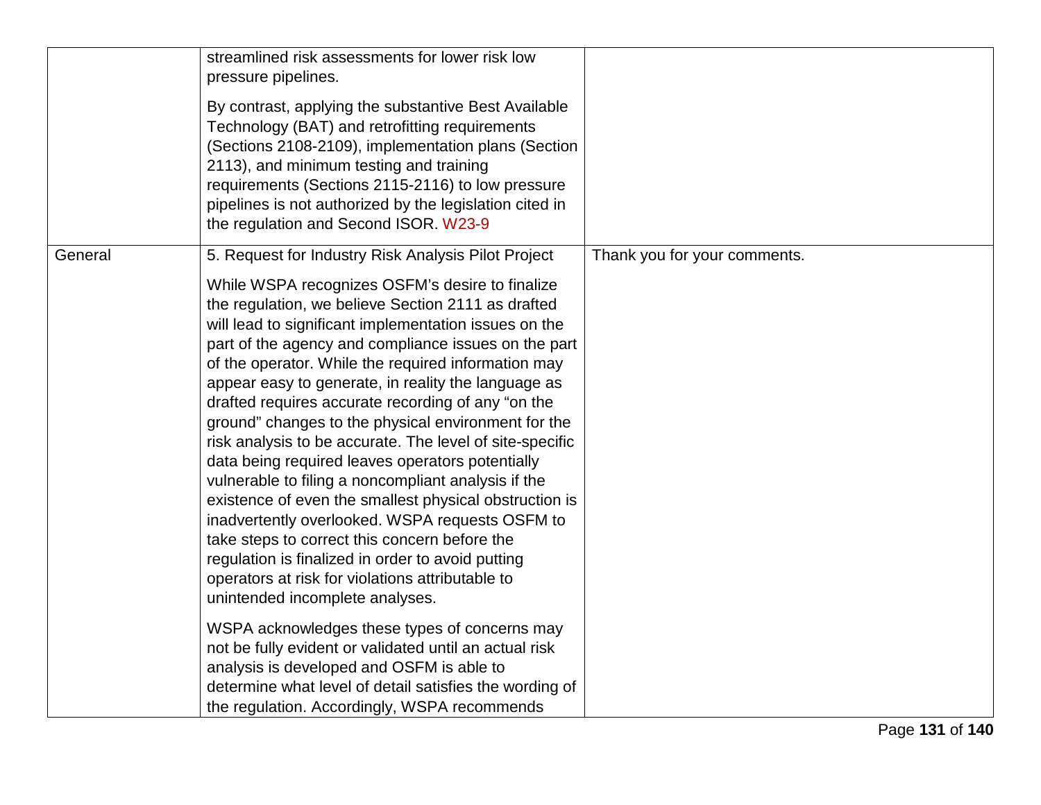| | | |
|---|---|---|
| | streamlined risk assessments for lower risk low pressure pipelines.<br><br>By contrast, applying the substantive Best Available Technology (BAT) and retrofitting requirements (Sections 2108-2109), implementation plans (Section 2113), and minimum testing and training requirements (Sections 2115-2116) to low pressure pipelines is not authorized by the legislation cited in the regulation and Second ISOR. W23-9 | |
| General | 5. Request for Industry Risk Analysis Pilot Project<br><br>While WSPA recognizes OSFM's desire to finalize the regulation, we believe Section 2111 as drafted will lead to significant implementation issues on the part of the agency and compliance issues on the part of the operator. While the required information may appear easy to generate, in reality the language as drafted requires accurate recording of any "on the ground" changes to the physical environment for the risk analysis to be accurate. The level of site-specific data being required leaves operators potentially vulnerable to filing a noncompliant analysis if the existence of even the smallest physical obstruction is inadvertently overlooked. WSPA requests OSFM to take steps to correct this concern before the regulation is finalized in order to avoid putting operators at risk for violations attributable to unintended incomplete analyses.<br><br>WSPA acknowledges these types of concerns may not be fully evident or validated until an actual risk analysis is developed and OSFM is able to determine what level of detail satisfies the wording of the regulation. Accordingly, WSPA recommends | Thank you for your comments. |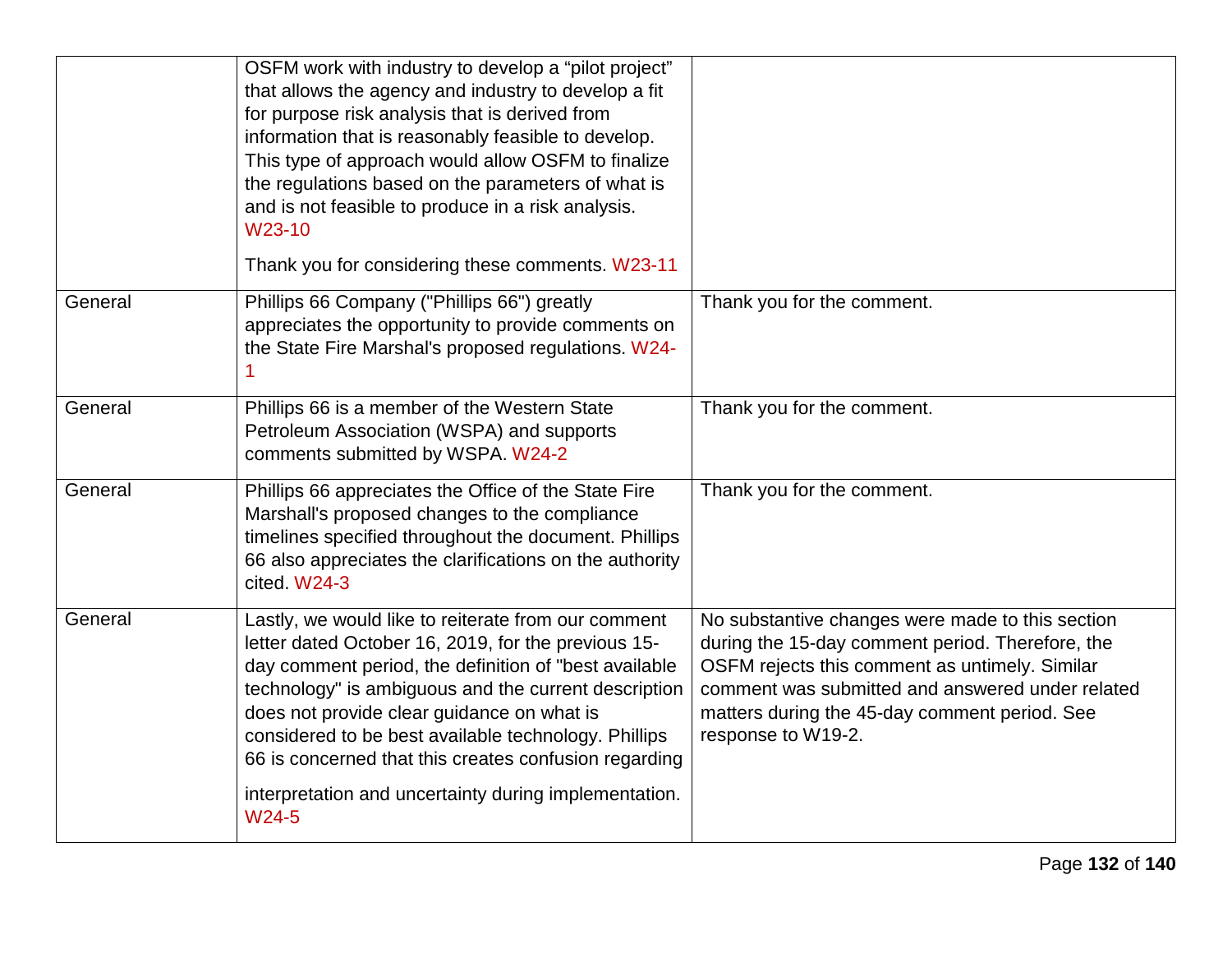| | | |
|---|---|---|
| | OSFM work with industry to develop a “pilot project” that allows the agency and industry to develop a fit for purpose risk analysis that is derived from information that is reasonably feasible to develop. This type of approach would allow OSFM to finalize the regulations based on the parameters of what is and is not feasible to produce in a risk analysis. W23-10<br><br>Thank you for considering these comments. W23-11 | |
| General | Phillips 66 Company ("Phillips 66") greatly appreciates the opportunity to provide comments on the State Fire Marshal's proposed regulations. W24-1 | Thank you for the comment. |
| General | Phillips 66 is a member of the Western State Petroleum Association (WSPA) and supports comments submitted by WSPA. W24-2 | Thank you for the comment. |
| General | Phillips 66 appreciates the Office of the State Fire Marshall's proposed changes to the compliance timelines specified throughout the document. Phillips 66 also appreciates the clarifications on the authority cited. W24-3 | Thank you for the comment. |
| General | Lastly, we would like to reiterate from our comment letter dated October 16, 2019, for the previous 15-day comment period, the definition of "best available technology" is ambiguous and the current description does not provide clear guidance on what is considered to be best available technology. Phillips 66 is concerned that this creates confusion regarding interpretation and uncertainty during implementation. W24-5 | No substantive changes were made to this section during the 15-day comment period. Therefore, the OSFM rejects this comment as untimely. Similar comment was submitted and answered under related matters during the 45-day comment period. See response to W19-2. |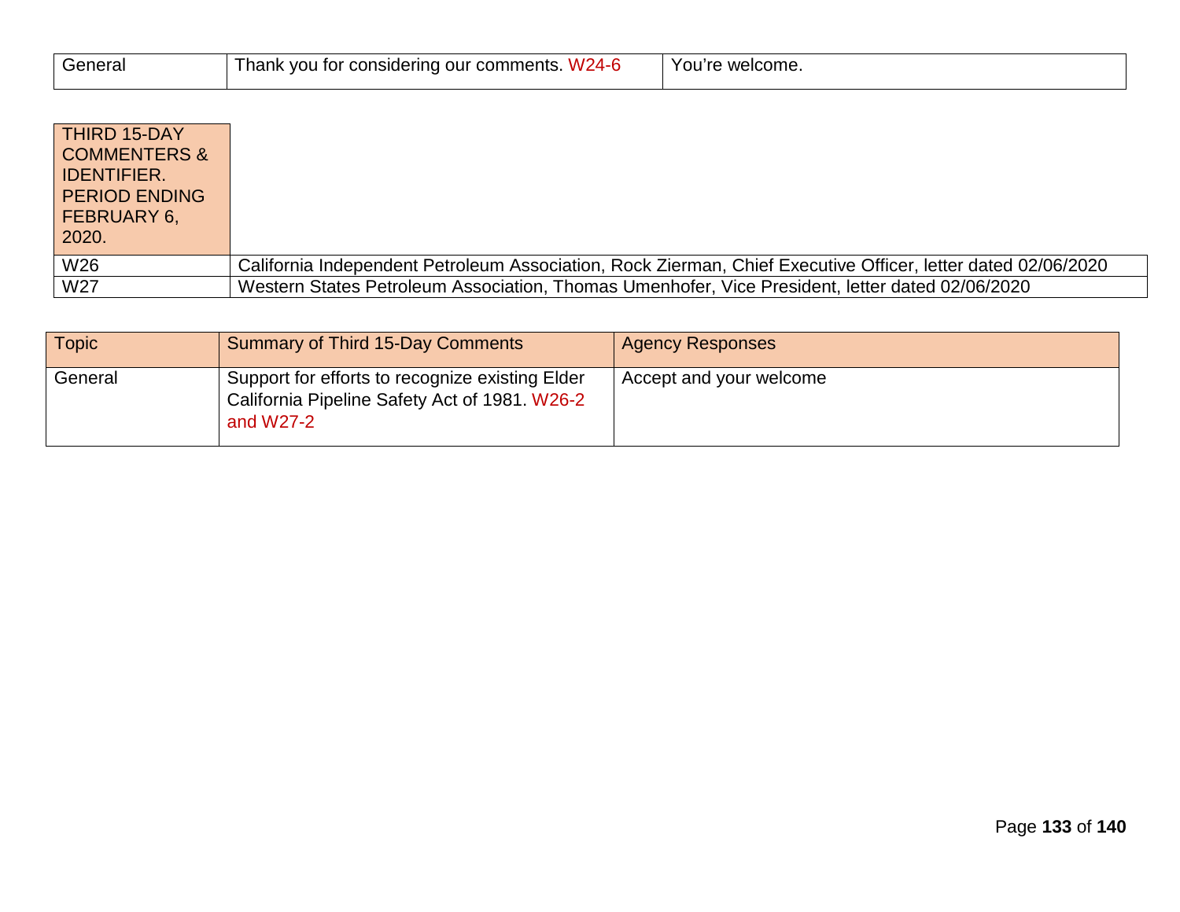| General | Thank you for considering our comments. W24-6 | You're welcome. |
|---|---|---|

| THIRD 15-DAY COMMENTERS & IDENTIFIER. PERIOD ENDING FEBRUARY 6, 2020. | |
|---|---|
| W26 | California Independent Petroleum Association, Rock Zierman, Chief Executive Officer, letter dated 02/06/2020 |
| W27 | Western States Petroleum Association, Thomas Umenhofer, Vice President, letter dated 02/06/2020 |

| Topic | Summary of Third 15-Day Comments | Agency Responses |
|---|---|---|
| General | Support for efforts to recognize existing Elder California Pipeline Safety Act of 1981. W26-2 and W27-2 | Accept and your welcome |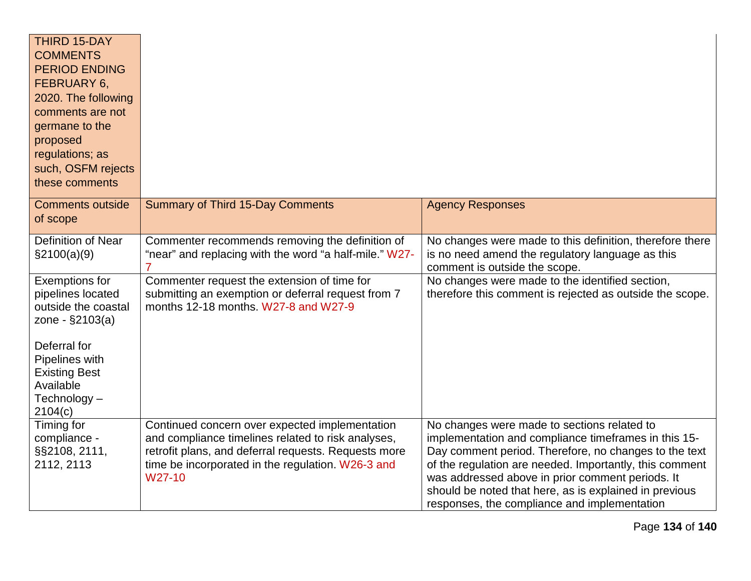| THIRD 15-DAY COMMENTS PERIOD ENDING FEBRUARY 6, 2020. The following comments are not germane to the proposed regulations; as such, OSFM rejects these comments | | |
|---|---|---|
| Comments outside of scope | Summary of Third 15-Day Comments | Agency Responses |
| Definition of Near §2100(a)(9) | Commenter recommends removing the definition of "near" and replacing with the word "a half-mile." W27-7 | No changes were made to this definition, therefore there is no need amend the regulatory language as this comment is outside the scope. |
| Exemptions for pipelines located outside the coastal zone - §2103(a)<br><br>Deferral for Pipelines with Existing Best Available Technology – 2104(c) | Commenter request the extension of time for submitting an exemption or deferral request from 7 months 12-18 months. W27-8 and W27-9 | No changes were made to the identified section, therefore this comment is rejected as outside the scope. |
| Timing for compliance - §§2108, 2111, 2112, 2113 | Continued concern over expected implementation and compliance timelines related to risk analyses, retrofit plans, and deferral requests. Requests more time be incorporated in the regulation. W26-3 and W27-10 | No changes were made to sections related to implementation and compliance timeframes in this 15-Day comment period. Therefore, no changes to the text of the regulation are needed. Importantly, this comment was addressed above in prior comment periods. It should be noted that here, as is explained in previous responses, the compliance and implementation |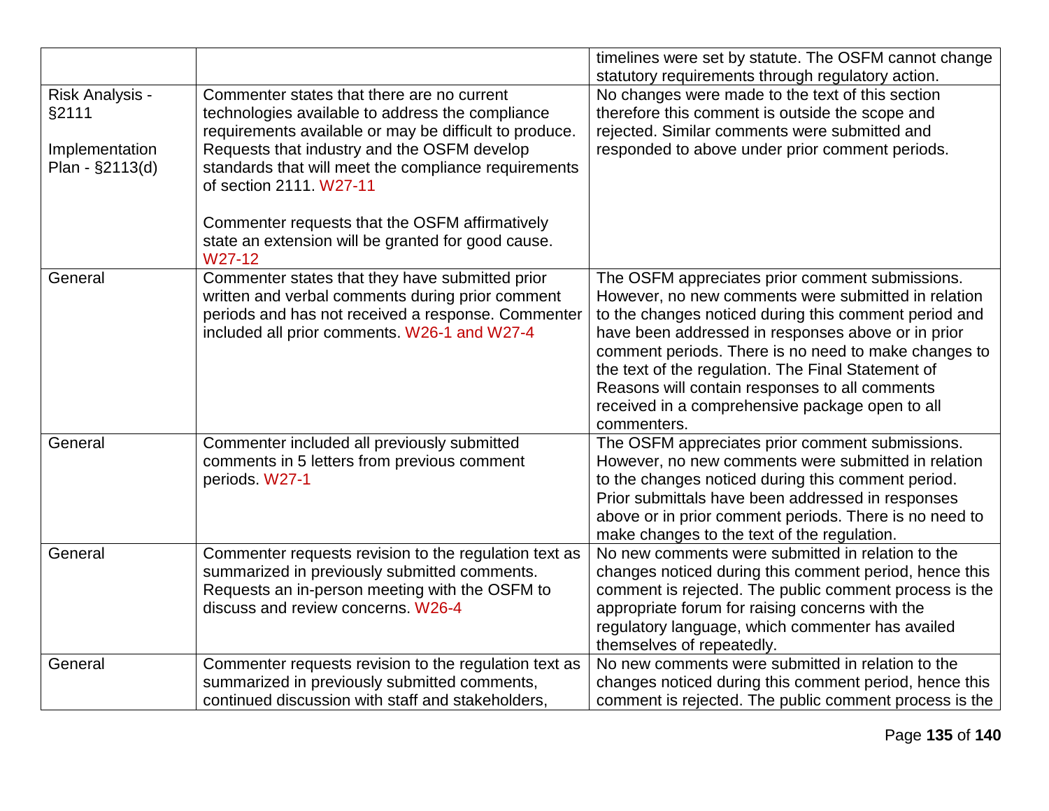| | | |
|---|---|---|
| | | timelines were set by statute. The OSFM cannot change statutory requirements through regulatory action. |
| Risk Analysis - §2111<br><br>Implementation Plan - §2113(d) | Commenter states that there are no current technologies available to address the compliance requirements available or may be difficult to produce. Requests that industry and the OSFM develop standards that will meet the compliance requirements of section 2111. W27-11<br><br>Commenter requests that the OSFM affirmatively state an extension will be granted for good cause. W27-12 | No changes were made to the text of this section therefore this comment is outside the scope and rejected. Similar comments were submitted and responded to above under prior comment periods. |
| General | Commenter states that they have submitted prior written and verbal comments during prior comment periods and has not received a response. Commenter included all prior comments. W26-1 and W27-4 | The OSFM appreciates prior comment submissions. However, no new comments were submitted in relation to the changes noticed during this comment period and have been addressed in responses above or in prior comment periods. There is no need to make changes to the text of the regulation. The Final Statement of Reasons will contain responses to all comments received in a comprehensive package open to all commenters. |
| General | Commenter included all previously submitted comments in 5 letters from previous comment periods. W27-1 | The OSFM appreciates prior comment submissions. However, no new comments were submitted in relation to the changes noticed during this comment period. Prior submittals have been addressed in responses above or in prior comment periods. There is no need to make changes to the text of the regulation. |
| General | Commenter requests revision to the regulation text as summarized in previously submitted comments. Requests an in-person meeting with the OSFM to discuss and review concerns. W26-4 | No new comments were submitted in relation to the changes noticed during this comment period, hence this comment is rejected. The public comment process is the appropriate forum for raising concerns with the regulatory language, which commenter has availed themselves of repeatedly. |
| General | Commenter requests revision to the regulation text as summarized in previously submitted comments, continued discussion with staff and stakeholders, | No new comments were submitted in relation to the changes noticed during this comment period, hence this comment is rejected. The public comment process is the |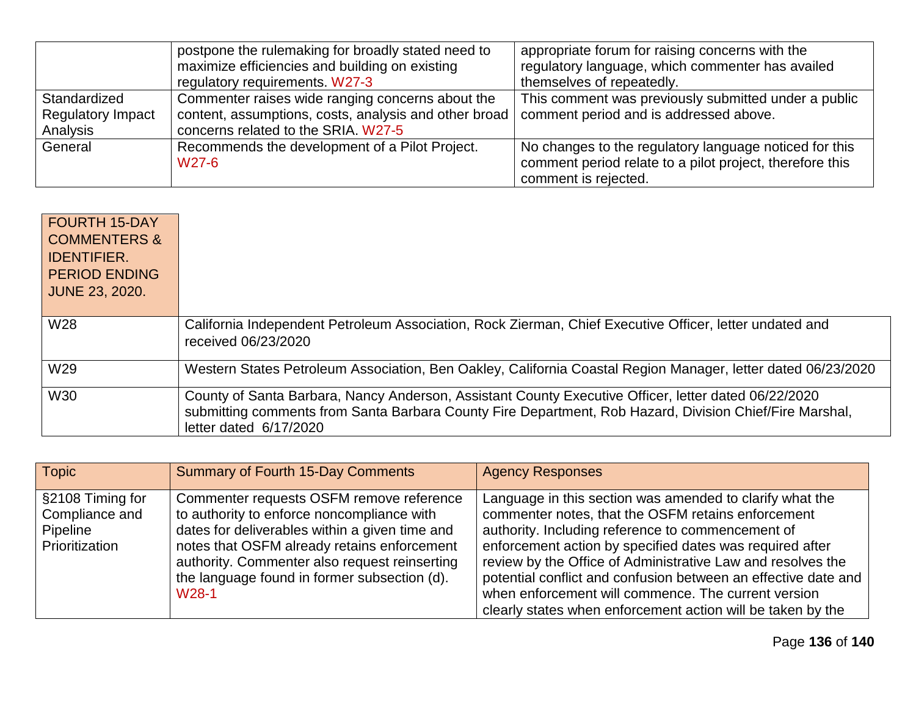| | | |
|---|---|---|
| | postpone the rulemaking for broadly stated need to maximize efficiencies and building on existing regulatory requirements. W27-3 | appropriate forum for raising concerns with the regulatory language, which commenter has availed themselves of repeatedly. |
| Standardized Regulatory Impact Analysis | Commenter raises wide ranging concerns about the content, assumptions, costs, analysis and other broad concerns related to the SRIA. W27-5 | This comment was previously submitted under a public comment period and is addressed above. |
| General | Recommends the development of a Pilot Project. W27-6 | No changes to the regulatory language noticed for this comment period relate to a pilot project, therefore this comment is rejected. |

| FOURTH 15-DAY COMMENTERS & IDENTIFIER. PERIOD ENDING JUNE 23, 2020. | |
|---|---|
| W28 | California Independent Petroleum Association, Rock Zierman, Chief Executive Officer, letter undated and received 06/23/2020 |
| W29 | Western States Petroleum Association, Ben Oakley, California Coastal Region Manager, letter dated 06/23/2020 |
| W30 | County of Santa Barbara, Nancy Anderson, Assistant County Executive Officer, letter dated 06/22/2020 submitting comments from Santa Barbara County Fire Department, Rob Hazard, Division Chief/Fire Marshal, letter dated 6/17/2020 |

| Topic | Summary of Fourth 15-Day Comments | Agency Responses |
|---|---|---|
| §2108 Timing for Compliance and Pipeline Prioritization | Commenter requests OSFM remove reference to authority to enforce noncompliance with dates for deliverables within a given time and notes that OSFM already retains enforcement authority. Commenter also request reinserting the language found in former subsection (d). W28-1 | Language in this section was amended to clarify what the commenter notes, that the OSFM retains enforcement authority. Including reference to commencement of enforcement action by specified dates was required after review by the Office of Administrative Law and resolves the potential conflict and confusion between an effective date and when enforcement will commence. The current version clearly states when enforcement action will be taken by the |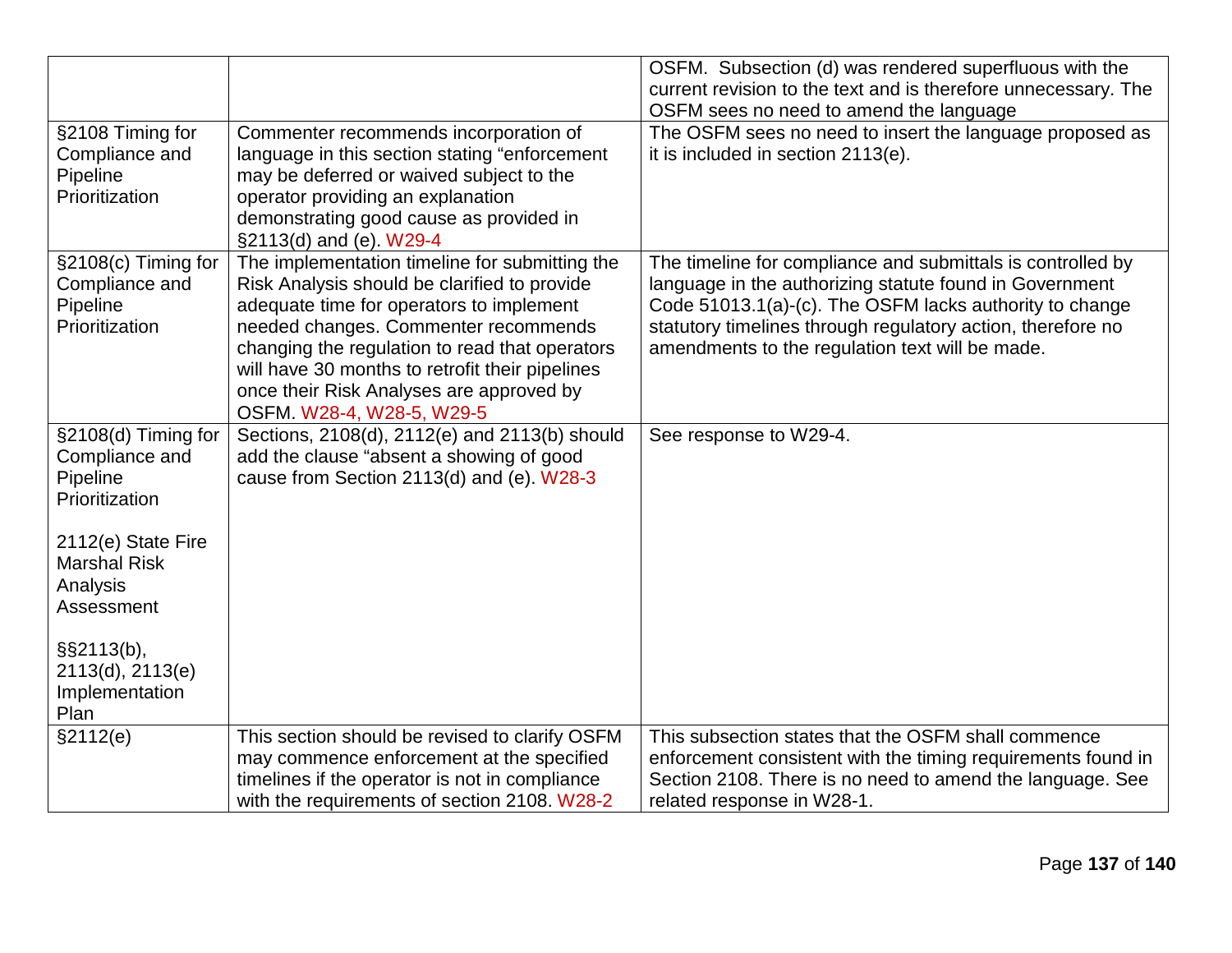| | | |
|---|---|---|
| | | OSFM. Subsection (d) was rendered superfluous with the current revision to the text and is therefore unnecessary. The OSFM sees no need to amend the language |
| §2108 Timing for Compliance and Pipeline Prioritization | Commenter recommends incorporation of language in this section stating "enforcement may be deferred or waived subject to the operator providing an explanation demonstrating good cause as provided in §2113(d) and (e). W29-4 | The OSFM sees no need to insert the language proposed as it is included in section 2113(e). |
| §2108(c) Timing for Compliance and Pipeline Prioritization | The implementation timeline for submitting the Risk Analysis should be clarified to provide adequate time for operators to implement needed changes. Commenter recommends changing the regulation to read that operators will have 30 months to retrofit their pipelines once their Risk Analyses are approved by OSFM. W28-4, W28-5, W29-5 | The timeline for compliance and submittals is controlled by language in the authorizing statute found in Government Code 51013.1(a)-(c). The OSFM lacks authority to change statutory timelines through regulatory action, therefore no amendments to the regulation text will be made. |
| §2108(d) Timing for Compliance and Pipeline Prioritization<br><br>2112(e) State Fire Marshal Risk Analysis Assessment<br><br>§§2113(b), 2113(d), 2113(e) Implementation Plan | Sections, 2108(d), 2112(e) and 2113(b) should add the clause "absent a showing of good cause from Section 2113(d) and (e). W28-3 | See response to W29-4. |
| §2112(e) | This section should be revised to clarify OSFM may commence enforcement at the specified timelines if the operator is not in compliance with the requirements of section 2108. W28-2 | This subsection states that the OSFM shall commence enforcement consistent with the timing requirements found in Section 2108. There is no need to amend the language. See related response in W28-1. |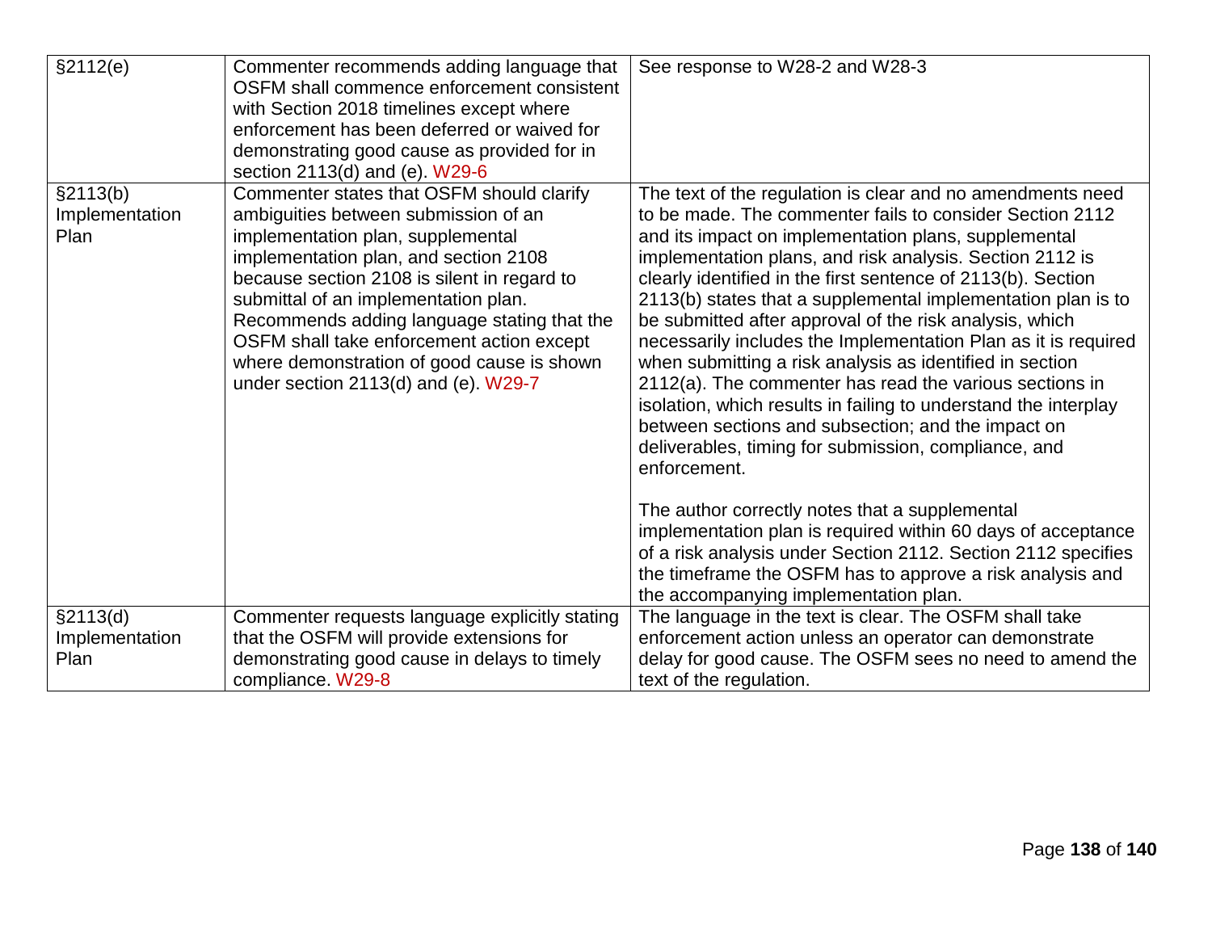| §2112(e) | Commenter recommends adding language that OSFM shall commence enforcement consistent with Section 2018 timelines except where enforcement has been deferred or waived for demonstrating good cause as provided for in section 2113(d) and (e). W29-6 | See response to W28-2 and W28-3 |
|---|---|---|
| §2113(b) Implementation Plan | Commenter states that OSFM should clarify ambiguities between submission of an implementation plan, supplemental implementation plan, and section 2108 because section 2108 is silent in regard to submittal of an implementation plan. Recommends adding language stating that the OSFM shall take enforcement action except where demonstration of good cause is shown under section 2113(d) and (e). W29-7 | The text of the regulation is clear and no amendments need to be made. The commenter fails to consider Section 2112 and its impact on implementation plans, supplemental implementation plans, and risk analysis. Section 2112 is clearly identified in the first sentence of 2113(b). Section 2113(b) states that a supplemental implementation plan is to be submitted after approval of the risk analysis, which necessarily includes the Implementation Plan as it is required when submitting a risk analysis as identified in section 2112(a). The commenter has read the various sections in isolation, which results in failing to understand the interplay between sections and subsection; and the impact on deliverables, timing for submission, compliance, and enforcement.<br><br>The author correctly notes that a supplemental implementation plan is required within 60 days of acceptance of a risk analysis under Section 2112. Section 2112 specifies the timeframe the OSFM has to approve a risk analysis and the accompanying implementation plan. |
| §2113(d) Implementation Plan | Commenter requests language explicitly stating that the OSFM will provide extensions for demonstrating good cause in delays to timely compliance. W29-8 | The language in the text is clear. The OSFM shall take enforcement action unless an operator can demonstrate delay for good cause. The OSFM sees no need to amend the text of the regulation. |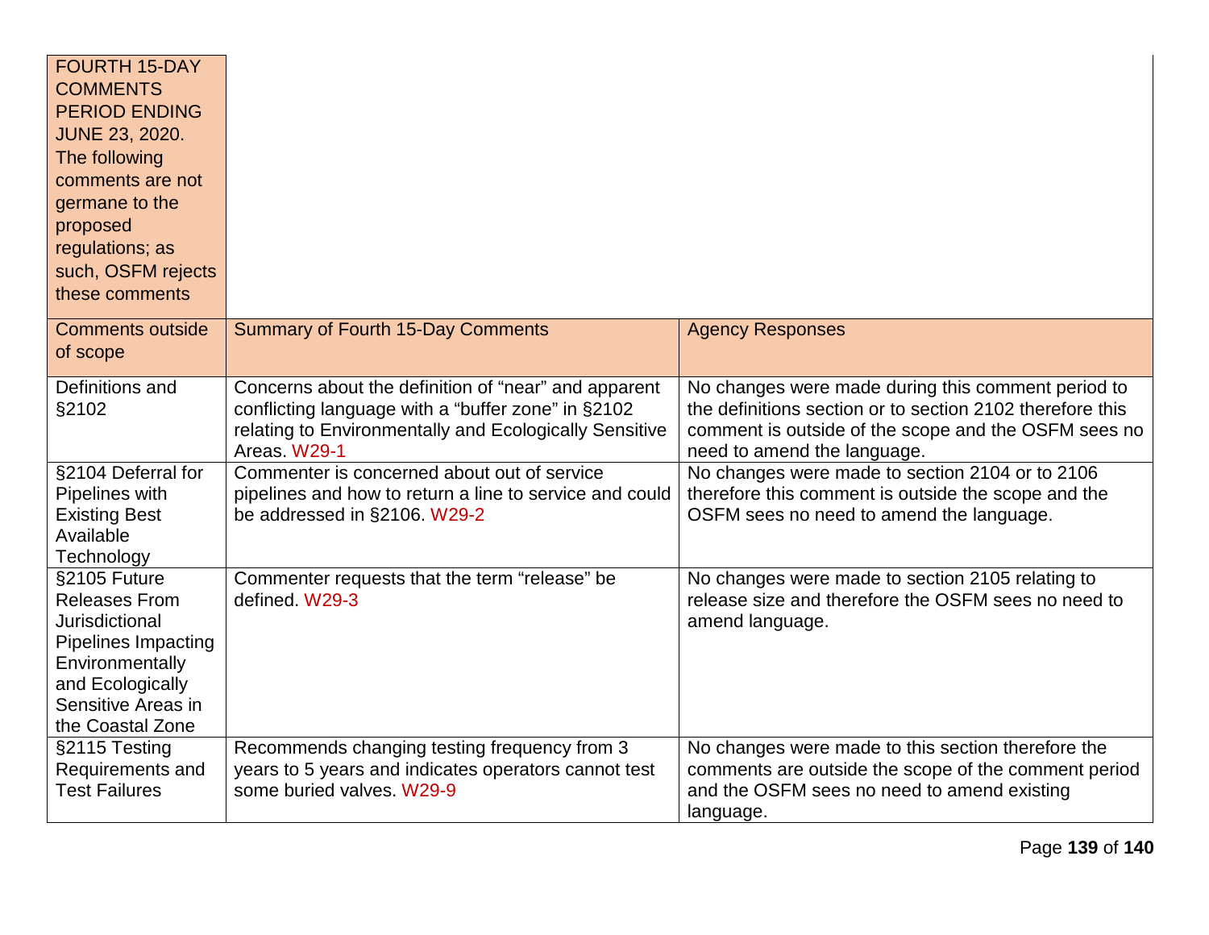| FOURTH 15-DAY COMMENTS PERIOD ENDING JUNE 23, 2020. The following comments are not germane to the proposed regulations; as such, OSFM rejects these comments | | |
|---|---|---|
| Comments outside of scope | Summary of Fourth 15-Day Comments | Agency Responses |
| Definitions and §2102 | Concerns about the definition of "near" and apparent conflicting language with a "buffer zone" in §2102 relating to Environmentally and Ecologically Sensitive Areas. W29-1 | No changes were made during this comment period to the definitions section or to section 2102 therefore this comment is outside of the scope and the OSFM sees no need to amend the language. |
| §2104 Deferral for Pipelines with Existing Best Available Technology | Commenter is concerned about out of service pipelines and how to return a line to service and could be addressed in §2106. W29-2 | No changes were made to section 2104 or to 2106 therefore this comment is outside the scope and the OSFM sees no need to amend the language. |
| §2105 Future Releases From Jurisdictional Pipelines Impacting Environmentally and Ecologically Sensitive Areas in the Coastal Zone | Commenter requests that the term "release" be defined. W29-3 | No changes were made to section 2105 relating to release size and therefore the OSFM sees no need to amend language. |
| §2115 Testing Requirements and Test Failures | Recommends changing testing frequency from 3 years to 5 years and indicates operators cannot test some buried valves. W29-9 | No changes were made to this section therefore the comments are outside the scope of the comment period and the OSFM sees no need to amend existing language. |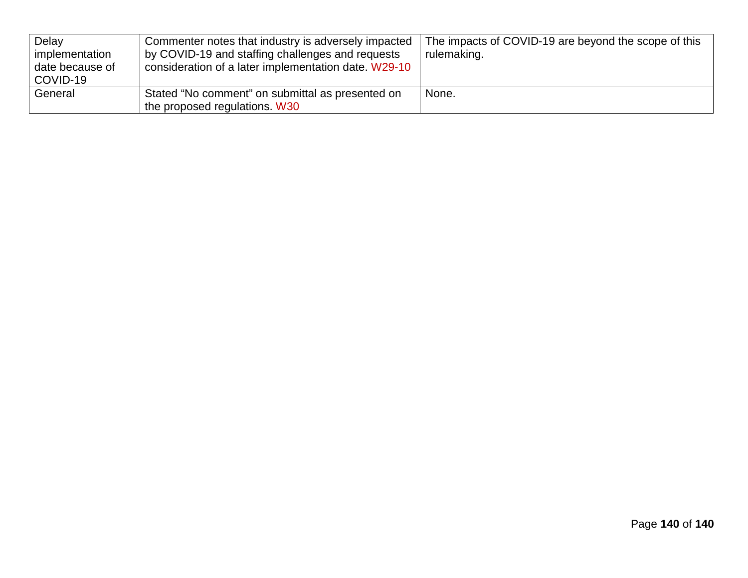| | | |
|---|---|---|
| Delay implementation date because of COVID-19 | Commenter notes that industry is adversely impacted by COVID-19 and staffing challenges and requests consideration of a later implementation date. W29-10 | The impacts of COVID-19 are beyond the scope of this rulemaking. |
| General | Stated "No comment" on submittal as presented on the proposed regulations. W30 | None. |